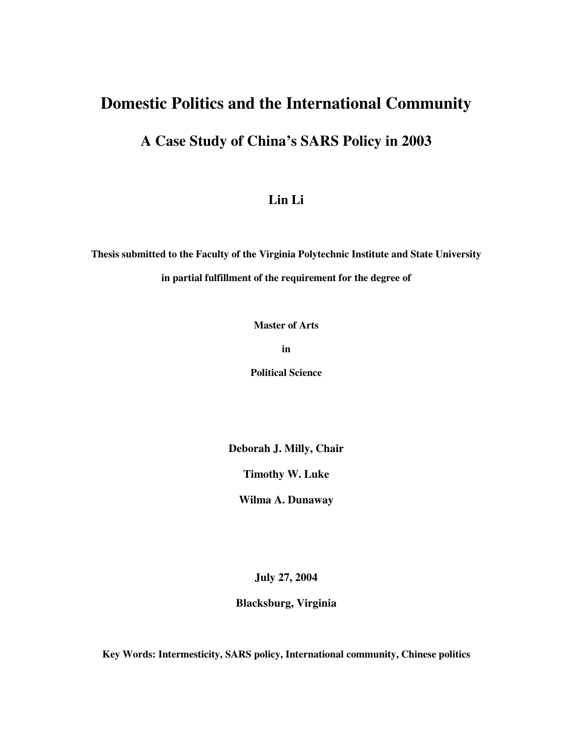# Domestic Politics and the International Community

## A Case Study of China's SARS Policy in 2003

**Lin Li**

**Thesis submitted to the Faculty of the Virginia Polytechnic Institute and State University**

**in partial fulfillment of the requirement for the degree of**

**Master of Arts**

**in**

**Political Science**

**Deborah J. Milly, Chair**

**Timothy W. Luke**

**Wilma A. Dunaway**

**July 27, 2004**

**Blacksburg, Virginia**

**Key Words: Intermesticity, SARS policy, International community, Chinese politics**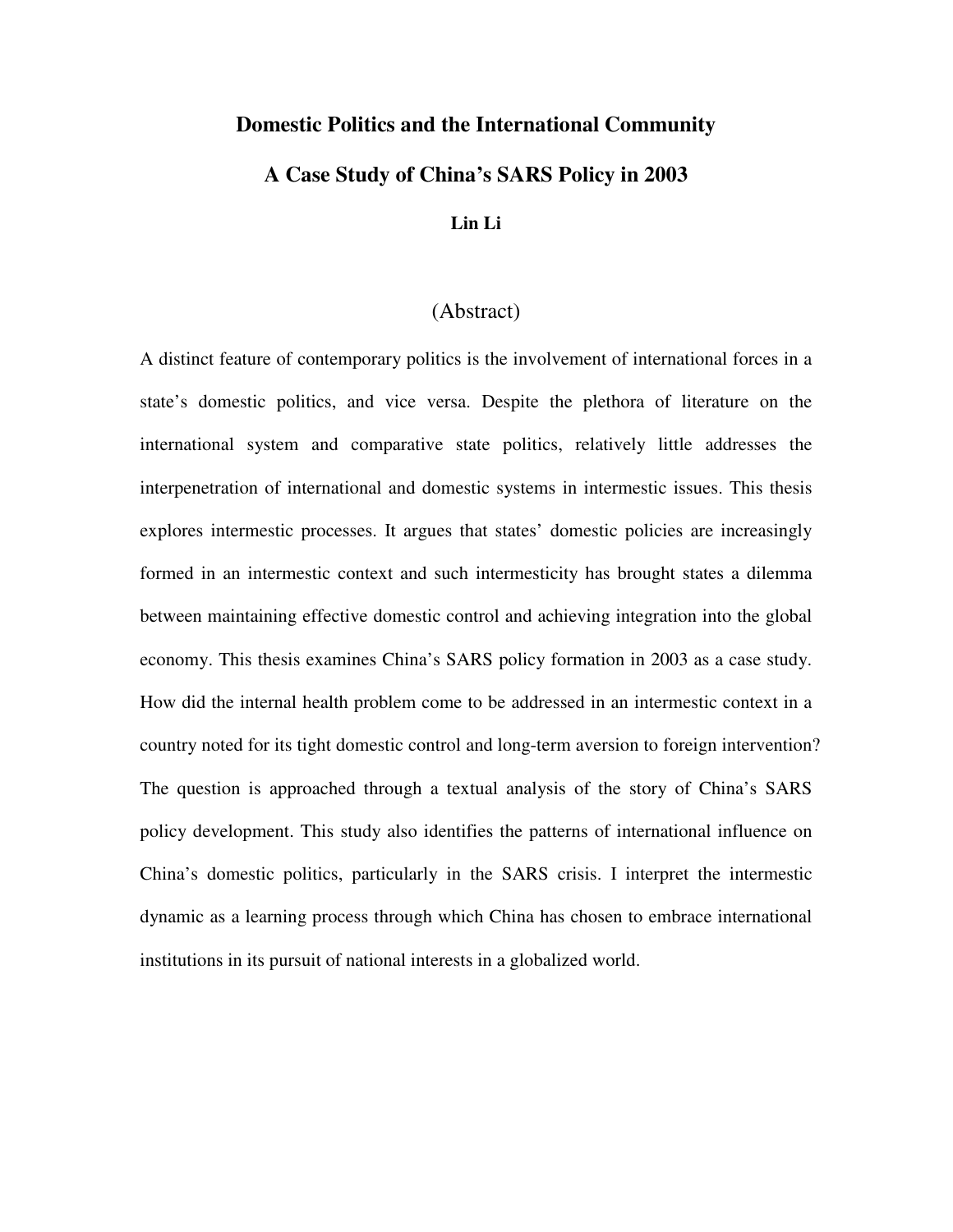# Domestic Politics and the International Community

## A Case Study of China's SARS Policy in 2003

**Lin Li**

### (Abstract)

A distinct feature of contemporary politics is the involvement of international forces in a state's domestic politics, and vice versa. Despite the plethora of literature on the international system and comparative state politics, relatively little addresses the interpenetration of international and domestic systems in intermestic issues. This thesis explores intermestic processes. It argues that states' domestic policies are increasingly formed in an intermestic context and such intermesticity has brought states a dilemma between maintaining effective domestic control and achieving integration into the global economy. This thesis examines China's SARS policy formation in 2003 as a case study. How did the internal health problem come to be addressed in an intermestic context in a country noted for its tight domestic control and long-term aversion to foreign intervention? The question is approached through a textual analysis of the story of China's SARS policy development. This study also identifies the patterns of international influence on China's domestic politics, particularly in the SARS crisis. I interpret the intermestic dynamic as a learning process through which China has chosen to embrace international institutions in its pursuit of national interests in a globalized world.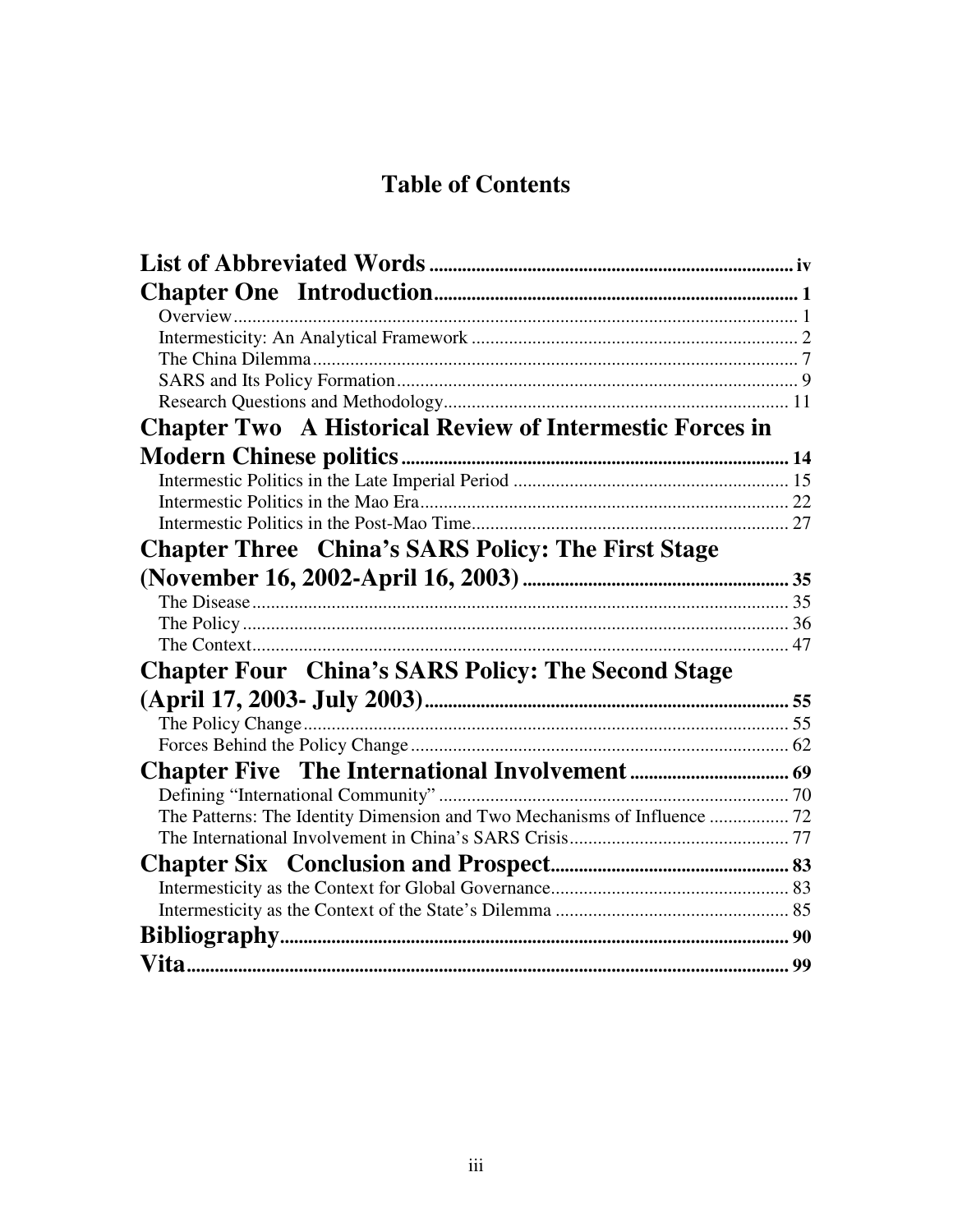# Table of Contents

**List of Abbreviated Words** ..... iv

**Chapter One Introduction** ..... 1

- Overview ..... 1
- Intermesticity: An Analytical Framework ..... 2
- The China Dilemma ..... 7
- SARS and Its Policy Formation ..... 9
- Research Questions and Methodology ..... 11

**Chapter Two A Historical Review of Intermestic Forces in Modern Chinese politics** ..... 14

- Intermestic Politics in the Late Imperial Period ..... 15
- Intermestic Politics in the Mao Era ..... 22
- Intermestic Politics in the Post-Mao Time ..... 27

**Chapter Three China's SARS Policy: The First Stage (November 16, 2002-April 16, 2003)** ..... 35

- The Disease ..... 35
- The Policy ..... 36
- The Context ..... 47

**Chapter Four China's SARS Policy: The Second Stage (April 17, 2003- July 2003)** ..... 55

- The Policy Change ..... 55
- Forces Behind the Policy Change ..... 62

**Chapter Five The International Involvement** ..... 69

- Defining "International Community" ..... 70
- The Patterns: The Identity Dimension and Two Mechanisms of Influence ..... 72
- The International Involvement in China's SARS Crisis ..... 77

**Chapter Six Conclusion and Prospect** ..... 83

- Intermesticity as the Context for Global Governance ..... 83
- Intermesticity as the Context of the State's Dilemma ..... 85

**Bibliography** ..... 90

**Vita** ..... 99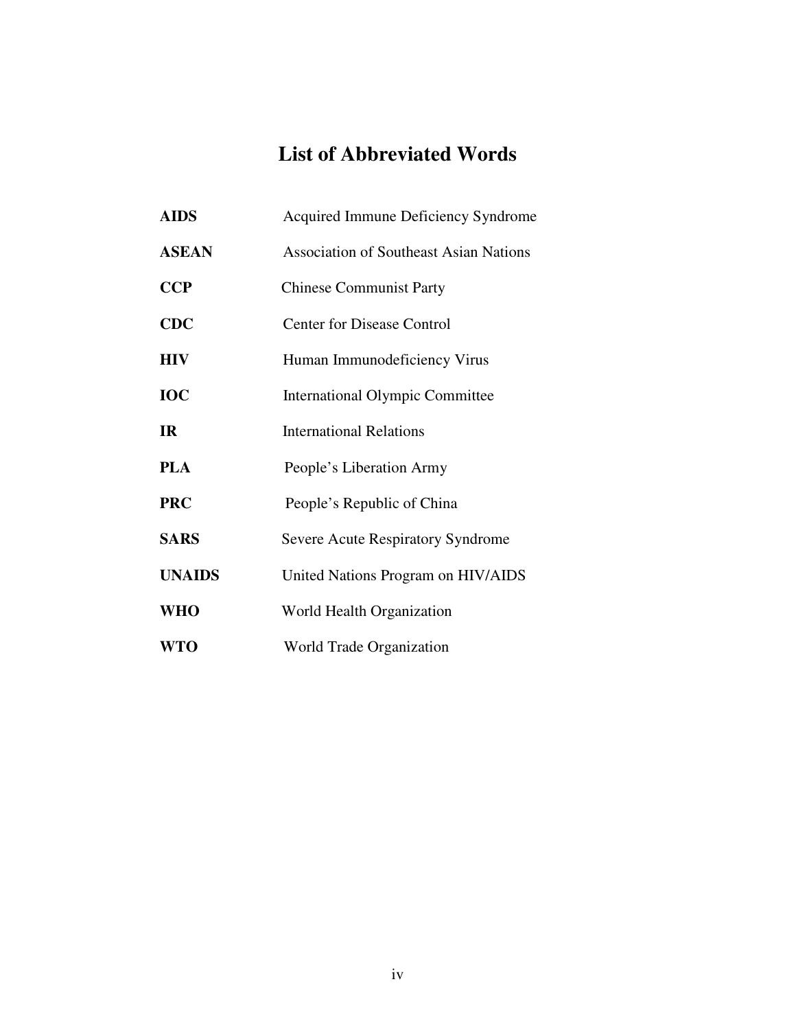# List of Abbreviated Words

| | |
|---|---|
| **AIDS** | Acquired Immune Deficiency Syndrome |
| **ASEAN** | Association of Southeast Asian Nations |
| **CCP** | Chinese Communist Party |
| **CDC** | Center for Disease Control |
| **HIV** | Human Immunodeficiency Virus |
| **IOC** | International Olympic Committee |
| **IR** | International Relations |
| **PLA** | People's Liberation Army |
| **PRC** | People's Republic of China |
| **SARS** | Severe Acute Respiratory Syndrome |
| **UNAIDS** | United Nations Program on HIV/AIDS |
| **WHO** | World Health Organization |
| **WTO** | World Trade Organization |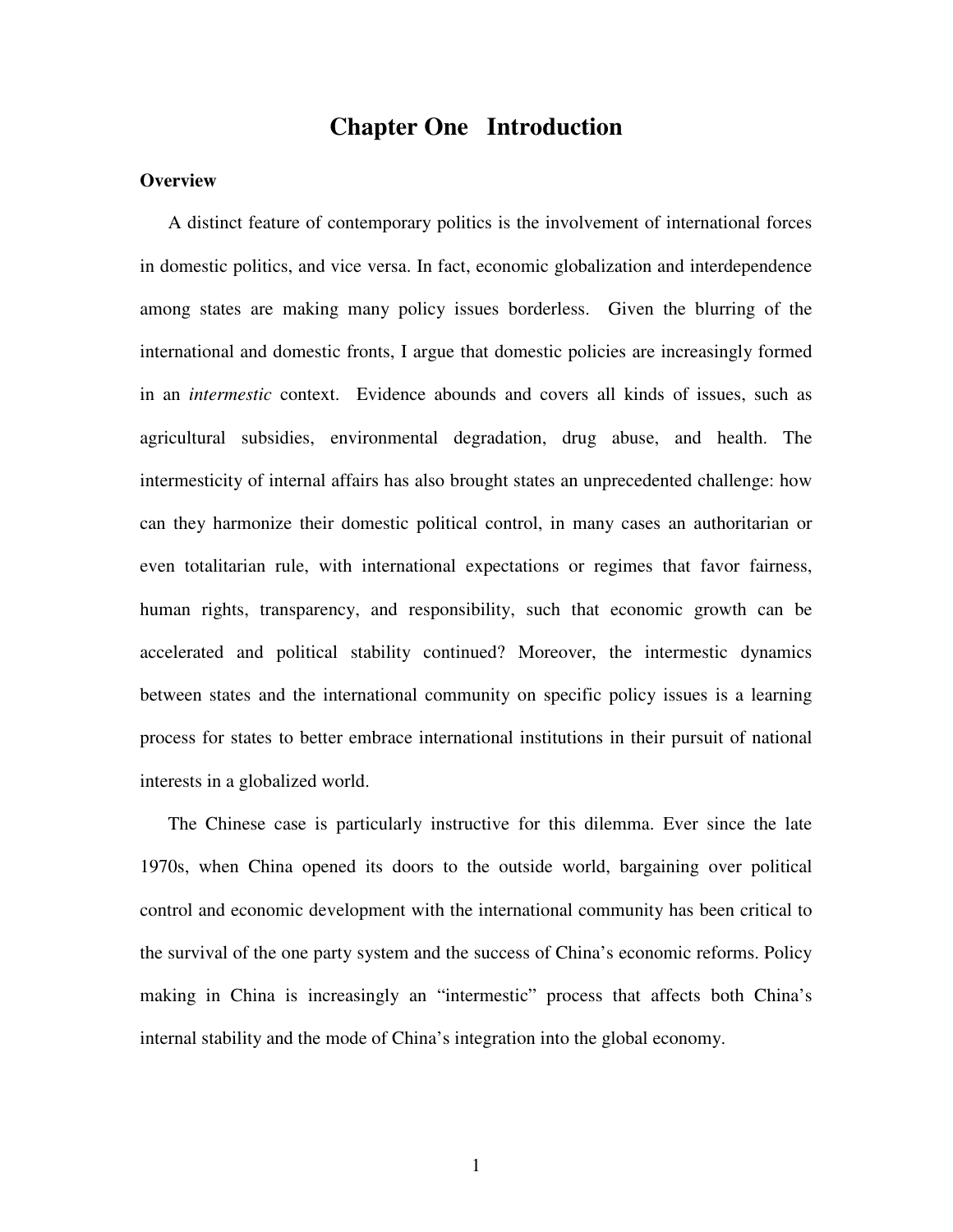# Chapter One Introduction

## Overview

A distinct feature of contemporary politics is the involvement of international forces in domestic politics, and vice versa. In fact, economic globalization and interdependence among states are making many policy issues borderless. Given the blurring of the international and domestic fronts, I argue that domestic policies are increasingly formed in an *intermestic* context. Evidence abounds and covers all kinds of issues, such as agricultural subsidies, environmental degradation, drug abuse, and health. The intermesticity of internal affairs has also brought states an unprecedented challenge: how can they harmonize their domestic political control, in many cases an authoritarian or even totalitarian rule, with international expectations or regimes that favor fairness, human rights, transparency, and responsibility, such that economic growth can be accelerated and political stability continued? Moreover, the intermestic dynamics between states and the international community on specific policy issues is a learning process for states to better embrace international institutions in their pursuit of national interests in a globalized world.

The Chinese case is particularly instructive for this dilemma. Ever since the late 1970s, when China opened its doors to the outside world, bargaining over political control and economic development with the international community has been critical to the survival of the one party system and the success of China's economic reforms. Policy making in China is increasingly an "intermestic" process that affects both China's internal stability and the mode of China's integration into the global economy.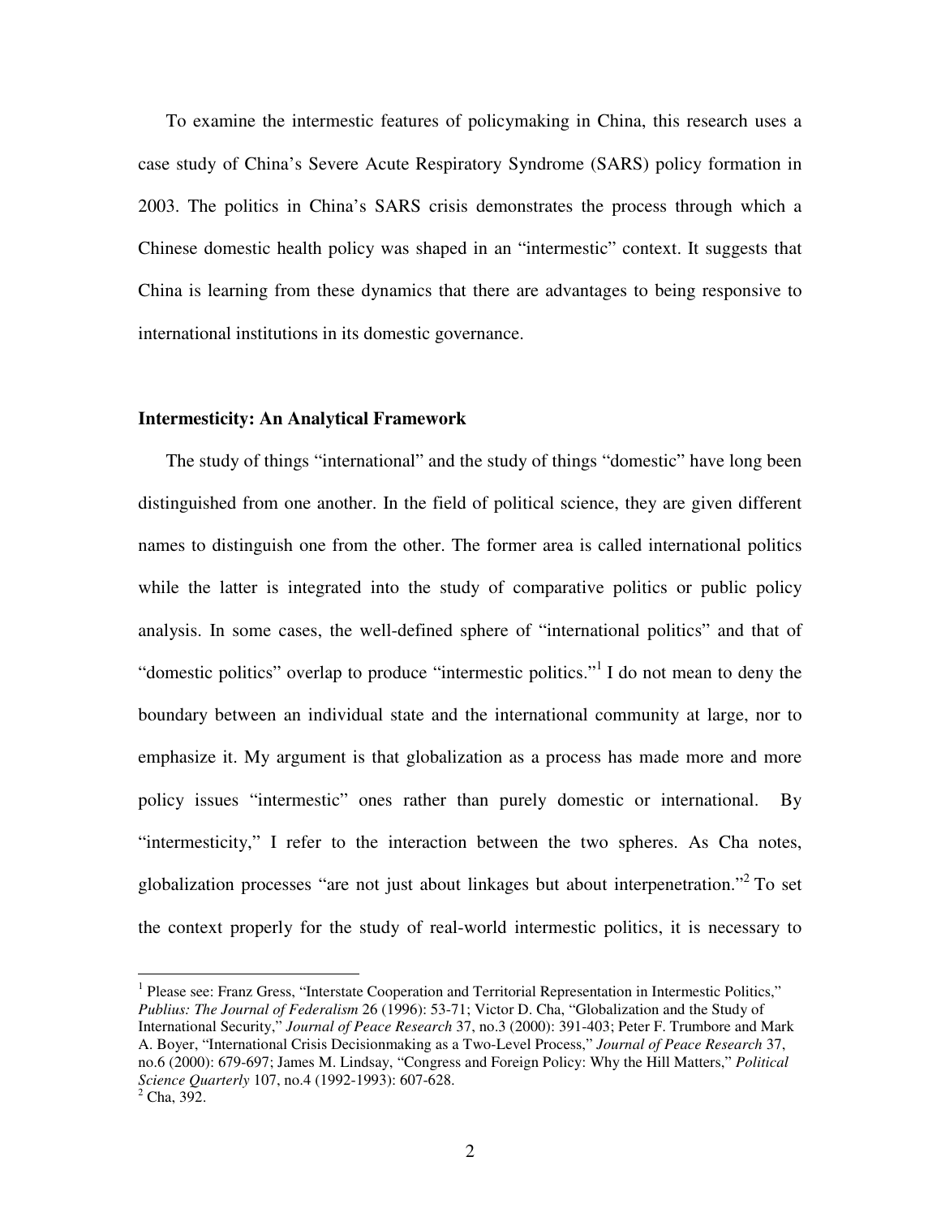To examine the intermestic features of policymaking in China, this research uses a case study of China's Severe Acute Respiratory Syndrome (SARS) policy formation in 2003. The politics in China's SARS crisis demonstrates the process through which a Chinese domestic health policy was shaped in an "intermestic" context. It suggests that China is learning from these dynamics that there are advantages to being responsive to international institutions in its domestic governance.

**Intermesticity: An Analytical Framework**

The study of things "international" and the study of things "domestic" have long been distinguished from one another. In the field of political science, they are given different names to distinguish one from the other. The former area is called international politics while the latter is integrated into the study of comparative politics or public policy analysis. In some cases, the well-defined sphere of "international politics" and that of "domestic politics" overlap to produce "intermestic politics."[1] I do not mean to deny the boundary between an individual state and the international community at large, nor to emphasize it. My argument is that globalization as a process has made more and more policy issues "intermestic" ones rather than purely domestic or international. By "intermesticity," I refer to the interaction between the two spheres. As Cha notes, globalization processes "are not just about linkages but about interpenetration."[2] To set the context properly for the study of real-world intermestic politics, it is necessary to

---

[1] Please see: Franz Gress, "Interstate Cooperation and Territorial Representation in Intermestic Politics," *Publius: The Journal of Federalism* 26 (1996): 53-71; Victor D. Cha, "Globalization and the Study of International Security," *Journal of Peace Research* 37, no.3 (2000): 391-403; Peter F. Trumbore and Mark A. Boyer, "International Crisis Decisionmaking as a Two-Level Process," *Journal of Peace Research* 37, no.6 (2000): 679-697; James M. Lindsay, "Congress and Foreign Policy: Why the Hill Matters," *Political Science Quarterly* 107, no.4 (1992-1993): 607-628.

[2] Cha, 392.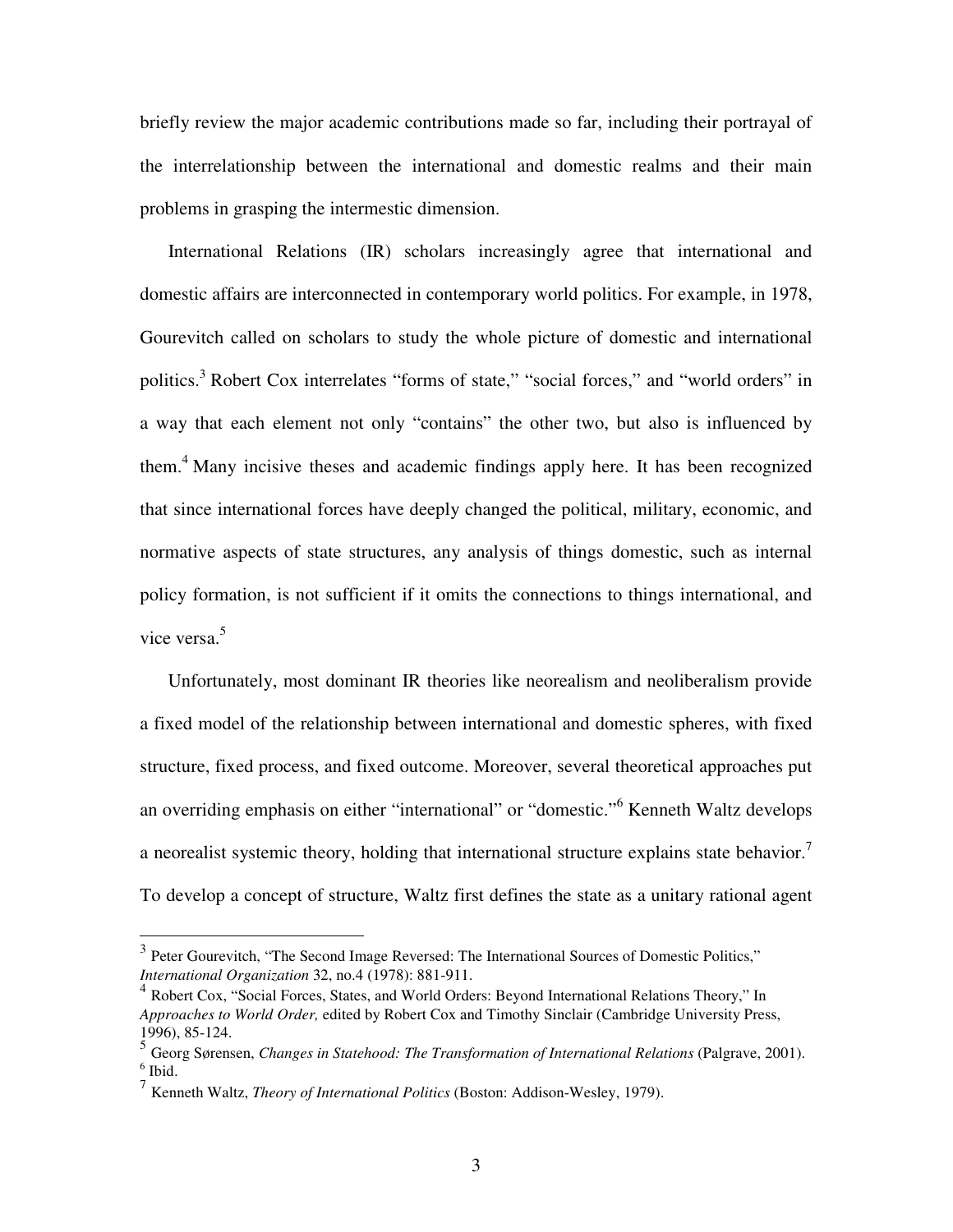briefly review the major academic contributions made so far, including their portrayal of the interrelationship between the international and domestic realms and their main problems in grasping the intermestic dimension.

International Relations (IR) scholars increasingly agree that international and domestic affairs are interconnected in contemporary world politics. For example, in 1978, Gourevitch called on scholars to study the whole picture of domestic and international politics.[3] Robert Cox interrelates "forms of state," "social forces," and "world orders" in a way that each element not only "contains" the other two, but also is influenced by them.[4] Many incisive theses and academic findings apply here. It has been recognized that since international forces have deeply changed the political, military, economic, and normative aspects of state structures, any analysis of things domestic, such as internal policy formation, is not sufficient if it omits the connections to things international, and vice versa.[5]

Unfortunately, most dominant IR theories like neorealism and neoliberalism provide a fixed model of the relationship between international and domestic spheres, with fixed structure, fixed process, and fixed outcome. Moreover, several theoretical approaches put an overriding emphasis on either "international" or "domestic."[6] Kenneth Waltz develops a neorealist systemic theory, holding that international structure explains state behavior.[7] To develop a concept of structure, Waltz first defines the state as a unitary rational agent

---

[3] Peter Gourevitch, "The Second Image Reversed: The International Sources of Domestic Politics," *International Organization* 32, no.4 (1978): 881-911.

[4] Robert Cox, "Social Forces, States, and World Orders: Beyond International Relations Theory," In *Approaches to World Order,* edited by Robert Cox and Timothy Sinclair (Cambridge University Press, 1996), 85-124.

[5] Georg Sørensen, *Changes in Statehood: The Transformation of International Relations* (Palgrave, 2001).

[6] Ibid.

[7] Kenneth Waltz, *Theory of International Politics* (Boston: Addison-Wesley, 1979).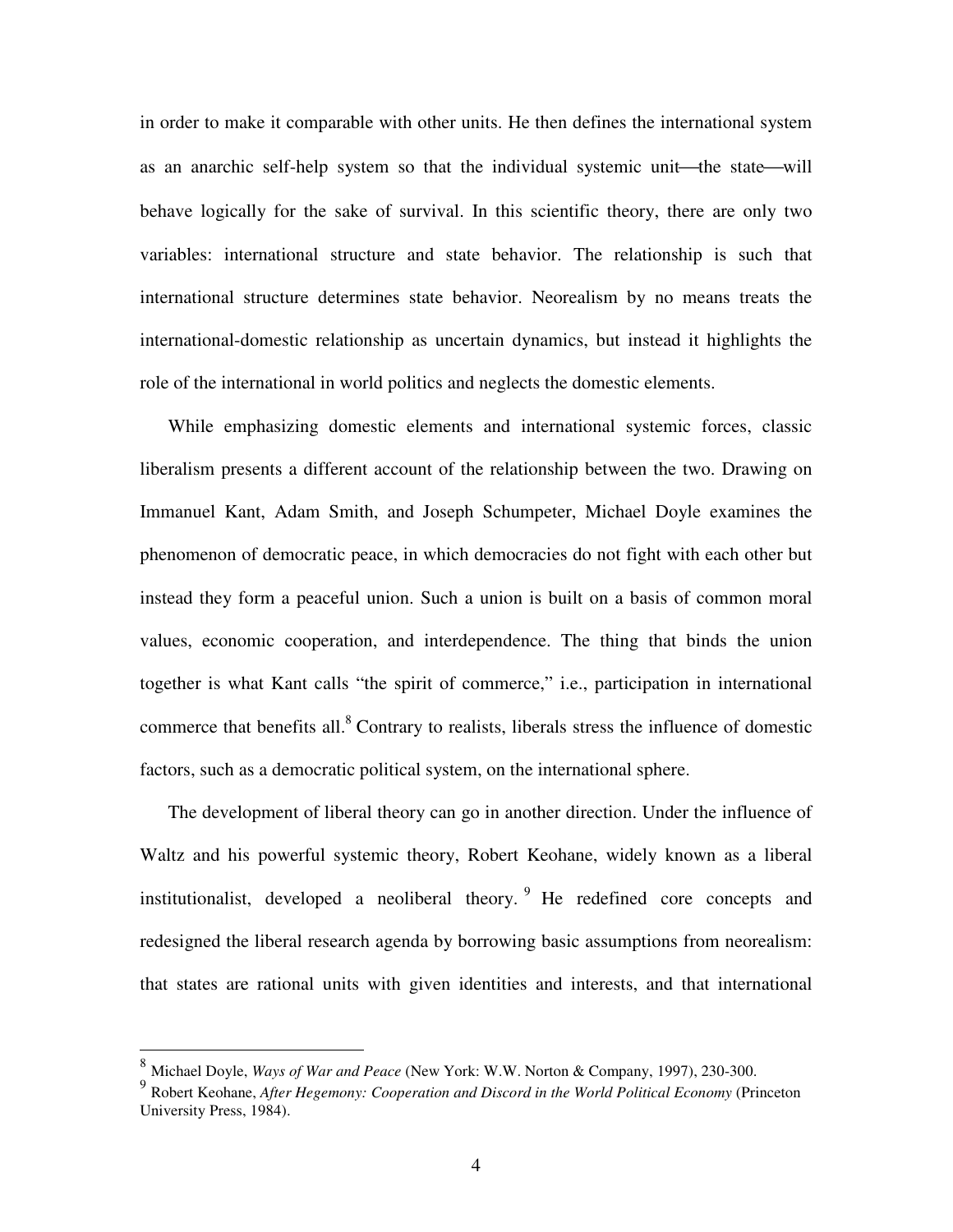in order to make it comparable with other units. He then defines the international system as an anarchic self-help system so that the individual systemic unit—the state—will behave logically for the sake of survival. In this scientific theory, there are only two variables: international structure and state behavior. The relationship is such that international structure determines state behavior. Neorealism by no means treats the international-domestic relationship as uncertain dynamics, but instead it highlights the role of the international in world politics and neglects the domestic elements.

While emphasizing domestic elements and international systemic forces, classic liberalism presents a different account of the relationship between the two. Drawing on Immanuel Kant, Adam Smith, and Joseph Schumpeter, Michael Doyle examines the phenomenon of democratic peace, in which democracies do not fight with each other but instead they form a peaceful union. Such a union is built on a basis of common moral values, economic cooperation, and interdependence. The thing that binds the union together is what Kant calls "the spirit of commerce," i.e., participation in international commerce that benefits all.[8] Contrary to realists, liberals stress the influence of domestic factors, such as a democratic political system, on the international sphere.

The development of liberal theory can go in another direction. Under the influence of Waltz and his powerful systemic theory, Robert Keohane, widely known as a liberal institutionalist, developed a neoliberal theory.[9] He redefined core concepts and redesigned the liberal research agenda by borrowing basic assumptions from neorealism: that states are rational units with given identities and interests, and that international

---

[8] Michael Doyle, *Ways of War and Peace* (New York: W.W. Norton & Company, 1997), 230-300.

[9] Robert Keohane, *After Hegemony: Cooperation and Discord in the World Political Economy* (Princeton University Press, 1984).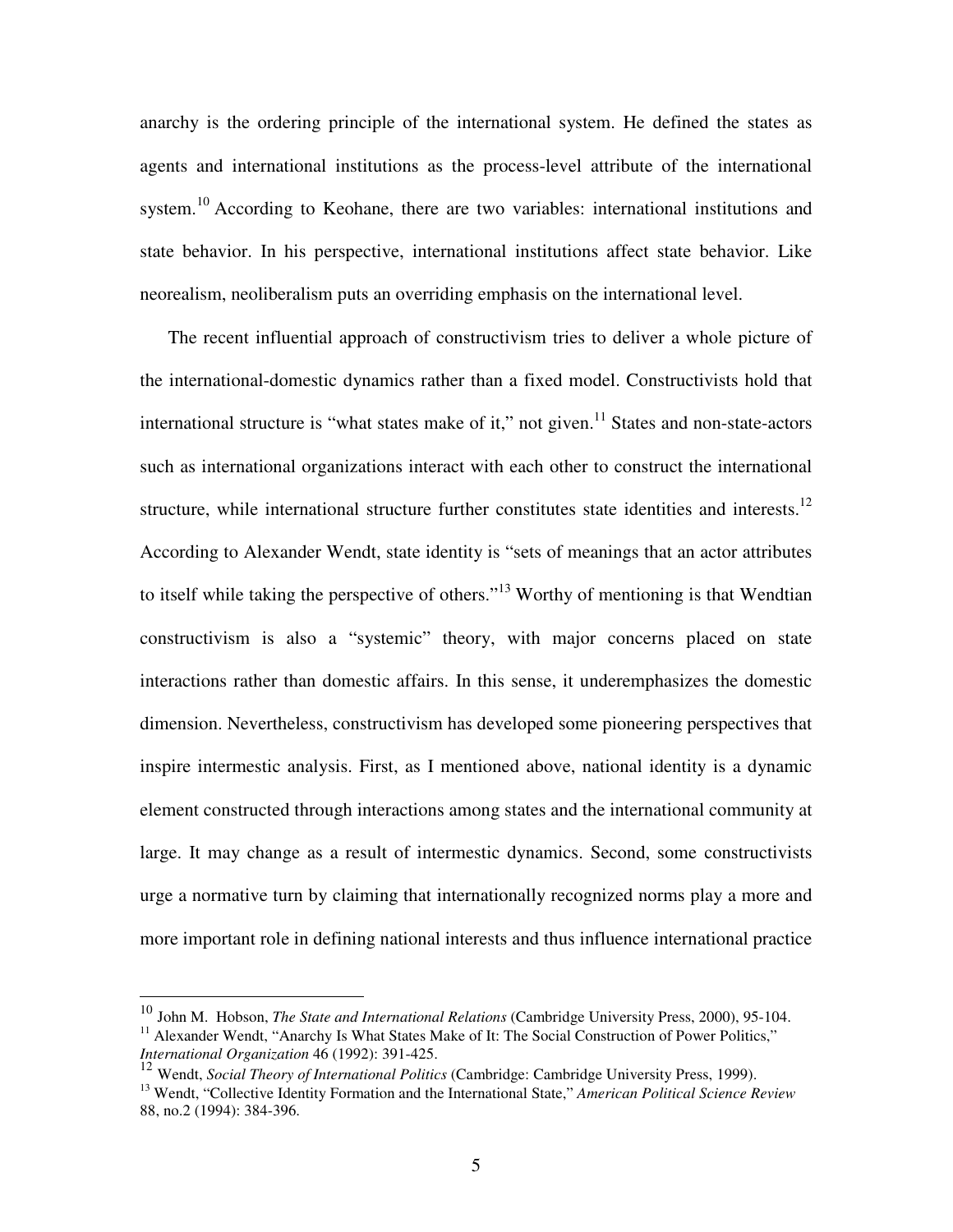anarchy is the ordering principle of the international system. He defined the states as agents and international institutions as the process-level attribute of the international system.[10] According to Keohane, there are two variables: international institutions and state behavior. In his perspective, international institutions affect state behavior. Like neorealism, neoliberalism puts an overriding emphasis on the international level.

The recent influential approach of constructivism tries to deliver a whole picture of the international-domestic dynamics rather than a fixed model. Constructivists hold that international structure is "what states make of it," not given.[11] States and non-state-actors such as international organizations interact with each other to construct the international structure, while international structure further constitutes state identities and interests.[12] According to Alexander Wendt, state identity is "sets of meanings that an actor attributes to itself while taking the perspective of others."[13] Worthy of mentioning is that Wendtian constructivism is also a "systemic" theory, with major concerns placed on state interactions rather than domestic affairs. In this sense, it underemphasizes the domestic dimension. Nevertheless, constructivism has developed some pioneering perspectives that inspire intermestic analysis. First, as I mentioned above, national identity is a dynamic element constructed through interactions among states and the international community at large. It may change as a result of intermestic dynamics. Second, some constructivists urge a normative turn by claiming that internationally recognized norms play a more and more important role in defining national interests and thus influence international practice

---

[10] John M. Hobson, *The State and International Relations* (Cambridge University Press, 2000), 95-104.

[11] Alexander Wendt, "Anarchy Is What States Make of It: The Social Construction of Power Politics," *International Organization* 46 (1992): 391-425.

[12] Wendt, *Social Theory of International Politics* (Cambridge: Cambridge University Press, 1999).

[13] Wendt, "Collective Identity Formation and the International State," *American Political Science Review* 88, no.2 (1994): 384-396.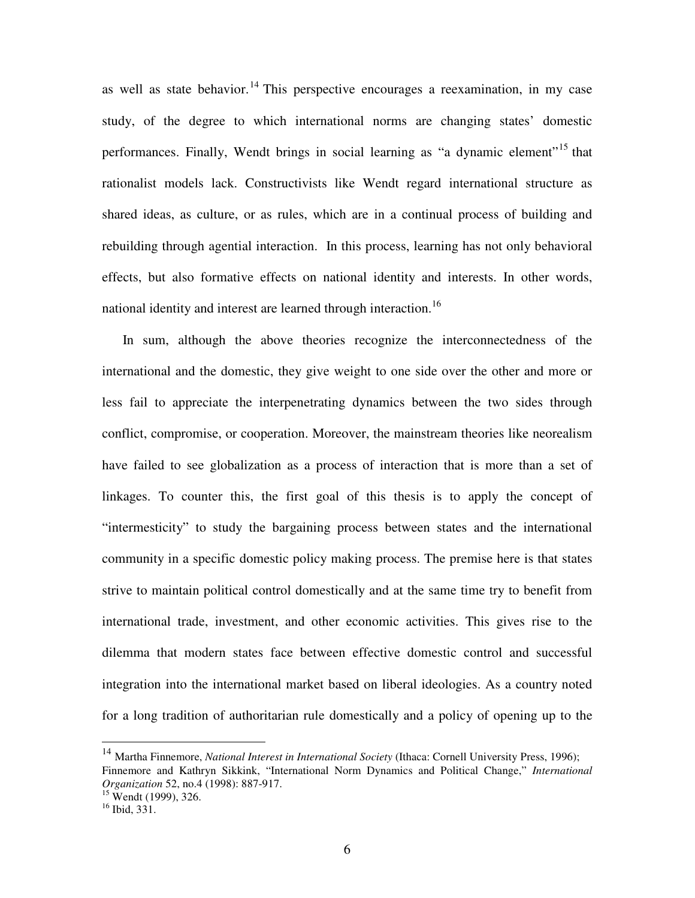as well as state behavior.[14] This perspective encourages a reexamination, in my case study, of the degree to which international norms are changing states' domestic performances. Finally, Wendt brings in social learning as "a dynamic element"[15] that rationalist models lack. Constructivists like Wendt regard international structure as shared ideas, as culture, or as rules, which are in a continual process of building and rebuilding through agential interaction. In this process, learning has not only behavioral effects, but also formative effects on national identity and interests. In other words, national identity and interest are learned through interaction.[16]

In sum, although the above theories recognize the interconnectedness of the international and the domestic, they give weight to one side over the other and more or less fail to appreciate the interpenetrating dynamics between the two sides through conflict, compromise, or cooperation. Moreover, the mainstream theories like neorealism have failed to see globalization as a process of interaction that is more than a set of linkages. To counter this, the first goal of this thesis is to apply the concept of "intermesticity" to study the bargaining process between states and the international community in a specific domestic policy making process. The premise here is that states strive to maintain political control domestically and at the same time try to benefit from international trade, investment, and other economic activities. This gives rise to the dilemma that modern states face between effective domestic control and successful integration into the international market based on liberal ideologies. As a country noted for a long tradition of authoritarian rule domestically and a policy of opening up to the

---

[14] Martha Finnemore, *National Interest in International Society* (Ithaca: Cornell University Press, 1996); Finnemore and Kathryn Sikkink, "International Norm Dynamics and Political Change," *International Organization* 52, no.4 (1998): 887-917.

[15] Wendt (1999), 326.

[16] Ibid, 331.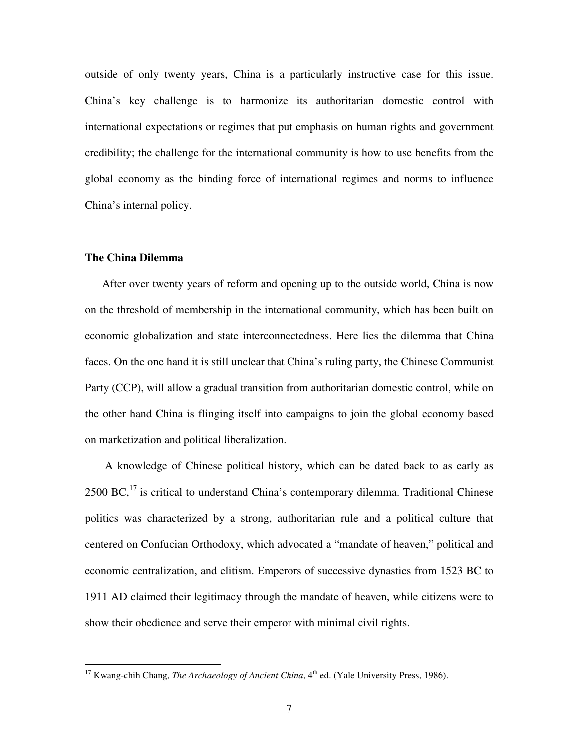outside of only twenty years, China is a particularly instructive case for this issue. China's key challenge is to harmonize its authoritarian domestic control with international expectations or regimes that put emphasis on human rights and government credibility; the challenge for the international community is how to use benefits from the global economy as the binding force of international regimes and norms to influence China's internal policy.

**The China Dilemma**

After over twenty years of reform and opening up to the outside world, China is now on the threshold of membership in the international community, which has been built on economic globalization and state interconnectedness. Here lies the dilemma that China faces. On the one hand it is still unclear that China's ruling party, the Chinese Communist Party (CCP), will allow a gradual transition from authoritarian domestic control, while on the other hand China is flinging itself into campaigns to join the global economy based on marketization and political liberalization.

A knowledge of Chinese political history, which can be dated back to as early as 2500 BC,[17] is critical to understand China's contemporary dilemma. Traditional Chinese politics was characterized by a strong, authoritarian rule and a political culture that centered on Confucian Orthodoxy, which advocated a "mandate of heaven," political and economic centralization, and elitism. Emperors of successive dynasties from 1523 BC to 1911 AD claimed their legitimacy through the mandate of heaven, while citizens were to show their obedience and serve their emperor with minimal civil rights.

---

[17] Kwang-chih Chang, *The Archaeology of Ancient China*, 4th ed. (Yale University Press, 1986).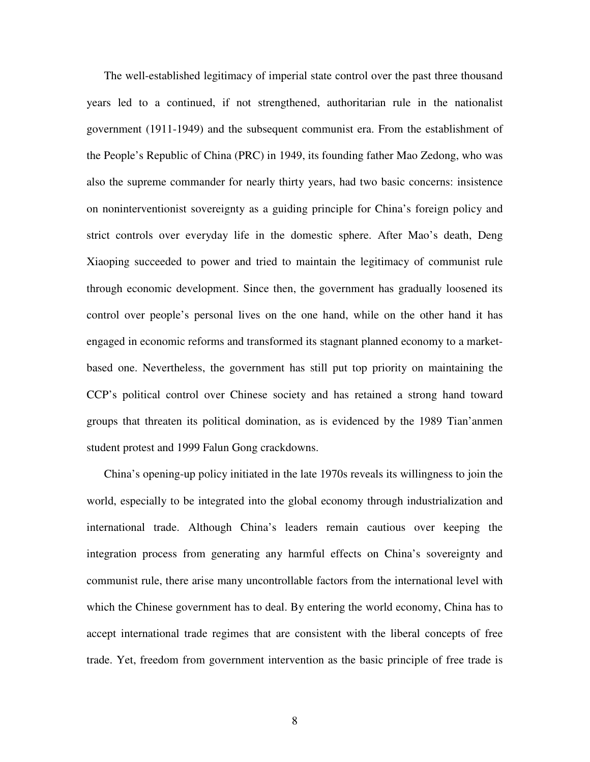The well-established legitimacy of imperial state control over the past three thousand years led to a continued, if not strengthened, authoritarian rule in the nationalist government (1911-1949) and the subsequent communist era. From the establishment of the People's Republic of China (PRC) in 1949, its founding father Mao Zedong, who was also the supreme commander for nearly thirty years, had two basic concerns: insistence on noninterventionist sovereignty as a guiding principle for China's foreign policy and strict controls over everyday life in the domestic sphere. After Mao's death, Deng Xiaoping succeeded to power and tried to maintain the legitimacy of communist rule through economic development. Since then, the government has gradually loosened its control over people's personal lives on the one hand, while on the other hand it has engaged in economic reforms and transformed its stagnant planned economy to a market-based one. Nevertheless, the government has still put top priority on maintaining the CCP's political control over Chinese society and has retained a strong hand toward groups that threaten its political domination, as is evidenced by the 1989 Tian'anmen student protest and 1999 Falun Gong crackdowns.

China's opening-up policy initiated in the late 1970s reveals its willingness to join the world, especially to be integrated into the global economy through industrialization and international trade. Although China's leaders remain cautious over keeping the integration process from generating any harmful effects on China's sovereignty and communist rule, there arise many uncontrollable factors from the international level with which the Chinese government has to deal. By entering the world economy, China has to accept international trade regimes that are consistent with the liberal concepts of free trade. Yet, freedom from government intervention as the basic principle of free trade is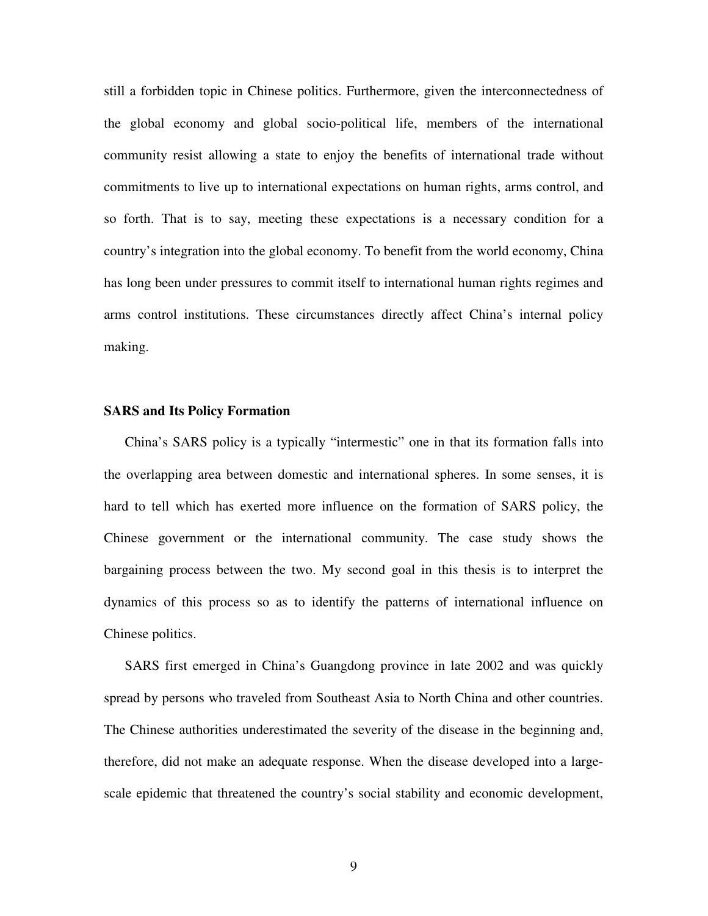still a forbidden topic in Chinese politics. Furthermore, given the interconnectedness of the global economy and global socio-political life, members of the international community resist allowing a state to enjoy the benefits of international trade without commitments to live up to international expectations on human rights, arms control, and so forth. That is to say, meeting these expectations is a necessary condition for a country's integration into the global economy. To benefit from the world economy, China has long been under pressures to commit itself to international human rights regimes and arms control institutions. These circumstances directly affect China's internal policy making.

**SARS and Its Policy Formation**

China's SARS policy is a typically "intermestic" one in that its formation falls into the overlapping area between domestic and international spheres. In some senses, it is hard to tell which has exerted more influence on the formation of SARS policy, the Chinese government or the international community. The case study shows the bargaining process between the two. My second goal in this thesis is to interpret the dynamics of this process so as to identify the patterns of international influence on Chinese politics.

SARS first emerged in China's Guangdong province in late 2002 and was quickly spread by persons who traveled from Southeast Asia to North China and other countries. The Chinese authorities underestimated the severity of the disease in the beginning and, therefore, did not make an adequate response. When the disease developed into a large-scale epidemic that threatened the country's social stability and economic development,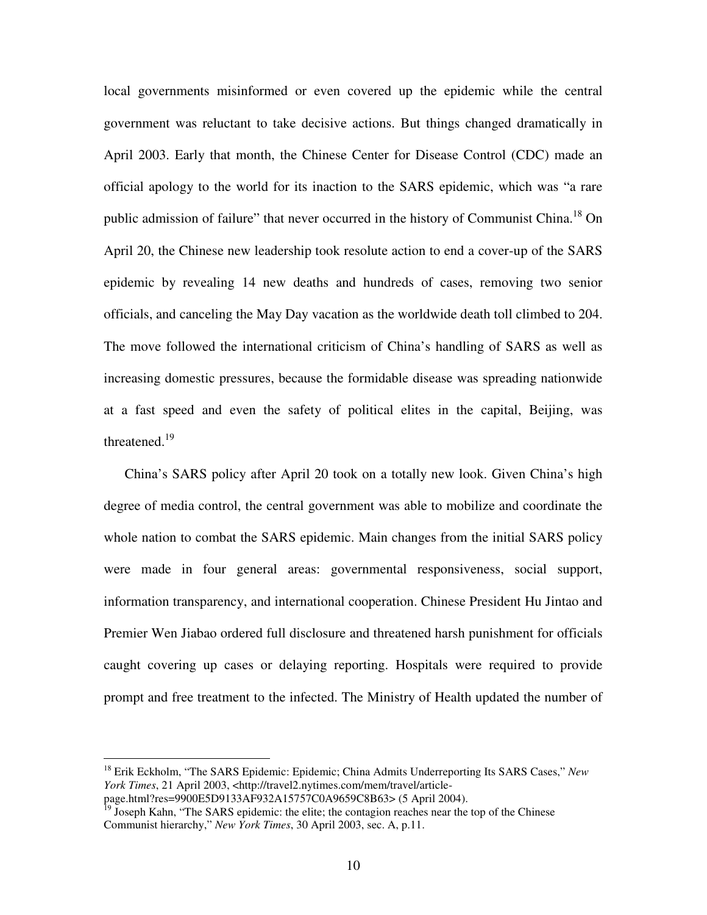local governments misinformed or even covered up the epidemic while the central government was reluctant to take decisive actions. But things changed dramatically in April 2003. Early that month, the Chinese Center for Disease Control (CDC) made an official apology to the world for its inaction to the SARS epidemic, which was "a rare public admission of failure" that never occurred in the history of Communist China.[18] On April 20, the Chinese new leadership took resolute action to end a cover-up of the SARS epidemic by revealing 14 new deaths and hundreds of cases, removing two senior officials, and canceling the May Day vacation as the worldwide death toll climbed to 204. The move followed the international criticism of China's handling of SARS as well as increasing domestic pressures, because the formidable disease was spreading nationwide at a fast speed and even the safety of political elites in the capital, Beijing, was threatened.[19]

China's SARS policy after April 20 took on a totally new look. Given China's high degree of media control, the central government was able to mobilize and coordinate the whole nation to combat the SARS epidemic. Main changes from the initial SARS policy were made in four general areas: governmental responsiveness, social support, information transparency, and international cooperation. Chinese President Hu Jintao and Premier Wen Jiabao ordered full disclosure and threatened harsh punishment for officials caught covering up cases or delaying reporting. Hospitals were required to provide prompt and free treatment to the infected. The Ministry of Health updated the number of

---

[18] Erik Eckholm, "The SARS Epidemic: Epidemic; China Admits Underreporting Its SARS Cases," *New York Times*, 21 April 2003, <http://travel2.nytimes.com/mem/travel/article-page.html?res=9900E5D9133AF932A15757C0A9659C8B63> (5 April 2004).

[19] Joseph Kahn, "The SARS epidemic: the elite; the contagion reaches near the top of the Chinese Communist hierarchy," *New York Times*, 30 April 2003, sec. A, p.11.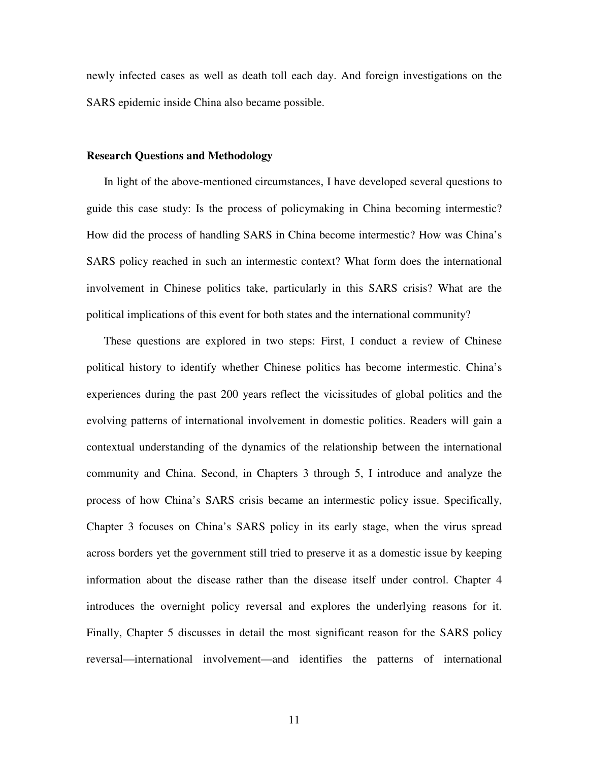newly infected cases as well as death toll each day. And foreign investigations on the SARS epidemic inside China also became possible.

**Research Questions and Methodology**

In light of the above-mentioned circumstances, I have developed several questions to guide this case study: Is the process of policymaking in China becoming intermestic? How did the process of handling SARS in China become intermestic? How was China's SARS policy reached in such an intermestic context? What form does the international involvement in Chinese politics take, particularly in this SARS crisis? What are the political implications of this event for both states and the international community?

These questions are explored in two steps: First, I conduct a review of Chinese political history to identify whether Chinese politics has become intermestic. China's experiences during the past 200 years reflect the vicissitudes of global politics and the evolving patterns of international involvement in domestic politics. Readers will gain a contextual understanding of the dynamics of the relationship between the international community and China. Second, in Chapters 3 through 5, I introduce and analyze the process of how China's SARS crisis became an intermestic policy issue. Specifically, Chapter 3 focuses on China's SARS policy in its early stage, when the virus spread across borders yet the government still tried to preserve it as a domestic issue by keeping information about the disease rather than the disease itself under control. Chapter 4 introduces the overnight policy reversal and explores the underlying reasons for it. Finally, Chapter 5 discusses in detail the most significant reason for the SARS policy reversal—international involvement—and identifies the patterns of international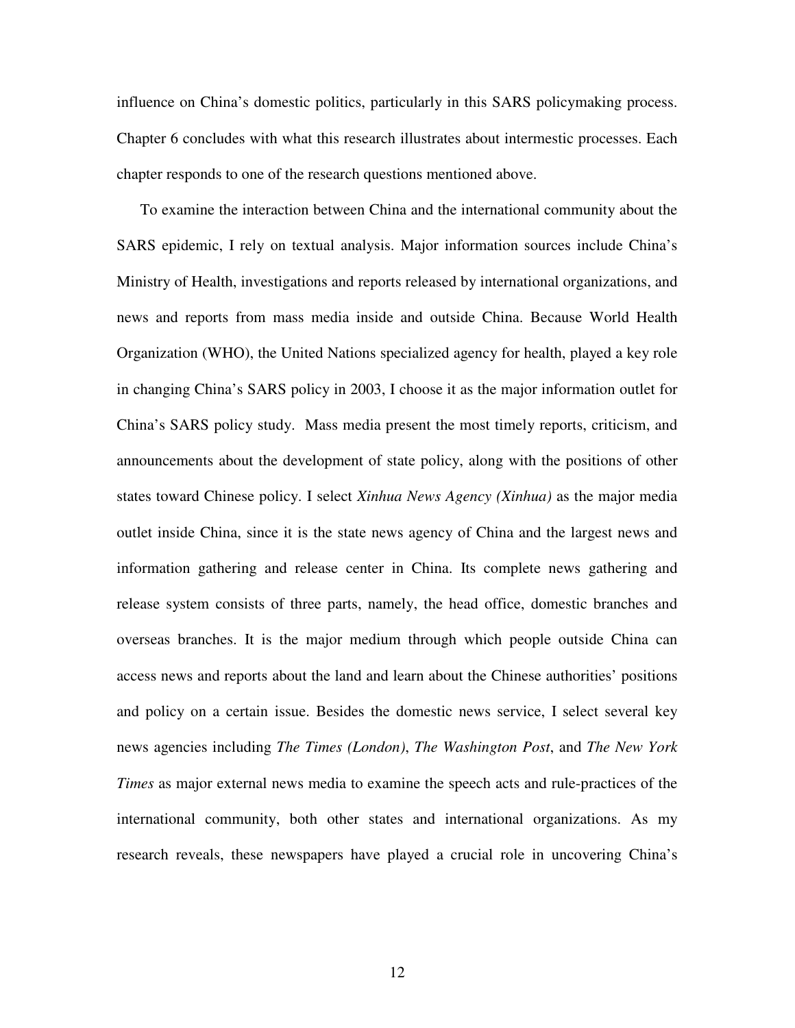influence on China's domestic politics, particularly in this SARS policymaking process. Chapter 6 concludes with what this research illustrates about intermestic processes. Each chapter responds to one of the research questions mentioned above.

To examine the interaction between China and the international community about the SARS epidemic, I rely on textual analysis. Major information sources include China's Ministry of Health, investigations and reports released by international organizations, and news and reports from mass media inside and outside China. Because World Health Organization (WHO), the United Nations specialized agency for health, played a key role in changing China's SARS policy in 2003, I choose it as the major information outlet for China's SARS policy study. Mass media present the most timely reports, criticism, and announcements about the development of state policy, along with the positions of other states toward Chinese policy. I select *Xinhua News Agency (Xinhua)* as the major media outlet inside China, since it is the state news agency of China and the largest news and information gathering and release center in China. Its complete news gathering and release system consists of three parts, namely, the head office, domestic branches and overseas branches. It is the major medium through which people outside China can access news and reports about the land and learn about the Chinese authorities' positions and policy on a certain issue. Besides the domestic news service, I select several key news agencies including *The Times (London)*, *The Washington Post*, and *The New York Times* as major external news media to examine the speech acts and rule-practices of the international community, both other states and international organizations. As my research reveals, these newspapers have played a crucial role in uncovering China's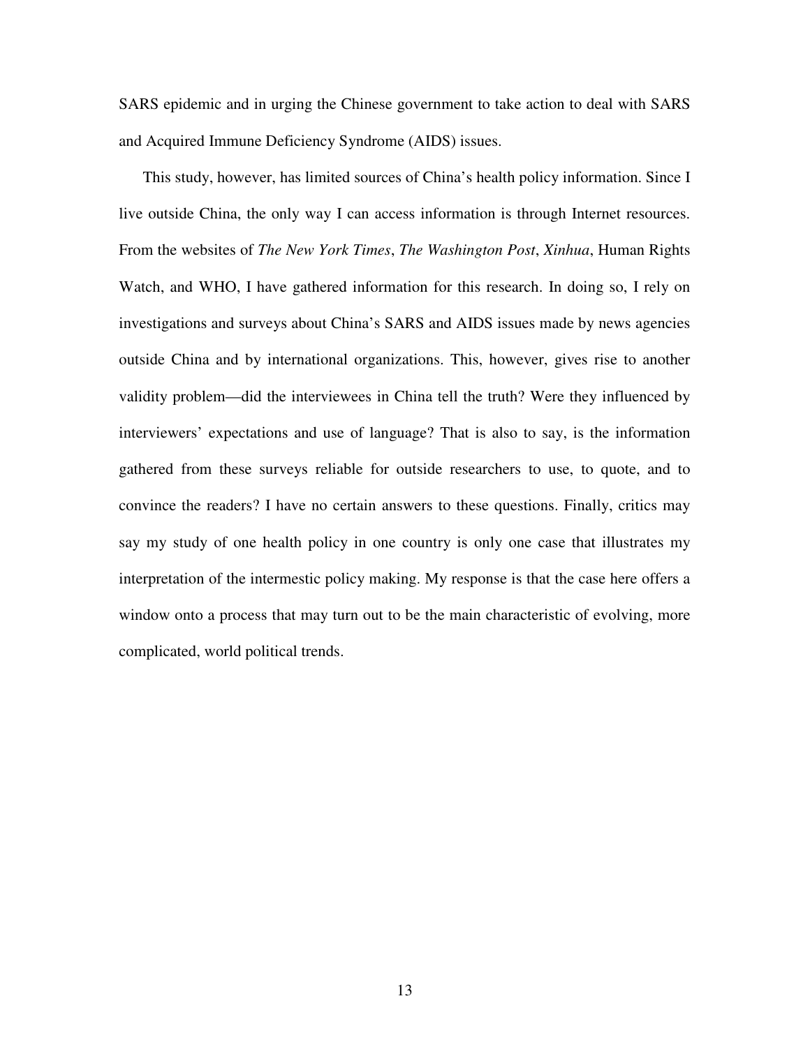SARS epidemic and in urging the Chinese government to take action to deal with SARS and Acquired Immune Deficiency Syndrome (AIDS) issues.

This study, however, has limited sources of China's health policy information. Since I live outside China, the only way I can access information is through Internet resources. From the websites of *The New York Times*, *The Washington Post*, *Xinhua*, Human Rights Watch, and WHO, I have gathered information for this research. In doing so, I rely on investigations and surveys about China's SARS and AIDS issues made by news agencies outside China and by international organizations. This, however, gives rise to another validity problem—did the interviewees in China tell the truth? Were they influenced by interviewers' expectations and use of language? That is also to say, is the information gathered from these surveys reliable for outside researchers to use, to quote, and to convince the readers? I have no certain answers to these questions. Finally, critics may say my study of one health policy in one country is only one case that illustrates my interpretation of the intermestic policy making. My response is that the case here offers a window onto a process that may turn out to be the main characteristic of evolving, more complicated, world political trends.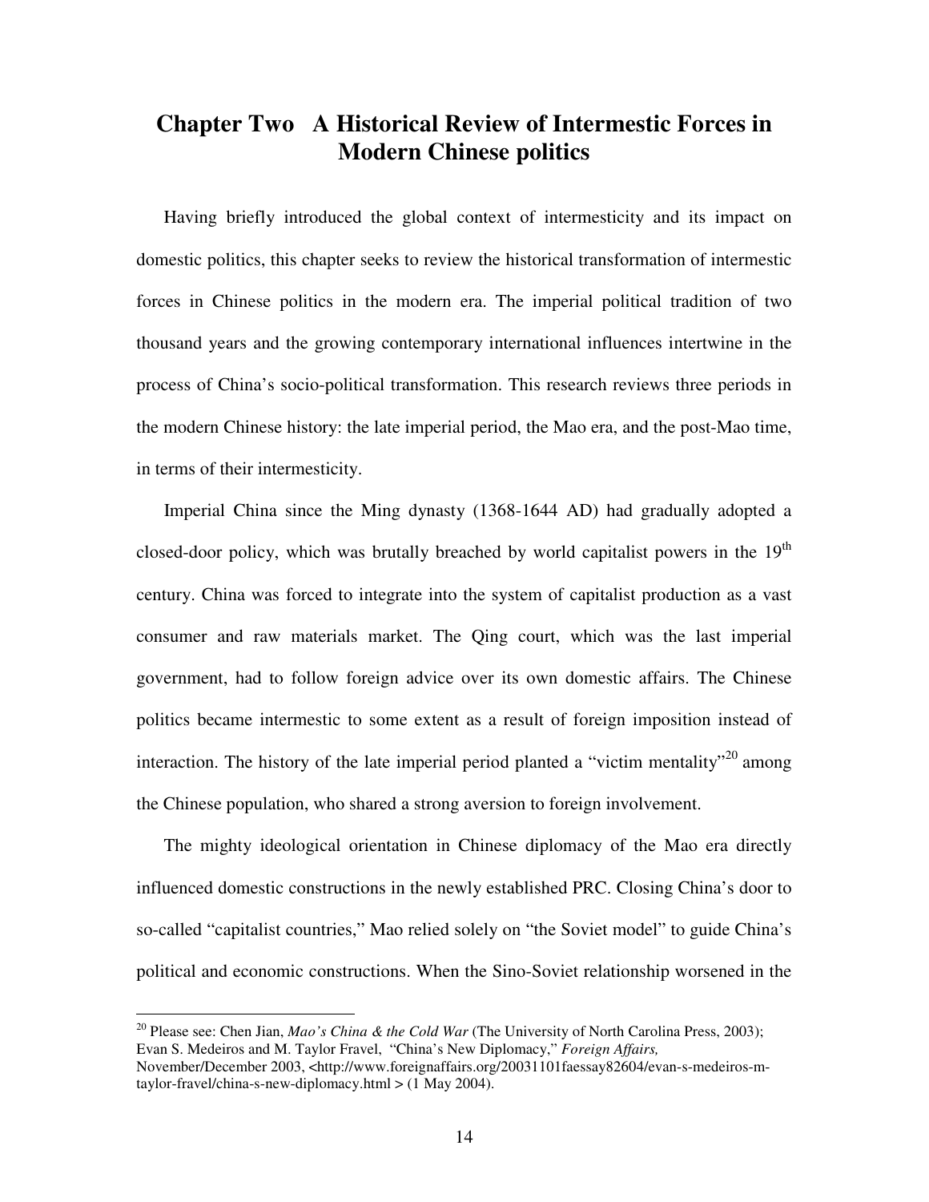# Chapter Two A Historical Review of Intermestic Forces in Modern Chinese politics

Having briefly introduced the global context of intermesticity and its impact on domestic politics, this chapter seeks to review the historical transformation of intermestic forces in Chinese politics in the modern era. The imperial political tradition of two thousand years and the growing contemporary international influences intertwine in the process of China's socio-political transformation. This research reviews three periods in the modern Chinese history: the late imperial period, the Mao era, and the post-Mao time, in terms of their intermesticity.

Imperial China since the Ming dynasty (1368-1644 AD) had gradually adopted a closed-door policy, which was brutally breached by world capitalist powers in the 19th century. China was forced to integrate into the system of capitalist production as a vast consumer and raw materials market. The Qing court, which was the last imperial government, had to follow foreign advice over its own domestic affairs. The Chinese politics became intermestic to some extent as a result of foreign imposition instead of interaction. The history of the late imperial period planted a "victim mentality"[20] among the Chinese population, who shared a strong aversion to foreign involvement.

The mighty ideological orientation in Chinese diplomacy of the Mao era directly influenced domestic constructions in the newly established PRC. Closing China's door to so-called "capitalist countries," Mao relied solely on "the Soviet model" to guide China's political and economic constructions. When the Sino-Soviet relationship worsened in the

---

[20] Please see: Chen Jian, *Mao's China & the Cold War* (The University of North Carolina Press, 2003); Evan S. Medeiros and M. Taylor Fravel, "China's New Diplomacy," *Foreign Affairs,* November/December 2003, <http://www.foreignaffairs.org/20031101faessay82604/evan-s-medeiros-m-taylor-fravel/china-s-new-diplomacy.html > (1 May 2004).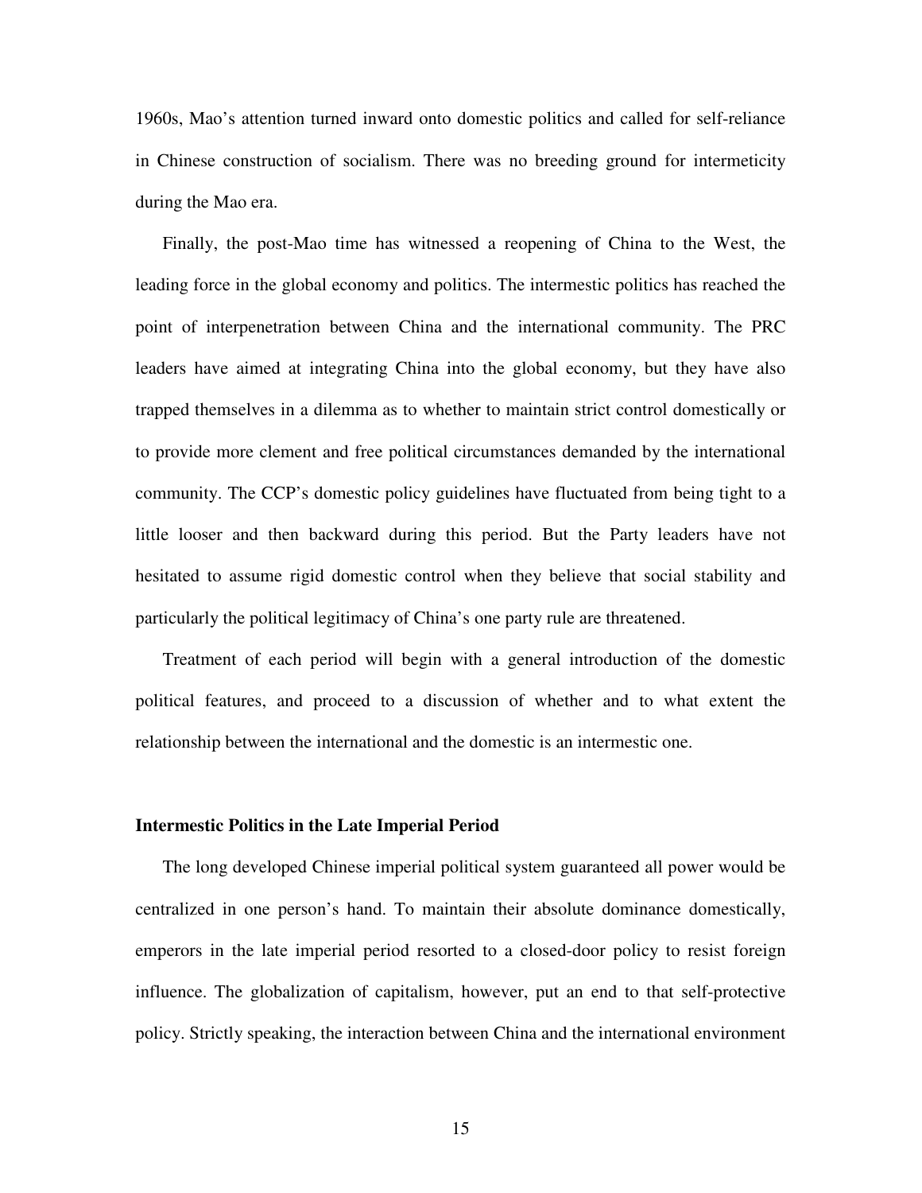1960s, Mao's attention turned inward onto domestic politics and called for self-reliance in Chinese construction of socialism. There was no breeding ground for intermeticity during the Mao era.

Finally, the post-Mao time has witnessed a reopening of China to the West, the leading force in the global economy and politics. The intermestic politics has reached the point of interpenetration between China and the international community. The PRC leaders have aimed at integrating China into the global economy, but they have also trapped themselves in a dilemma as to whether to maintain strict control domestically or to provide more clement and free political circumstances demanded by the international community. The CCP's domestic policy guidelines have fluctuated from being tight to a little looser and then backward during this period. But the Party leaders have not hesitated to assume rigid domestic control when they believe that social stability and particularly the political legitimacy of China's one party rule are threatened.

Treatment of each period will begin with a general introduction of the domestic political features, and proceed to a discussion of whether and to what extent the relationship between the international and the domestic is an intermestic one.

### Intermestic Politics in the Late Imperial Period

The long developed Chinese imperial political system guaranteed all power would be centralized in one person's hand. To maintain their absolute dominance domestically, emperors in the late imperial period resorted to a closed-door policy to resist foreign influence. The globalization of capitalism, however, put an end to that self-protective policy. Strictly speaking, the interaction between China and the international environment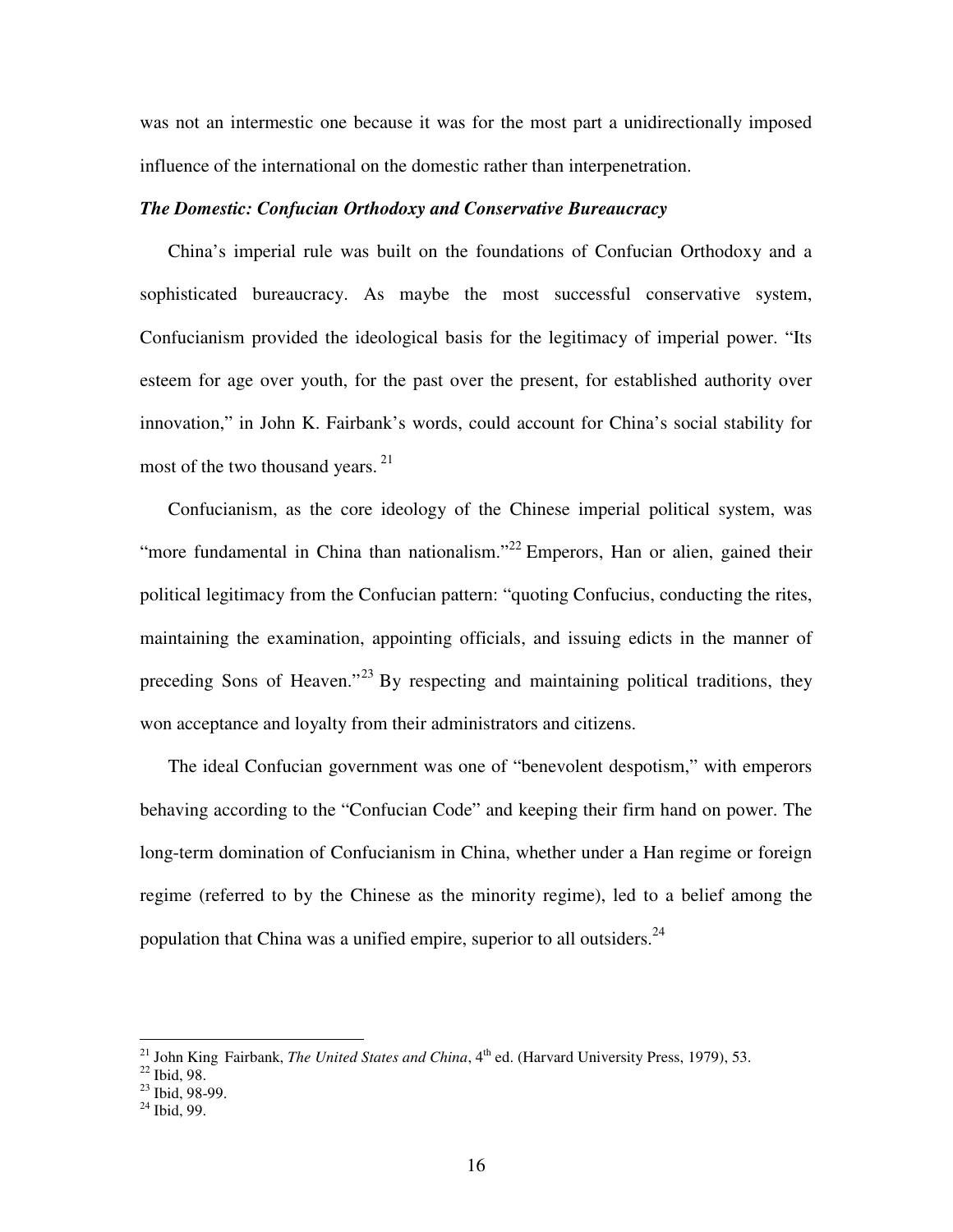was not an intermestic one because it was for the most part a unidirectionally imposed influence of the international on the domestic rather than interpenetration.

***The Domestic: Confucian Orthodoxy and Conservative Bureaucracy***

China's imperial rule was built on the foundations of Confucian Orthodoxy and a sophisticated bureaucracy. As maybe the most successful conservative system, Confucianism provided the ideological basis for the legitimacy of imperial power. "Its esteem for age over youth, for the past over the present, for established authority over innovation," in John K. Fairbank's words, could account for China's social stability for most of the two thousand years. [21]

Confucianism, as the core ideology of the Chinese imperial political system, was "more fundamental in China than nationalism."[22] Emperors, Han or alien, gained their political legitimacy from the Confucian pattern: "quoting Confucius, conducting the rites, maintaining the examination, appointing officials, and issuing edicts in the manner of preceding Sons of Heaven."[23] By respecting and maintaining political traditions, they won acceptance and loyalty from their administrators and citizens.

The ideal Confucian government was one of "benevolent despotism," with emperors behaving according to the "Confucian Code" and keeping their firm hand on power. The long-term domination of Confucianism in China, whether under a Han regime or foreign regime (referred to by the Chinese as the minority regime), led to a belief among the population that China was a unified empire, superior to all outsiders.[24]

---

[21] John King Fairbank, *The United States and China*, 4th ed. (Harvard University Press, 1979), 53.
[22] Ibid, 98.
[23] Ibid, 98-99.
[24] Ibid, 99.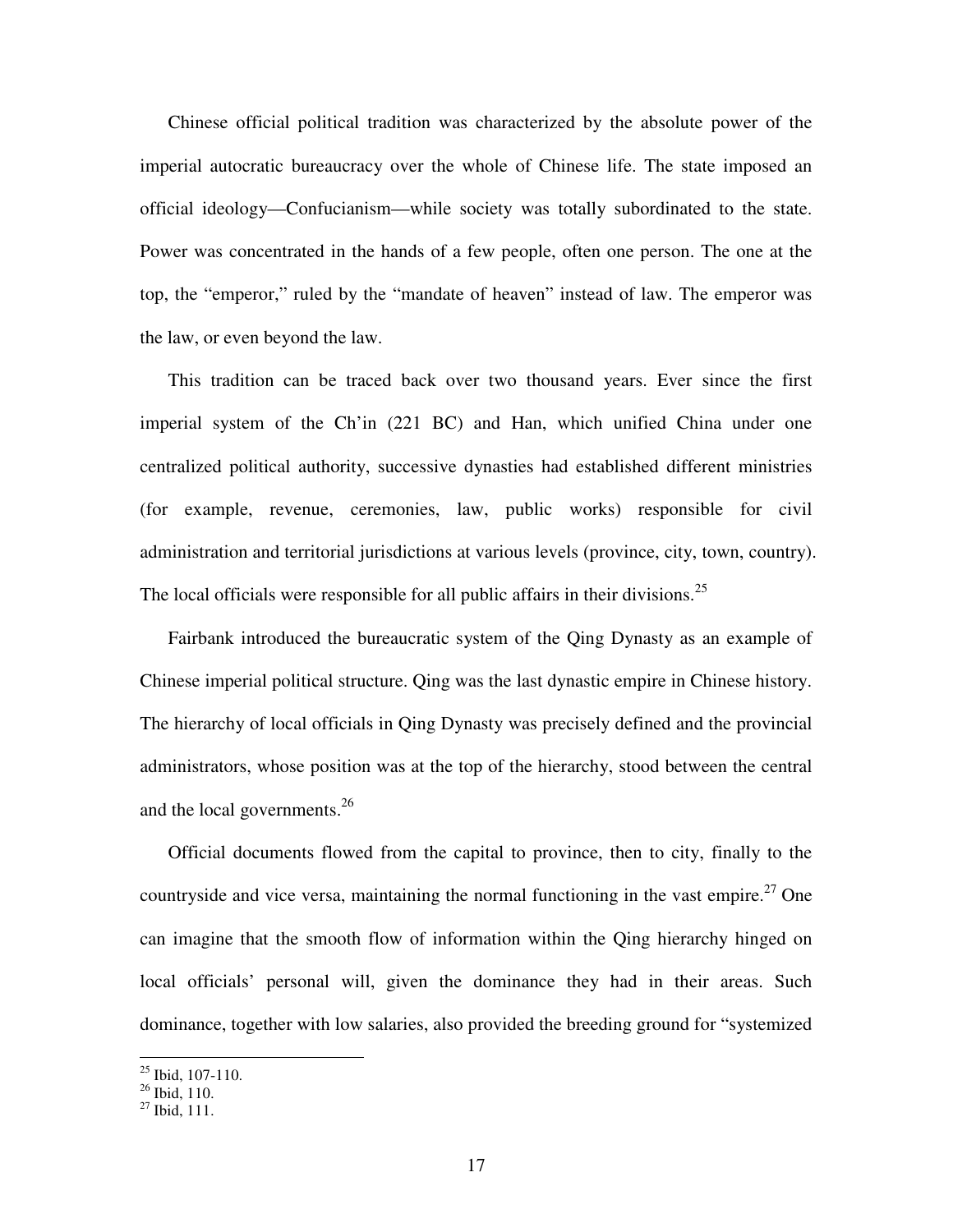Chinese official political tradition was characterized by the absolute power of the imperial autocratic bureaucracy over the whole of Chinese life. The state imposed an official ideology—Confucianism—while society was totally subordinated to the state. Power was concentrated in the hands of a few people, often one person. The one at the top, the "emperor," ruled by the "mandate of heaven" instead of law. The emperor was the law, or even beyond the law.

This tradition can be traced back over two thousand years. Ever since the first imperial system of the Ch'in (221 BC) and Han, which unified China under one centralized political authority, successive dynasties had established different ministries (for example, revenue, ceremonies, law, public works) responsible for civil administration and territorial jurisdictions at various levels (province, city, town, country). The local officials were responsible for all public affairs in their divisions.[25]

Fairbank introduced the bureaucratic system of the Qing Dynasty as an example of Chinese imperial political structure. Qing was the last dynastic empire in Chinese history. The hierarchy of local officials in Qing Dynasty was precisely defined and the provincial administrators, whose position was at the top of the hierarchy, stood between the central and the local governments.[26]

Official documents flowed from the capital to province, then to city, finally to the countryside and vice versa, maintaining the normal functioning in the vast empire.[27] One can imagine that the smooth flow of information within the Qing hierarchy hinged on local officials' personal will, given the dominance they had in their areas. Such dominance, together with low salaries, also provided the breeding ground for "systemized

[25] Ibid, 107-110.

[26] Ibid, 110.

[27] Ibid, 111.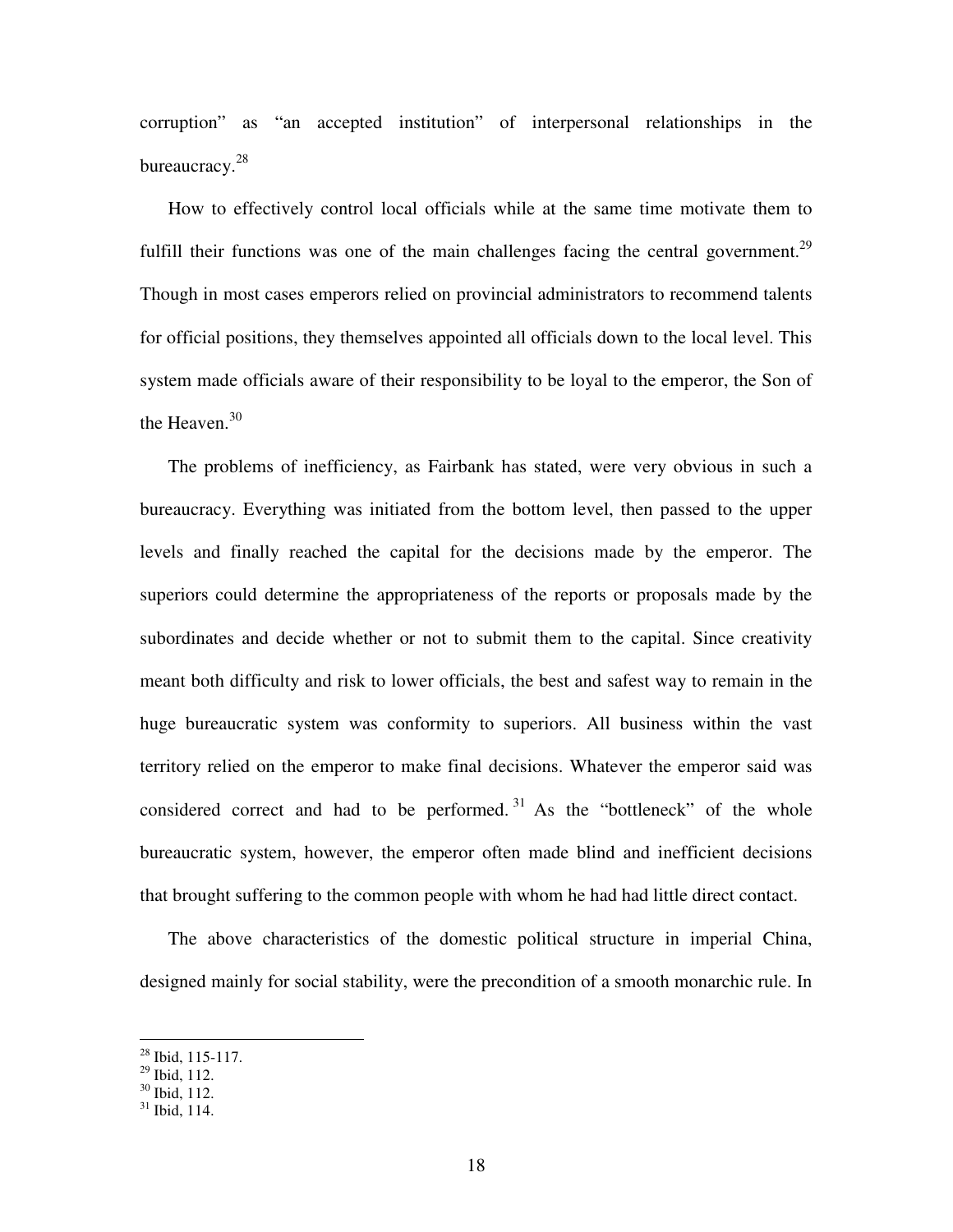corruption" as "an accepted institution" of interpersonal relationships in the bureaucracy.[28]

How to effectively control local officials while at the same time motivate them to fulfill their functions was one of the main challenges facing the central government.[29] Though in most cases emperors relied on provincial administrators to recommend talents for official positions, they themselves appointed all officials down to the local level. This system made officials aware of their responsibility to be loyal to the emperor, the Son of the Heaven.[30]

The problems of inefficiency, as Fairbank has stated, were very obvious in such a bureaucracy. Everything was initiated from the bottom level, then passed to the upper levels and finally reached the capital for the decisions made by the emperor. The superiors could determine the appropriateness of the reports or proposals made by the subordinates and decide whether or not to submit them to the capital. Since creativity meant both difficulty and risk to lower officials, the best and safest way to remain in the huge bureaucratic system was conformity to superiors. All business within the vast territory relied on the emperor to make final decisions. Whatever the emperor said was considered correct and had to be performed.[31] As the "bottleneck" of the whole bureaucratic system, however, the emperor often made blind and inefficient decisions that brought suffering to the common people with whom he had had little direct contact.

The above characteristics of the domestic political structure in imperial China, designed mainly for social stability, were the precondition of a smooth monarchic rule. In

---

[28] Ibid, 115-117.
[29] Ibid, 112.
[30] Ibid, 112.
[31] Ibid, 114.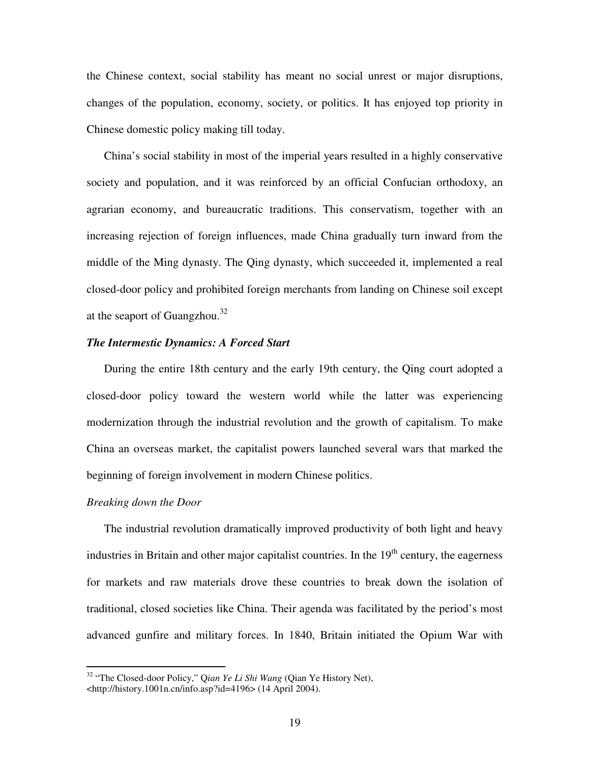the Chinese context, social stability has meant no social unrest or major disruptions, changes of the population, economy, society, or politics. It has enjoyed top priority in Chinese domestic policy making till today.

China's social stability in most of the imperial years resulted in a highly conservative society and population, and it was reinforced by an official Confucian orthodoxy, an agrarian economy, and bureaucratic traditions. This conservatism, together with an increasing rejection of foreign influences, made China gradually turn inward from the middle of the Ming dynasty. The Qing dynasty, which succeeded it, implemented a real closed-door policy and prohibited foreign merchants from landing on Chinese soil except at the seaport of Guangzhou.[32]

***The Intermestic Dynamics: A Forced Start***

During the entire 18th century and the early 19th century, the Qing court adopted a closed-door policy toward the western world while the latter was experiencing modernization through the industrial revolution and the growth of capitalism. To make China an overseas market, the capitalist powers launched several wars that marked the beginning of foreign involvement in modern Chinese politics.

*Breaking down the Door*

The industrial revolution dramatically improved productivity of both light and heavy industries in Britain and other major capitalist countries. In the 19th century, the eagerness for markets and raw materials drove these countries to break down the isolation of traditional, closed societies like China. Their agenda was facilitated by the period's most advanced gunfire and military forces. In 1840, Britain initiated the Opium War with

---

[32] "The Closed-door Policy," Q*ian Ye Li Shi Wang* (Qian Ye History Net), <http://history.1001n.cn/info.asp?id=4196> (14 April 2004).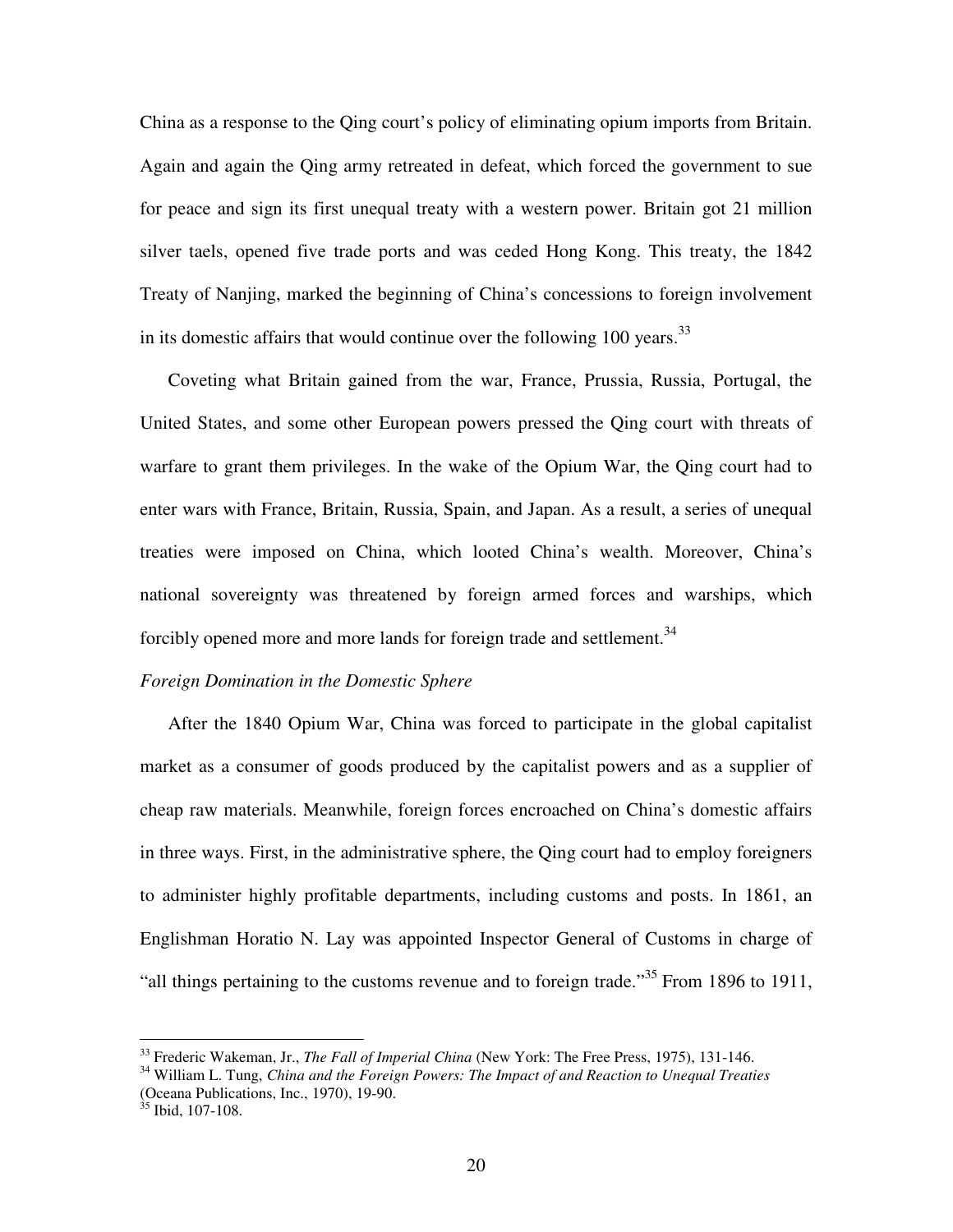China as a response to the Qing court's policy of eliminating opium imports from Britain. Again and again the Qing army retreated in defeat, which forced the government to sue for peace and sign its first unequal treaty with a western power. Britain got 21 million silver taels, opened five trade ports and was ceded Hong Kong. This treaty, the 1842 Treaty of Nanjing, marked the beginning of China's concessions to foreign involvement in its domestic affairs that would continue over the following 100 years.[33]

Coveting what Britain gained from the war, France, Prussia, Russia, Portugal, the United States, and some other European powers pressed the Qing court with threats of warfare to grant them privileges. In the wake of the Opium War, the Qing court had to enter wars with France, Britain, Russia, Spain, and Japan. As a result, a series of unequal treaties were imposed on China, which looted China's wealth. Moreover, China's national sovereignty was threatened by foreign armed forces and warships, which forcibly opened more and more lands for foreign trade and settlement.[34]

*Foreign Domination in the Domestic Sphere*

After the 1840 Opium War, China was forced to participate in the global capitalist market as a consumer of goods produced by the capitalist powers and as a supplier of cheap raw materials. Meanwhile, foreign forces encroached on China's domestic affairs in three ways. First, in the administrative sphere, the Qing court had to employ foreigners to administer highly profitable departments, including customs and posts. In 1861, an Englishman Horatio N. Lay was appointed Inspector General of Customs in charge of "all things pertaining to the customs revenue and to foreign trade."[35] From 1896 to 1911,

---

[33] Frederic Wakeman, Jr., *The Fall of Imperial China* (New York: The Free Press, 1975), 131-146.

[34] William L. Tung, *China and the Foreign Powers: The Impact of and Reaction to Unequal Treaties* (Oceana Publications, Inc., 1970), 19-90.

[35] Ibid, 107-108.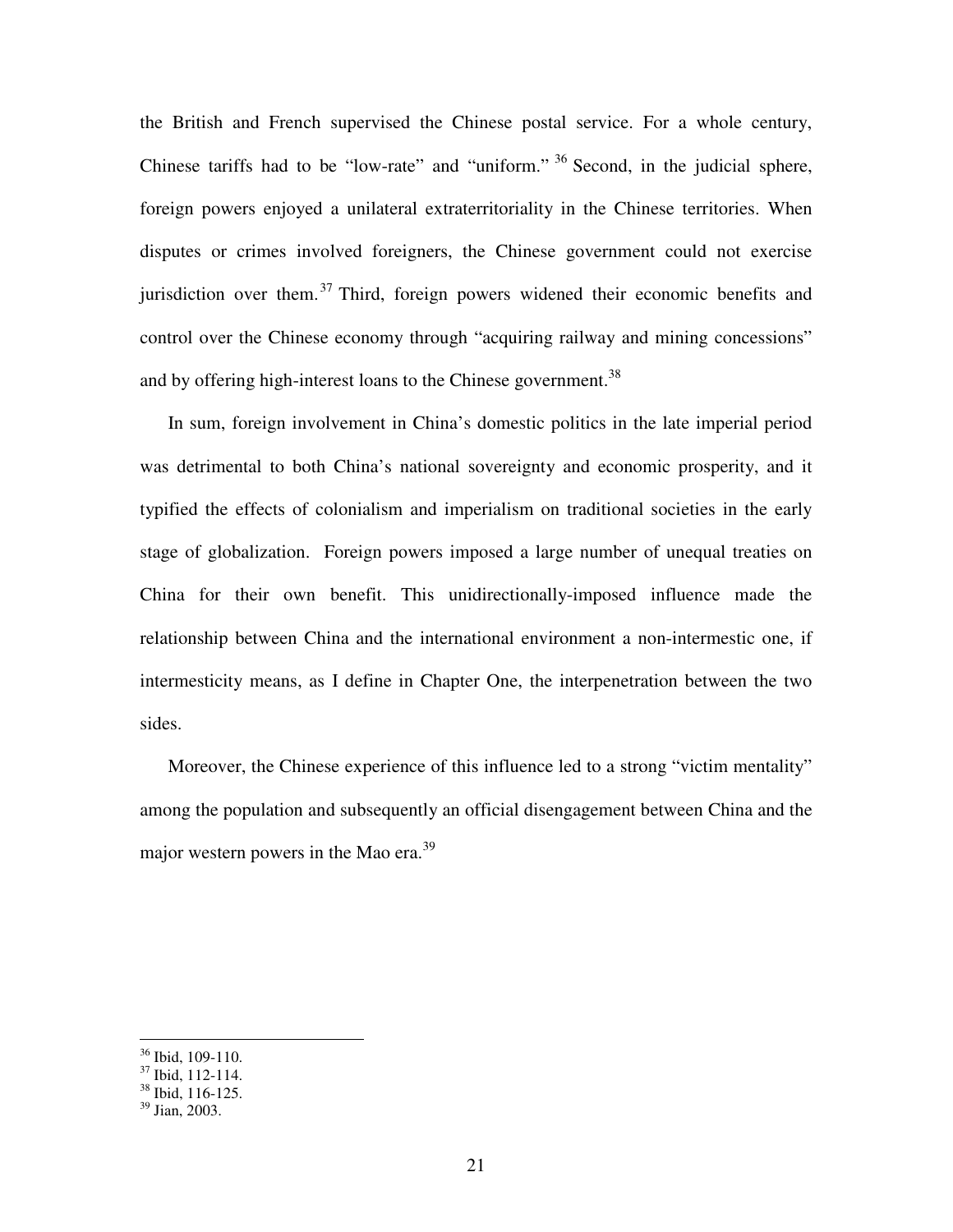the British and French supervised the Chinese postal service. For a whole century, Chinese tariffs had to be "low-rate" and "uniform." [36] Second, in the judicial sphere, foreign powers enjoyed a unilateral extraterritoriality in the Chinese territories. When disputes or crimes involved foreigners, the Chinese government could not exercise jurisdiction over them. [37] Third, foreign powers widened their economic benefits and control over the Chinese economy through "acquiring railway and mining concessions" and by offering high-interest loans to the Chinese government.[38]

In sum, foreign involvement in China's domestic politics in the late imperial period was detrimental to both China's national sovereignty and economic prosperity, and it typified the effects of colonialism and imperialism on traditional societies in the early stage of globalization. Foreign powers imposed a large number of unequal treaties on China for their own benefit. This unidirectionally-imposed influence made the relationship between China and the international environment a non-intermestic one, if intermesticity means, as I define in Chapter One, the interpenetration between the two sides.

Moreover, the Chinese experience of this influence led to a strong "victim mentality" among the population and subsequently an official disengagement between China and the major western powers in the Mao era.[39]

---

[36] Ibid, 109-110.
[37] Ibid, 112-114.
[38] Ibid, 116-125.
[39] Jian, 2003.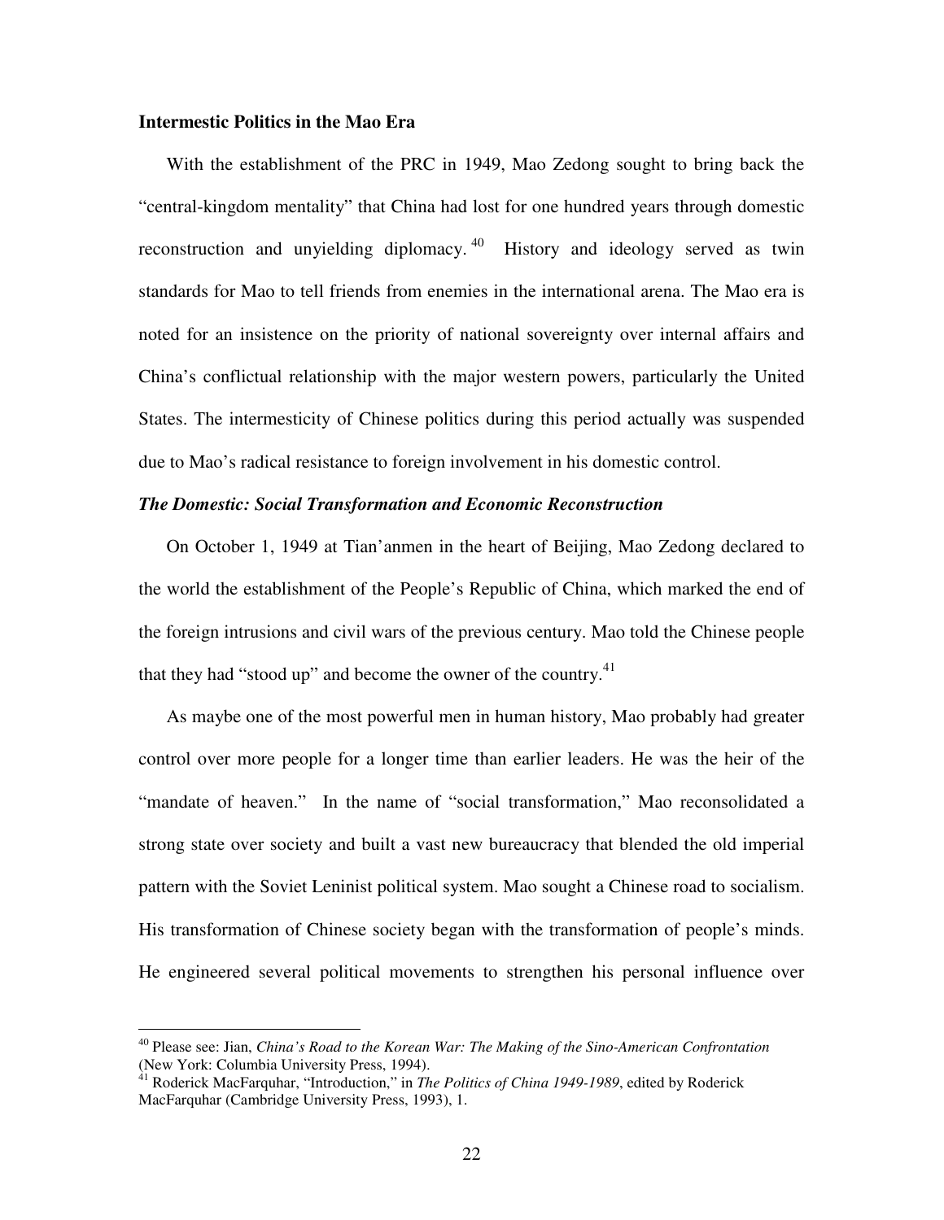**Intermestic Politics in the Mao Era**

With the establishment of the PRC in 1949, Mao Zedong sought to bring back the "central-kingdom mentality" that China had lost for one hundred years through domestic reconstruction and unyielding diplomacy.[40] History and ideology served as twin standards for Mao to tell friends from enemies in the international arena. The Mao era is noted for an insistence on the priority of national sovereignty over internal affairs and China's conflictual relationship with the major western powers, particularly the United States. The intermesticity of Chinese politics during this period actually was suspended due to Mao's radical resistance to foreign involvement in his domestic control.

***The Domestic: Social Transformation and Economic Reconstruction***

On October 1, 1949 at Tian'anmen in the heart of Beijing, Mao Zedong declared to the world the establishment of the People's Republic of China, which marked the end of the foreign intrusions and civil wars of the previous century. Mao told the Chinese people that they had "stood up" and become the owner of the country.[41]

As maybe one of the most powerful men in human history, Mao probably had greater control over more people for a longer time than earlier leaders. He was the heir of the "mandate of heaven." In the name of "social transformation," Mao reconsolidated a strong state over society and built a vast new bureaucracy that blended the old imperial pattern with the Soviet Leninist political system. Mao sought a Chinese road to socialism. His transformation of Chinese society began with the transformation of people's minds. He engineered several political movements to strengthen his personal influence over

---

[40] Please see: Jian, *China's Road to the Korean War: The Making of the Sino-American Confrontation* (New York: Columbia University Press, 1994).

[41] Roderick MacFarquhar, "Introduction," in *The Politics of China 1949-1989*, edited by Roderick MacFarquhar (Cambridge University Press, 1993), 1.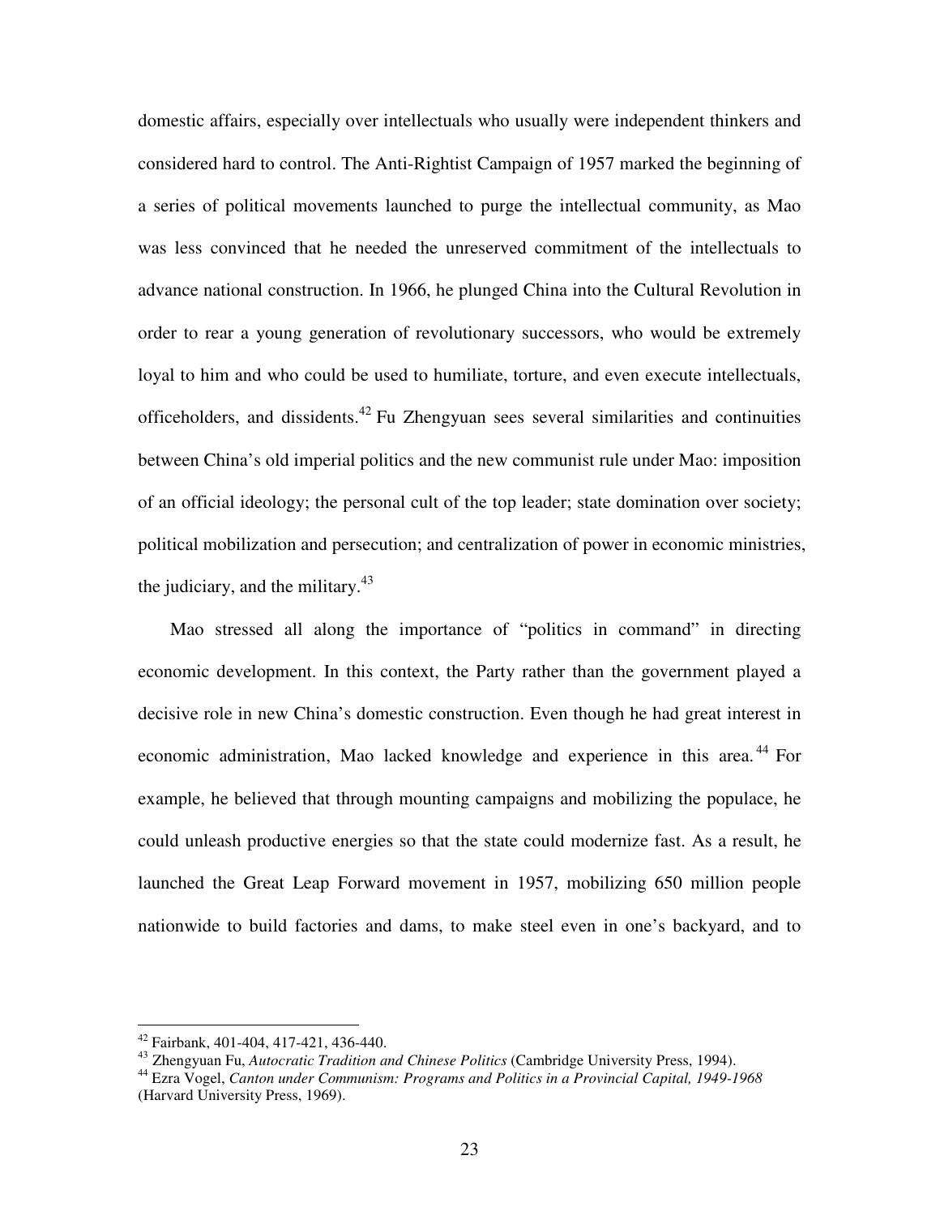domestic affairs, especially over intellectuals who usually were independent thinkers and considered hard to control. The Anti-Rightist Campaign of 1957 marked the beginning of a series of political movements launched to purge the intellectual community, as Mao was less convinced that he needed the unreserved commitment of the intellectuals to advance national construction. In 1966, he plunged China into the Cultural Revolution in order to rear a young generation of revolutionary successors, who would be extremely loyal to him and who could be used to humiliate, torture, and even execute intellectuals, officeholders, and dissidents.[42] Fu Zhengyuan sees several similarities and continuities between China's old imperial politics and the new communist rule under Mao: imposition of an official ideology; the personal cult of the top leader; state domination over society; political mobilization and persecution; and centralization of power in economic ministries, the judiciary, and the military.[43]

Mao stressed all along the importance of "politics in command" in directing economic development. In this context, the Party rather than the government played a decisive role in new China's domestic construction. Even though he had great interest in economic administration, Mao lacked knowledge and experience in this area.[44] For example, he believed that through mounting campaigns and mobilizing the populace, he could unleash productive energies so that the state could modernize fast. As a result, he launched the Great Leap Forward movement in 1957, mobilizing 650 million people nationwide to build factories and dams, to make steel even in one's backyard, and to

---

[42] Fairbank, 401-404, 417-421, 436-440.

[43] Zhengyuan Fu, *Autocratic Tradition and Chinese Politics* (Cambridge University Press, 1994).

[44] Ezra Vogel, *Canton under Communism: Programs and Politics in a Provincial Capital, 1949-1968* (Harvard University Press, 1969).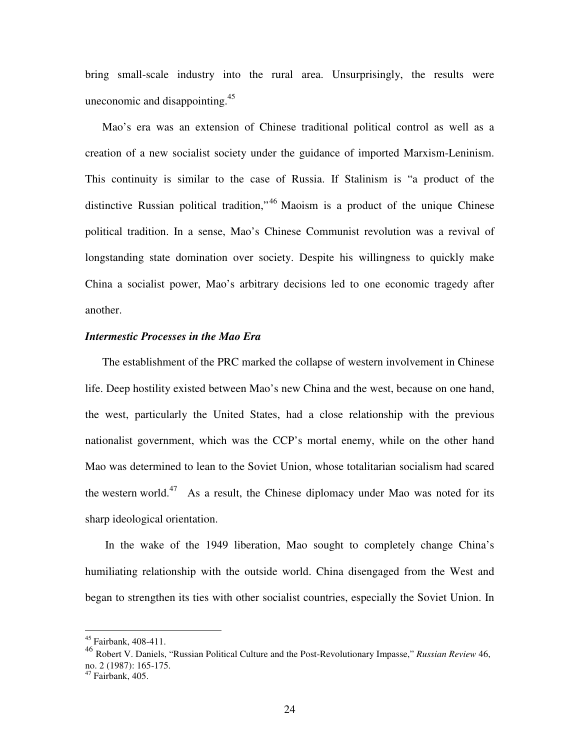bring small-scale industry into the rural area. Unsurprisingly, the results were uneconomic and disappointing.[45]

Mao's era was an extension of Chinese traditional political control as well as a creation of a new socialist society under the guidance of imported Marxism-Leninism. This continuity is similar to the case of Russia. If Stalinism is "a product of the distinctive Russian political tradition,"[46] Maoism is a product of the unique Chinese political tradition. In a sense, Mao's Chinese Communist revolution was a revival of longstanding state domination over society. Despite his willingness to quickly make China a socialist power, Mao's arbitrary decisions led to one economic tragedy after another.

***Intermestic Processes in the Mao Era***

The establishment of the PRC marked the collapse of western involvement in Chinese life. Deep hostility existed between Mao's new China and the west, because on one hand, the west, particularly the United States, had a close relationship with the previous nationalist government, which was the CCP's mortal enemy, while on the other hand Mao was determined to lean to the Soviet Union, whose totalitarian socialism had scared the western world.[47] As a result, the Chinese diplomacy under Mao was noted for its sharp ideological orientation.

In the wake of the 1949 liberation, Mao sought to completely change China's humiliating relationship with the outside world. China disengaged from the West and began to strengthen its ties with other socialist countries, especially the Soviet Union. In

---

[45] Fairbank, 408-411.

[46] Robert V. Daniels, "Russian Political Culture and the Post-Revolutionary Impasse," *Russian Review* 46, no. 2 (1987): 165-175.

[47] Fairbank, 405.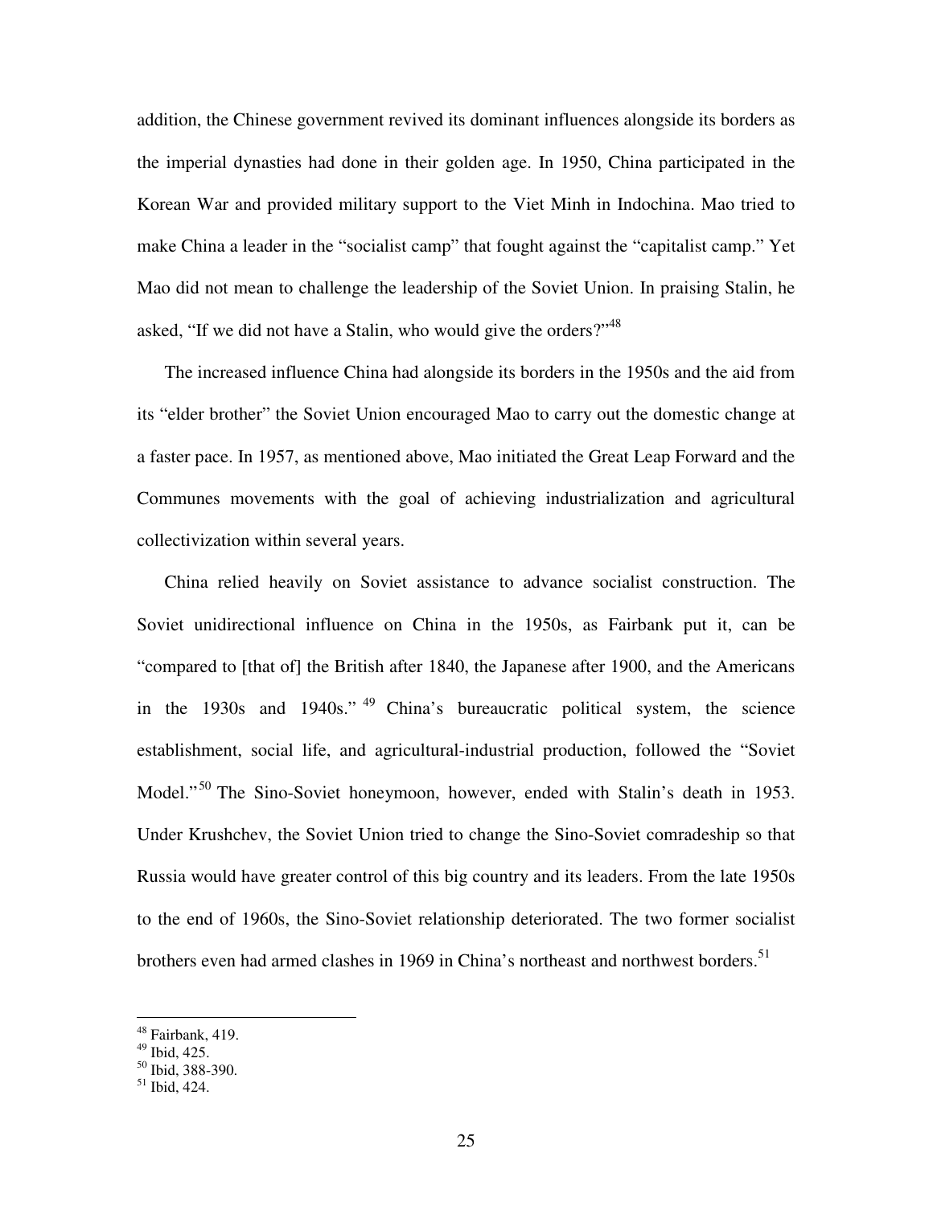addition, the Chinese government revived its dominant influences alongside its borders as the imperial dynasties had done in their golden age. In 1950, China participated in the Korean War and provided military support to the Viet Minh in Indochina. Mao tried to make China a leader in the "socialist camp" that fought against the "capitalist camp." Yet Mao did not mean to challenge the leadership of the Soviet Union. In praising Stalin, he asked, "If we did not have a Stalin, who would give the orders?"[48]

The increased influence China had alongside its borders in the 1950s and the aid from its "elder brother" the Soviet Union encouraged Mao to carry out the domestic change at a faster pace. In 1957, as mentioned above, Mao initiated the Great Leap Forward and the Communes movements with the goal of achieving industrialization and agricultural collectivization within several years.

China relied heavily on Soviet assistance to advance socialist construction. The Soviet unidirectional influence on China in the 1950s, as Fairbank put it, can be "compared to [that of] the British after 1840, the Japanese after 1900, and the Americans in the 1930s and 1940s."[49] China's bureaucratic political system, the science establishment, social life, and agricultural-industrial production, followed the "Soviet Model."[50] The Sino-Soviet honeymoon, however, ended with Stalin's death in 1953. Under Krushchev, the Soviet Union tried to change the Sino-Soviet comradeship so that Russia would have greater control of this big country and its leaders. From the late 1950s to the end of 1960s, the Sino-Soviet relationship deteriorated. The two former socialist brothers even had armed clashes in 1969 in China's northeast and northwest borders.[51]

---

[48] Fairbank, 419.
[49] Ibid, 425.
[50] Ibid, 388-390.
[51] Ibid, 424.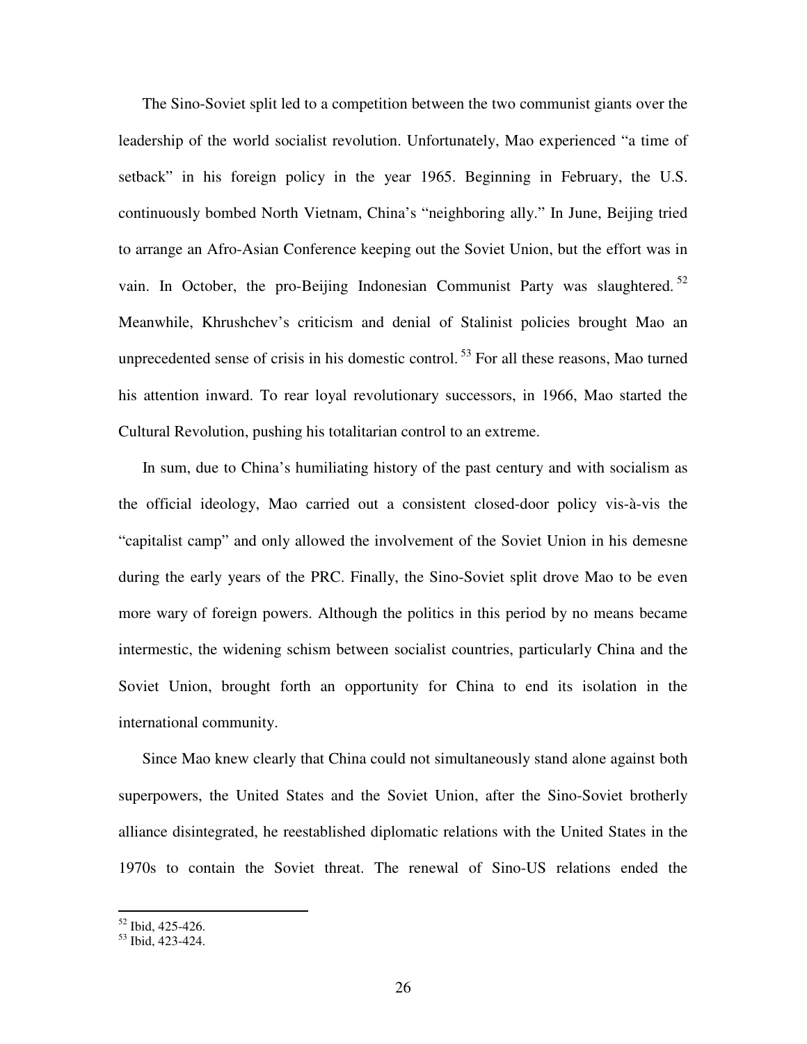The Sino-Soviet split led to a competition between the two communist giants over the leadership of the world socialist revolution. Unfortunately, Mao experienced “a time of setback” in his foreign policy in the year 1965. Beginning in February, the U.S. continuously bombed North Vietnam, China’s “neighboring ally.” In June, Beijing tried to arrange an Afro-Asian Conference keeping out the Soviet Union, but the effort was in vain. In October, the pro-Beijing Indonesian Communist Party was slaughtered.[52] Meanwhile, Khrushchev’s criticism and denial of Stalinist policies brought Mao an unprecedented sense of crisis in his domestic control.[53] For all these reasons, Mao turned his attention inward. To rear loyal revolutionary successors, in 1966, Mao started the Cultural Revolution, pushing his totalitarian control to an extreme.

In sum, due to China’s humiliating history of the past century and with socialism as the official ideology, Mao carried out a consistent closed-door policy vis-à-vis the “capitalist camp” and only allowed the involvement of the Soviet Union in his demesne during the early years of the PRC. Finally, the Sino-Soviet split drove Mao to be even more wary of foreign powers. Although the politics in this period by no means became intermestic, the widening schism between socialist countries, particularly China and the Soviet Union, brought forth an opportunity for China to end its isolation in the international community.

Since Mao knew clearly that China could not simultaneously stand alone against both superpowers, the United States and the Soviet Union, after the Sino-Soviet brotherly alliance disintegrated, he reestablished diplomatic relations with the United States in the 1970s to contain the Soviet threat. The renewal of Sino-US relations ended the

---

[52] Ibid, 425-426.
[53] Ibid, 423-424.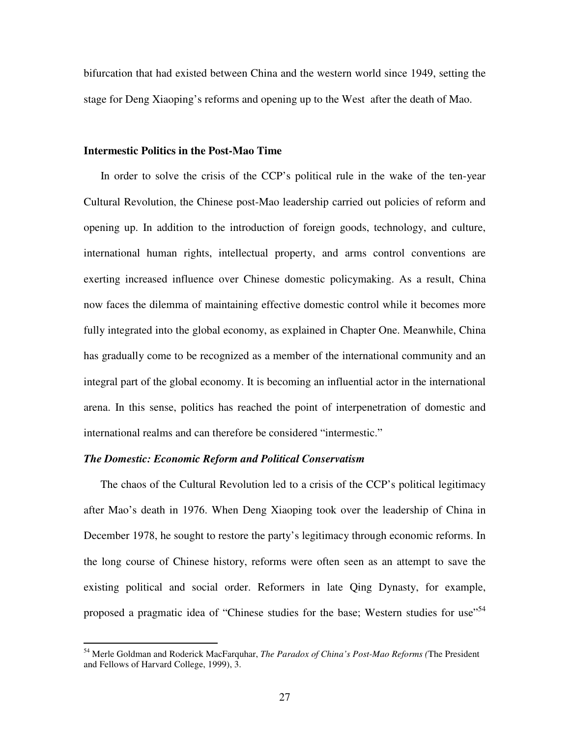bifurcation that had existed between China and the western world since 1949, setting the stage for Deng Xiaoping's reforms and opening up to the West after the death of Mao.

## Intermestic Politics in the Post-Mao Time

In order to solve the crisis of the CCP's political rule in the wake of the ten-year Cultural Revolution, the Chinese post-Mao leadership carried out policies of reform and opening up. In addition to the introduction of foreign goods, technology, and culture, international human rights, intellectual property, and arms control conventions are exerting increased influence over Chinese domestic policymaking. As a result, China now faces the dilemma of maintaining effective domestic control while it becomes more fully integrated into the global economy, as explained in Chapter One. Meanwhile, China has gradually come to be recognized as a member of the international community and an integral part of the global economy. It is becoming an influential actor in the international arena. In this sense, politics has reached the point of interpenetration of domestic and international realms and can therefore be considered "intermestic."

### *The Domestic: Economic Reform and Political Conservatism*

The chaos of the Cultural Revolution led to a crisis of the CCP's political legitimacy after Mao's death in 1976. When Deng Xiaoping took over the leadership of China in December 1978, he sought to restore the party's legitimacy through economic reforms. In the long course of Chinese history, reforms were often seen as an attempt to save the existing political and social order. Reformers in late Qing Dynasty, for example, proposed a pragmatic idea of "Chinese studies for the base; Western studies for use"[54]

---

[54] Merle Goldman and Roderick MacFarquhar, *The Paradox of China's Post-Mao Reforms (*The President and Fellows of Harvard College, 1999), 3.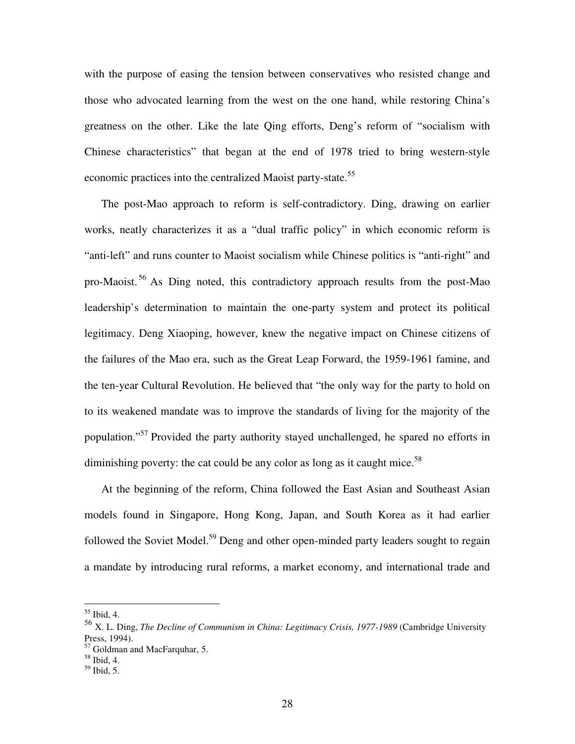with the purpose of easing the tension between conservatives who resisted change and those who advocated learning from the west on the one hand, while restoring China's greatness on the other. Like the late Qing efforts, Deng's reform of "socialism with Chinese characteristics" that began at the end of 1978 tried to bring western-style economic practices into the centralized Maoist party-state.[55]

The post-Mao approach to reform is self-contradictory. Ding, drawing on earlier works, neatly characterizes it as a "dual traffic policy" in which economic reform is "anti-left" and runs counter to Maoist socialism while Chinese politics is "anti-right" and pro-Maoist.[56] As Ding noted, this contradictory approach results from the post-Mao leadership's determination to maintain the one-party system and protect its political legitimacy. Deng Xiaoping, however, knew the negative impact on Chinese citizens of the failures of the Mao era, such as the Great Leap Forward, the 1959-1961 famine, and the ten-year Cultural Revolution. He believed that "the only way for the party to hold on to its weakened mandate was to improve the standards of living for the majority of the population."[57] Provided the party authority stayed unchallenged, he spared no efforts in diminishing poverty: the cat could be any color as long as it caught mice.[58]

At the beginning of the reform, China followed the East Asian and Southeast Asian models found in Singapore, Hong Kong, Japan, and South Korea as it had earlier followed the Soviet Model.[59] Deng and other open-minded party leaders sought to regain a mandate by introducing rural reforms, a market economy, and international trade and

---

[55] Ibid, 4.

[56] X. L. Ding, *The Decline of Communism in China: Legitimacy Crisis, 1977-1989* (Cambridge University Press, 1994).

[57] Goldman and MacFarquhar, 5.

[58] Ibid, 4.

[59] Ibid, 5.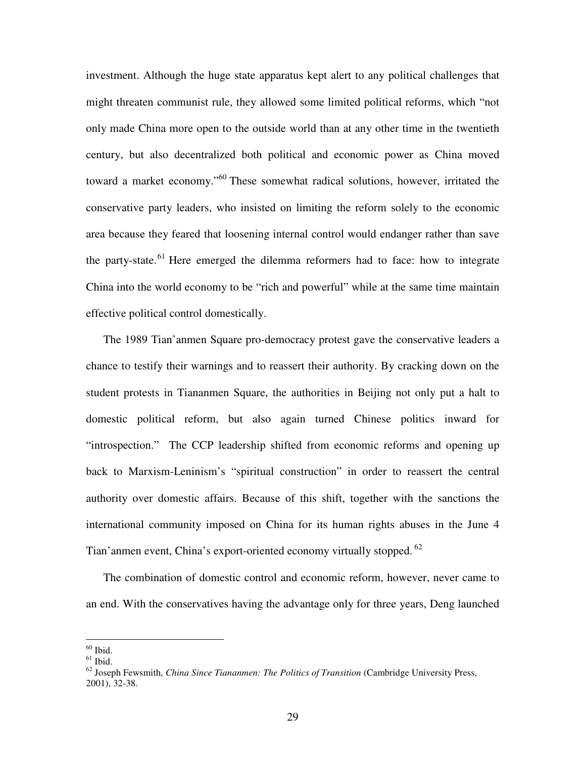investment. Although the huge state apparatus kept alert to any political challenges that might threaten communist rule, they allowed some limited political reforms, which "not only made China more open to the outside world than at any other time in the twentieth century, but also decentralized both political and economic power as China moved toward a market economy."[60] These somewhat radical solutions, however, irritated the conservative party leaders, who insisted on limiting the reform solely to the economic area because they feared that loosening internal control would endanger rather than save the party-state.[61] Here emerged the dilemma reformers had to face: how to integrate China into the world economy to be "rich and powerful" while at the same time maintain effective political control domestically.

The 1989 Tian'anmen Square pro-democracy protest gave the conservative leaders a chance to testify their warnings and to reassert their authority. By cracking down on the student protests in Tiananmen Square, the authorities in Beijing not only put a halt to domestic political reform, but also again turned Chinese politics inward for "introspection." The CCP leadership shifted from economic reforms and opening up back to Marxism-Leninism's "spiritual construction" in order to reassert the central authority over domestic affairs. Because of this shift, together with the sanctions the international community imposed on China for its human rights abuses in the June 4 Tian'anmen event, China's export-oriented economy virtually stopped.[62]

The combination of domestic control and economic reform, however, never came to an end. With the conservatives having the advantage only for three years, Deng launched

---

[60] Ibid.

[61] Ibid.

[62] Joseph Fewsmith, *China Since Tiananmen: The Politics of Transition* (Cambridge University Press, 2001), 32-38.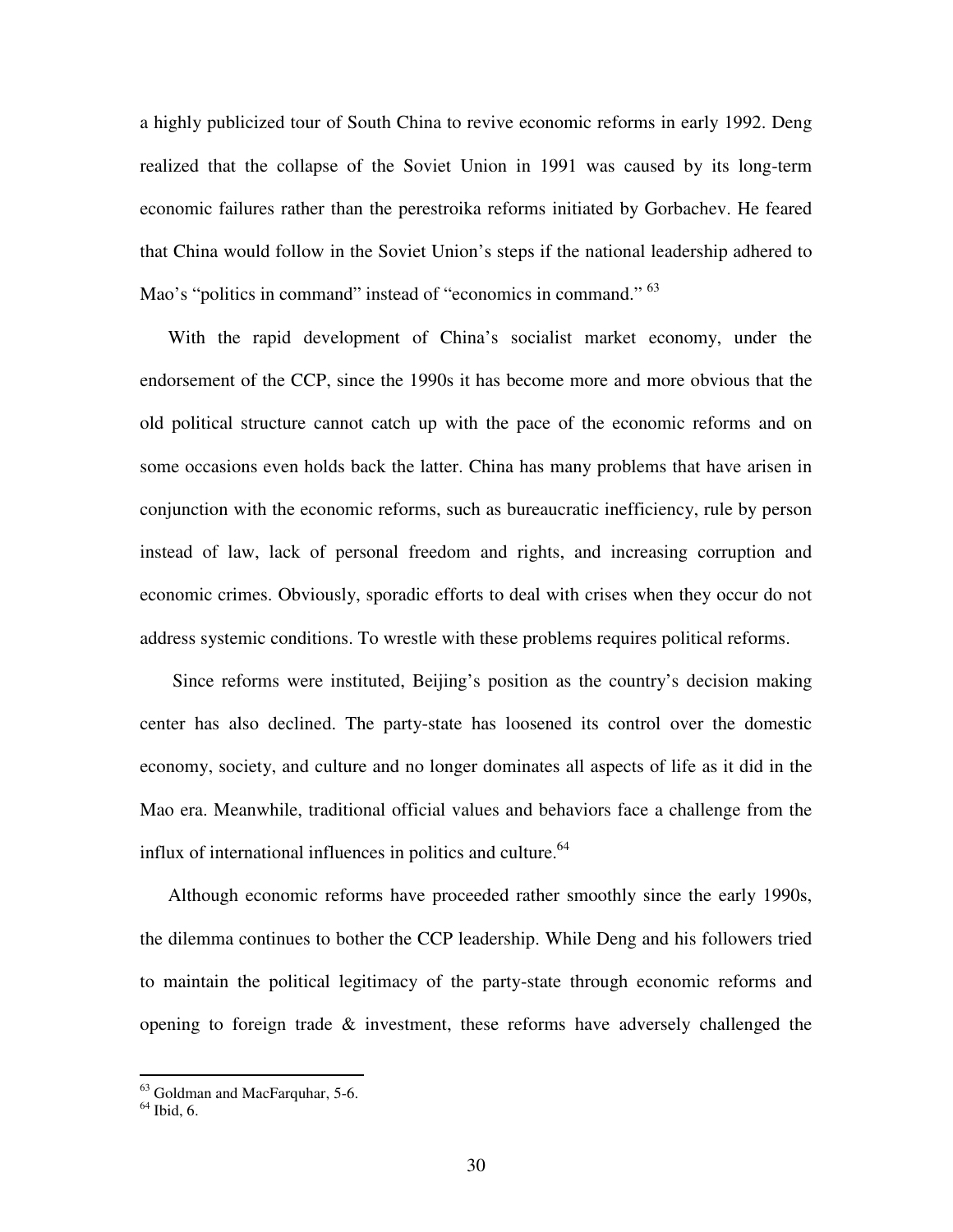a highly publicized tour of South China to revive economic reforms in early 1992. Deng realized that the collapse of the Soviet Union in 1991 was caused by its long-term economic failures rather than the perestroika reforms initiated by Gorbachev. He feared that China would follow in the Soviet Union's steps if the national leadership adhered to Mao's "politics in command" instead of "economics in command." [63]

With the rapid development of China's socialist market economy, under the endorsement of the CCP, since the 1990s it has become more and more obvious that the old political structure cannot catch up with the pace of the economic reforms and on some occasions even holds back the latter. China has many problems that have arisen in conjunction with the economic reforms, such as bureaucratic inefficiency, rule by person instead of law, lack of personal freedom and rights, and increasing corruption and economic crimes. Obviously, sporadic efforts to deal with crises when they occur do not address systemic conditions. To wrestle with these problems requires political reforms.

Since reforms were instituted, Beijing's position as the country's decision making center has also declined. The party-state has loosened its control over the domestic economy, society, and culture and no longer dominates all aspects of life as it did in the Mao era. Meanwhile, traditional official values and behaviors face a challenge from the influx of international influences in politics and culture.[64]

Although economic reforms have proceeded rather smoothly since the early 1990s, the dilemma continues to bother the CCP leadership. While Deng and his followers tried to maintain the political legitimacy of the party-state through economic reforms and opening to foreign trade & investment, these reforms have adversely challenged the

---

[63] Goldman and MacFarquhar, 5-6.

[64] Ibid, 6.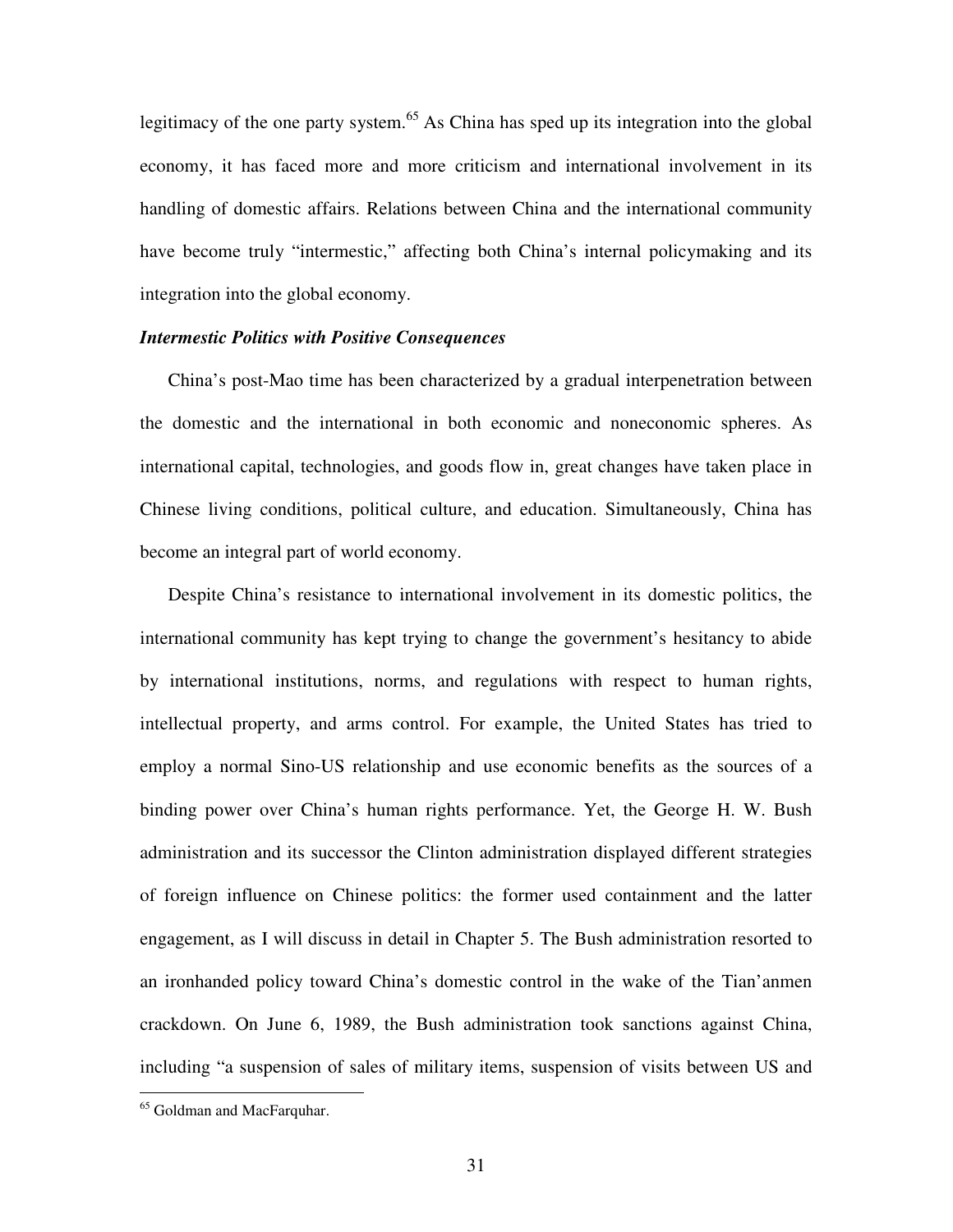legitimacy of the one party system.[65] As China has sped up its integration into the global economy, it has faced more and more criticism and international involvement in its handling of domestic affairs. Relations between China and the international community have become truly "intermestic," affecting both China's internal policymaking and its integration into the global economy.

***Intermestic Politics with Positive Consequences***

China's post-Mao time has been characterized by a gradual interpenetration between the domestic and the international in both economic and noneconomic spheres. As international capital, technologies, and goods flow in, great changes have taken place in Chinese living conditions, political culture, and education. Simultaneously, China has become an integral part of world economy.

Despite China's resistance to international involvement in its domestic politics, the international community has kept trying to change the government's hesitancy to abide by international institutions, norms, and regulations with respect to human rights, intellectual property, and arms control. For example, the United States has tried to employ a normal Sino-US relationship and use economic benefits as the sources of a binding power over China's human rights performance. Yet, the George H. W. Bush administration and its successor the Clinton administration displayed different strategies of foreign influence on Chinese politics: the former used containment and the latter engagement, as I will discuss in detail in Chapter 5. The Bush administration resorted to an ironhanded policy toward China's domestic control in the wake of the Tian'anmen crackdown. On June 6, 1989, the Bush administration took sanctions against China, including "a suspension of sales of military items, suspension of visits between US and

[65] Goldman and MacFarquhar.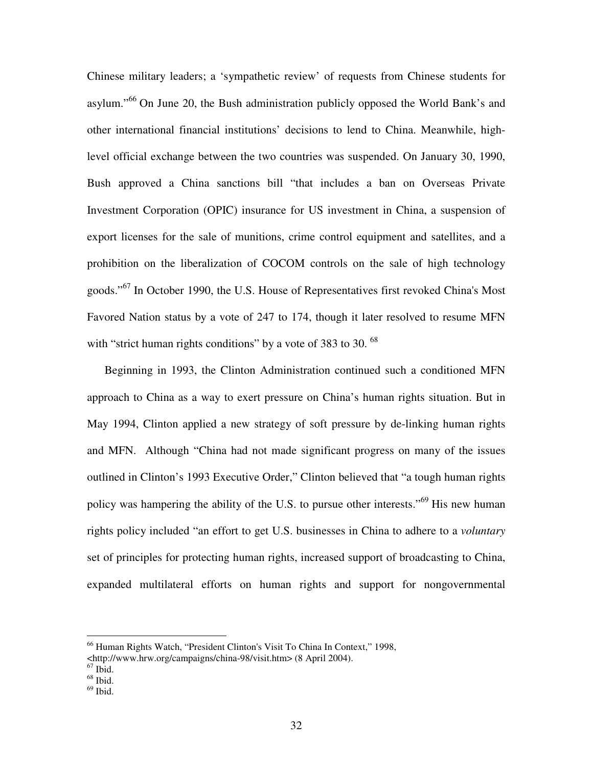Chinese military leaders; a 'sympathetic review' of requests from Chinese students for asylum."[66] On June 20, the Bush administration publicly opposed the World Bank's and other international financial institutions' decisions to lend to China. Meanwhile, high-level official exchange between the two countries was suspended. On January 30, 1990, Bush approved a China sanctions bill "that includes a ban on Overseas Private Investment Corporation (OPIC) insurance for US investment in China, a suspension of export licenses for the sale of munitions, crime control equipment and satellites, and a prohibition on the liberalization of COCOM controls on the sale of high technology goods."[67] In October 1990, the U.S. House of Representatives first revoked China's Most Favored Nation status by a vote of 247 to 174, though it later resolved to resume MFN with "strict human rights conditions" by a vote of 383 to 30. [68]

Beginning in 1993, the Clinton Administration continued such a conditioned MFN approach to China as a way to exert pressure on China's human rights situation. But in May 1994, Clinton applied a new strategy of soft pressure by de-linking human rights and MFN. Although "China had not made significant progress on many of the issues outlined in Clinton's 1993 Executive Order," Clinton believed that "a tough human rights policy was hampering the ability of the U.S. to pursue other interests."[69] His new human rights policy included "an effort to get U.S. businesses in China to adhere to a *voluntary* set of principles for protecting human rights, increased support of broadcasting to China, expanded multilateral efforts on human rights and support for nongovernmental

---

[66] Human Rights Watch, "President Clinton's Visit To China In Context," 1998, <http://www.hrw.org/campaigns/china-98/visit.htm> (8 April 2004).
[67] Ibid.
[68] Ibid.
[69] Ibid.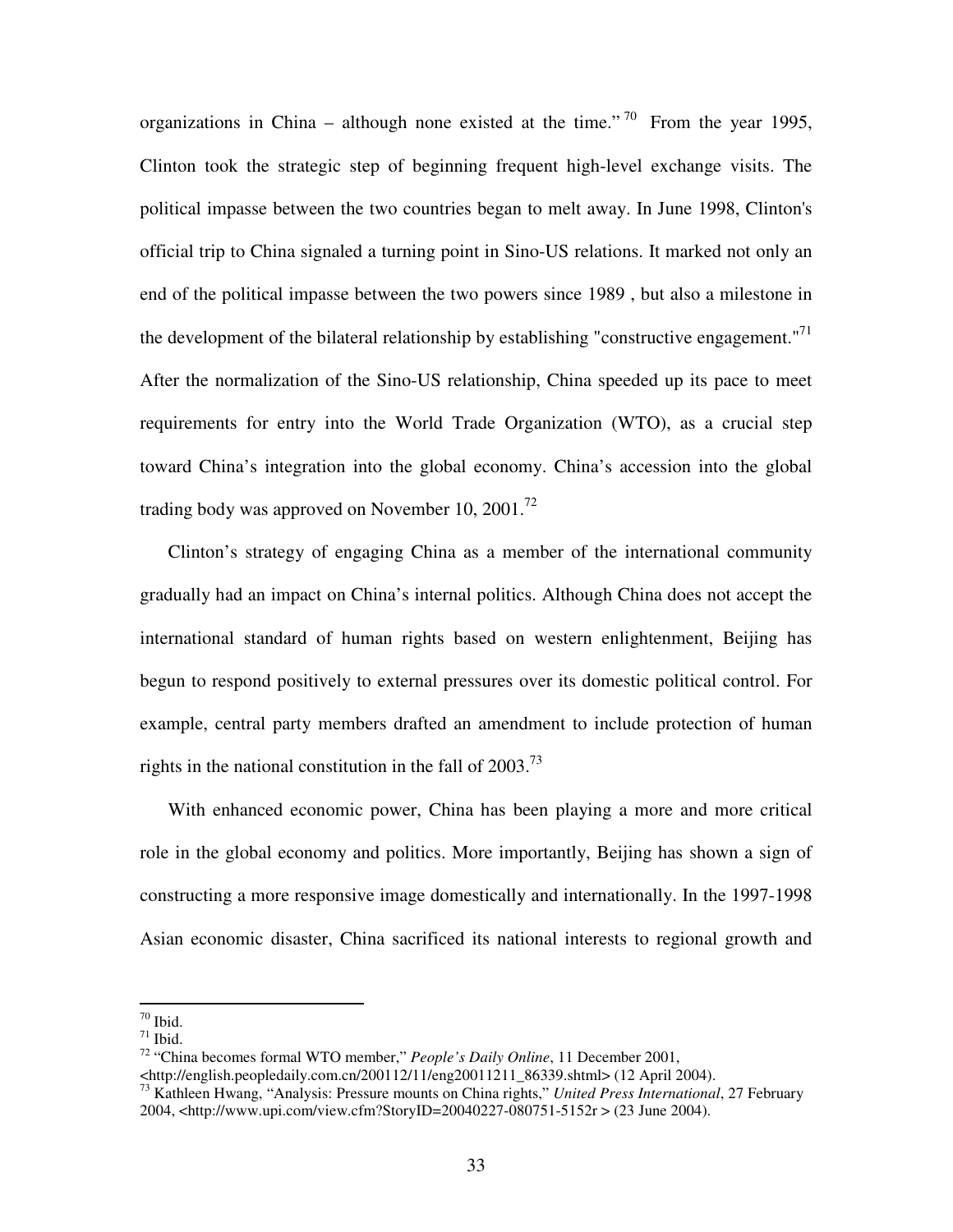organizations in China – although none existed at the time."[70] From the year 1995, Clinton took the strategic step of beginning frequent high-level exchange visits. The political impasse between the two countries began to melt away. In June 1998, Clinton's official trip to China signaled a turning point in Sino-US relations. It marked not only an end of the political impasse between the two powers since 1989 , but also a milestone in the development of the bilateral relationship by establishing "constructive engagement."[71] After the normalization of the Sino-US relationship, China speeded up its pace to meet requirements for entry into the World Trade Organization (WTO), as a crucial step toward China's integration into the global economy. China's accession into the global trading body was approved on November 10, 2001.[72]

Clinton's strategy of engaging China as a member of the international community gradually had an impact on China's internal politics. Although China does not accept the international standard of human rights based on western enlightenment, Beijing has begun to respond positively to external pressures over its domestic political control. For example, central party members drafted an amendment to include protection of human rights in the national constitution in the fall of 2003.[73]

With enhanced economic power, China has been playing a more and more critical role in the global economy and politics. More importantly, Beijing has shown a sign of constructing a more responsive image domestically and internationally. In the 1997-1998 Asian economic disaster, China sacrificed its national interests to regional growth and

---

[70] Ibid.

[71] Ibid.

[72] "China becomes formal WTO member," *People's Daily Online*, 11 December 2001, <http://english.peopledaily.com.cn/200112/11/eng20011211_86339.shtml> (12 April 2004).

[73] Kathleen Hwang, "Analysis: Pressure mounts on China rights," *United Press International*, 27 February 2004, <http://www.upi.com/view.cfm?StoryID=20040227-080751-5152r > (23 June 2004).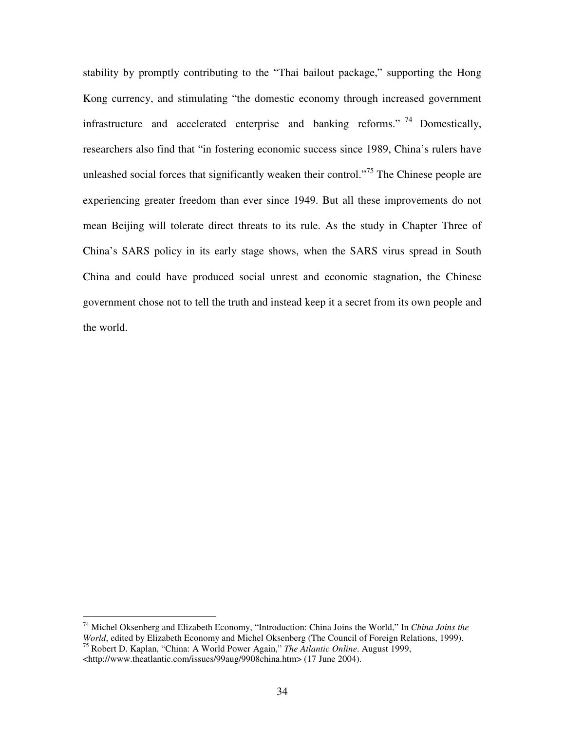stability by promptly contributing to the "Thai bailout package," supporting the Hong Kong currency, and stimulating "the domestic economy through increased government infrastructure and accelerated enterprise and banking reforms." [74] Domestically, researchers also find that "in fostering economic success since 1989, China's rulers have unleashed social forces that significantly weaken their control."[75] The Chinese people are experiencing greater freedom than ever since 1949. But all these improvements do not mean Beijing will tolerate direct threats to its rule. As the study in Chapter Three of China's SARS policy in its early stage shows, when the SARS virus spread in South China and could have produced social unrest and economic stagnation, the Chinese government chose not to tell the truth and instead keep it a secret from its own people and the world.

---

[74] Michel Oksenberg and Elizabeth Economy, "Introduction: China Joins the World," In *China Joins the World*, edited by Elizabeth Economy and Michel Oksenberg (The Council of Foreign Relations, 1999).

[75] Robert D. Kaplan, "China: A World Power Again," *The Atlantic Online*. August 1999, <http://www.theatlantic.com/issues/99aug/9908china.htm> (17 June 2004).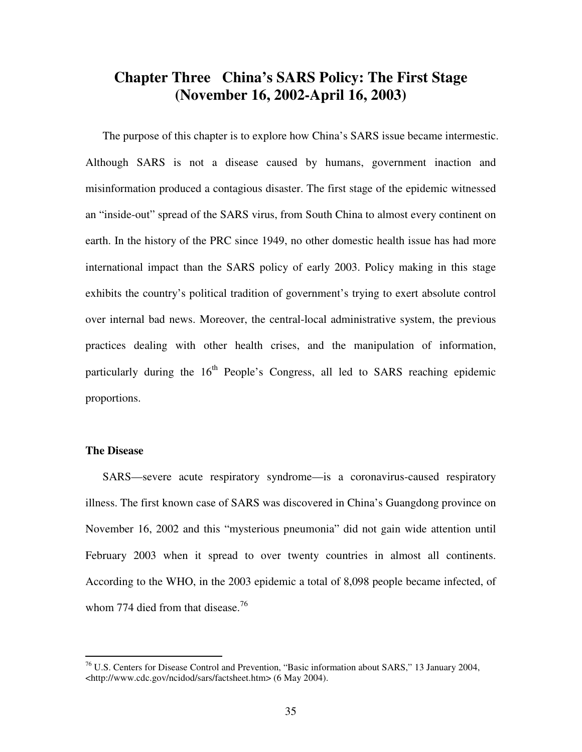# Chapter Three China's SARS Policy: The First Stage (November 16, 2002-April 16, 2003)

The purpose of this chapter is to explore how China's SARS issue became intermestic. Although SARS is not a disease caused by humans, government inaction and misinformation produced a contagious disaster. The first stage of the epidemic witnessed an "inside-out" spread of the SARS virus, from South China to almost every continent on earth. In the history of the PRC since 1949, no other domestic health issue has had more international impact than the SARS policy of early 2003. Policy making in this stage exhibits the country's political tradition of government's trying to exert absolute control over internal bad news. Moreover, the central-local administrative system, the previous practices dealing with other health crises, and the manipulation of information, particularly during the 16th People's Congress, all led to SARS reaching epidemic proportions.

### The Disease

SARS—severe acute respiratory syndrome—is a coronavirus-caused respiratory illness. The first known case of SARS was discovered in China's Guangdong province on November 16, 2002 and this "mysterious pneumonia" did not gain wide attention until February 2003 when it spread to over twenty countries in almost all continents. According to the WHO, in the 2003 epidemic a total of 8,098 people became infected, of whom 774 died from that disease.[76]

---

[76] U.S. Centers for Disease Control and Prevention, "Basic information about SARS," 13 January 2004, <http://www.cdc.gov/ncidod/sars/factsheet.htm> (6 May 2004).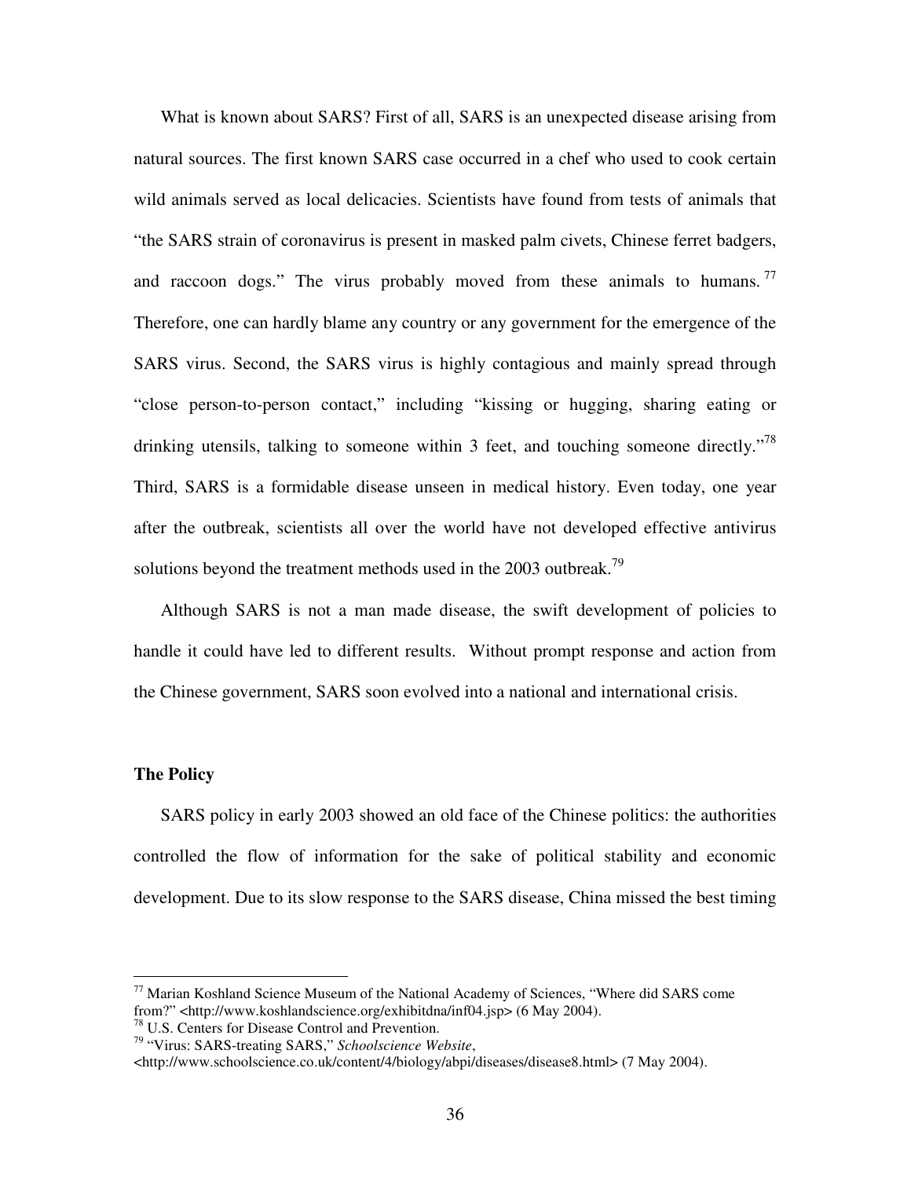What is known about SARS? First of all, SARS is an unexpected disease arising from natural sources. The first known SARS case occurred in a chef who used to cook certain wild animals served as local delicacies. Scientists have found from tests of animals that "the SARS strain of coronavirus is present in masked palm civets, Chinese ferret badgers, and raccoon dogs." The virus probably moved from these animals to humans.[77] Therefore, one can hardly blame any country or any government for the emergence of the SARS virus. Second, the SARS virus is highly contagious and mainly spread through "close person-to-person contact," including "kissing or hugging, sharing eating or drinking utensils, talking to someone within 3 feet, and touching someone directly."[78] Third, SARS is a formidable disease unseen in medical history. Even today, one year after the outbreak, scientists all over the world have not developed effective antivirus solutions beyond the treatment methods used in the 2003 outbreak.[79]

Although SARS is not a man made disease, the swift development of policies to handle it could have led to different results. Without prompt response and action from the Chinese government, SARS soon evolved into a national and international crisis.

**The Policy**

SARS policy in early 2003 showed an old face of the Chinese politics: the authorities controlled the flow of information for the sake of political stability and economic development. Due to its slow response to the SARS disease, China missed the best timing

---

[77] Marian Koshland Science Museum of the National Academy of Sciences, "Where did SARS come from?" <http://www.koshlandscience.org/exhibitdna/inf04.jsp> (6 May 2004).

[78] U.S. Centers for Disease Control and Prevention.

[79] "Virus: SARS-treating SARS," *Schoolscience Website*, <http://www.schoolscience.co.uk/content/4/biology/abpi/diseases/disease8.html> (7 May 2004).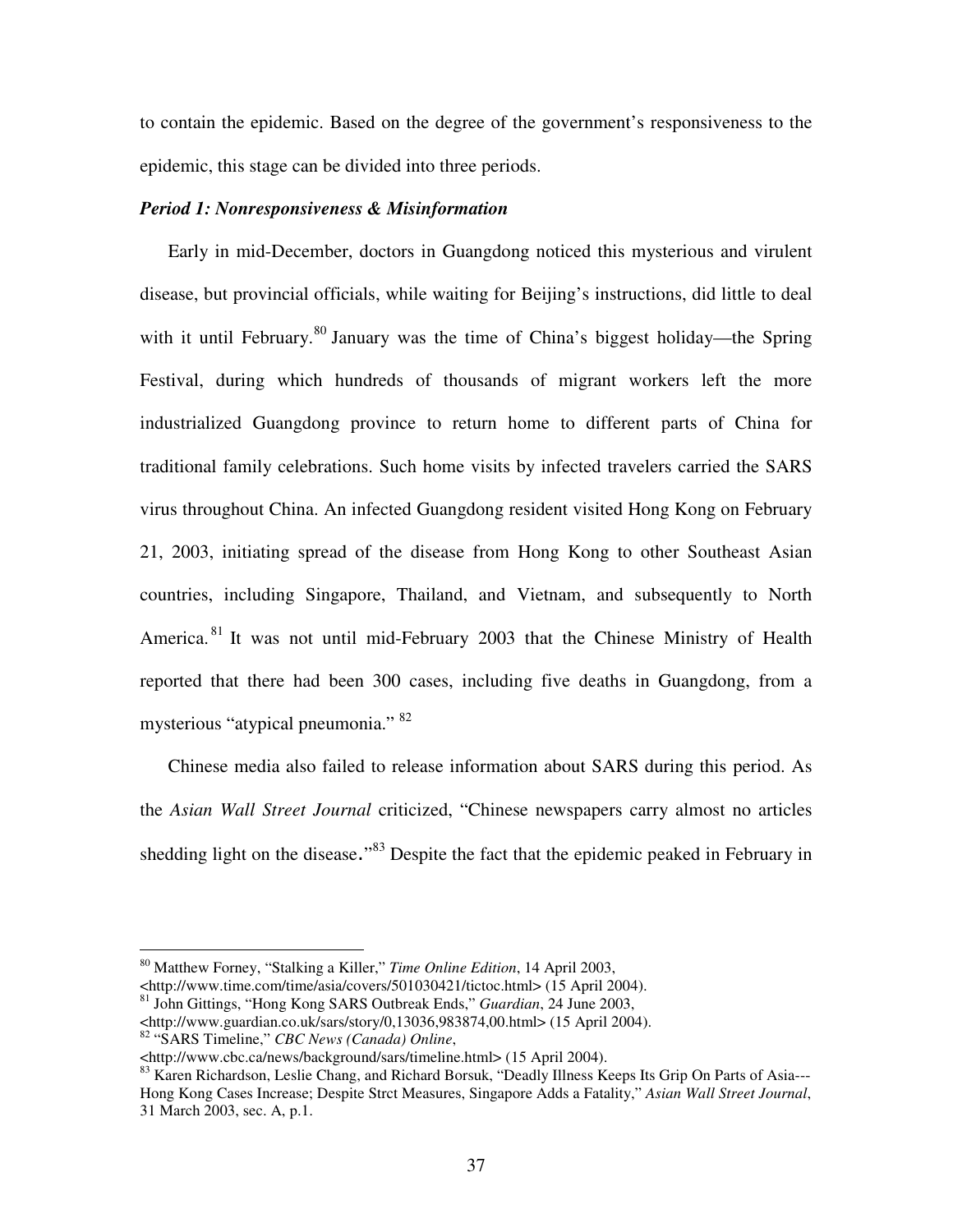to contain the epidemic. Based on the degree of the government's responsiveness to the epidemic, this stage can be divided into three periods.

***Period 1: Nonresponsiveness & Misinformation***

Early in mid-December, doctors in Guangdong noticed this mysterious and virulent disease, but provincial officials, while waiting for Beijing's instructions, did little to deal with it until February.[80] January was the time of China's biggest holiday—the Spring Festival, during which hundreds of thousands of migrant workers left the more industrialized Guangdong province to return home to different parts of China for traditional family celebrations. Such home visits by infected travelers carried the SARS virus throughout China. An infected Guangdong resident visited Hong Kong on February 21, 2003, initiating spread of the disease from Hong Kong to other Southeast Asian countries, including Singapore, Thailand, and Vietnam, and subsequently to North America.[81] It was not until mid-February 2003 that the Chinese Ministry of Health reported that there had been 300 cases, including five deaths in Guangdong, from a mysterious "atypical pneumonia."[82]

Chinese media also failed to release information about SARS during this period. As the *Asian Wall Street Journal* criticized, "Chinese newspapers carry almost no articles shedding light on the disease."[83] Despite the fact that the epidemic peaked in February in

---

[80] Matthew Forney, "Stalking a Killer," *Time Online Edition*, 14 April 2003, <http://www.time.com/time/asia/covers/501030421/tictoc.html> (15 April 2004).

[81] John Gittings, "Hong Kong SARS Outbreak Ends," *Guardian*, 24 June 2003, <http://www.guardian.co.uk/sars/story/0,13036,983874,00.html> (15 April 2004).

[82] "SARS Timeline," *CBC News (Canada) Online*, <http://www.cbc.ca/news/background/sars/timeline.html> (15 April 2004).

[83] Karen Richardson, Leslie Chang, and Richard Borsuk, "Deadly Illness Keeps Its Grip On Parts of Asia---Hong Kong Cases Increase; Despite Strct Measures, Singapore Adds a Fatality," *Asian Wall Street Journal*, 31 March 2003, sec. A, p.1.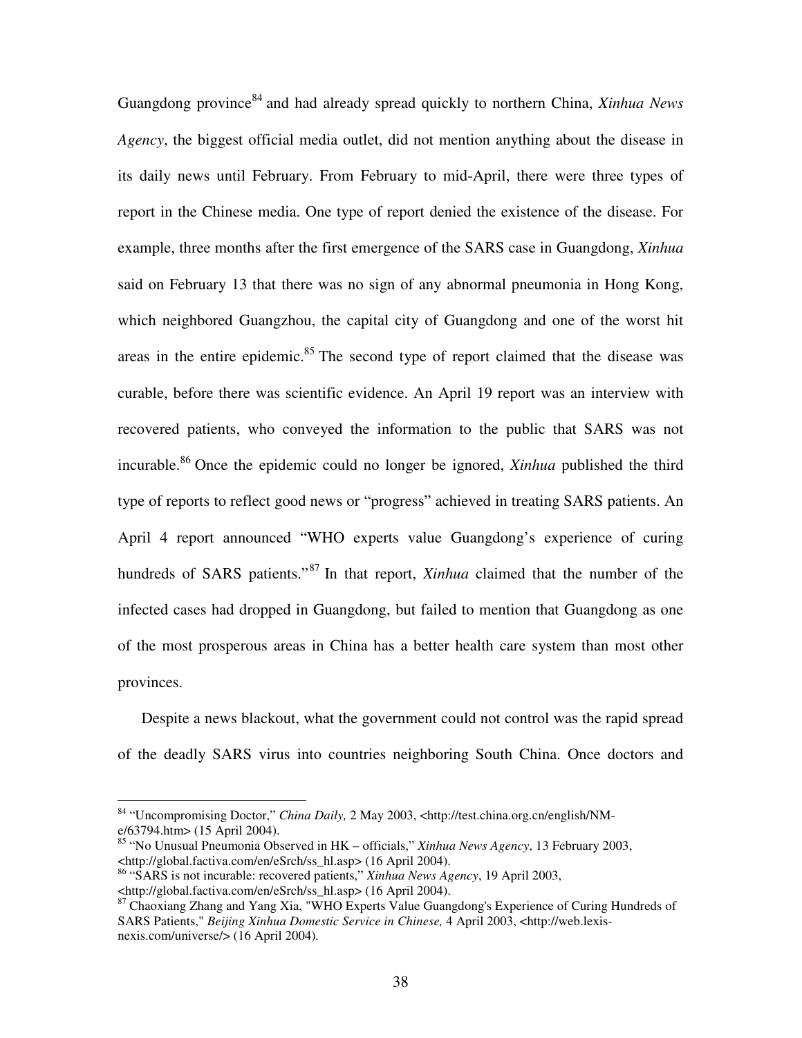Guangdong province[84] and had already spread quickly to northern China, *Xinhua News Agency*, the biggest official media outlet, did not mention anything about the disease in its daily news until February. From February to mid-April, there were three types of report in the Chinese media. One type of report denied the existence of the disease. For example, three months after the first emergence of the SARS case in Guangdong, *Xinhua* said on February 13 that there was no sign of any abnormal pneumonia in Hong Kong, which neighbored Guangzhou, the capital city of Guangdong and one of the worst hit areas in the entire epidemic.[85] The second type of report claimed that the disease was curable, before there was scientific evidence. An April 19 report was an interview with recovered patients, who conveyed the information to the public that SARS was not incurable.[86] Once the epidemic could no longer be ignored, *Xinhua* published the third type of reports to reflect good news or "progress" achieved in treating SARS patients. An April 4 report announced "WHO experts value Guangdong's experience of curing hundreds of SARS patients."[87] In that report, *Xinhua* claimed that the number of the infected cases had dropped in Guangdong, but failed to mention that Guangdong as one of the most prosperous areas in China has a better health care system than most other provinces.

Despite a news blackout, what the government could not control was the rapid spread of the deadly SARS virus into countries neighboring South China. Once doctors and

---

[84] "Uncompromising Doctor," *China Daily,* 2 May 2003, <http://test.china.org.cn/english/NM-e/63794.htm> (15 April 2004).

[85] "No Unusual Pneumonia Observed in HK – officials," *Xinhua News Agency*, 13 February 2003, <http://global.factiva.com/en/eSrch/ss_hl.asp> (16 April 2004).

[86] "SARS is not incurable: recovered patients," *Xinhua News Agency*, 19 April 2003, <http://global.factiva.com/en/eSrch/ss_hl.asp> (16 April 2004).

[87] Chaoxiang Zhang and Yang Xia, "WHO Experts Value Guangdong's Experience of Curing Hundreds of SARS Patients," *Beijing Xinhua Domestic Service in Chinese,* 4 April 2003, <http://web.lexis-nexis.com/universe/> (16 April 2004).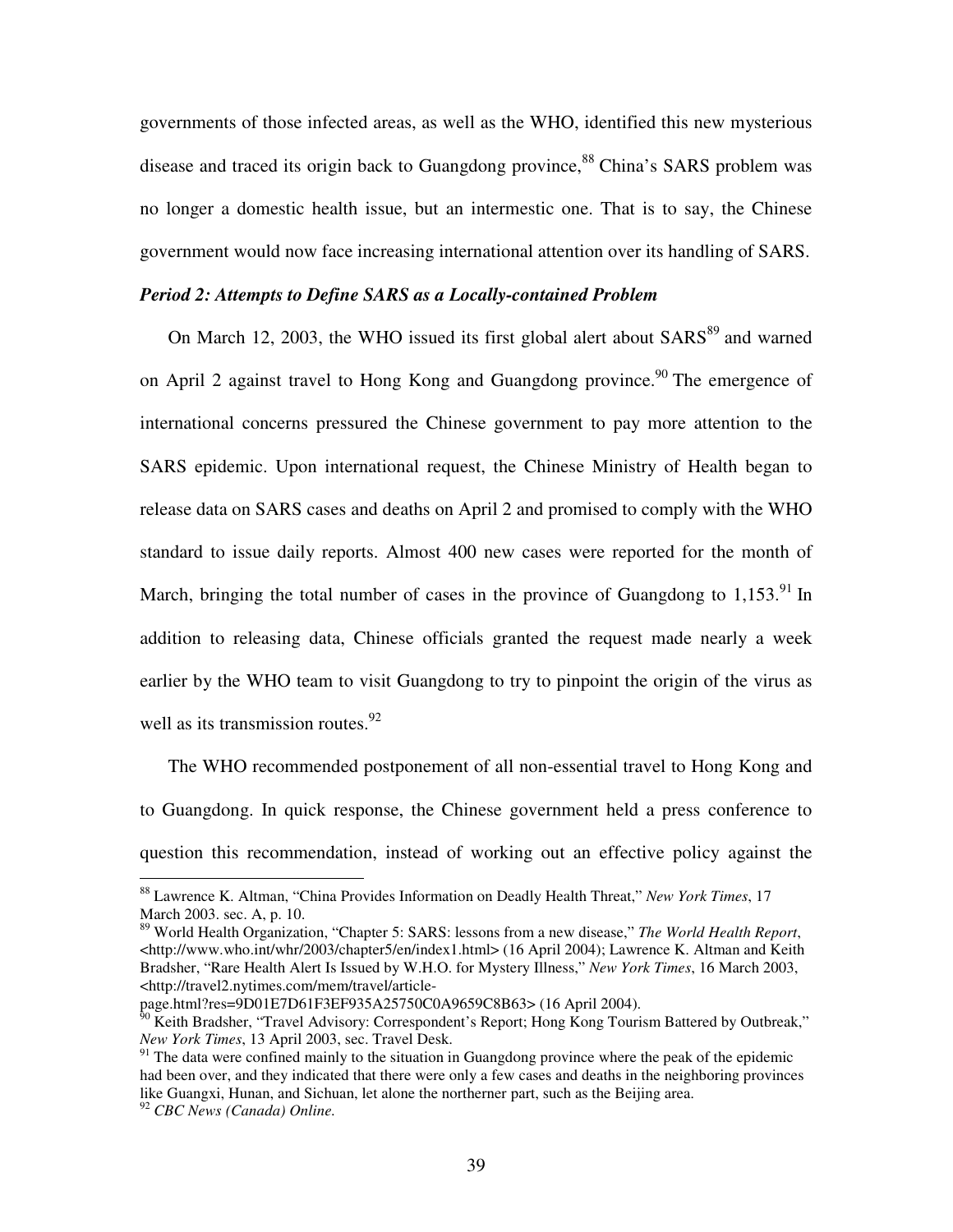governments of those infected areas, as well as the WHO, identified this new mysterious disease and traced its origin back to Guangdong province,[88] China's SARS problem was no longer a domestic health issue, but an intermestic one. That is to say, the Chinese government would now face increasing international attention over its handling of SARS.

***Period 2: Attempts to Define SARS as a Locally-contained Problem***

On March 12, 2003, the WHO issued its first global alert about SARS[89] and warned on April 2 against travel to Hong Kong and Guangdong province.[90] The emergence of international concerns pressured the Chinese government to pay more attention to the SARS epidemic. Upon international request, the Chinese Ministry of Health began to release data on SARS cases and deaths on April 2 and promised to comply with the WHO standard to issue daily reports. Almost 400 new cases were reported for the month of March, bringing the total number of cases in the province of Guangdong to 1,153.[91] In addition to releasing data, Chinese officials granted the request made nearly a week earlier by the WHO team to visit Guangdong to try to pinpoint the origin of the virus as well as its transmission routes.[92]

The WHO recommended postponement of all non-essential travel to Hong Kong and to Guangdong. In quick response, the Chinese government held a press conference to question this recommendation, instead of working out an effective policy against the

---

[88] Lawrence K. Altman, "China Provides Information on Deadly Health Threat," *New York Times*, 17 March 2003. sec. A, p. 10.

[89] World Health Organization, "Chapter 5: SARS: lessons from a new disease," *The World Health Report*, <http://www.who.int/whr/2003/chapter5/en/index1.html> (16 April 2004); Lawrence K. Altman and Keith Bradsher, "Rare Health Alert Is Issued by W.H.O. for Mystery Illness," *New York Times*, 16 March 2003, <http://travel2.nytimes.com/mem/travel/article-page.html?res=9D01E7D61F3EF935A25750C0A9659C8B63> (16 April 2004).

[90] Keith Bradsher, "Travel Advisory: Correspondent's Report; Hong Kong Tourism Battered by Outbreak," *New York Times*, 13 April 2003, sec. Travel Desk.

[91] The data were confined mainly to the situation in Guangdong province where the peak of the epidemic had been over, and they indicated that there were only a few cases and deaths in the neighboring provinces like Guangxi, Hunan, and Sichuan, let alone the northerner part, such as the Beijing area.

[92] *CBC News (Canada) Online.*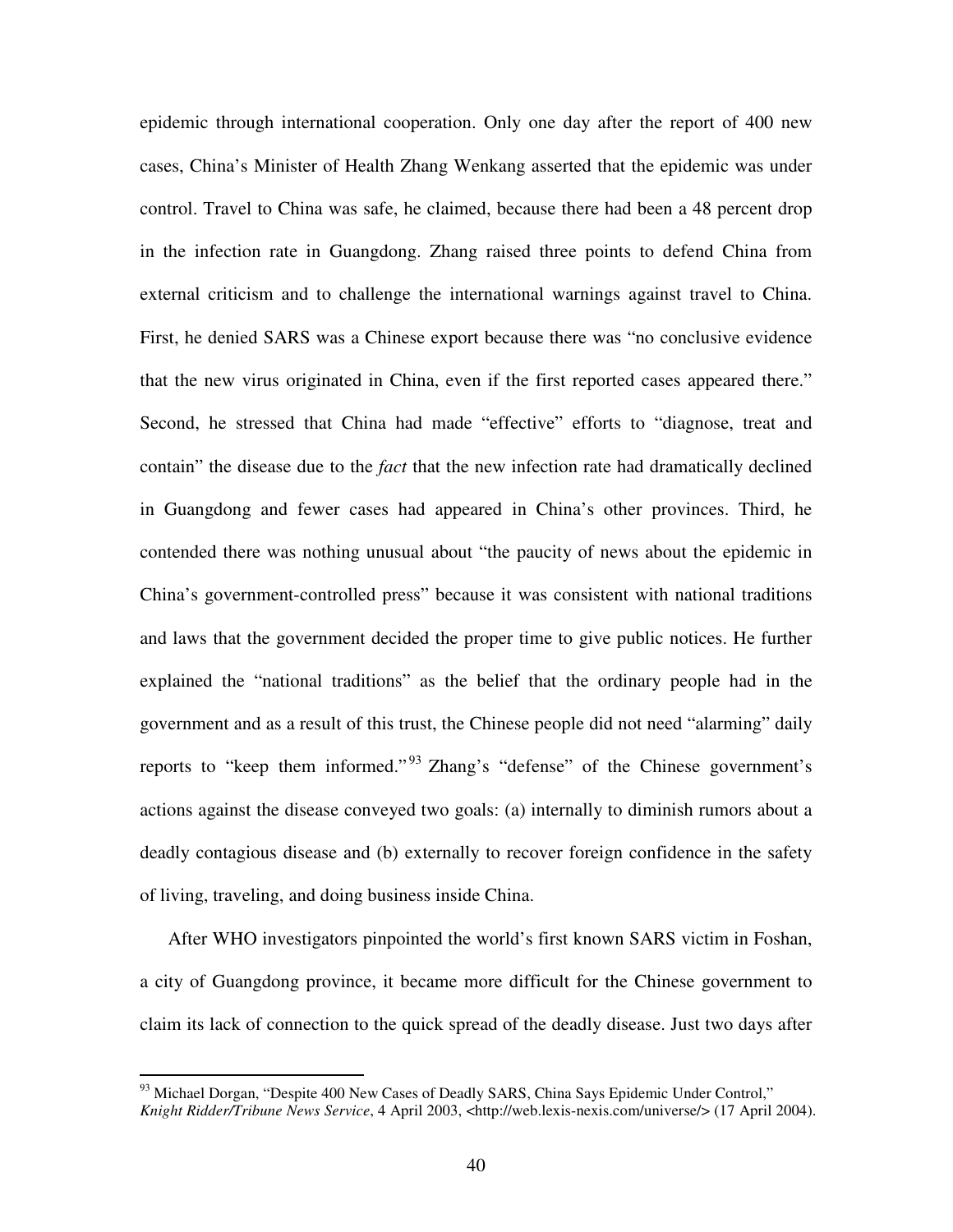epidemic through international cooperation. Only one day after the report of 400 new cases, China's Minister of Health Zhang Wenkang asserted that the epidemic was under control. Travel to China was safe, he claimed, because there had been a 48 percent drop in the infection rate in Guangdong. Zhang raised three points to defend China from external criticism and to challenge the international warnings against travel to China. First, he denied SARS was a Chinese export because there was "no conclusive evidence that the new virus originated in China, even if the first reported cases appeared there." Second, he stressed that China had made "effective" efforts to "diagnose, treat and contain" the disease due to the *fact* that the new infection rate had dramatically declined in Guangdong and fewer cases had appeared in China's other provinces. Third, he contended there was nothing unusual about "the paucity of news about the epidemic in China's government-controlled press" because it was consistent with national traditions and laws that the government decided the proper time to give public notices. He further explained the "national traditions" as the belief that the ordinary people had in the government and as a result of this trust, the Chinese people did not need "alarming" daily reports to "keep them informed."[93] Zhang's "defense" of the Chinese government's actions against the disease conveyed two goals: (a) internally to diminish rumors about a deadly contagious disease and (b) externally to recover foreign confidence in the safety of living, traveling, and doing business inside China.

After WHO investigators pinpointed the world's first known SARS victim in Foshan, a city of Guangdong province, it became more difficult for the Chinese government to claim its lack of connection to the quick spread of the deadly disease. Just two days after

---

[93] Michael Dorgan, "Despite 400 New Cases of Deadly SARS, China Says Epidemic Under Control," *Knight Ridder/Tribune News Service*, 4 April 2003, <http://web.lexis-nexis.com/universe/> (17 April 2004).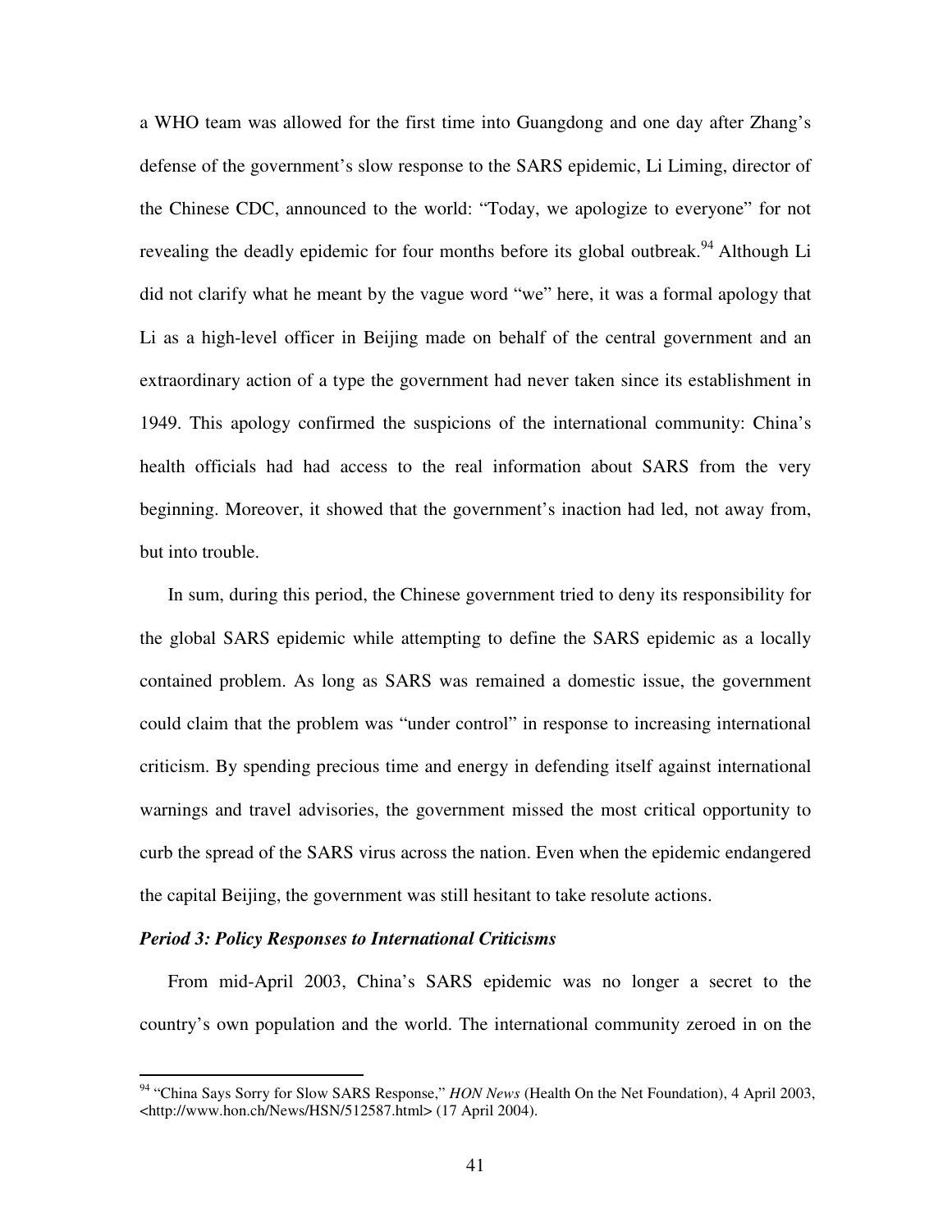a WHO team was allowed for the first time into Guangdong and one day after Zhang's defense of the government's slow response to the SARS epidemic, Li Liming, director of the Chinese CDC, announced to the world: "Today, we apologize to everyone" for not revealing the deadly epidemic for four months before its global outbreak.[94] Although Li did not clarify what he meant by the vague word "we" here, it was a formal apology that Li as a high-level officer in Beijing made on behalf of the central government and an extraordinary action of a type the government had never taken since its establishment in 1949. This apology confirmed the suspicions of the international community: China's health officials had had access to the real information about SARS from the very beginning. Moreover, it showed that the government's inaction had led, not away from, but into trouble.

In sum, during this period, the Chinese government tried to deny its responsibility for the global SARS epidemic while attempting to define the SARS epidemic as a locally contained problem. As long as SARS was remained a domestic issue, the government could claim that the problem was "under control" in response to increasing international criticism. By spending precious time and energy in defending itself against international warnings and travel advisories, the government missed the most critical opportunity to curb the spread of the SARS virus across the nation. Even when the epidemic endangered the capital Beijing, the government was still hesitant to take resolute actions.

***Period 3: Policy Responses to International Criticisms***

From mid-April 2003, China's SARS epidemic was no longer a secret to the country's own population and the world. The international community zeroed in on the

---

[94] "China Says Sorry for Slow SARS Response," *HON News* (Health On the Net Foundation), 4 April 2003, <http://www.hon.ch/News/HSN/512587.html> (17 April 2004).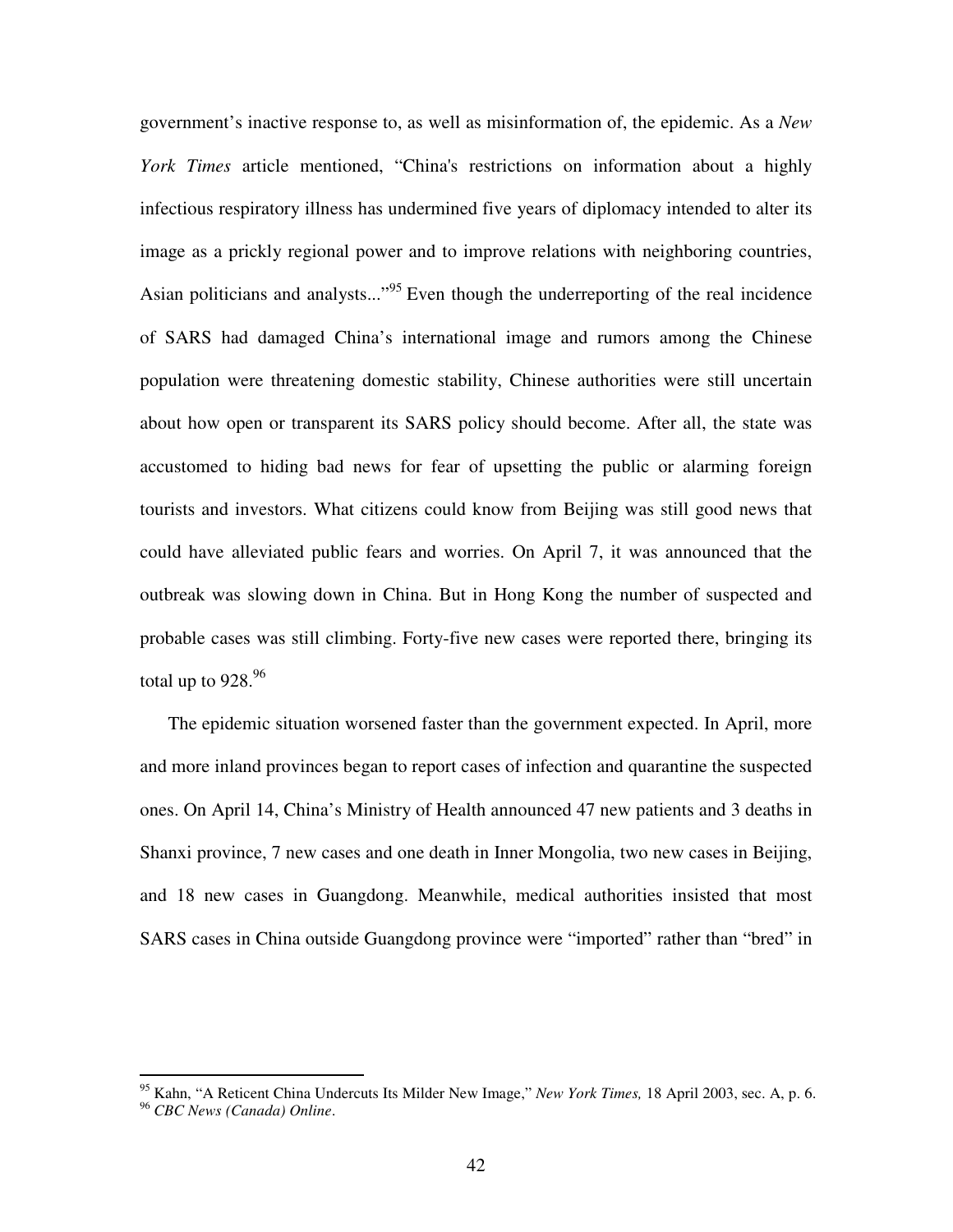government's inactive response to, as well as misinformation of, the epidemic. As a *New York Times* article mentioned, "China's restrictions on information about a highly infectious respiratory illness has undermined five years of diplomacy intended to alter its image as a prickly regional power and to improve relations with neighboring countries, Asian politicians and analysts..."[95] Even though the underreporting of the real incidence of SARS had damaged China's international image and rumors among the Chinese population were threatening domestic stability, Chinese authorities were still uncertain about how open or transparent its SARS policy should become. After all, the state was accustomed to hiding bad news for fear of upsetting the public or alarming foreign tourists and investors. What citizens could know from Beijing was still good news that could have alleviated public fears and worries. On April 7, it was announced that the outbreak was slowing down in China. But in Hong Kong the number of suspected and probable cases was still climbing. Forty-five new cases were reported there, bringing its total up to 928.[96]

The epidemic situation worsened faster than the government expected. In April, more and more inland provinces began to report cases of infection and quarantine the suspected ones. On April 14, China's Ministry of Health announced 47 new patients and 3 deaths in Shanxi province, 7 new cases and one death in Inner Mongolia, two new cases in Beijing, and 18 new cases in Guangdong. Meanwhile, medical authorities insisted that most SARS cases in China outside Guangdong province were "imported" rather than "bred" in

---

[95] Kahn, "A Reticent China Undercuts Its Milder New Image," *New York Times,* 18 April 2003, sec. A, p. 6.
[96] *CBC News (Canada) Online*.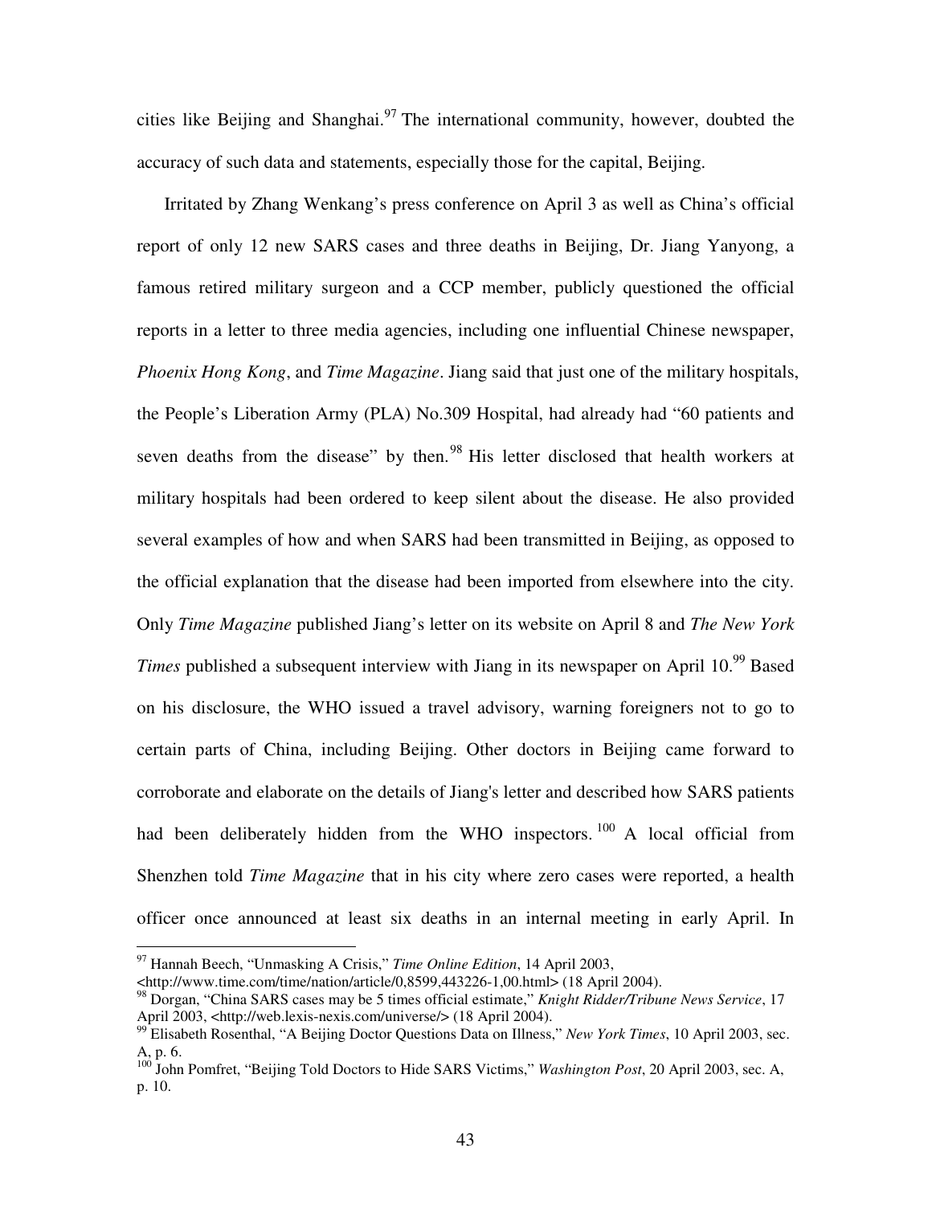cities like Beijing and Shanghai.[97] The international community, however, doubted the accuracy of such data and statements, especially those for the capital, Beijing.

Irritated by Zhang Wenkang's press conference on April 3 as well as China's official report of only 12 new SARS cases and three deaths in Beijing, Dr. Jiang Yanyong, a famous retired military surgeon and a CCP member, publicly questioned the official reports in a letter to three media agencies, including one influential Chinese newspaper, *Phoenix Hong Kong*, and *Time Magazine*. Jiang said that just one of the military hospitals, the People's Liberation Army (PLA) No.309 Hospital, had already had "60 patients and seven deaths from the disease" by then.[98] His letter disclosed that health workers at military hospitals had been ordered to keep silent about the disease. He also provided several examples of how and when SARS had been transmitted in Beijing, as opposed to the official explanation that the disease had been imported from elsewhere into the city. Only *Time Magazine* published Jiang's letter on its website on April 8 and *The New York Times* published a subsequent interview with Jiang in its newspaper on April 10.[99] Based on his disclosure, the WHO issued a travel advisory, warning foreigners not to go to certain parts of China, including Beijing. Other doctors in Beijing came forward to corroborate and elaborate on the details of Jiang's letter and described how SARS patients had been deliberately hidden from the WHO inspectors.[100] A local official from Shenzhen told *Time Magazine* that in his city where zero cases were reported, a health officer once announced at least six deaths in an internal meeting in early April. In

---

[97] Hannah Beech, "Unmasking A Crisis," *Time Online Edition*, 14 April 2003, <http://www.time.com/time/nation/article/0,8599,443226-1,00.html> (18 April 2004).

[98] Dorgan, "China SARS cases may be 5 times official estimate," *Knight Ridder/Tribune News Service*, 17 April 2003, <http://web.lexis-nexis.com/universe/> (18 April 2004).

[99] Elisabeth Rosenthal, "A Beijing Doctor Questions Data on Illness," *New York Times*, 10 April 2003, sec. A, p. 6.

[100] John Pomfret, "Beijing Told Doctors to Hide SARS Victims," *Washington Post*, 20 April 2003, sec. A, p. 10.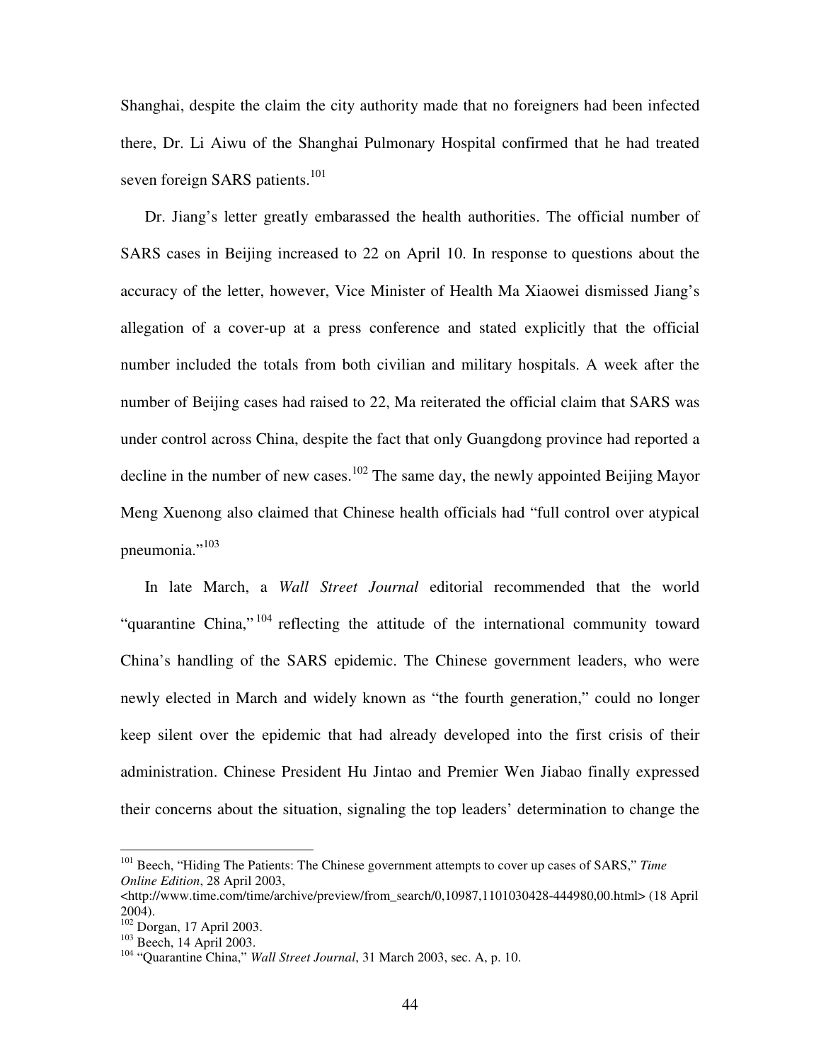Shanghai, despite the claim the city authority made that no foreigners had been infected there, Dr. Li Aiwu of the Shanghai Pulmonary Hospital confirmed that he had treated seven foreign SARS patients.[101]

Dr. Jiang's letter greatly embarassed the health authorities. The official number of SARS cases in Beijing increased to 22 on April 10. In response to questions about the accuracy of the letter, however, Vice Minister of Health Ma Xiaowei dismissed Jiang's allegation of a cover-up at a press conference and stated explicitly that the official number included the totals from both civilian and military hospitals. A week after the number of Beijing cases had raised to 22, Ma reiterated the official claim that SARS was under control across China, despite the fact that only Guangdong province had reported a decline in the number of new cases.[102] The same day, the newly appointed Beijing Mayor Meng Xuenong also claimed that Chinese health officials had "full control over atypical pneumonia."[103]

In late March, a *Wall Street Journal* editorial recommended that the world "quarantine China,"[104] reflecting the attitude of the international community toward China's handling of the SARS epidemic. The Chinese government leaders, who were newly elected in March and widely known as "the fourth generation," could no longer keep silent over the epidemic that had already developed into the first crisis of their administration. Chinese President Hu Jintao and Premier Wen Jiabao finally expressed their concerns about the situation, signaling the top leaders' determination to change the

---

[101] Beech, "Hiding The Patients: The Chinese government attempts to cover up cases of SARS," *Time Online Edition*, 28 April 2003, <http://www.time.com/time/archive/preview/from_search/0,10987,1101030428-444980,00.html> (18 April 2004).

[102] Dorgan, 17 April 2003.

[103] Beech, 14 April 2003.

[104] "Quarantine China," *Wall Street Journal*, 31 March 2003, sec. A, p. 10.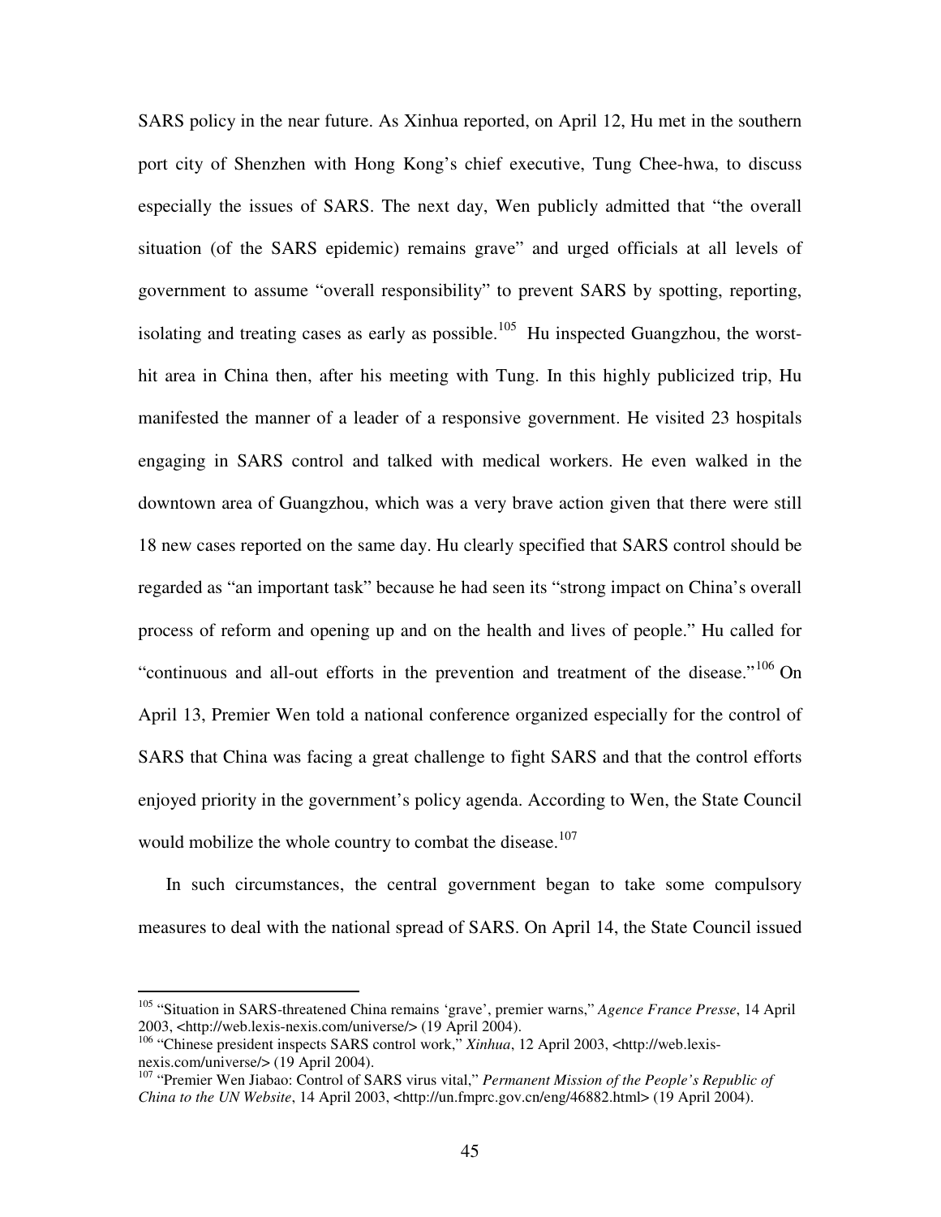SARS policy in the near future. As Xinhua reported, on April 12, Hu met in the southern port city of Shenzhen with Hong Kong's chief executive, Tung Chee-hwa, to discuss especially the issues of SARS. The next day, Wen publicly admitted that "the overall situation (of the SARS epidemic) remains grave" and urged officials at all levels of government to assume "overall responsibility" to prevent SARS by spotting, reporting, isolating and treating cases as early as possible.[105] Hu inspected Guangzhou, the worst-hit area in China then, after his meeting with Tung. In this highly publicized trip, Hu manifested the manner of a leader of a responsive government. He visited 23 hospitals engaging in SARS control and talked with medical workers. He even walked in the downtown area of Guangzhou, which was a very brave action given that there were still 18 new cases reported on the same day. Hu clearly specified that SARS control should be regarded as "an important task" because he had seen its "strong impact on China's overall process of reform and opening up and on the health and lives of people." Hu called for "continuous and all-out efforts in the prevention and treatment of the disease."[106] On April 13, Premier Wen told a national conference organized especially for the control of SARS that China was facing a great challenge to fight SARS and that the control efforts enjoyed priority in the government's policy agenda. According to Wen, the State Council would mobilize the whole country to combat the disease.[107]

In such circumstances, the central government began to take some compulsory measures to deal with the national spread of SARS. On April 14, the State Council issued

---

[105] "Situation in SARS-threatened China remains 'grave', premier warns," *Agence France Presse*, 14 April 2003, <http://web.lexis-nexis.com/universe/> (19 April 2004).

[106] "Chinese president inspects SARS control work," *Xinhua*, 12 April 2003, <http://web.lexis-nexis.com/universe/> (19 April 2004).

[107] "Premier Wen Jiabao: Control of SARS virus vital," *Permanent Mission of the People's Republic of China to the UN Website*, 14 April 2003, <http://un.fmprc.gov.cn/eng/46882.html> (19 April 2004).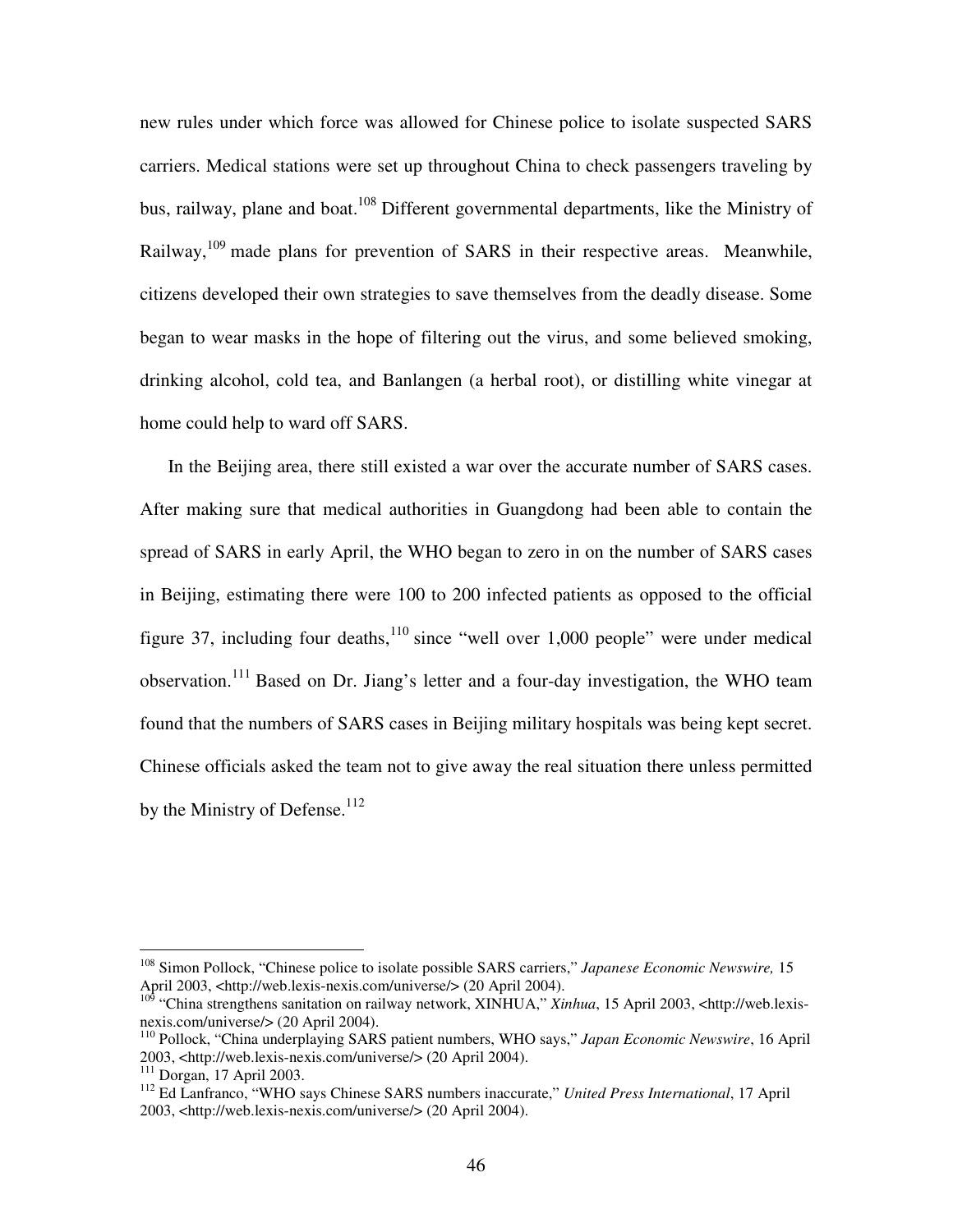new rules under which force was allowed for Chinese police to isolate suspected SARS carriers. Medical stations were set up throughout China to check passengers traveling by bus, railway, plane and boat.[108] Different governmental departments, like the Ministry of Railway,[109] made plans for prevention of SARS in their respective areas. Meanwhile, citizens developed their own strategies to save themselves from the deadly disease. Some began to wear masks in the hope of filtering out the virus, and some believed smoking, drinking alcohol, cold tea, and Banlangen (a herbal root), or distilling white vinegar at home could help to ward off SARS.

In the Beijing area, there still existed a war over the accurate number of SARS cases. After making sure that medical authorities in Guangdong had been able to contain the spread of SARS in early April, the WHO began to zero in on the number of SARS cases in Beijing, estimating there were 100 to 200 infected patients as opposed to the official figure 37, including four deaths,[110] since "well over 1,000 people" were under medical observation.[111] Based on Dr. Jiang's letter and a four-day investigation, the WHO team found that the numbers of SARS cases in Beijing military hospitals was being kept secret. Chinese officials asked the team not to give away the real situation there unless permitted by the Ministry of Defense.[112]

---

[108] Simon Pollock, "Chinese police to isolate possible SARS carriers," *Japanese Economic Newswire,* 15 April 2003, <http://web.lexis-nexis.com/universe/> (20 April 2004).

[109] "China strengthens sanitation on railway network, XINHUA," *Xinhua*, 15 April 2003, <http://web.lexis-nexis.com/universe/> (20 April 2004).

[110] Pollock, "China underplaying SARS patient numbers, WHO says," *Japan Economic Newswire*, 16 April 2003, <http://web.lexis-nexis.com/universe/> (20 April 2004).

[111] Dorgan, 17 April 2003.

[112] Ed Lanfranco, "WHO says Chinese SARS numbers inaccurate," *United Press International*, 17 April 2003, <http://web.lexis-nexis.com/universe/> (20 April 2004).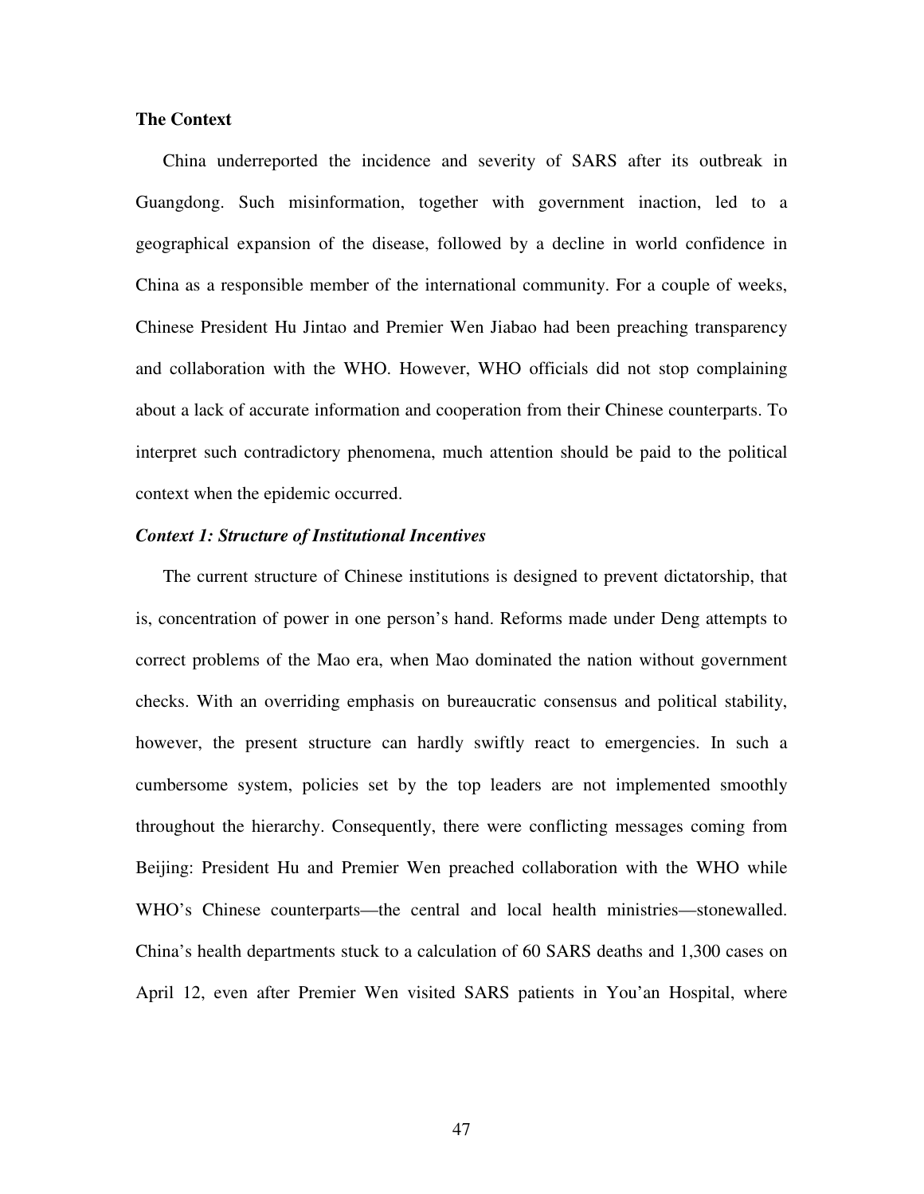**The Context**

China underreported the incidence and severity of SARS after its outbreak in Guangdong. Such misinformation, together with government inaction, led to a geographical expansion of the disease, followed by a decline in world confidence in China as a responsible member of the international community. For a couple of weeks, Chinese President Hu Jintao and Premier Wen Jiabao had been preaching transparency and collaboration with the WHO. However, WHO officials did not stop complaining about a lack of accurate information and cooperation from their Chinese counterparts. To interpret such contradictory phenomena, much attention should be paid to the political context when the epidemic occurred.

***Context 1: Structure of Institutional Incentives***

The current structure of Chinese institutions is designed to prevent dictatorship, that is, concentration of power in one person's hand. Reforms made under Deng attempts to correct problems of the Mao era, when Mao dominated the nation without government checks. With an overriding emphasis on bureaucratic consensus and political stability, however, the present structure can hardly swiftly react to emergencies. In such a cumbersome system, policies set by the top leaders are not implemented smoothly throughout the hierarchy. Consequently, there were conflicting messages coming from Beijing: President Hu and Premier Wen preached collaboration with the WHO while WHO's Chinese counterparts—the central and local health ministries—stonewalled. China's health departments stuck to a calculation of 60 SARS deaths and 1,300 cases on April 12, even after Premier Wen visited SARS patients in You'an Hospital, where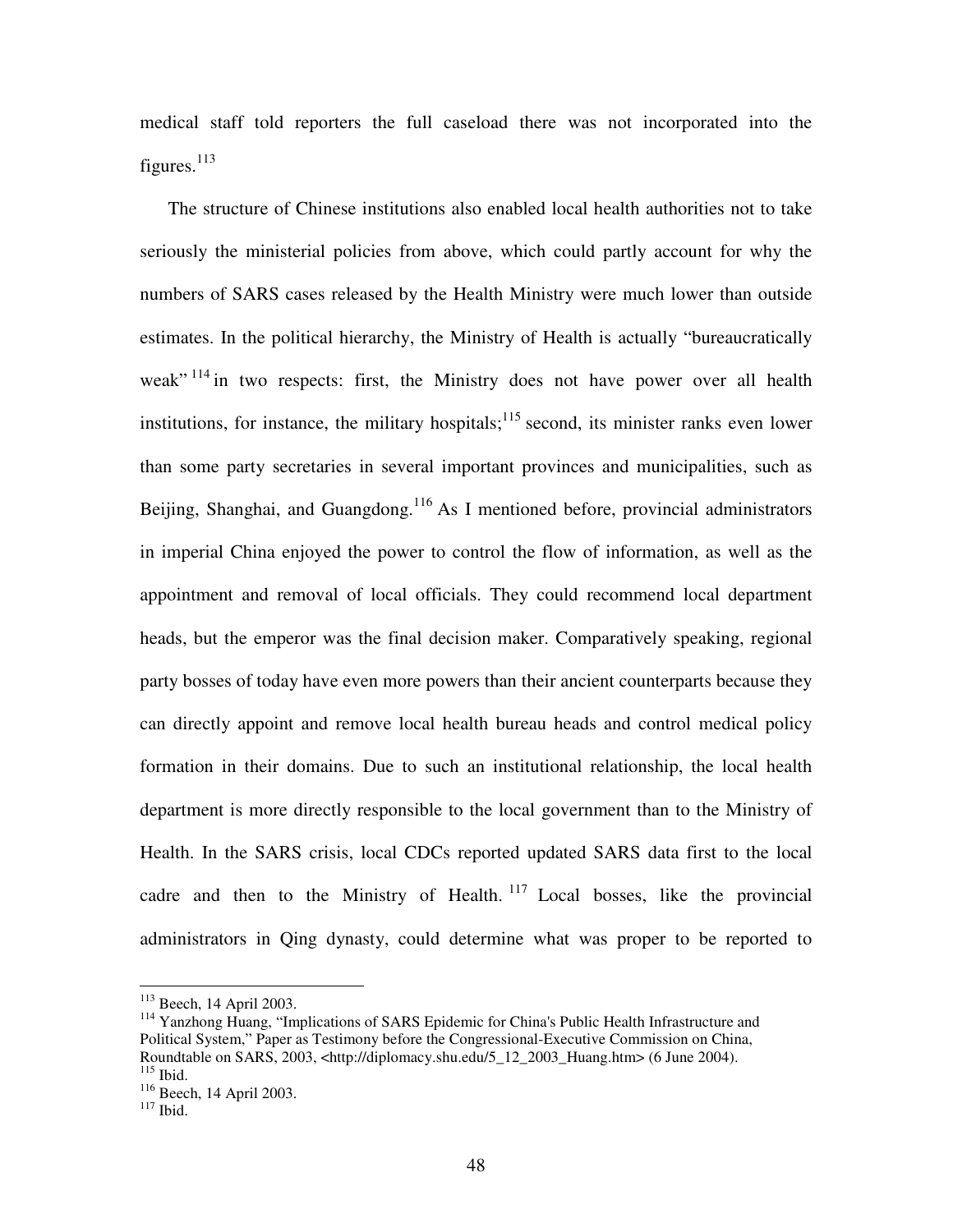medical staff told reporters the full caseload there was not incorporated into the figures.[113]

The structure of Chinese institutions also enabled local health authorities not to take seriously the ministerial policies from above, which could partly account for why the numbers of SARS cases released by the Health Ministry were much lower than outside estimates. In the political hierarchy, the Ministry of Health is actually "bureaucratically weak"[114] in two respects: first, the Ministry does not have power over all health institutions, for instance, the military hospitals;[115] second, its minister ranks even lower than some party secretaries in several important provinces and municipalities, such as Beijing, Shanghai, and Guangdong.[116] As I mentioned before, provincial administrators in imperial China enjoyed the power to control the flow of information, as well as the appointment and removal of local officials. They could recommend local department heads, but the emperor was the final decision maker. Comparatively speaking, regional party bosses of today have even more powers than their ancient counterparts because they can directly appoint and remove local health bureau heads and control medical policy formation in their domains. Due to such an institutional relationship, the local health department is more directly responsible to the local government than to the Ministry of Health. In the SARS crisis, local CDCs reported updated SARS data first to the local cadre and then to the Ministry of Health.[117] Local bosses, like the provincial administrators in Qing dynasty, could determine what was proper to be reported to

---

[113] Beech, 14 April 2003.

[114] Yanzhong Huang, "Implications of SARS Epidemic for China's Public Health Infrastructure and Political System," Paper as Testimony before the Congressional-Executive Commission on China, Roundtable on SARS, 2003, <http://diplomacy.shu.edu/5_12_2003_Huang.htm> (6 June 2004).

[115] Ibid.

[116] Beech, 14 April 2003.

[117] Ibid.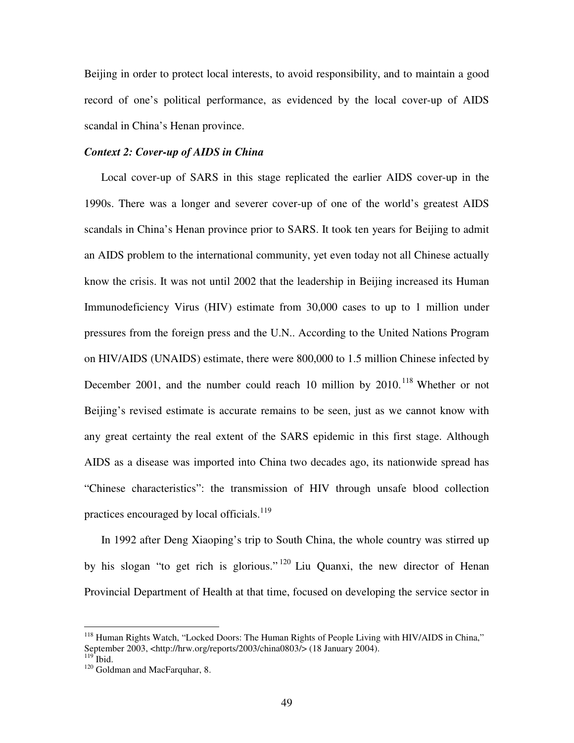Beijing in order to protect local interests, to avoid responsibility, and to maintain a good record of one's political performance, as evidenced by the local cover-up of AIDS scandal in China's Henan province.

***Context 2: Cover-up of AIDS in China***

Local cover-up of SARS in this stage replicated the earlier AIDS cover-up in the 1990s. There was a longer and severer cover-up of one of the world's greatest AIDS scandals in China's Henan province prior to SARS. It took ten years for Beijing to admit an AIDS problem to the international community, yet even today not all Chinese actually know the crisis. It was not until 2002 that the leadership in Beijing increased its Human Immunodeficiency Virus (HIV) estimate from 30,000 cases to up to 1 million under pressures from the foreign press and the U.N.. According to the United Nations Program on HIV/AIDS (UNAIDS) estimate, there were 800,000 to 1.5 million Chinese infected by December 2001, and the number could reach 10 million by 2010.[118] Whether or not Beijing's revised estimate is accurate remains to be seen, just as we cannot know with any great certainty the real extent of the SARS epidemic in this first stage. Although AIDS as a disease was imported into China two decades ago, its nationwide spread has "Chinese characteristics": the transmission of HIV through unsafe blood collection practices encouraged by local officials.[119]

In 1992 after Deng Xiaoping's trip to South China, the whole country was stirred up by his slogan "to get rich is glorious."[120] Liu Quanxi, the new director of Henan Provincial Department of Health at that time, focused on developing the service sector in

---

[118] Human Rights Watch, "Locked Doors: The Human Rights of People Living with HIV/AIDS in China," September 2003, <http://hrw.org/reports/2003/china0803/> (18 January 2004).

[119] Ibid.

[120] Goldman and MacFarquhar, 8.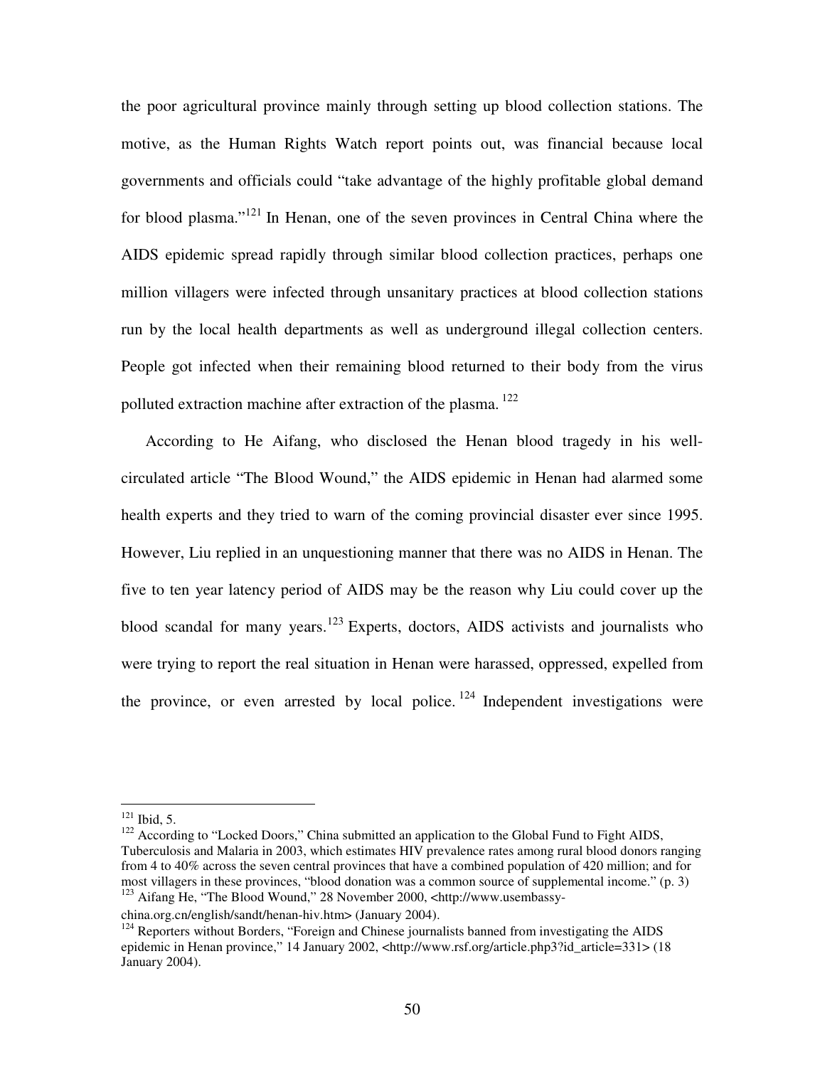the poor agricultural province mainly through setting up blood collection stations. The motive, as the Human Rights Watch report points out, was financial because local governments and officials could "take advantage of the highly profitable global demand for blood plasma."[121] In Henan, one of the seven provinces in Central China where the AIDS epidemic spread rapidly through similar blood collection practices, perhaps one million villagers were infected through unsanitary practices at blood collection stations run by the local health departments as well as underground illegal collection centers. People got infected when their remaining blood returned to their body from the virus polluted extraction machine after extraction of the plasma.[122]

According to He Aifang, who disclosed the Henan blood tragedy in his well-circulated article "The Blood Wound," the AIDS epidemic in Henan had alarmed some health experts and they tried to warn of the coming provincial disaster ever since 1995. However, Liu replied in an unquestioning manner that there was no AIDS in Henan. The five to ten year latency period of AIDS may be the reason why Liu could cover up the blood scandal for many years.[123] Experts, doctors, AIDS activists and journalists who were trying to report the real situation in Henan were harassed, oppressed, expelled from the province, or even arrested by local police.[124] Independent investigations were

---

[121] Ibid, 5.

[122] According to "Locked Doors," China submitted an application to the Global Fund to Fight AIDS, Tuberculosis and Malaria in 2003, which estimates HIV prevalence rates among rural blood donors ranging from 4 to 40% across the seven central provinces that have a combined population of 420 million; and for most villagers in these provinces, "blood donation was a common source of supplemental income." (p. 3)

[123] Aifang He, "The Blood Wound," 28 November 2000, <http://www.usembassy-china.org.cn/english/sandt/henan-hiv.htm> (January 2004).

[124] Reporters without Borders, "Foreign and Chinese journalists banned from investigating the AIDS epidemic in Henan province," 14 January 2002, <http://www.rsf.org/article.php3?id_article=331> (18 January 2004).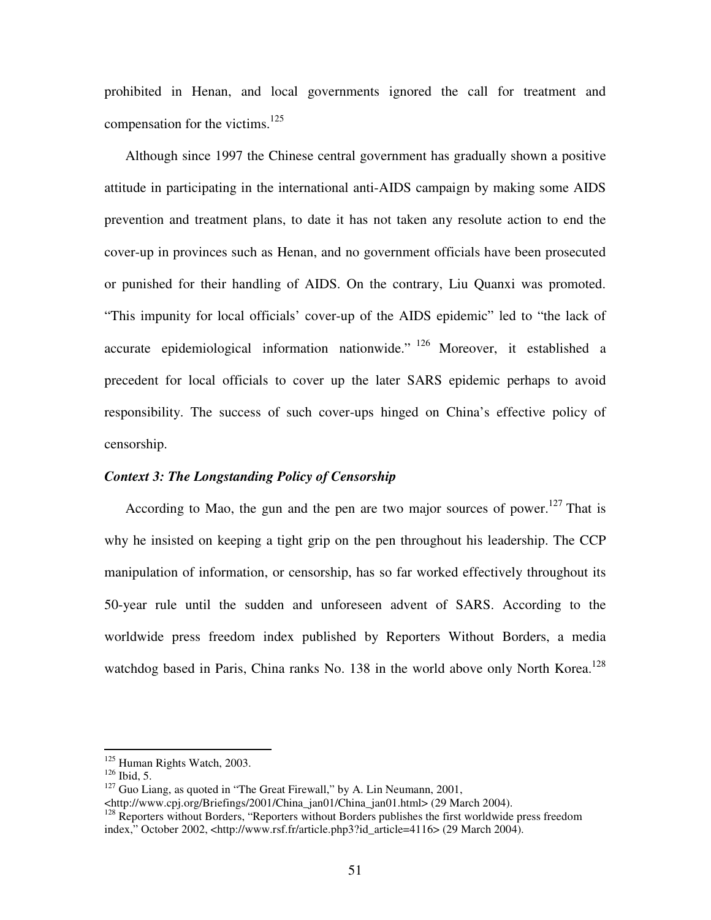prohibited in Henan, and local governments ignored the call for treatment and compensation for the victims.[125]

Although since 1997 the Chinese central government has gradually shown a positive attitude in participating in the international anti-AIDS campaign by making some AIDS prevention and treatment plans, to date it has not taken any resolute action to end the cover-up in provinces such as Henan, and no government officials have been prosecuted or punished for their handling of AIDS. On the contrary, Liu Quanxi was promoted. "This impunity for local officials' cover-up of the AIDS epidemic" led to "the lack of accurate epidemiological information nationwide." [126] Moreover, it established a precedent for local officials to cover up the later SARS epidemic perhaps to avoid responsibility. The success of such cover-ups hinged on China's effective policy of censorship.

***Context 3: The Longstanding Policy of Censorship***

According to Mao, the gun and the pen are two major sources of power.[127] That is why he insisted on keeping a tight grip on the pen throughout his leadership. The CCP manipulation of information, or censorship, has so far worked effectively throughout its 50-year rule until the sudden and unforeseen advent of SARS. According to the worldwide press freedom index published by Reporters Without Borders, a media watchdog based in Paris, China ranks No. 138 in the world above only North Korea.[128]

---

[125] Human Rights Watch, 2003.
[126] Ibid, 5.
[127] Guo Liang, as quoted in "The Great Firewall," by A. Lin Neumann, 2001, <http://www.cpj.org/Briefings/2001/China_jan01/China_jan01.html> (29 March 2004).
[128] Reporters without Borders, "Reporters without Borders publishes the first worldwide press freedom index," October 2002, <http://www.rsf.fr/article.php3?id_article=4116> (29 March 2004).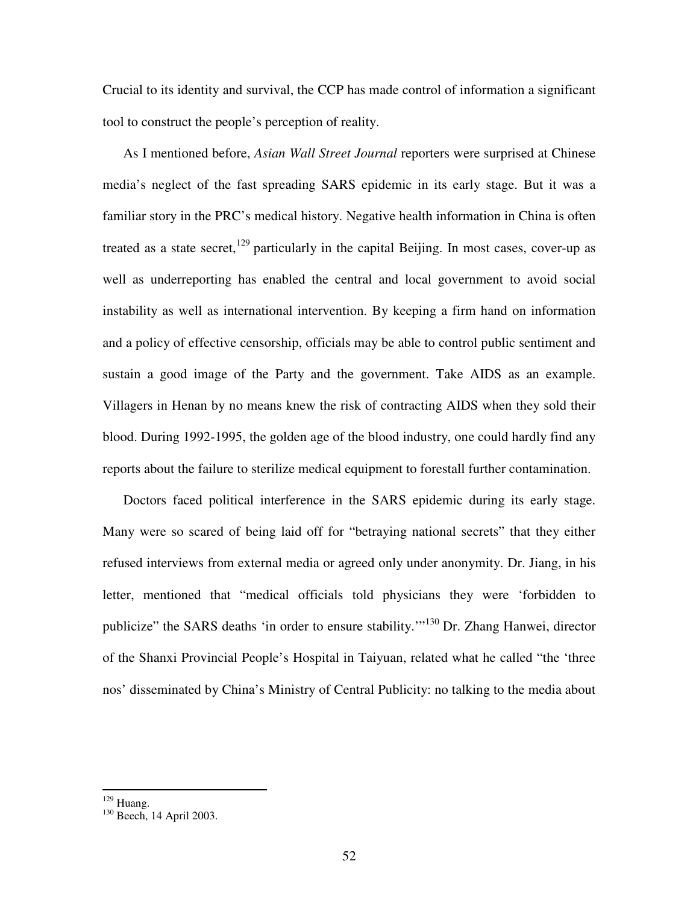Crucial to its identity and survival, the CCP has made control of information a significant tool to construct the people's perception of reality.

As I mentioned before, *Asian Wall Street Journal* reporters were surprised at Chinese media's neglect of the fast spreading SARS epidemic in its early stage. But it was a familiar story in the PRC's medical history. Negative health information in China is often treated as a state secret,[129] particularly in the capital Beijing. In most cases, cover-up as well as underreporting has enabled the central and local government to avoid social instability as well as international intervention. By keeping a firm hand on information and a policy of effective censorship, officials may be able to control public sentiment and sustain a good image of the Party and the government. Take AIDS as an example. Villagers in Henan by no means knew the risk of contracting AIDS when they sold their blood. During 1992-1995, the golden age of the blood industry, one could hardly find any reports about the failure to sterilize medical equipment to forestall further contamination.

Doctors faced political interference in the SARS epidemic during its early stage. Many were so scared of being laid off for "betraying national secrets" that they either refused interviews from external media or agreed only under anonymity. Dr. Jiang, in his letter, mentioned that "medical officials told physicians they were 'forbidden to publicize" the SARS deaths 'in order to ensure stability.'"[130] Dr. Zhang Hanwei, director of the Shanxi Provincial People's Hospital in Taiyuan, related what he called "the 'three nos' disseminated by China's Ministry of Central Publicity: no talking to the media about

---

[129] Huang.

[130] Beech, 14 April 2003.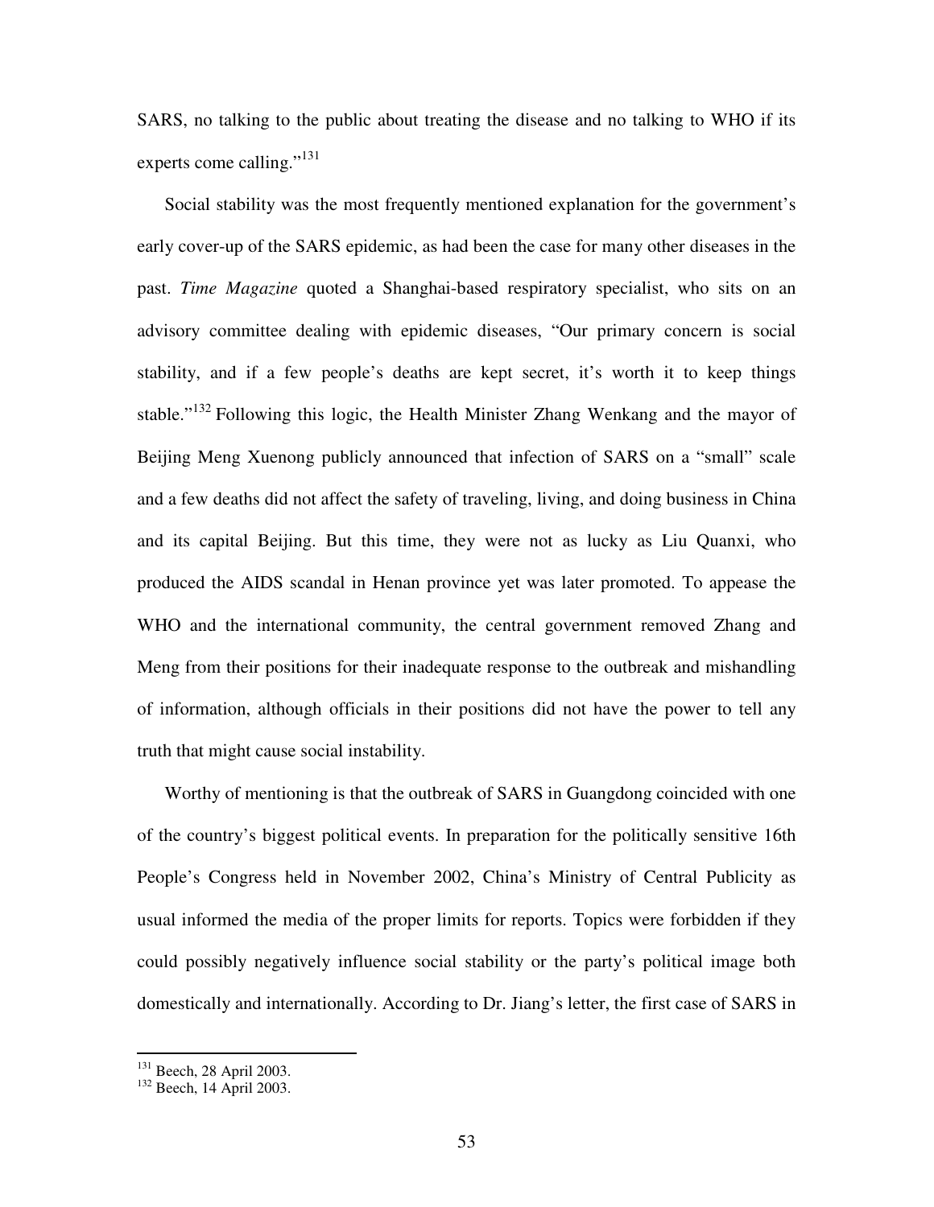SARS, no talking to the public about treating the disease and no talking to WHO if its experts come calling."[131]

Social stability was the most frequently mentioned explanation for the government's early cover-up of the SARS epidemic, as had been the case for many other diseases in the past. *Time Magazine* quoted a Shanghai-based respiratory specialist, who sits on an advisory committee dealing with epidemic diseases, "Our primary concern is social stability, and if a few people's deaths are kept secret, it's worth it to keep things stable."[132] Following this logic, the Health Minister Zhang Wenkang and the mayor of Beijing Meng Xuenong publicly announced that infection of SARS on a "small" scale and a few deaths did not affect the safety of traveling, living, and doing business in China and its capital Beijing. But this time, they were not as lucky as Liu Quanxi, who produced the AIDS scandal in Henan province yet was later promoted. To appease the WHO and the international community, the central government removed Zhang and Meng from their positions for their inadequate response to the outbreak and mishandling of information, although officials in their positions did not have the power to tell any truth that might cause social instability.

Worthy of mentioning is that the outbreak of SARS in Guangdong coincided with one of the country's biggest political events. In preparation for the politically sensitive 16th People's Congress held in November 2002, China's Ministry of Central Publicity as usual informed the media of the proper limits for reports. Topics were forbidden if they could possibly negatively influence social stability or the party's political image both domestically and internationally. According to Dr. Jiang's letter, the first case of SARS in

---

[131] Beech, 28 April 2003.

[132] Beech, 14 April 2003.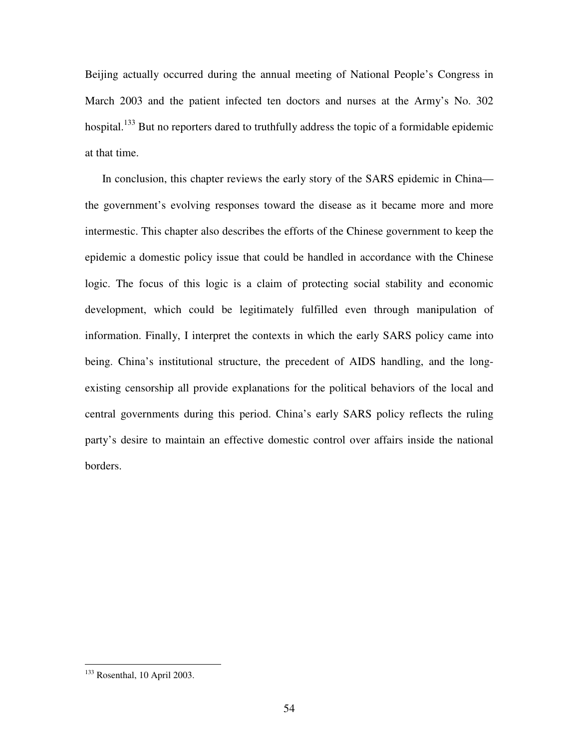Beijing actually occurred during the annual meeting of National People's Congress in March 2003 and the patient infected ten doctors and nurses at the Army's No. 302 hospital.[133] But no reporters dared to truthfully address the topic of a formidable epidemic at that time.

In conclusion, this chapter reviews the early story of the SARS epidemic in China—the government's evolving responses toward the disease as it became more and more intermestic. This chapter also describes the efforts of the Chinese government to keep the epidemic a domestic policy issue that could be handled in accordance with the Chinese logic. The focus of this logic is a claim of protecting social stability and economic development, which could be legitimately fulfilled even through manipulation of information. Finally, I interpret the contexts in which the early SARS policy came into being. China's institutional structure, the precedent of AIDS handling, and the long-existing censorship all provide explanations for the political behaviors of the local and central governments during this period. China's early SARS policy reflects the ruling party's desire to maintain an effective domestic control over affairs inside the national borders.

---

[133] Rosenthal, 10 April 2003.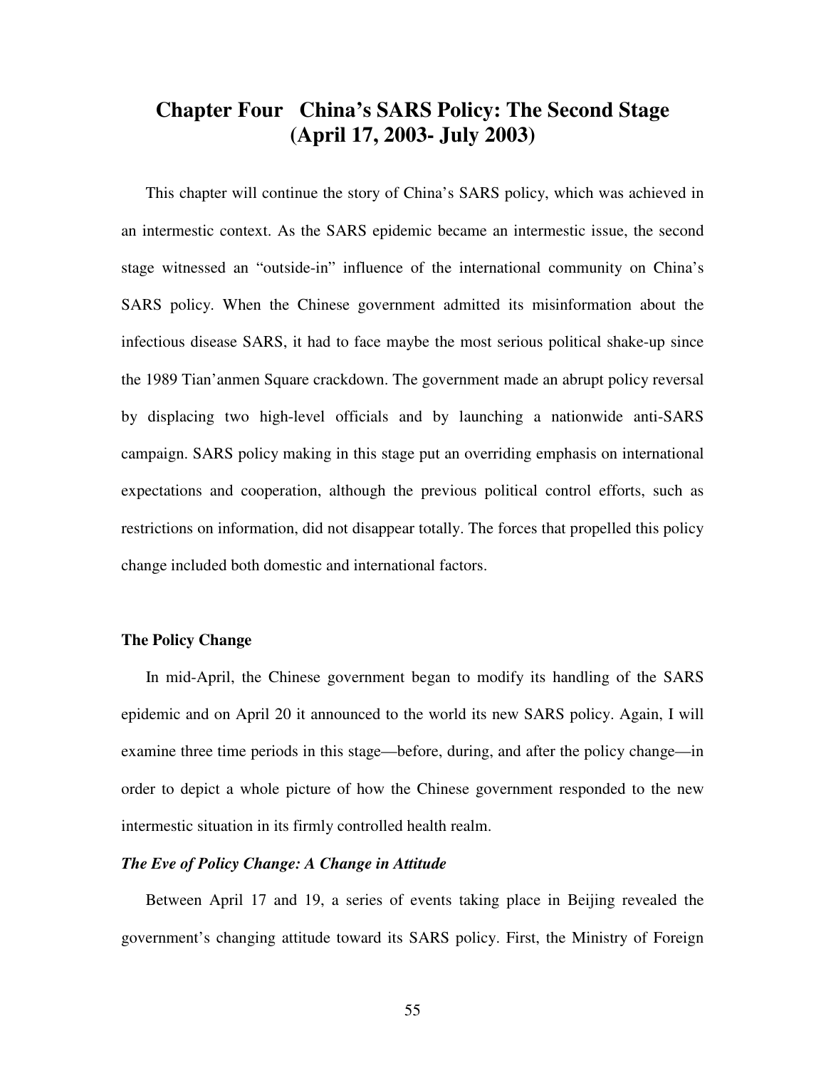# Chapter Four China's SARS Policy: The Second Stage (April 17, 2003- July 2003)

This chapter will continue the story of China's SARS policy, which was achieved in an intermestic context. As the SARS epidemic became an intermestic issue, the second stage witnessed an "outside-in" influence of the international community on China's SARS policy. When the Chinese government admitted its misinformation about the infectious disease SARS, it had to face maybe the most serious political shake-up since the 1989 Tian'anmen Square crackdown. The government made an abrupt policy reversal by displacing two high-level officials and by launching a nationwide anti-SARS campaign. SARS policy making in this stage put an overriding emphasis on international expectations and cooperation, although the previous political control efforts, such as restrictions on information, did not disappear totally. The forces that propelled this policy change included both domestic and international factors.

## The Policy Change

In mid-April, the Chinese government began to modify its handling of the SARS epidemic and on April 20 it announced to the world its new SARS policy. Again, I will examine three time periods in this stage—before, during, and after the policy change—in order to depict a whole picture of how the Chinese government responded to the new intermestic situation in its firmly controlled health realm.

### *The Eve of Policy Change: A Change in Attitude*

Between April 17 and 19, a series of events taking place in Beijing revealed the government's changing attitude toward its SARS policy. First, the Ministry of Foreign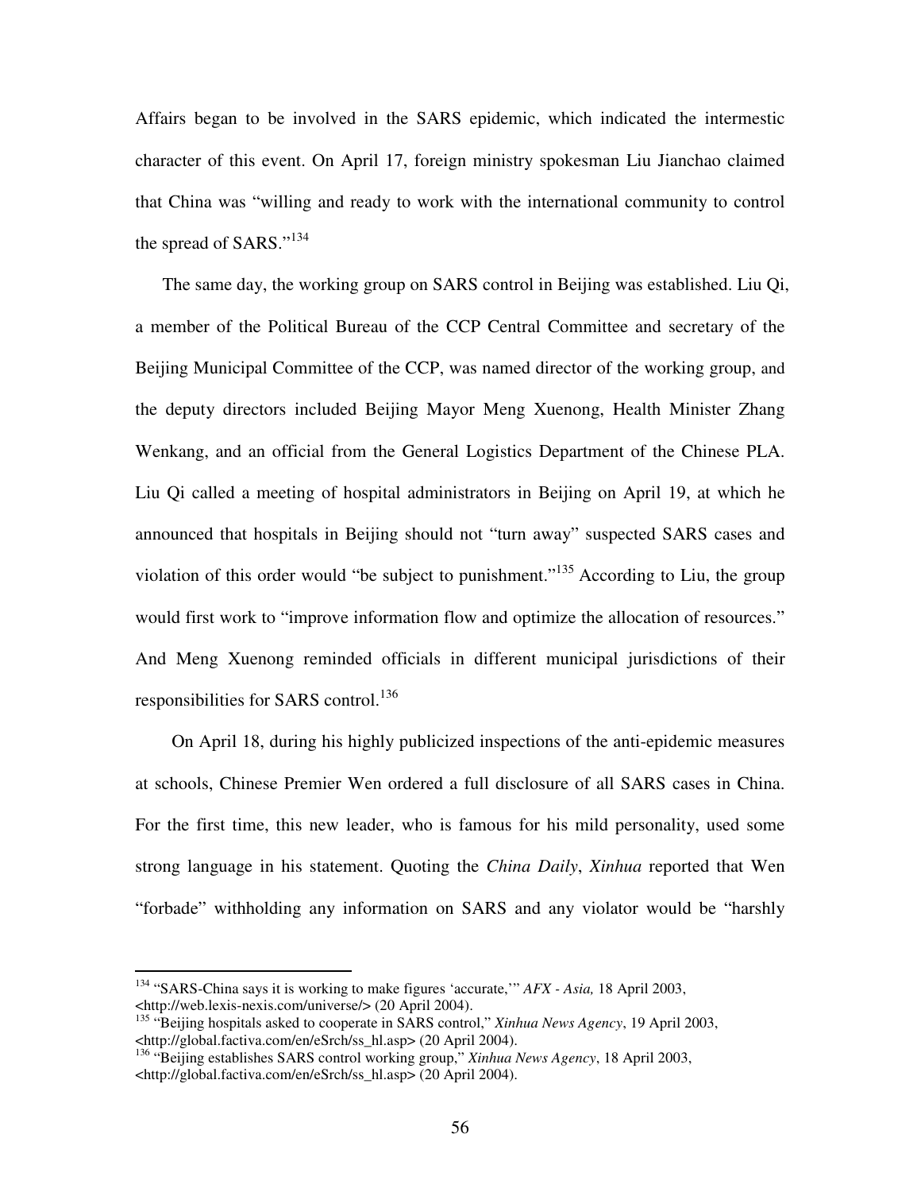Affairs began to be involved in the SARS epidemic, which indicated the intermestic character of this event. On April 17, foreign ministry spokesman Liu Jianchao claimed that China was "willing and ready to work with the international community to control the spread of SARS."[134]

The same day, the working group on SARS control in Beijing was established. Liu Qi, a member of the Political Bureau of the CCP Central Committee and secretary of the Beijing Municipal Committee of the CCP, was named director of the working group, and the deputy directors included Beijing Mayor Meng Xuenong, Health Minister Zhang Wenkang, and an official from the General Logistics Department of the Chinese PLA. Liu Qi called a meeting of hospital administrators in Beijing on April 19, at which he announced that hospitals in Beijing should not "turn away" suspected SARS cases and violation of this order would "be subject to punishment."[135] According to Liu, the group would first work to "improve information flow and optimize the allocation of resources." And Meng Xuenong reminded officials in different municipal jurisdictions of their responsibilities for SARS control.[136]

On April 18, during his highly publicized inspections of the anti-epidemic measures at schools, Chinese Premier Wen ordered a full disclosure of all SARS cases in China. For the first time, this new leader, who is famous for his mild personality, used some strong language in his statement. Quoting the *China Daily*, *Xinhua* reported that Wen "forbade" withholding any information on SARS and any violator would be "harshly

---

[134] "SARS-China says it is working to make figures 'accurate,'" *AFX - Asia,* 18 April 2003, <http://web.lexis-nexis.com/universe/> (20 April 2004).

[135] "Beijing hospitals asked to cooperate in SARS control," *Xinhua News Agency*, 19 April 2003, <http://global.factiva.com/en/eSrch/ss_hl.asp> (20 April 2004).

[136] "Beijing establishes SARS control working group," *Xinhua News Agency*, 18 April 2003, <http://global.factiva.com/en/eSrch/ss_hl.asp> (20 April 2004).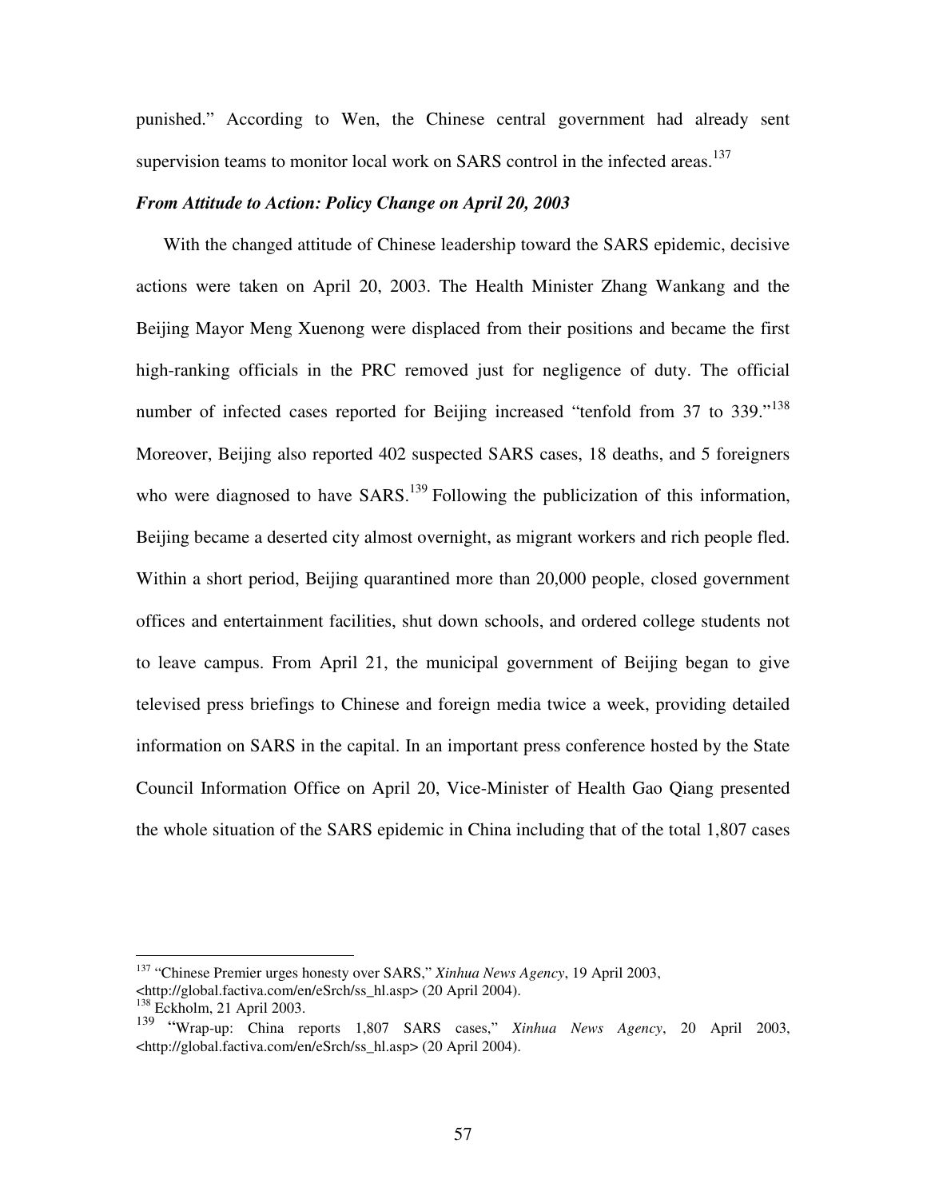punished." According to Wen, the Chinese central government had already sent supervision teams to monitor local work on SARS control in the infected areas.[137]

### *From Attitude to Action: Policy Change on April 20, 2003*

With the changed attitude of Chinese leadership toward the SARS epidemic, decisive actions were taken on April 20, 2003. The Health Minister Zhang Wankang and the Beijing Mayor Meng Xuenong were displaced from their positions and became the first high-ranking officials in the PRC removed just for negligence of duty. The official number of infected cases reported for Beijing increased "tenfold from 37 to 339."[138] Moreover, Beijing also reported 402 suspected SARS cases, 18 deaths, and 5 foreigners who were diagnosed to have SARS.[139] Following the publicization of this information, Beijing became a deserted city almost overnight, as migrant workers and rich people fled. Within a short period, Beijing quarantined more than 20,000 people, closed government offices and entertainment facilities, shut down schools, and ordered college students not to leave campus. From April 21, the municipal government of Beijing began to give televised press briefings to Chinese and foreign media twice a week, providing detailed information on SARS in the capital. In an important press conference hosted by the State Council Information Office on April 20, Vice-Minister of Health Gao Qiang presented the whole situation of the SARS epidemic in China including that of the total 1,807 cases

---

[137] "Chinese Premier urges honesty over SARS," *Xinhua News Agency*, 19 April 2003, <http://global.factiva.com/en/eSrch/ss_hl.asp> (20 April 2004).

[138] Eckholm, 21 April 2003.

[139] "Wrap-up: China reports 1,807 SARS cases," *Xinhua News Agency*, 20 April 2003, <http://global.factiva.com/en/eSrch/ss_hl.asp> (20 April 2004).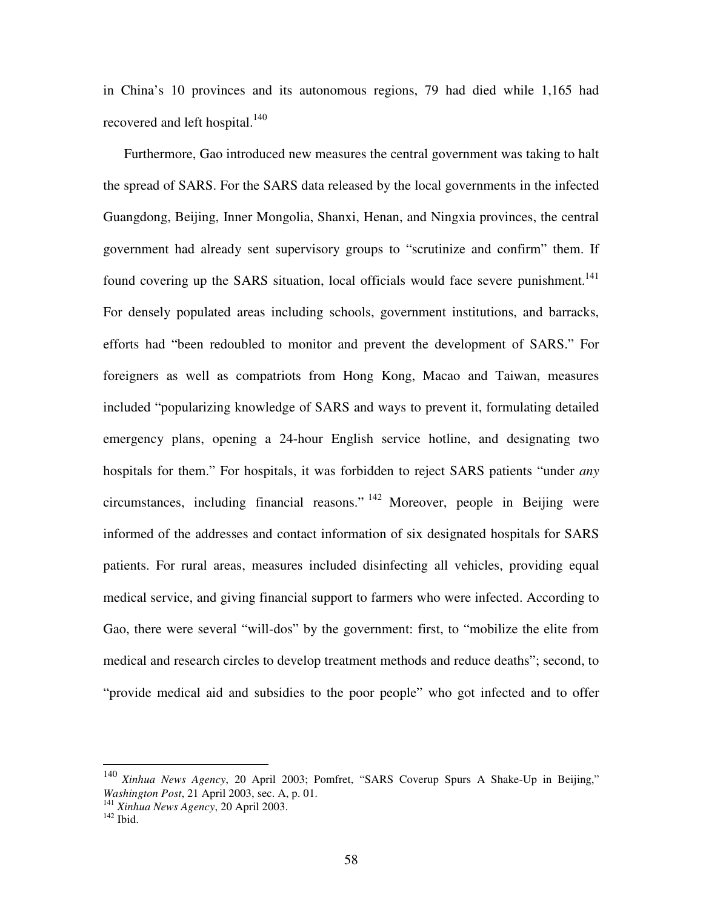in China's 10 provinces and its autonomous regions, 79 had died while 1,165 had recovered and left hospital.[140]

Furthermore, Gao introduced new measures the central government was taking to halt the spread of SARS. For the SARS data released by the local governments in the infected Guangdong, Beijing, Inner Mongolia, Shanxi, Henan, and Ningxia provinces, the central government had already sent supervisory groups to "scrutinize and confirm" them. If found covering up the SARS situation, local officials would face severe punishment.[141] For densely populated areas including schools, government institutions, and barracks, efforts had "been redoubled to monitor and prevent the development of SARS." For foreigners as well as compatriots from Hong Kong, Macao and Taiwan, measures included "popularizing knowledge of SARS and ways to prevent it, formulating detailed emergency plans, opening a 24-hour English service hotline, and designating two hospitals for them." For hospitals, it was forbidden to reject SARS patients "under *any* circumstances, including financial reasons."[142] Moreover, people in Beijing were informed of the addresses and contact information of six designated hospitals for SARS patients. For rural areas, measures included disinfecting all vehicles, providing equal medical service, and giving financial support to farmers who were infected. According to Gao, there were several "will-dos" by the government: first, to "mobilize the elite from medical and research circles to develop treatment methods and reduce deaths"; second, to "provide medical aid and subsidies to the poor people" who got infected and to offer

---

[140] *Xinhua News Agency*, 20 April 2003; Pomfret, "SARS Coverup Spurs A Shake-Up in Beijing," *Washington Post*, 21 April 2003, sec. A, p. 01.

[141] *Xinhua News Agency*, 20 April 2003.

[142] Ibid.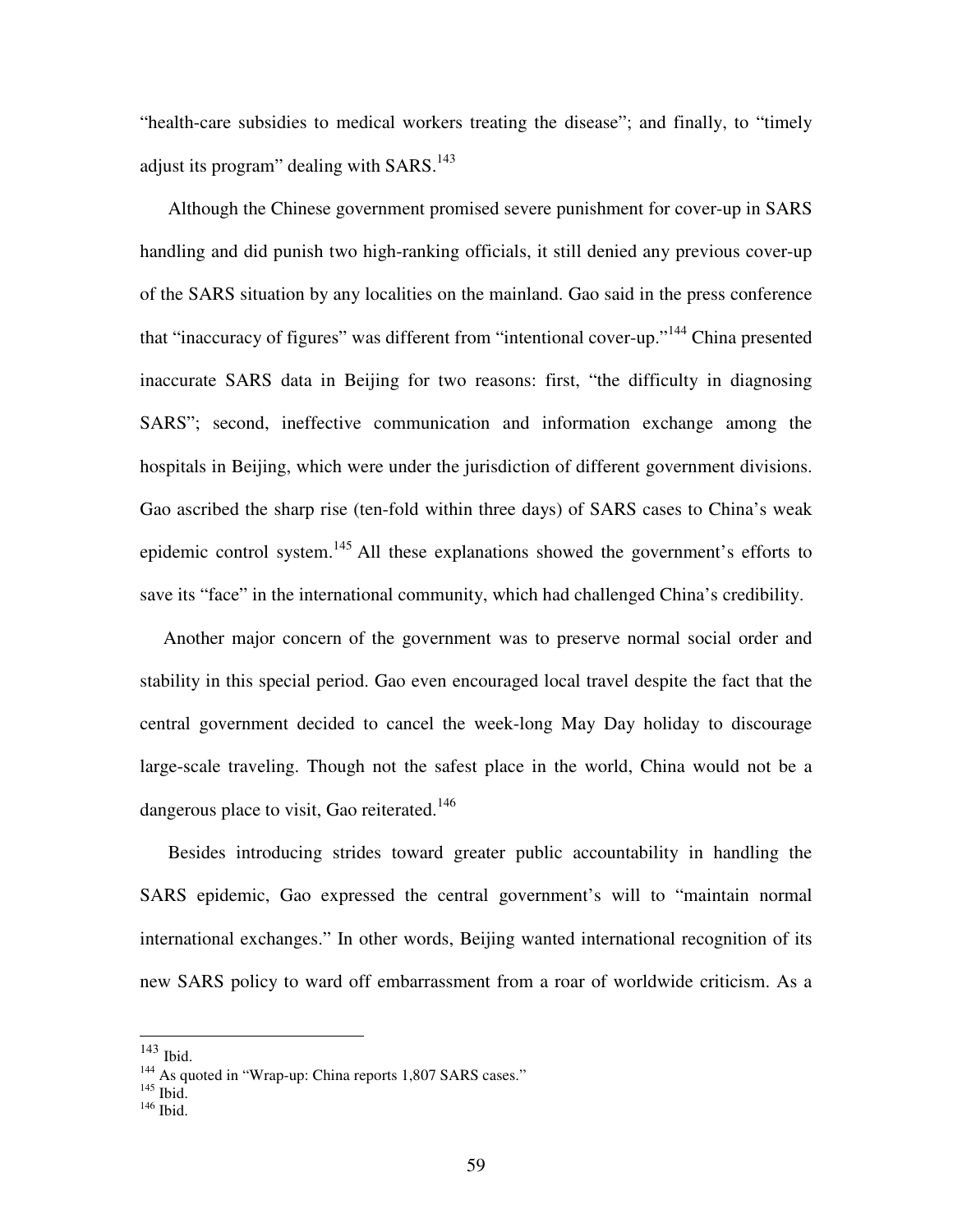"health-care subsidies to medical workers treating the disease"; and finally, to "timely adjust its program" dealing with SARS.[143]

Although the Chinese government promised severe punishment for cover-up in SARS handling and did punish two high-ranking officials, it still denied any previous cover-up of the SARS situation by any localities on the mainland. Gao said in the press conference that "inaccuracy of figures" was different from "intentional cover-up."[144] China presented inaccurate SARS data in Beijing for two reasons: first, "the difficulty in diagnosing SARS"; second, ineffective communication and information exchange among the hospitals in Beijing, which were under the jurisdiction of different government divisions. Gao ascribed the sharp rise (ten-fold within three days) of SARS cases to China's weak epidemic control system.[145] All these explanations showed the government's efforts to save its "face" in the international community, which had challenged China's credibility.

Another major concern of the government was to preserve normal social order and stability in this special period. Gao even encouraged local travel despite the fact that the central government decided to cancel the week-long May Day holiday to discourage large-scale traveling. Though not the safest place in the world, China would not be a dangerous place to visit, Gao reiterated.[146]

Besides introducing strides toward greater public accountability in handling the SARS epidemic, Gao expressed the central government's will to "maintain normal international exchanges." In other words, Beijing wanted international recognition of its new SARS policy to ward off embarrassment from a roar of worldwide criticism. As a

---

[143] Ibid.

[144] As quoted in "Wrap-up: China reports 1,807 SARS cases."

[145] Ibid.

[146] Ibid.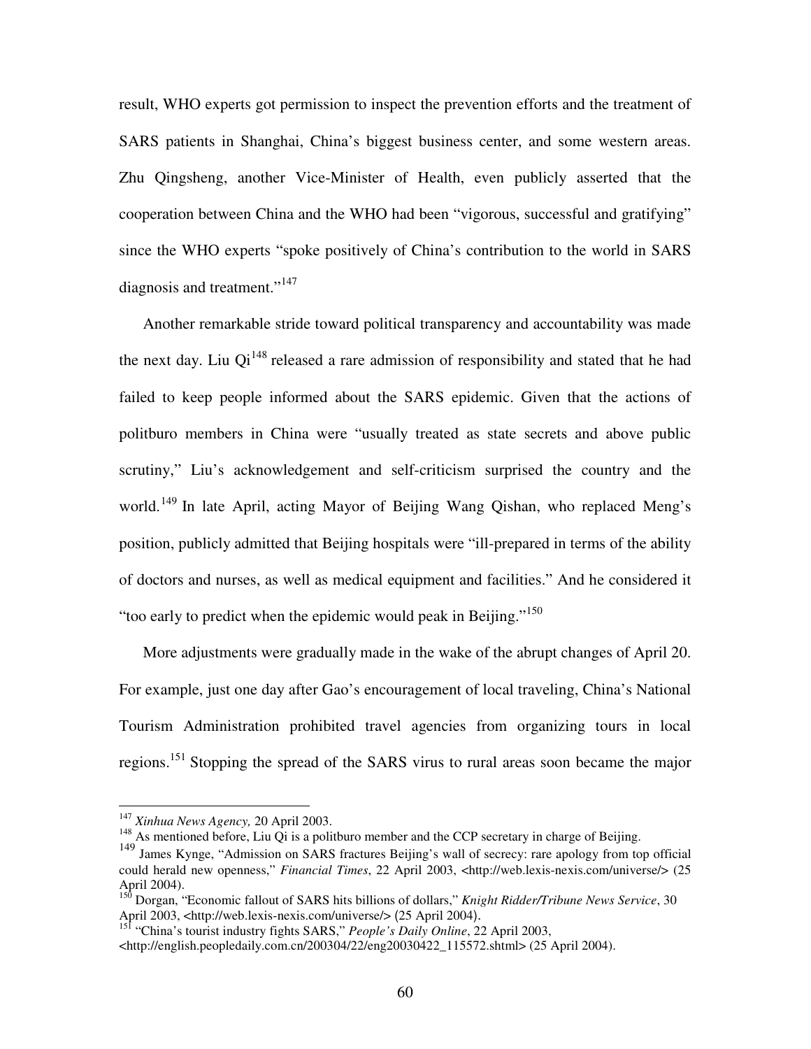result, WHO experts got permission to inspect the prevention efforts and the treatment of SARS patients in Shanghai, China's biggest business center, and some western areas. Zhu Qingsheng, another Vice-Minister of Health, even publicly asserted that the cooperation between China and the WHO had been "vigorous, successful and gratifying" since the WHO experts "spoke positively of China's contribution to the world in SARS diagnosis and treatment."[147]

Another remarkable stride toward political transparency and accountability was made the next day. Liu Qi[148] released a rare admission of responsibility and stated that he had failed to keep people informed about the SARS epidemic. Given that the actions of politburo members in China were "usually treated as state secrets and above public scrutiny," Liu's acknowledgement and self-criticism surprised the country and the world.[149] In late April, acting Mayor of Beijing Wang Qishan, who replaced Meng's position, publicly admitted that Beijing hospitals were "ill-prepared in terms of the ability of doctors and nurses, as well as medical equipment and facilities." And he considered it "too early to predict when the epidemic would peak in Beijing."[150]

More adjustments were gradually made in the wake of the abrupt changes of April 20. For example, just one day after Gao's encouragement of local traveling, China's National Tourism Administration prohibited travel agencies from organizing tours in local regions.[151] Stopping the spread of the SARS virus to rural areas soon became the major

---

[147] *Xinhua News Agency,* 20 April 2003.

[148] As mentioned before, Liu Qi is a politburo member and the CCP secretary in charge of Beijing.

[149] James Kynge, "Admission on SARS fractures Beijing's wall of secrecy: rare apology from top official could herald new openness," *Financial Times*, 22 April 2003, <http://web.lexis-nexis.com/universe/> (25 April 2004).

[150] Dorgan, "Economic fallout of SARS hits billions of dollars," *Knight Ridder/Tribune News Service*, 30 April 2003, <http://web.lexis-nexis.com/universe/> (25 April 2004).

[151] "China's tourist industry fights SARS," *People's Daily Online*, 22 April 2003, <http://english.peopledaily.com.cn/200304/22/eng20030422_115572.shtml> (25 April 2004).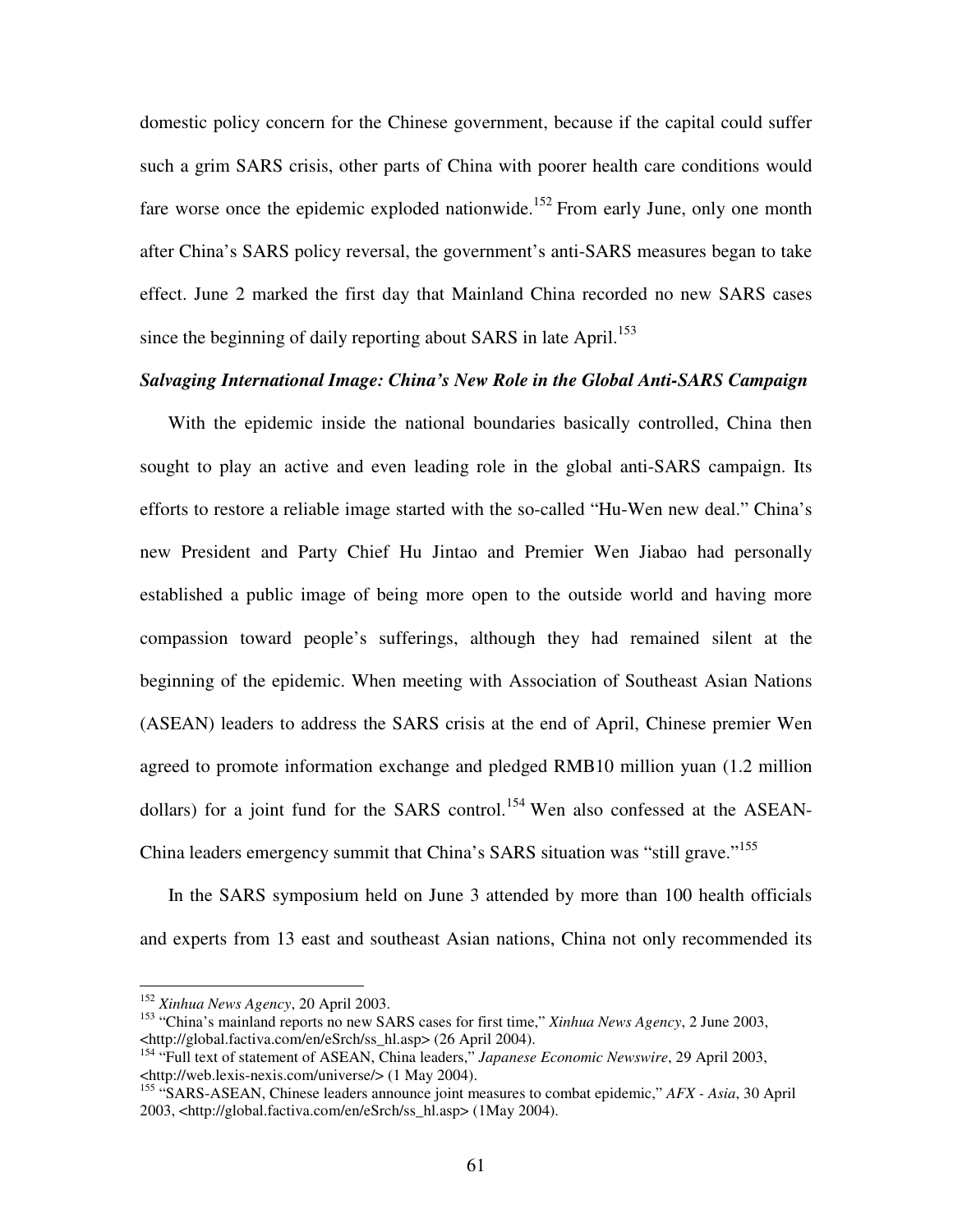domestic policy concern for the Chinese government, because if the capital could suffer such a grim SARS crisis, other parts of China with poorer health care conditions would fare worse once the epidemic exploded nationwide.[152] From early June, only one month after China's SARS policy reversal, the government's anti-SARS measures began to take effect. June 2 marked the first day that Mainland China recorded no new SARS cases since the beginning of daily reporting about SARS in late April.[153]

***Salvaging International Image: China's New Role in the Global Anti-SARS Campaign***

With the epidemic inside the national boundaries basically controlled, China then sought to play an active and even leading role in the global anti-SARS campaign. Its efforts to restore a reliable image started with the so-called "Hu-Wen new deal." China's new President and Party Chief Hu Jintao and Premier Wen Jiabao had personally established a public image of being more open to the outside world and having more compassion toward people's sufferings, although they had remained silent at the beginning of the epidemic. When meeting with Association of Southeast Asian Nations (ASEAN) leaders to address the SARS crisis at the end of April, Chinese premier Wen agreed to promote information exchange and pledged RMB10 million yuan (1.2 million dollars) for a joint fund for the SARS control.[154] Wen also confessed at the ASEAN-China leaders emergency summit that China's SARS situation was "still grave."[155]

In the SARS symposium held on June 3 attended by more than 100 health officials and experts from 13 east and southeast Asian nations, China not only recommended its

---

[152] *Xinhua News Agency*, 20 April 2003.

[153] "China's mainland reports no new SARS cases for first time," *Xinhua News Agency*, 2 June 2003, <http://global.factiva.com/en/eSrch/ss_hl.asp> (26 April 2004).

[154] "Full text of statement of ASEAN, China leaders," *Japanese Economic Newswire*, 29 April 2003, <http://web.lexis-nexis.com/universe/> (1 May 2004).

[155] "SARS-ASEAN, Chinese leaders announce joint measures to combat epidemic," *AFX - Asia*, 30 April 2003, <http://global.factiva.com/en/eSrch/ss_hl.asp> (1May 2004).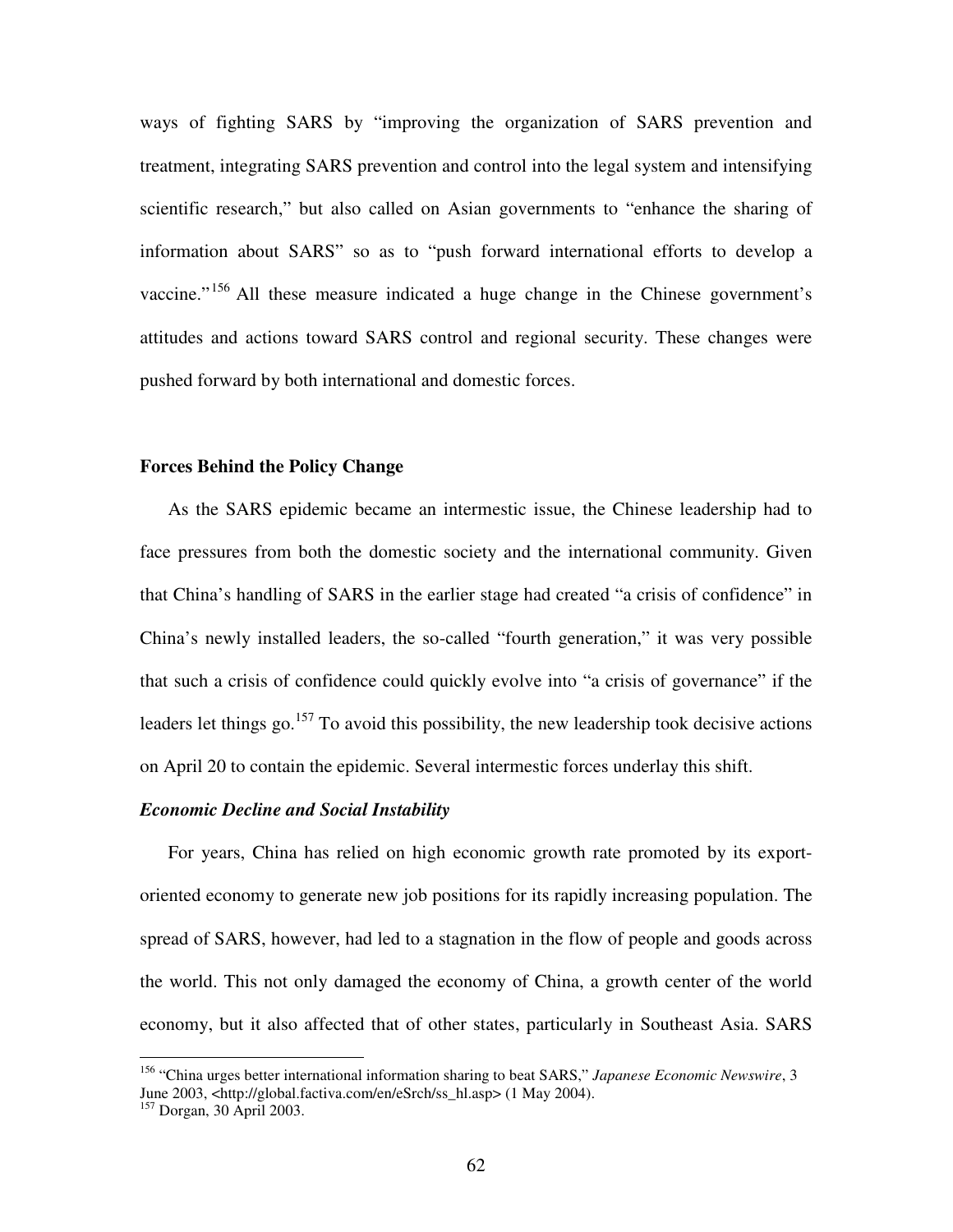ways of fighting SARS by "improving the organization of SARS prevention and treatment, integrating SARS prevention and control into the legal system and intensifying scientific research," but also called on Asian governments to "enhance the sharing of information about SARS" so as to "push forward international efforts to develop a vaccine."[156] All these measure indicated a huge change in the Chinese government's attitudes and actions toward SARS control and regional security. These changes were pushed forward by both international and domestic forces.

**Forces Behind the Policy Change**

As the SARS epidemic became an intermestic issue, the Chinese leadership had to face pressures from both the domestic society and the international community. Given that China's handling of SARS in the earlier stage had created "a crisis of confidence" in China's newly installed leaders, the so-called "fourth generation," it was very possible that such a crisis of confidence could quickly evolve into "a crisis of governance" if the leaders let things go.[157] To avoid this possibility, the new leadership took decisive actions on April 20 to contain the epidemic. Several intermestic forces underlay this shift.

***Economic Decline and Social Instability***

For years, China has relied on high economic growth rate promoted by its export-oriented economy to generate new job positions for its rapidly increasing population. The spread of SARS, however, had led to a stagnation in the flow of people and goods across the world. This not only damaged the economy of China, a growth center of the world economy, but it also affected that of other states, particularly in Southeast Asia. SARS

---

[156] "China urges better international information sharing to beat SARS," *Japanese Economic Newswire*, 3 June 2003, <http://global.factiva.com/en/eSrch/ss_hl.asp> (1 May 2004).

[157] Dorgan, 30 April 2003.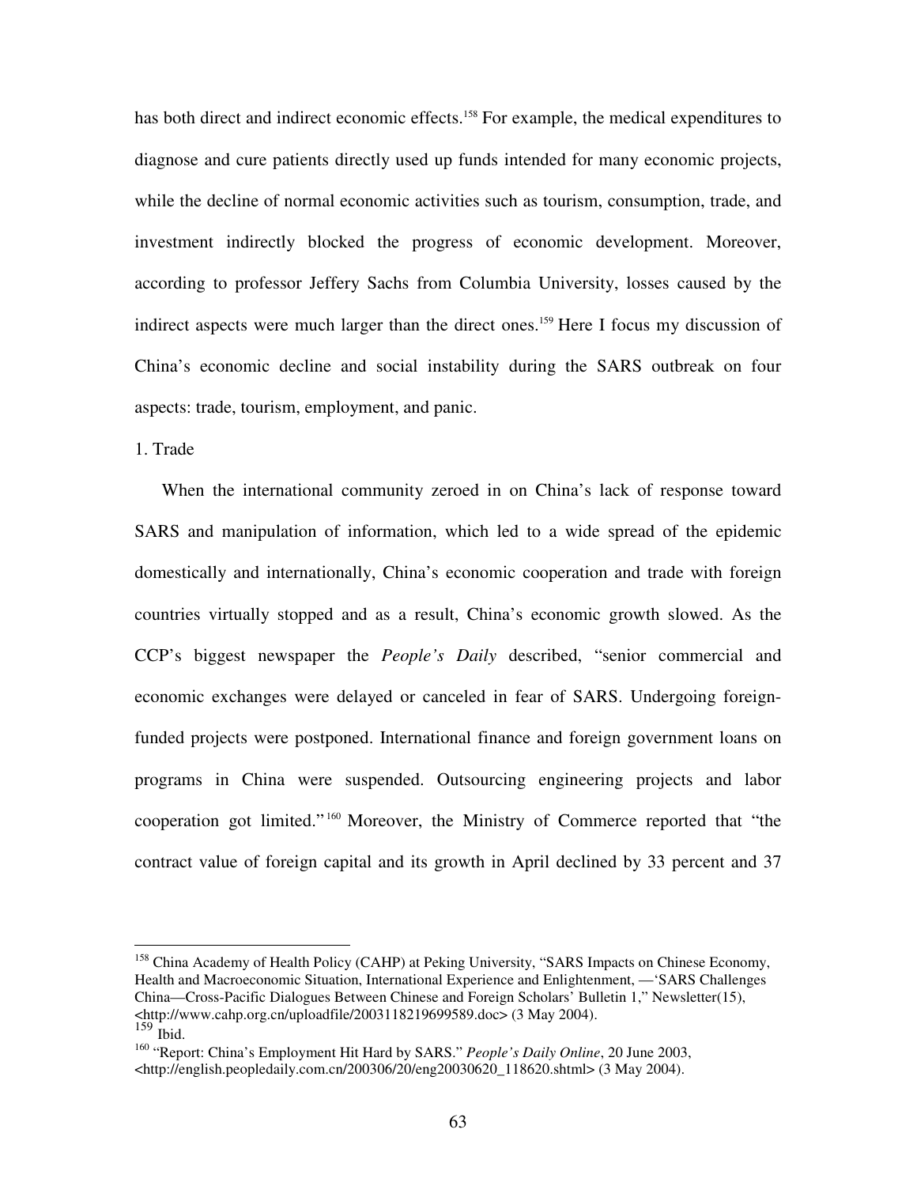has both direct and indirect economic effects.[158] For example, the medical expenditures to diagnose and cure patients directly used up funds intended for many economic projects, while the decline of normal economic activities such as tourism, consumption, trade, and investment indirectly blocked the progress of economic development. Moreover, according to professor Jeffery Sachs from Columbia University, losses caused by the indirect aspects were much larger than the direct ones.[159] Here I focus my discussion of China's economic decline and social instability during the SARS outbreak on four aspects: trade, tourism, employment, and panic.

1. Trade

When the international community zeroed in on China's lack of response toward SARS and manipulation of information, which led to a wide spread of the epidemic domestically and internationally, China's economic cooperation and trade with foreign countries virtually stopped and as a result, China's economic growth slowed. As the CCP's biggest newspaper the *People's Daily* described, "senior commercial and economic exchanges were delayed or canceled in fear of SARS. Undergoing foreign-funded projects were postponed. International finance and foreign government loans on programs in China were suspended. Outsourcing engineering projects and labor cooperation got limited."[160] Moreover, the Ministry of Commerce reported that "the contract value of foreign capital and its growth in April declined by 33 percent and 37

---

[158] China Academy of Health Policy (CAHP) at Peking University, "SARS Impacts on Chinese Economy, Health and Macroeconomic Situation, International Experience and Enlightenment, —'SARS Challenges China—Cross-Pacific Dialogues Between Chinese and Foreign Scholars' Bulletin 1," Newsletter(15), <http://www.cahp.org.cn/uploadfile/2003118219699589.doc> (3 May 2004).

[159] Ibid.

[160] "Report: China's Employment Hit Hard by SARS." *People's Daily Online*, 20 June 2003, <http://english.peopledaily.com.cn/200306/20/eng20030620_118620.shtml> (3 May 2004).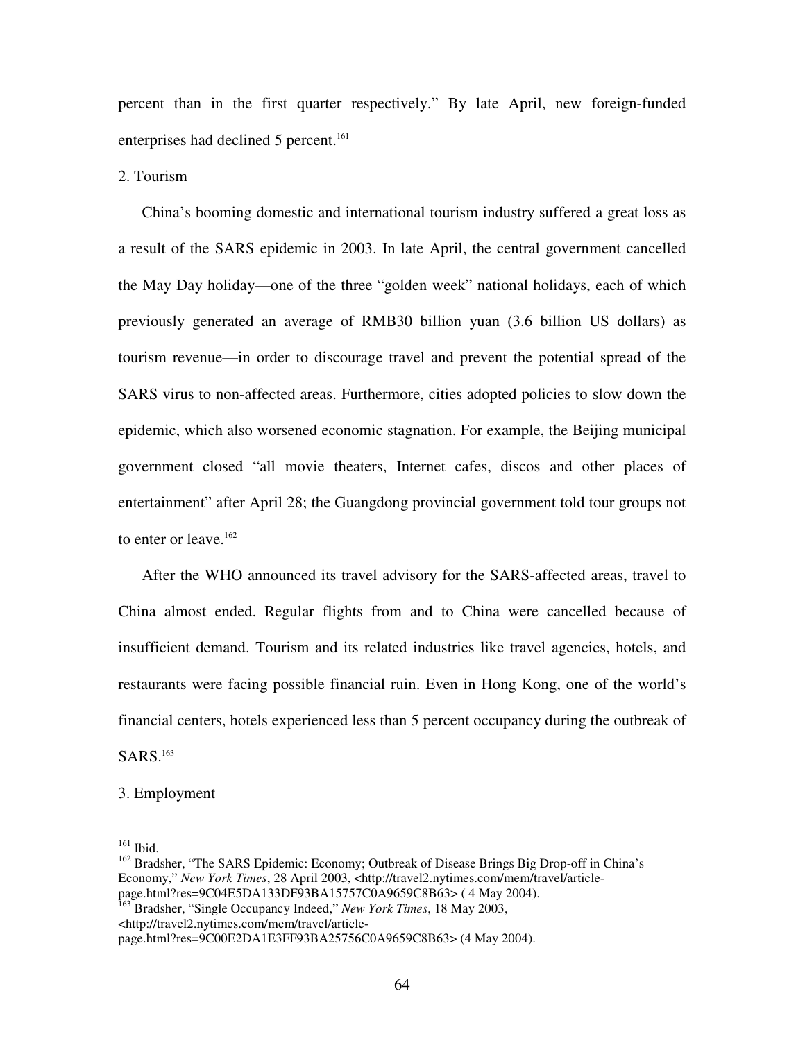percent than in the first quarter respectively." By late April, new foreign-funded enterprises had declined 5 percent.[161]

2. Tourism

China's booming domestic and international tourism industry suffered a great loss as a result of the SARS epidemic in 2003. In late April, the central government cancelled the May Day holiday—one of the three "golden week" national holidays, each of which previously generated an average of RMB30 billion yuan (3.6 billion US dollars) as tourism revenue—in order to discourage travel and prevent the potential spread of the SARS virus to non-affected areas. Furthermore, cities adopted policies to slow down the epidemic, which also worsened economic stagnation. For example, the Beijing municipal government closed "all movie theaters, Internet cafes, discos and other places of entertainment" after April 28; the Guangdong provincial government told tour groups not to enter or leave.[162]

After the WHO announced its travel advisory for the SARS-affected areas, travel to China almost ended. Regular flights from and to China were cancelled because of insufficient demand. Tourism and its related industries like travel agencies, hotels, and restaurants were facing possible financial ruin. Even in Hong Kong, one of the world's financial centers, hotels experienced less than 5 percent occupancy during the outbreak of SARS.[163]

3. Employment

---

[161] Ibid.

[162] Bradsher, "The SARS Epidemic: Economy; Outbreak of Disease Brings Big Drop-off in China's Economy," *New York Times*, 28 April 2003, <http://travel2.nytimes.com/mem/travel/article-page.html?res=9C04E5DA133DF93BA15757C0A9659C8B63> ( 4 May 2004).

[163] Bradsher, "Single Occupancy Indeed," *New York Times*, 18 May 2003, <http://travel2.nytimes.com/mem/travel/article-page.html?res=9C00E2DA1E3FF93BA25756C0A9659C8B63> (4 May 2004).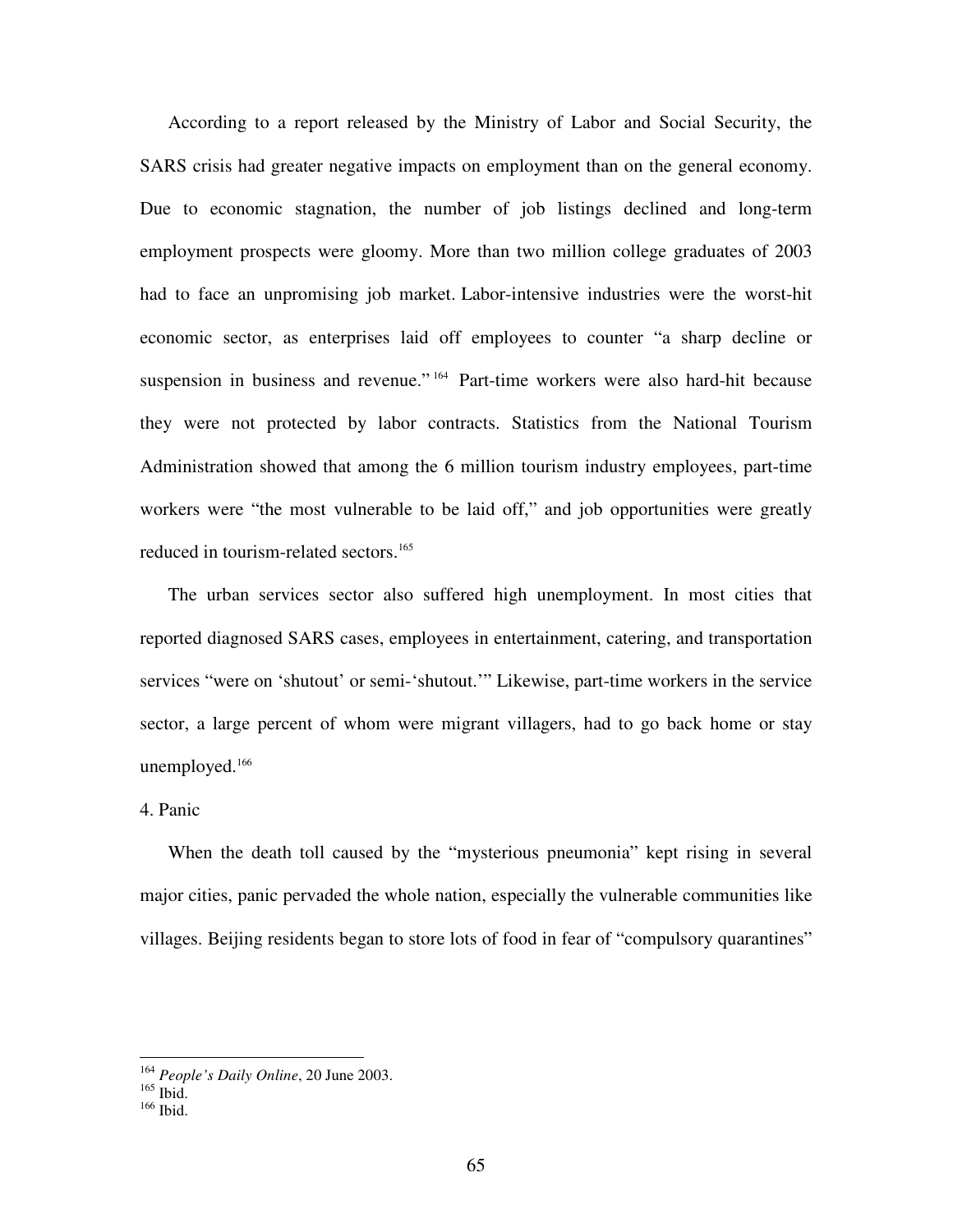According to a report released by the Ministry of Labor and Social Security, the SARS crisis had greater negative impacts on employment than on the general economy. Due to economic stagnation, the number of job listings declined and long-term employment prospects were gloomy. More than two million college graduates of 2003 had to face an unpromising job market. Labor-intensive industries were the worst-hit economic sector, as enterprises laid off employees to counter "a sharp decline or suspension in business and revenue."[164] Part-time workers were also hard-hit because they were not protected by labor contracts. Statistics from the National Tourism Administration showed that among the 6 million tourism industry employees, part-time workers were "the most vulnerable to be laid off," and job opportunities were greatly reduced in tourism-related sectors.[165]

The urban services sector also suffered high unemployment. In most cities that reported diagnosed SARS cases, employees in entertainment, catering, and transportation services "were on 'shutout' or semi-'shutout.'" Likewise, part-time workers in the service sector, a large percent of whom were migrant villagers, had to go back home or stay unemployed.[166]

4. Panic

When the death toll caused by the "mysterious pneumonia" kept rising in several major cities, panic pervaded the whole nation, especially the vulnerable communities like villages. Beijing residents began to store lots of food in fear of "compulsory quarantines"

---

[164] *People's Daily Online*, 20 June 2003.

[165] Ibid.

[166] Ibid.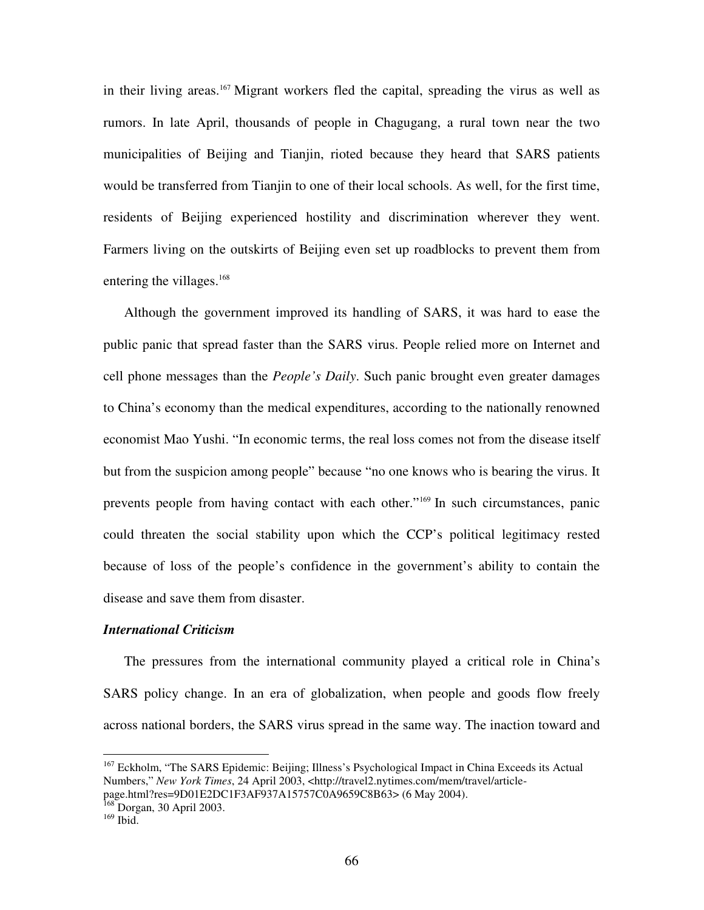in their living areas.[167] Migrant workers fled the capital, spreading the virus as well as rumors. In late April, thousands of people in Chagugang, a rural town near the two municipalities of Beijing and Tianjin, rioted because they heard that SARS patients would be transferred from Tianjin to one of their local schools. As well, for the first time, residents of Beijing experienced hostility and discrimination wherever they went. Farmers living on the outskirts of Beijing even set up roadblocks to prevent them from entering the villages.[168]

Although the government improved its handling of SARS, it was hard to ease the public panic that spread faster than the SARS virus. People relied more on Internet and cell phone messages than the *People's Daily*. Such panic brought even greater damages to China's economy than the medical expenditures, according to the nationally renowned economist Mao Yushi. "In economic terms, the real loss comes not from the disease itself but from the suspicion among people" because "no one knows who is bearing the virus. It prevents people from having contact with each other."[169] In such circumstances, panic could threaten the social stability upon which the CCP's political legitimacy rested because of loss of the people's confidence in the government's ability to contain the disease and save them from disaster.

***International Criticism***

The pressures from the international community played a critical role in China's SARS policy change. In an era of globalization, when people and goods flow freely across national borders, the SARS virus spread in the same way. The inaction toward and

---

[167] Eckholm, "The SARS Epidemic: Beijing; Illness's Psychological Impact in China Exceeds its Actual Numbers," *New York Times*, 24 April 2003, <http://travel2.nytimes.com/mem/travel/article-page.html?res=9D01E2DC1F3AF937A15757C0A9659C8B63> (6 May 2004).

[168] Dorgan, 30 April 2003.

[169] Ibid.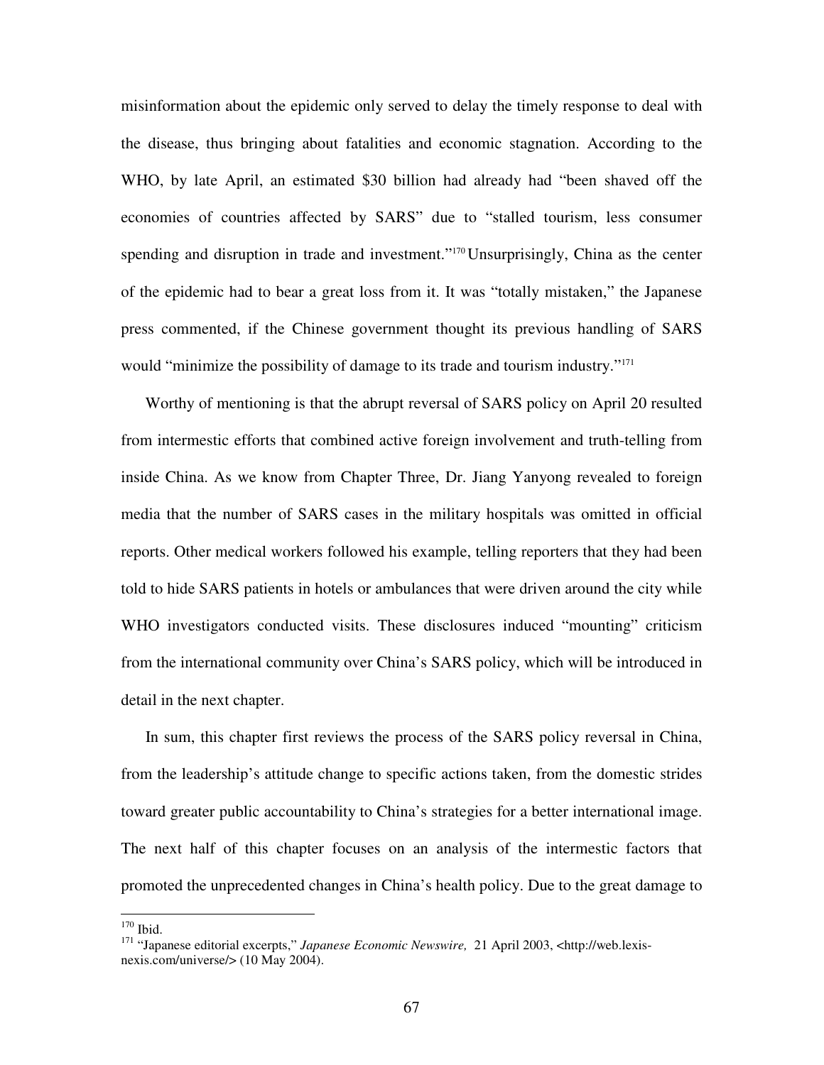misinformation about the epidemic only served to delay the timely response to deal with the disease, thus bringing about fatalities and economic stagnation. According to the WHO, by late April, an estimated $30 billion had already had "been shaved off the economies of countries affected by SARS" due to "stalled tourism, less consumer spending and disruption in trade and investment."[170] Unsurprisingly, China as the center of the epidemic had to bear a great loss from it. It was "totally mistaken," the Japanese press commented, if the Chinese government thought its previous handling of SARS would "minimize the possibility of damage to its trade and tourism industry."[171]

Worthy of mentioning is that the abrupt reversal of SARS policy on April 20 resulted from intermestic efforts that combined active foreign involvement and truth-telling from inside China. As we know from Chapter Three, Dr. Jiang Yanyong revealed to foreign media that the number of SARS cases in the military hospitals was omitted in official reports. Other medical workers followed his example, telling reporters that they had been told to hide SARS patients in hotels or ambulances that were driven around the city while WHO investigators conducted visits. These disclosures induced "mounting" criticism from the international community over China's SARS policy, which will be introduced in detail in the next chapter.

In sum, this chapter first reviews the process of the SARS policy reversal in China, from the leadership's attitude change to specific actions taken, from the domestic strides toward greater public accountability to China's strategies for a better international image. The next half of this chapter focuses on an analysis of the intermestic factors that promoted the unprecedented changes in China's health policy. Due to the great damage to

---

[170] Ibid.

[171] "Japanese editorial excerpts," *Japanese Economic Newswire,* 21 April 2003, <http://web.lexis-nexis.com/universe/> (10 May 2004).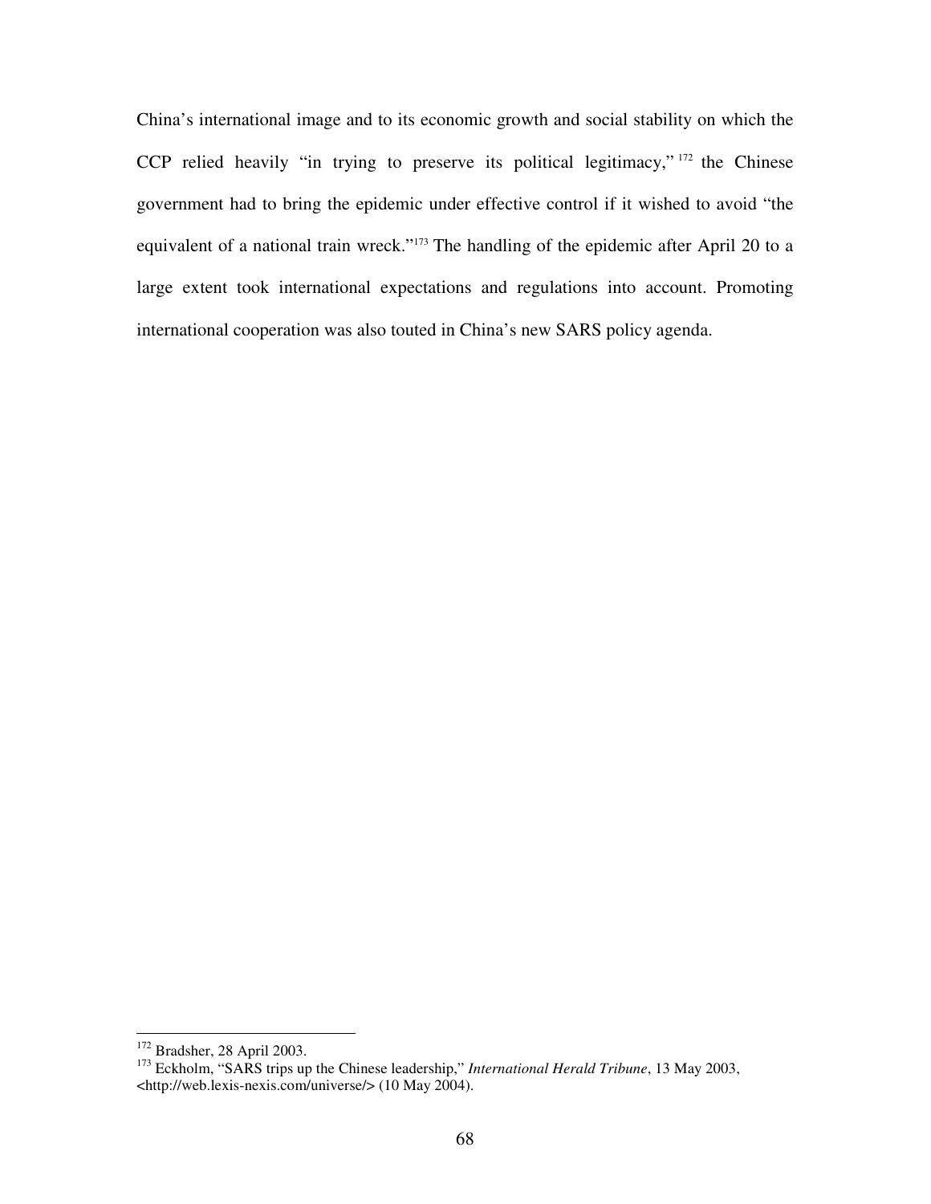China's international image and to its economic growth and social stability on which the CCP relied heavily "in trying to preserve its political legitimacy,"[172] the Chinese government had to bring the epidemic under effective control if it wished to avoid "the equivalent of a national train wreck."[173] The handling of the epidemic after April 20 to a large extent took international expectations and regulations into account. Promoting international cooperation was also touted in China's new SARS policy agenda.

---

[172] Bradsher, 28 April 2003.

[173] Eckholm, "SARS trips up the Chinese leadership," *International Herald Tribune*, 13 May 2003, <http://web.lexis-nexis.com/universe/> (10 May 2004).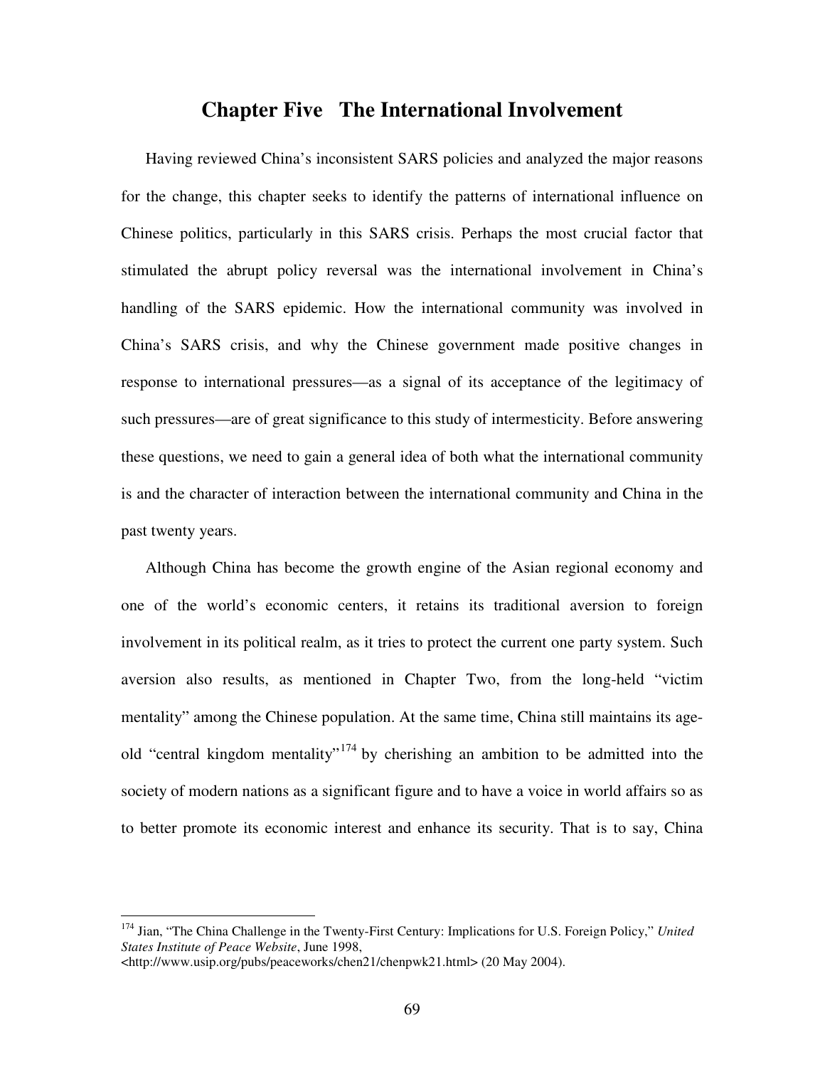# Chapter Five The International Involvement

Having reviewed China's inconsistent SARS policies and analyzed the major reasons for the change, this chapter seeks to identify the patterns of international influence on Chinese politics, particularly in this SARS crisis. Perhaps the most crucial factor that stimulated the abrupt policy reversal was the international involvement in China's handling of the SARS epidemic. How the international community was involved in China's SARS crisis, and why the Chinese government made positive changes in response to international pressures—as a signal of its acceptance of the legitimacy of such pressures—are of great significance to this study of intermesticity. Before answering these questions, we need to gain a general idea of both what the international community is and the character of interaction between the international community and China in the past twenty years.

Although China has become the growth engine of the Asian regional economy and one of the world's economic centers, it retains its traditional aversion to foreign involvement in its political realm, as it tries to protect the current one party system. Such aversion also results, as mentioned in Chapter Two, from the long-held "victim mentality" among the Chinese population. At the same time, China still maintains its age-old "central kingdom mentality"[174] by cherishing an ambition to be admitted into the society of modern nations as a significant figure and to have a voice in world affairs so as to better promote its economic interest and enhance its security. That is to say, China

---

[174] Jian, "The China Challenge in the Twenty-First Century: Implications for U.S. Foreign Policy," *United States Institute of Peace Website*, June 1998, <http://www.usip.org/pubs/peaceworks/chen21/chenpwk21.html> (20 May 2004).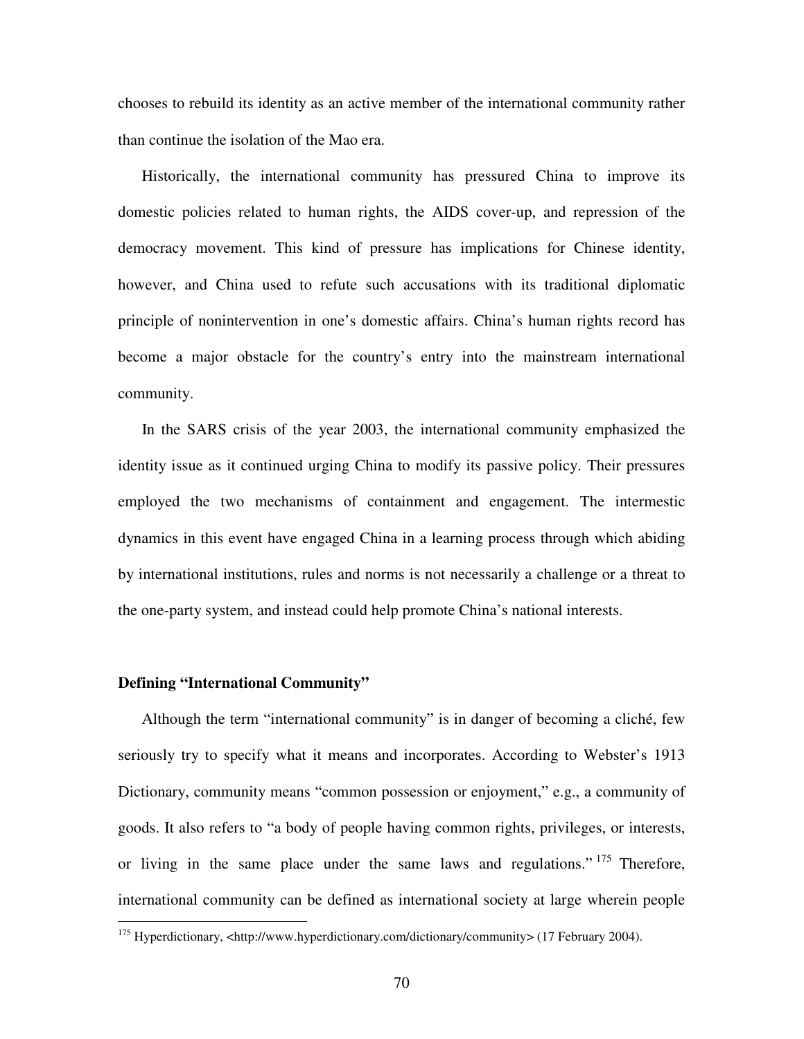chooses to rebuild its identity as an active member of the international community rather than continue the isolation of the Mao era.

Historically, the international community has pressured China to improve its domestic policies related to human rights, the AIDS cover-up, and repression of the democracy movement. This kind of pressure has implications for Chinese identity, however, and China used to refute such accusations with its traditional diplomatic principle of nonintervention in one's domestic affairs. China's human rights record has become a major obstacle for the country's entry into the mainstream international community.

In the SARS crisis of the year 2003, the international community emphasized the identity issue as it continued urging China to modify its passive policy. Their pressures employed the two mechanisms of containment and engagement. The intermestic dynamics in this event have engaged China in a learning process through which abiding by international institutions, rules and norms is not necessarily a challenge or a threat to the one-party system, and instead could help promote China's national interests.

**Defining "International Community"**

Although the term "international community" is in danger of becoming a cliché, few seriously try to specify what it means and incorporates. According to Webster's 1913 Dictionary, community means "common possession or enjoyment," e.g., a community of goods. It also refers to "a body of people having common rights, privileges, or interests, or living in the same place under the same laws and regulations."[175] Therefore, international community can be defined as international society at large wherein people

[175] Hyperdictionary, <http://www.hyperdictionary.com/dictionary/community> (17 February 2004).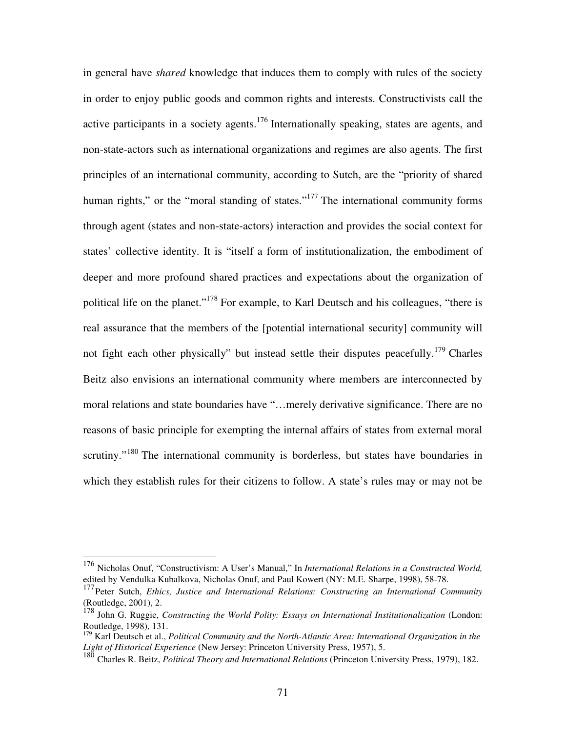in general have *shared* knowledge that induces them to comply with rules of the society in order to enjoy public goods and common rights and interests. Constructivists call the active participants in a society agents.[176] Internationally speaking, states are agents, and non-state-actors such as international organizations and regimes are also agents. The first principles of an international community, according to Sutch, are the "priority of shared human rights," or the "moral standing of states."[177] The international community forms through agent (states and non-state-actors) interaction and provides the social context for states' collective identity. It is "itself a form of institutionalization, the embodiment of deeper and more profound shared practices and expectations about the organization of political life on the planet."[178] For example, to Karl Deutsch and his colleagues, "there is real assurance that the members of the [potential international security] community will not fight each other physically" but instead settle their disputes peacefully.[179] Charles Beitz also envisions an international community where members are interconnected by moral relations and state boundaries have "…merely derivative significance. There are no reasons of basic principle for exempting the internal affairs of states from external moral scrutiny."[180] The international community is borderless, but states have boundaries in which they establish rules for their citizens to follow. A state's rules may or may not be

---

[176] Nicholas Onuf, "Constructivism: A User's Manual," In *International Relations in a Constructed World,* edited by Vendulka Kubalkova, Nicholas Onuf, and Paul Kowert (NY: M.E. Sharpe, 1998), 58-78.

[177] Peter Sutch, *Ethics, Justice and International Relations: Constructing an International Community* (Routledge, 2001), 2.

[178] John G. Ruggie, *Constructing the World Polity: Essays on International Institutionalization* (London: Routledge, 1998), 131.

[179] Karl Deutsch et al., *Political Community and the North-Atlantic Area: International Organization in the Light of Historical Experience* (New Jersey: Princeton University Press, 1957), 5.

[180] Charles R. Beitz, *Political Theory and International Relations* (Princeton University Press, 1979), 182.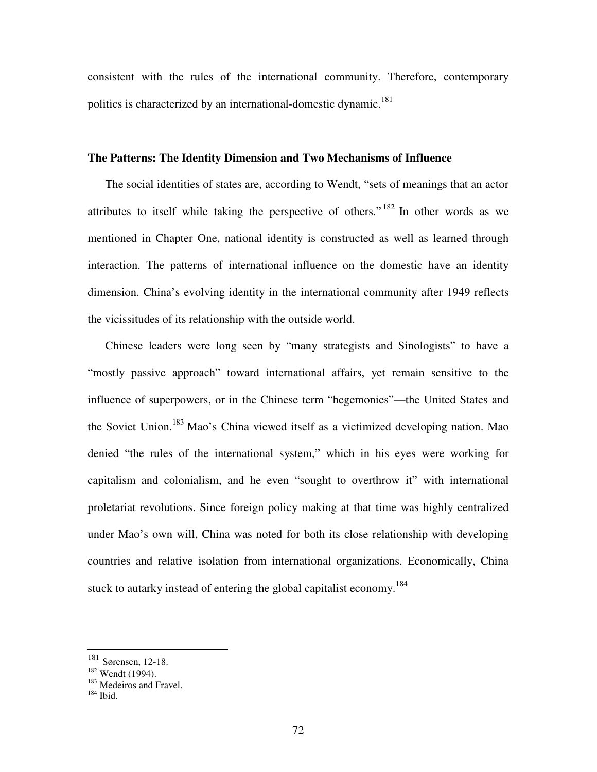consistent with the rules of the international community. Therefore, contemporary politics is characterized by an international-domestic dynamic.[181]

**The Patterns: The Identity Dimension and Two Mechanisms of Influence**

The social identities of states are, according to Wendt, "sets of meanings that an actor attributes to itself while taking the perspective of others."[182] In other words as we mentioned in Chapter One, national identity is constructed as well as learned through interaction. The patterns of international influence on the domestic have an identity dimension. China's evolving identity in the international community after 1949 reflects the vicissitudes of its relationship with the outside world.

Chinese leaders were long seen by "many strategists and Sinologists" to have a "mostly passive approach" toward international affairs, yet remain sensitive to the influence of superpowers, or in the Chinese term "hegemonies"—the United States and the Soviet Union.[183] Mao's China viewed itself as a victimized developing nation. Mao denied "the rules of the international system," which in his eyes were working for capitalism and colonialism, and he even "sought to overthrow it" with international proletariat revolutions. Since foreign policy making at that time was highly centralized under Mao's own will, China was noted for both its close relationship with developing countries and relative isolation from international organizations. Economically, China stuck to autarky instead of entering the global capitalist economy.[184]

---

[181] Sørensen, 12-18.
[182] Wendt (1994).
[183] Medeiros and Fravel.
[184] Ibid.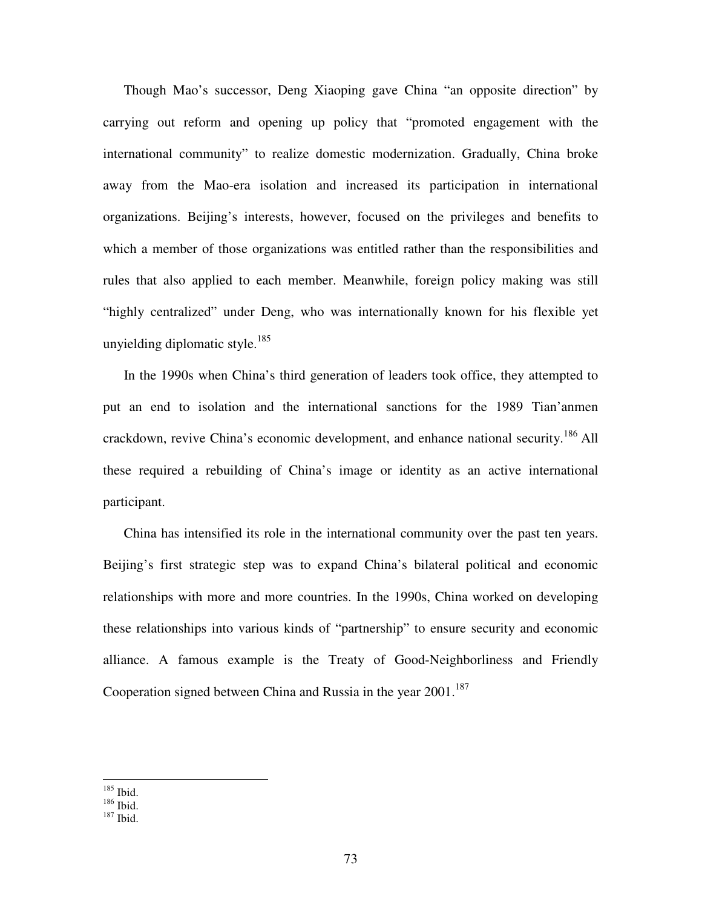Though Mao's successor, Deng Xiaoping gave China "an opposite direction" by carrying out reform and opening up policy that "promoted engagement with the international community" to realize domestic modernization. Gradually, China broke away from the Mao-era isolation and increased its participation in international organizations. Beijing's interests, however, focused on the privileges and benefits to which a member of those organizations was entitled rather than the responsibilities and rules that also applied to each member. Meanwhile, foreign policy making was still "highly centralized" under Deng, who was internationally known for his flexible yet unyielding diplomatic style.[185]

In the 1990s when China's third generation of leaders took office, they attempted to put an end to isolation and the international sanctions for the 1989 Tian'anmen crackdown, revive China's economic development, and enhance national security.[186] All these required a rebuilding of China's image or identity as an active international participant.

China has intensified its role in the international community over the past ten years. Beijing's first strategic step was to expand China's bilateral political and economic relationships with more and more countries. In the 1990s, China worked on developing these relationships into various kinds of "partnership" to ensure security and economic alliance. A famous example is the Treaty of Good-Neighborliness and Friendly Cooperation signed between China and Russia in the year 2001.[187]

---

[185] Ibid.
[186] Ibid.
[187] Ibid.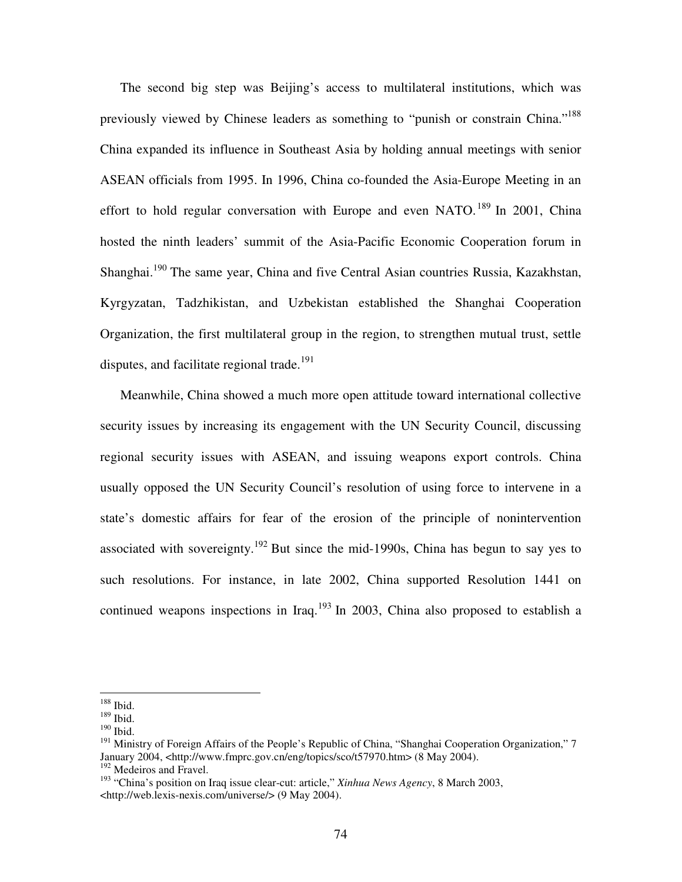The second big step was Beijing's access to multilateral institutions, which was previously viewed by Chinese leaders as something to "punish or constrain China."[188] China expanded its influence in Southeast Asia by holding annual meetings with senior ASEAN officials from 1995. In 1996, China co-founded the Asia-Europe Meeting in an effort to hold regular conversation with Europe and even NATO.[189] In 2001, China hosted the ninth leaders' summit of the Asia-Pacific Economic Cooperation forum in Shanghai.[190] The same year, China and five Central Asian countries Russia, Kazakhstan, Kyrgyzatan, Tadzhikistan, and Uzbekistan established the Shanghai Cooperation Organization, the first multilateral group in the region, to strengthen mutual trust, settle disputes, and facilitate regional trade.[191]

Meanwhile, China showed a much more open attitude toward international collective security issues by increasing its engagement with the UN Security Council, discussing regional security issues with ASEAN, and issuing weapons export controls. China usually opposed the UN Security Council's resolution of using force to intervene in a state's domestic affairs for fear of the erosion of the principle of nonintervention associated with sovereignty.[192] But since the mid-1990s, China has begun to say yes to such resolutions. For instance, in late 2002, China supported Resolution 1441 on continued weapons inspections in Iraq.[193] In 2003, China also proposed to establish a

---

[188] Ibid.
[189] Ibid.
[190] Ibid.
[191] Ministry of Foreign Affairs of the People's Republic of China, "Shanghai Cooperation Organization," 7 January 2004, <http://www.fmprc.gov.cn/eng/topics/sco/t57970.htm> (8 May 2004).
[192] Medeiros and Fravel.
[193] "China's position on Iraq issue clear-cut: article," *Xinhua News Agency*, 8 March 2003, <http://web.lexis-nexis.com/universe/> (9 May 2004).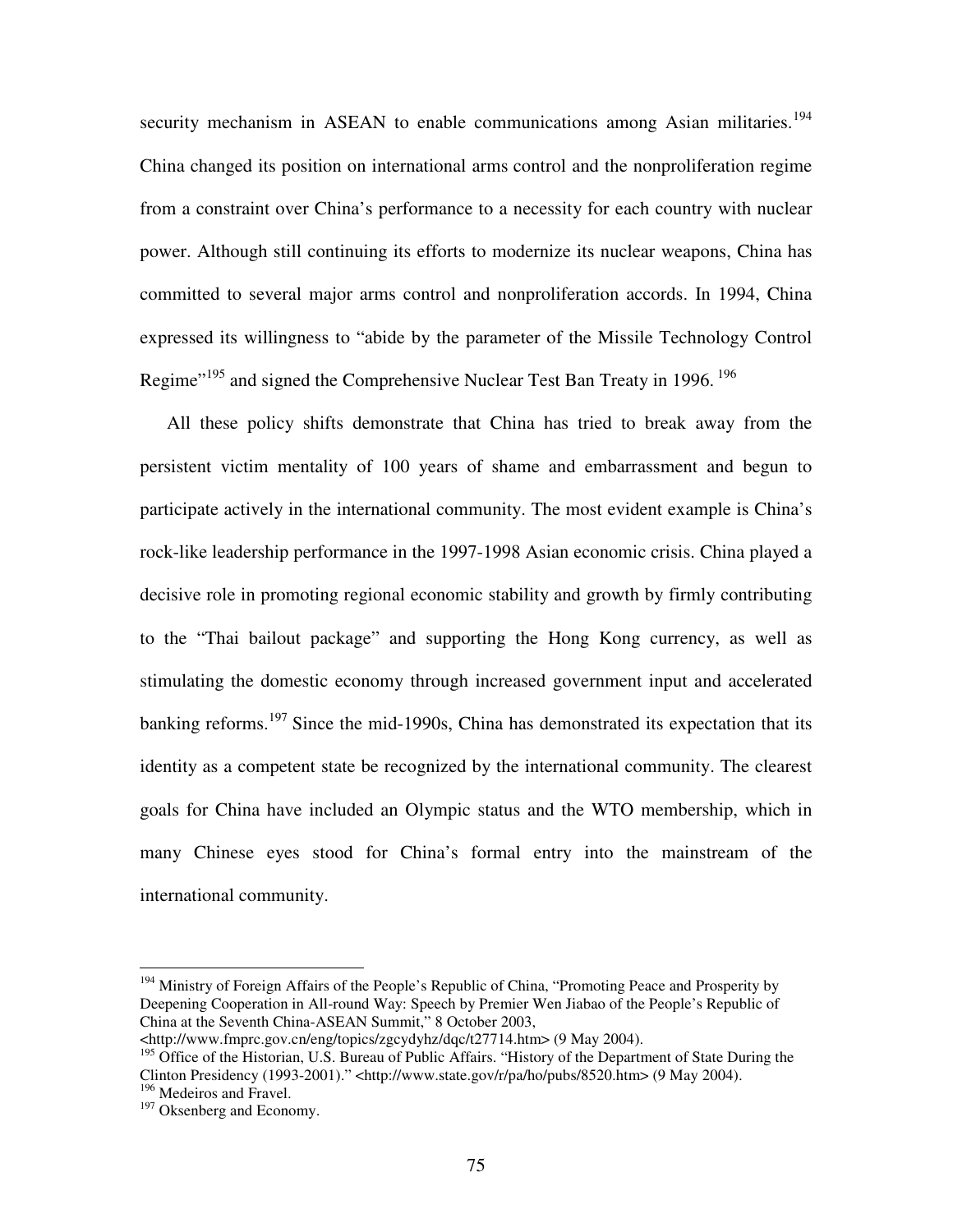security mechanism in ASEAN to enable communications among Asian militaries.[194] China changed its position on international arms control and the nonproliferation regime from a constraint over China's performance to a necessity for each country with nuclear power. Although still continuing its efforts to modernize its nuclear weapons, China has committed to several major arms control and nonproliferation accords. In 1994, China expressed its willingness to "abide by the parameter of the Missile Technology Control Regime"[195] and signed the Comprehensive Nuclear Test Ban Treaty in 1996.[196]

All these policy shifts demonstrate that China has tried to break away from the persistent victim mentality of 100 years of shame and embarrassment and begun to participate actively in the international community. The most evident example is China's rock-like leadership performance in the 1997-1998 Asian economic crisis. China played a decisive role in promoting regional economic stability and growth by firmly contributing to the "Thai bailout package" and supporting the Hong Kong currency, as well as stimulating the domestic economy through increased government input and accelerated banking reforms.[197] Since the mid-1990s, China has demonstrated its expectation that its identity as a competent state be recognized by the international community. The clearest goals for China have included an Olympic status and the WTO membership, which in many Chinese eyes stood for China's formal entry into the mainstream of the international community.

---

[194] Ministry of Foreign Affairs of the People's Republic of China, "Promoting Peace and Prosperity by Deepening Cooperation in All-round Way: Speech by Premier Wen Jiabao of the People's Republic of China at the Seventh China-ASEAN Summit," 8 October 2003, <http://www.fmprc.gov.cn/eng/topics/zgcydyhz/dqc/t27714.htm> (9 May 2004).

[195] Office of the Historian, U.S. Bureau of Public Affairs. "History of the Department of State During the Clinton Presidency (1993-2001)." <http://www.state.gov/r/pa/ho/pubs/8520.htm> (9 May 2004).

[196] Medeiros and Fravel.

[197] Oksenberg and Economy.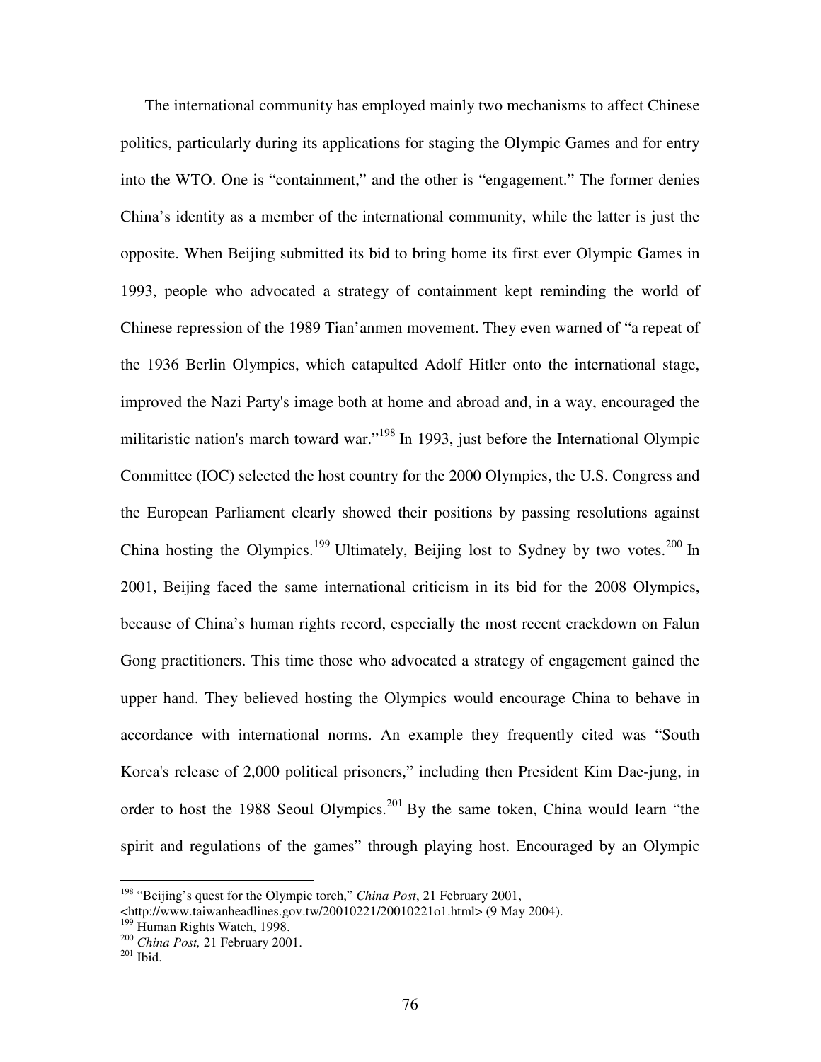The international community has employed mainly two mechanisms to affect Chinese politics, particularly during its applications for staging the Olympic Games and for entry into the WTO. One is "containment," and the other is "engagement." The former denies China's identity as a member of the international community, while the latter is just the opposite. When Beijing submitted its bid to bring home its first ever Olympic Games in 1993, people who advocated a strategy of containment kept reminding the world of Chinese repression of the 1989 Tian'anmen movement. They even warned of "a repeat of the 1936 Berlin Olympics, which catapulted Adolf Hitler onto the international stage, improved the Nazi Party's image both at home and abroad and, in a way, encouraged the militaristic nation's march toward war."[198] In 1993, just before the International Olympic Committee (IOC) selected the host country for the 2000 Olympics, the U.S. Congress and the European Parliament clearly showed their positions by passing resolutions against China hosting the Olympics.[199] Ultimately, Beijing lost to Sydney by two votes.[200] In 2001, Beijing faced the same international criticism in its bid for the 2008 Olympics, because of China's human rights record, especially the most recent crackdown on Falun Gong practitioners. This time those who advocated a strategy of engagement gained the upper hand. They believed hosting the Olympics would encourage China to behave in accordance with international norms. An example they frequently cited was "South Korea's release of 2,000 political prisoners," including then President Kim Dae-jung, in order to host the 1988 Seoul Olympics.[201] By the same token, China would learn "the spirit and regulations of the games" through playing host. Encouraged by an Olympic

---

[198] "Beijing's quest for the Olympic torch," *China Post*, 21 February 2001, <http://www.taiwanheadlines.gov.tw/20010221/20010221o1.html> (9 May 2004).

[199] Human Rights Watch, 1998.

[200] *China Post,* 21 February 2001.

[201] Ibid.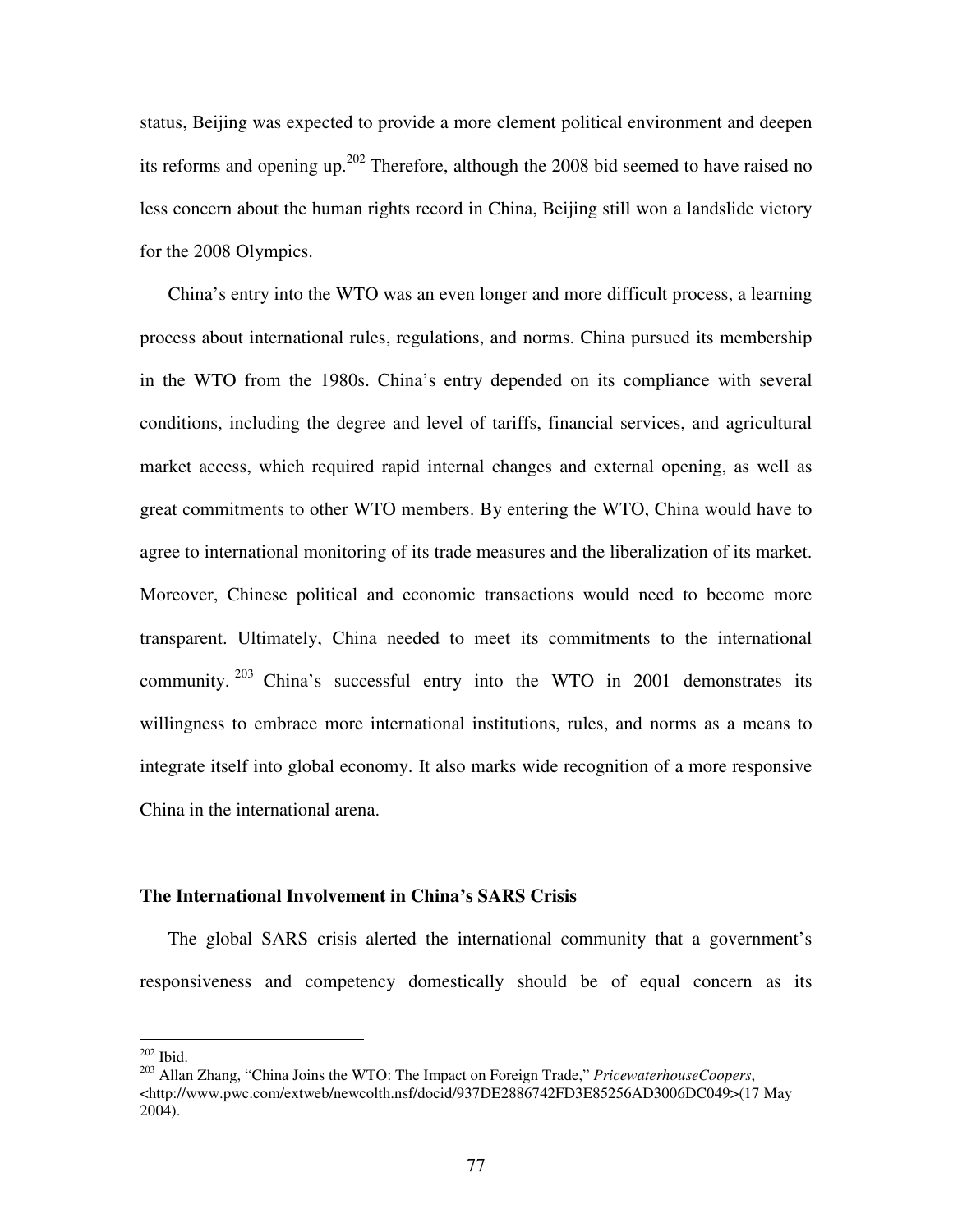status, Beijing was expected to provide a more clement political environment and deepen its reforms and opening up.[202] Therefore, although the 2008 bid seemed to have raised no less concern about the human rights record in China, Beijing still won a landslide victory for the 2008 Olympics.

China's entry into the WTO was an even longer and more difficult process, a learning process about international rules, regulations, and norms. China pursued its membership in the WTO from the 1980s. China's entry depended on its compliance with several conditions, including the degree and level of tariffs, financial services, and agricultural market access, which required rapid internal changes and external opening, as well as great commitments to other WTO members. By entering the WTO, China would have to agree to international monitoring of its trade measures and the liberalization of its market. Moreover, Chinese political and economic transactions would need to become more transparent. Ultimately, China needed to meet its commitments to the international community.[203] China's successful entry into the WTO in 2001 demonstrates its willingness to embrace more international institutions, rules, and norms as a means to integrate itself into global economy. It also marks wide recognition of a more responsive China in the international arena.

### The International Involvement in China's SARS Crisis

The global SARS crisis alerted the international community that a government's responsiveness and competency domestically should be of equal concern as its

---

[202] Ibid.

[203] Allan Zhang, "China Joins the WTO: The Impact on Foreign Trade," *PricewaterhouseCoopers*, <http://www.pwc.com/extweb/newcolth.nsf/docid/937DE2886742FD3E85256AD3006DC049>(17 May 2004).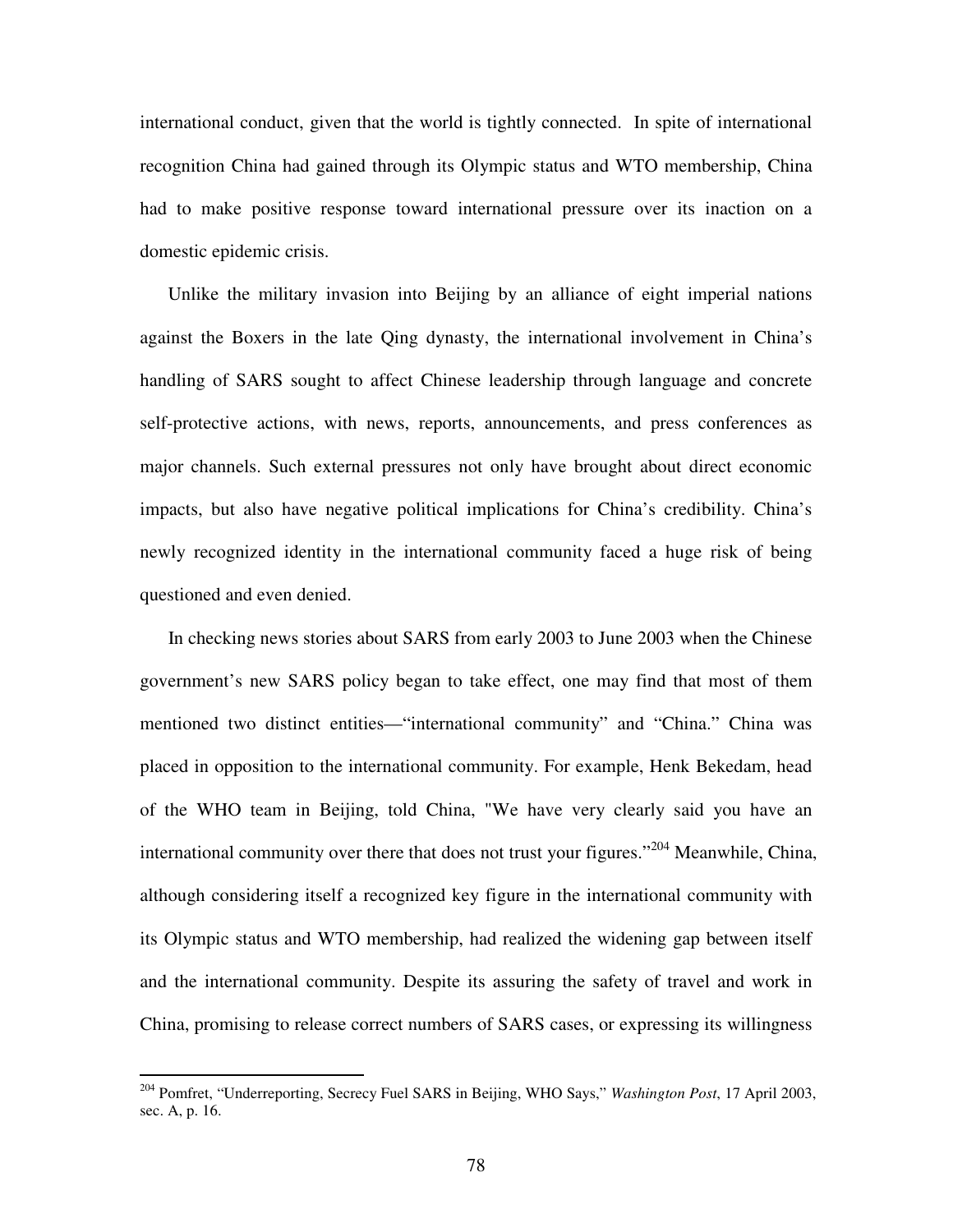international conduct, given that the world is tightly connected. In spite of international recognition China had gained through its Olympic status and WTO membership, China had to make positive response toward international pressure over its inaction on a domestic epidemic crisis.

Unlike the military invasion into Beijing by an alliance of eight imperial nations against the Boxers in the late Qing dynasty, the international involvement in China's handling of SARS sought to affect Chinese leadership through language and concrete self-protective actions, with news, reports, announcements, and press conferences as major channels. Such external pressures not only have brought about direct economic impacts, but also have negative political implications for China's credibility. China's newly recognized identity in the international community faced a huge risk of being questioned and even denied.

In checking news stories about SARS from early 2003 to June 2003 when the Chinese government's new SARS policy began to take effect, one may find that most of them mentioned two distinct entities—"international community" and "China." China was placed in opposition to the international community. For example, Henk Bekedam, head of the WHO team in Beijing, told China, "We have very clearly said you have an international community over there that does not trust your figures."[204] Meanwhile, China, although considering itself a recognized key figure in the international community with its Olympic status and WTO membership, had realized the widening gap between itself and the international community. Despite its assuring the safety of travel and work in China, promising to release correct numbers of SARS cases, or expressing its willingness

---

[204] Pomfret, "Underreporting, Secrecy Fuel SARS in Beijing, WHO Says," *Washington Post*, 17 April 2003, sec. A, p. 16.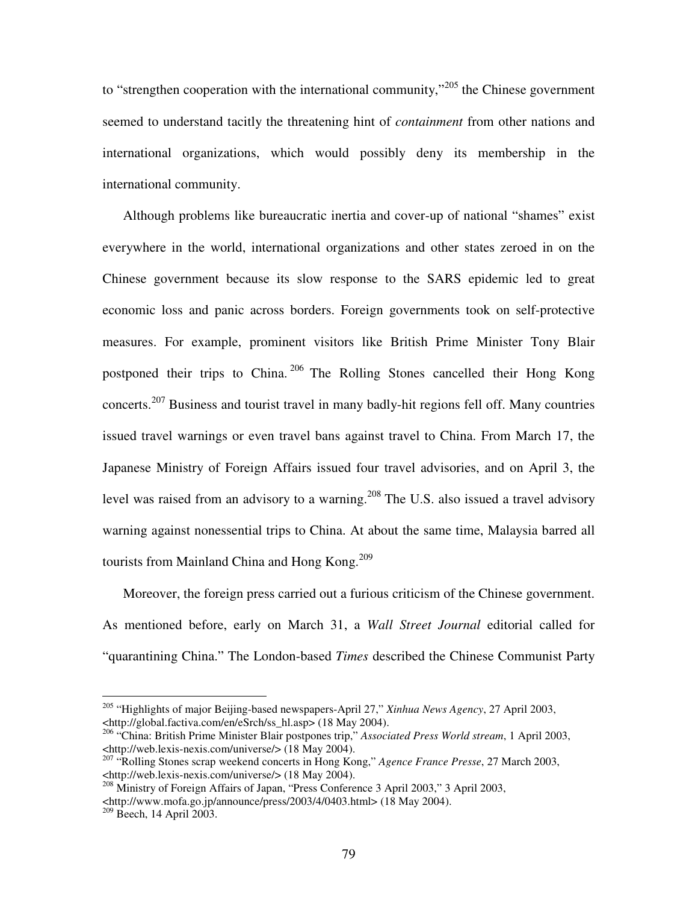to "strengthen cooperation with the international community,"[205] the Chinese government seemed to understand tacitly the threatening hint of *containment* from other nations and international organizations, which would possibly deny its membership in the international community.

Although problems like bureaucratic inertia and cover-up of national "shames" exist everywhere in the world, international organizations and other states zeroed in on the Chinese government because its slow response to the SARS epidemic led to great economic loss and panic across borders. Foreign governments took on self-protective measures. For example, prominent visitors like British Prime Minister Tony Blair postponed their trips to China.[206] The Rolling Stones cancelled their Hong Kong concerts.[207] Business and tourist travel in many badly-hit regions fell off. Many countries issued travel warnings or even travel bans against travel to China. From March 17, the Japanese Ministry of Foreign Affairs issued four travel advisories, and on April 3, the level was raised from an advisory to a warning.[208] The U.S. also issued a travel advisory warning against nonessential trips to China. At about the same time, Malaysia barred all tourists from Mainland China and Hong Kong.[209]

Moreover, the foreign press carried out a furious criticism of the Chinese government. As mentioned before, early on March 31, a *Wall Street Journal* editorial called for "quarantining China." The London-based *Times* described the Chinese Communist Party

---

[205] "Highlights of major Beijing-based newspapers-April 27," *Xinhua News Agency*, 27 April 2003, <http://global.factiva.com/en/eSrch/ss_hl.asp> (18 May 2004).

[206] "China: British Prime Minister Blair postpones trip," *Associated Press World stream*, 1 April 2003, <http://web.lexis-nexis.com/universe/> (18 May 2004).

[207] "Rolling Stones scrap weekend concerts in Hong Kong," *Agence France Presse*, 27 March 2003, <http://web.lexis-nexis.com/universe/> (18 May 2004).

[208] Ministry of Foreign Affairs of Japan, "Press Conference 3 April 2003," 3 April 2003, <http://www.mofa.go.jp/announce/press/2003/4/0403.html> (18 May 2004).

[209] Beech, 14 April 2003.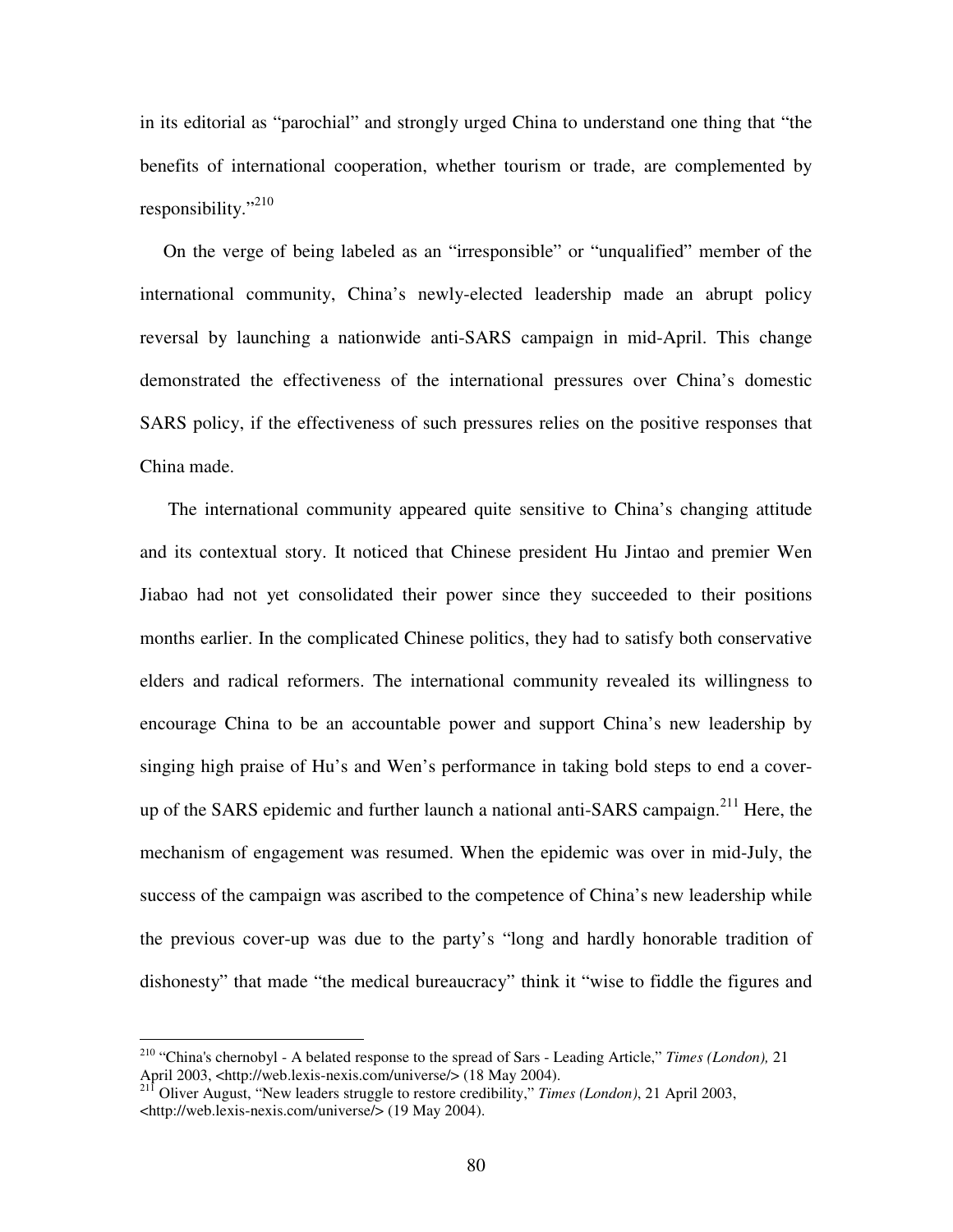in its editorial as "parochial" and strongly urged China to understand one thing that "the benefits of international cooperation, whether tourism or trade, are complemented by responsibility."[210]

On the verge of being labeled as an "irresponsible" or "unqualified" member of the international community, China's newly-elected leadership made an abrupt policy reversal by launching a nationwide anti-SARS campaign in mid-April. This change demonstrated the effectiveness of the international pressures over China's domestic SARS policy, if the effectiveness of such pressures relies on the positive responses that China made.

The international community appeared quite sensitive to China's changing attitude and its contextual story. It noticed that Chinese president Hu Jintao and premier Wen Jiabao had not yet consolidated their power since they succeeded to their positions months earlier. In the complicated Chinese politics, they had to satisfy both conservative elders and radical reformers. The international community revealed its willingness to encourage China to be an accountable power and support China's new leadership by singing high praise of Hu's and Wen's performance in taking bold steps to end a cover-up of the SARS epidemic and further launch a national anti-SARS campaign.[211] Here, the mechanism of engagement was resumed. When the epidemic was over in mid-July, the success of the campaign was ascribed to the competence of China's new leadership while the previous cover-up was due to the party's "long and hardly honorable tradition of dishonesty" that made "the medical bureaucracy" think it "wise to fiddle the figures and

---

[210] "China's chernobyl - A belated response to the spread of Sars - Leading Article," *Times (London),* 21 April 2003, <http://web.lexis-nexis.com/universe/> (18 May 2004).

[211] Oliver August, "New leaders struggle to restore credibility," *Times (London)*, 21 April 2003, <http://web.lexis-nexis.com/universe/> (19 May 2004).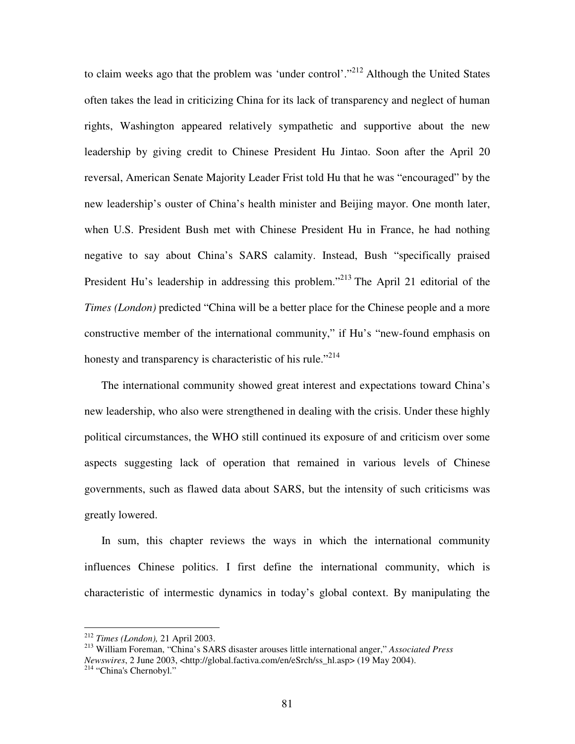to claim weeks ago that the problem was 'under control'."[212] Although the United States often takes the lead in criticizing China for its lack of transparency and neglect of human rights, Washington appeared relatively sympathetic and supportive about the new leadership by giving credit to Chinese President Hu Jintao. Soon after the April 20 reversal, American Senate Majority Leader Frist told Hu that he was "encouraged" by the new leadership's ouster of China's health minister and Beijing mayor. One month later, when U.S. President Bush met with Chinese President Hu in France, he had nothing negative to say about China's SARS calamity. Instead, Bush "specifically praised President Hu's leadership in addressing this problem."[213] The April 21 editorial of the *Times (London)* predicted "China will be a better place for the Chinese people and a more constructive member of the international community," if Hu's "new-found emphasis on honesty and transparency is characteristic of his rule."[214]

The international community showed great interest and expectations toward China's new leadership, who also were strengthened in dealing with the crisis. Under these highly political circumstances, the WHO still continued its exposure of and criticism over some aspects suggesting lack of operation that remained in various levels of Chinese governments, such as flawed data about SARS, but the intensity of such criticisms was greatly lowered.

In sum, this chapter reviews the ways in which the international community influences Chinese politics. I first define the international community, which is characteristic of intermestic dynamics in today's global context. By manipulating the

---

[212] *Times (London),* 21 April 2003.

[213] William Foreman, "China's SARS disaster arouses little international anger," *Associated Press Newswires*, 2 June 2003, <http://global.factiva.com/en/eSrch/ss_hl.asp> (19 May 2004).

[214] "China's Chernobyl."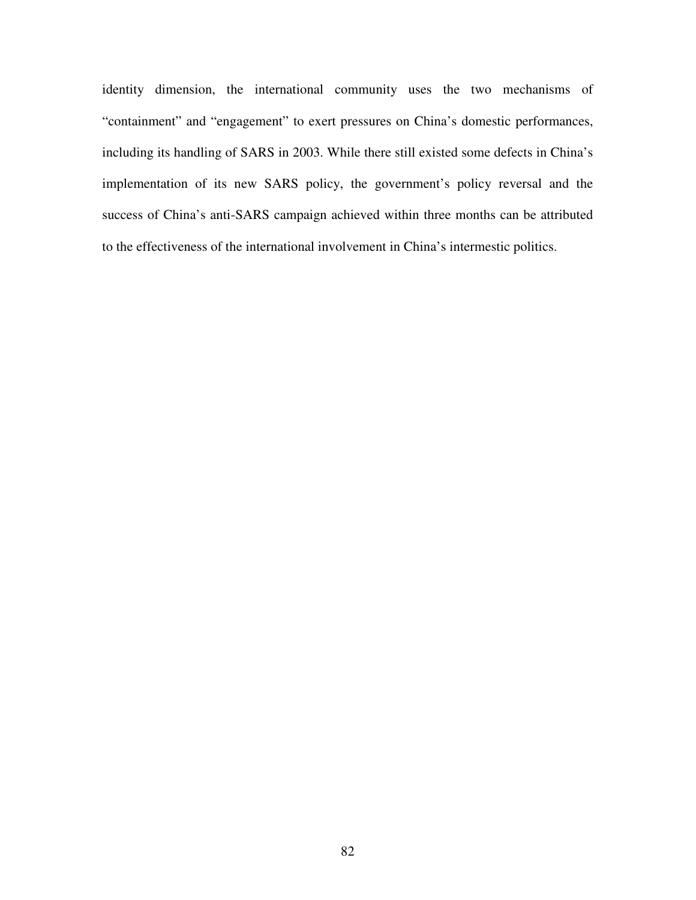identity dimension, the international community uses the two mechanisms of "containment" and "engagement" to exert pressures on China's domestic performances, including its handling of SARS in 2003. While there still existed some defects in China's implementation of its new SARS policy, the government's policy reversal and the success of China's anti-SARS campaign achieved within three months can be attributed to the effectiveness of the international involvement in China's intermestic politics.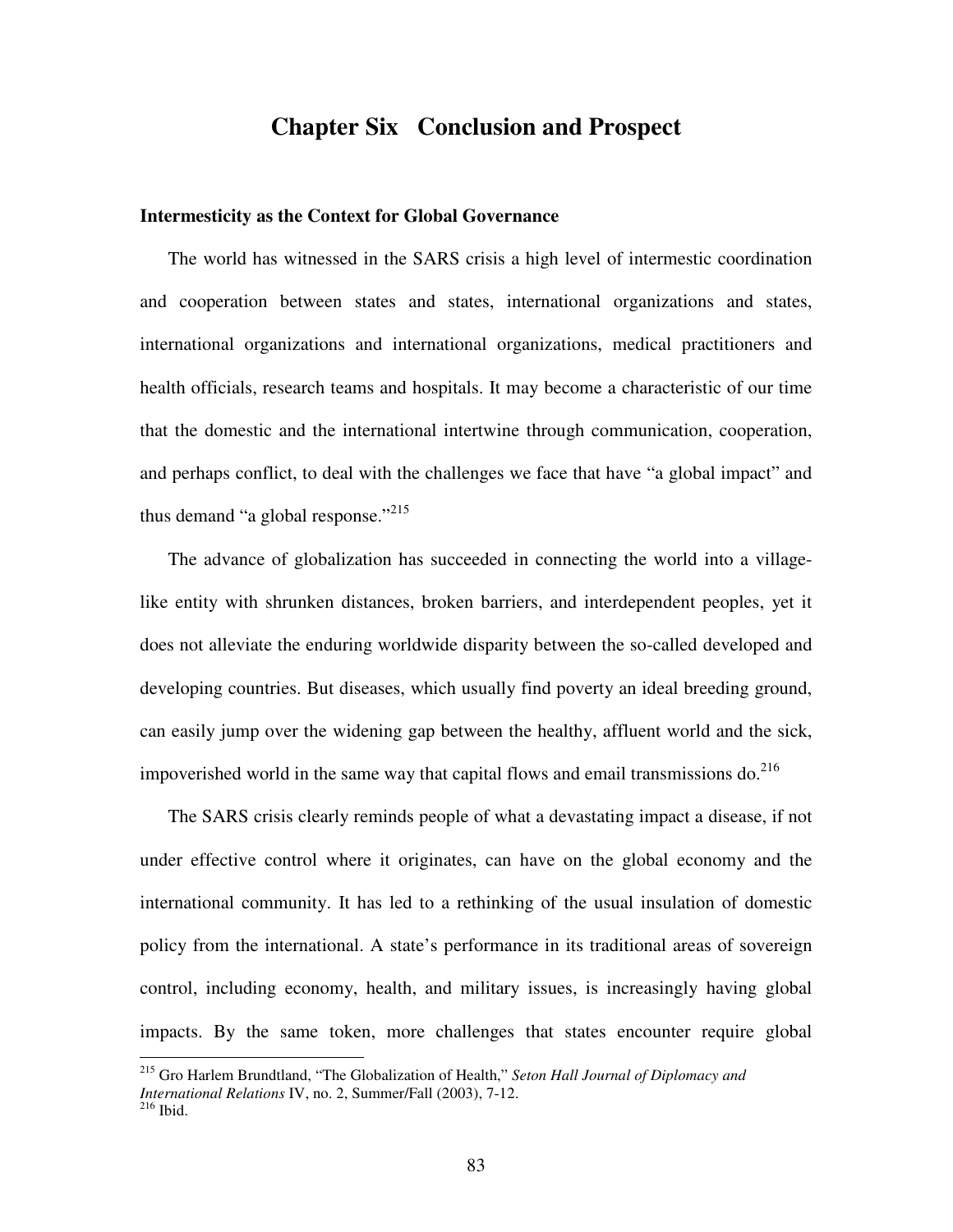# Chapter Six Conclusion and Prospect

### Intermesticity as the Context for Global Governance

The world has witnessed in the SARS crisis a high level of intermestic coordination and cooperation between states and states, international organizations and states, international organizations and international organizations, medical practitioners and health officials, research teams and hospitals. It may become a characteristic of our time that the domestic and the international intertwine through communication, cooperation, and perhaps conflict, to deal with the challenges we face that have "a global impact" and thus demand "a global response."[215]

The advance of globalization has succeeded in connecting the world into a village-like entity with shrunken distances, broken barriers, and interdependent peoples, yet it does not alleviate the enduring worldwide disparity between the so-called developed and developing countries. But diseases, which usually find poverty an ideal breeding ground, can easily jump over the widening gap between the healthy, affluent world and the sick, impoverished world in the same way that capital flows and email transmissions do.[216]

The SARS crisis clearly reminds people of what a devastating impact a disease, if not under effective control where it originates, can have on the global economy and the international community. It has led to a rethinking of the usual insulation of domestic policy from the international. A state's performance in its traditional areas of sovereign control, including economy, health, and military issues, is increasingly having global impacts. By the same token, more challenges that states encounter require global

---

[215] Gro Harlem Brundtland, "The Globalization of Health," *Seton Hall Journal of Diplomacy and International Relations* IV, no. 2, Summer/Fall (2003), 7-12.

[216] Ibid.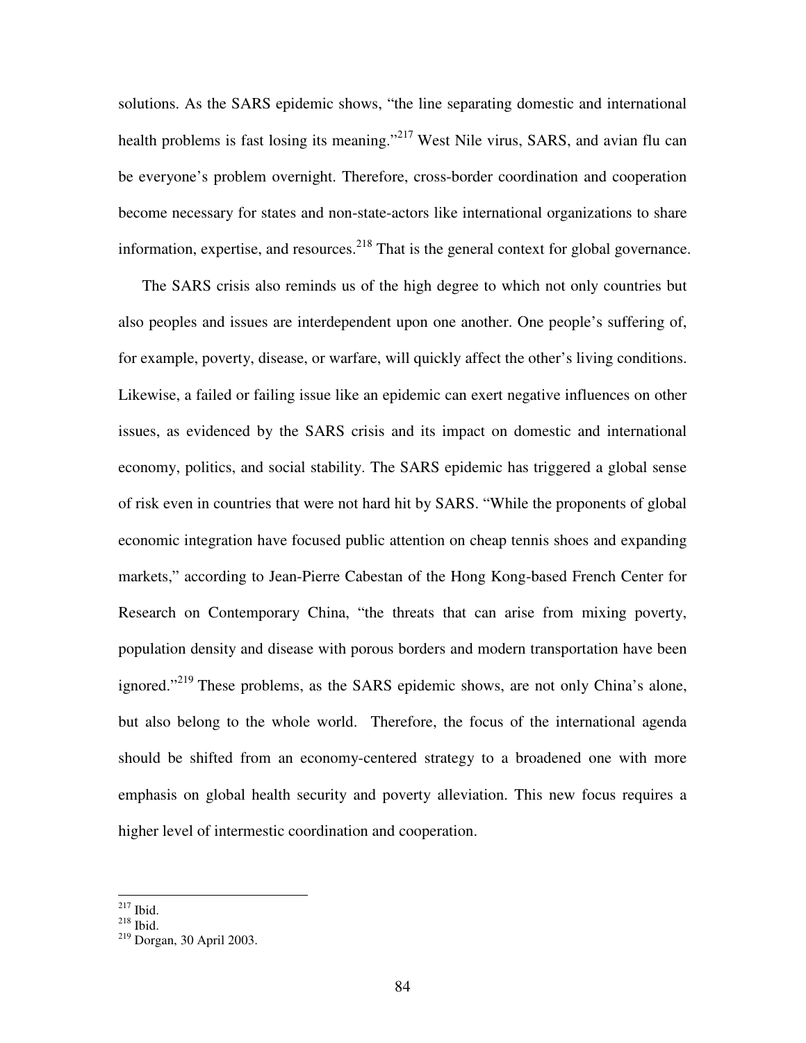solutions. As the SARS epidemic shows, "the line separating domestic and international health problems is fast losing its meaning."[217] West Nile virus, SARS, and avian flu can be everyone's problem overnight. Therefore, cross-border coordination and cooperation become necessary for states and non-state-actors like international organizations to share information, expertise, and resources.[218] That is the general context for global governance.

The SARS crisis also reminds us of the high degree to which not only countries but also peoples and issues are interdependent upon one another. One people's suffering of, for example, poverty, disease, or warfare, will quickly affect the other's living conditions. Likewise, a failed or failing issue like an epidemic can exert negative influences on other issues, as evidenced by the SARS crisis and its impact on domestic and international economy, politics, and social stability. The SARS epidemic has triggered a global sense of risk even in countries that were not hard hit by SARS. "While the proponents of global economic integration have focused public attention on cheap tennis shoes and expanding markets," according to Jean-Pierre Cabestan of the Hong Kong-based French Center for Research on Contemporary China, "the threats that can arise from mixing poverty, population density and disease with porous borders and modern transportation have been ignored."[219] These problems, as the SARS epidemic shows, are not only China's alone, but also belong to the whole world. Therefore, the focus of the international agenda should be shifted from an economy-centered strategy to a broadened one with more emphasis on global health security and poverty alleviation. This new focus requires a higher level of intermestic coordination and cooperation.

---

[217] Ibid.
[218] Ibid.
[219] Dorgan, 30 April 2003.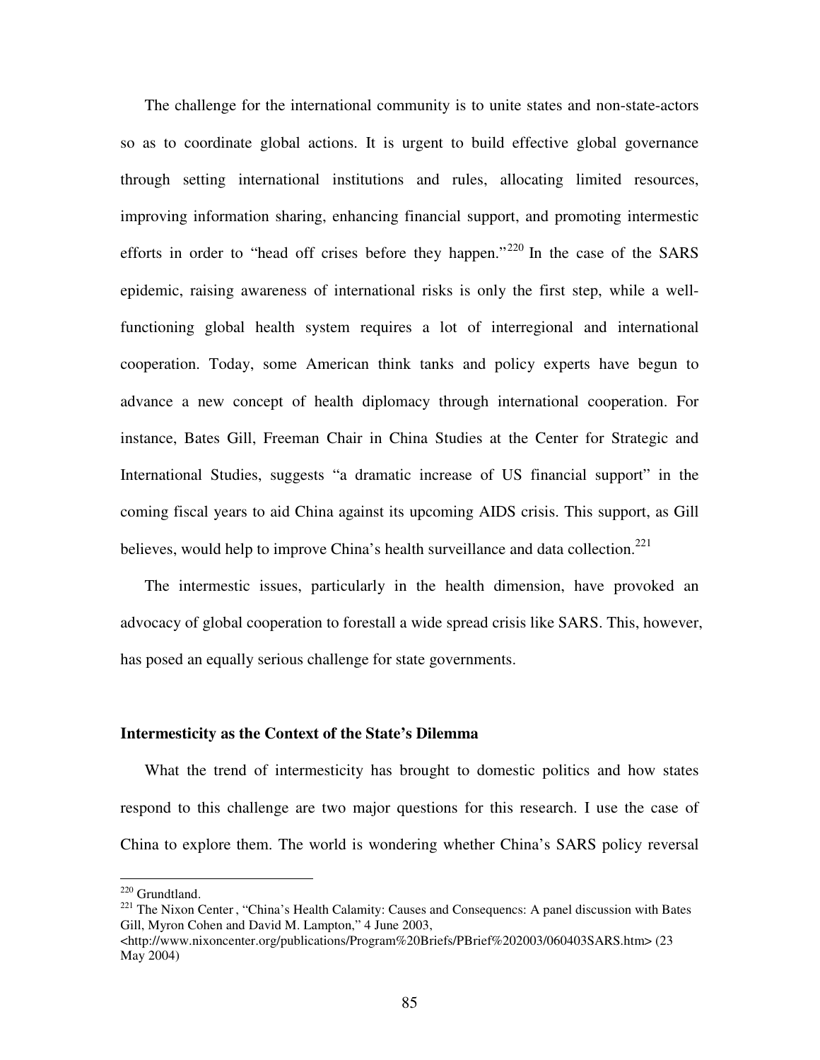The challenge for the international community is to unite states and non-state-actors so as to coordinate global actions. It is urgent to build effective global governance through setting international institutions and rules, allocating limited resources, improving information sharing, enhancing financial support, and promoting intermestic efforts in order to "head off crises before they happen."[220] In the case of the SARS epidemic, raising awareness of international risks is only the first step, while a well-functioning global health system requires a lot of interregional and international cooperation. Today, some American think tanks and policy experts have begun to advance a new concept of health diplomacy through international cooperation. For instance, Bates Gill, Freeman Chair in China Studies at the Center for Strategic and International Studies, suggests "a dramatic increase of US financial support" in the coming fiscal years to aid China against its upcoming AIDS crisis. This support, as Gill believes, would help to improve China's health surveillance and data collection.[221]

The intermestic issues, particularly in the health dimension, have provoked an advocacy of global cooperation to forestall a wide spread crisis like SARS. This, however, has posed an equally serious challenge for state governments.

### Intermesticity as the Context of the State's Dilemma

What the trend of intermesticity has brought to domestic politics and how states respond to this challenge are two major questions for this research. I use the case of China to explore them. The world is wondering whether China's SARS policy reversal

---

[220] Grundtland.

[221] The Nixon Center, "China's Health Calamity: Causes and Consequencs: A panel discussion with Bates Gill, Myron Cohen and David M. Lampton," 4 June 2003, <http://www.nixoncenter.org/publications/Program%20Briefs/PBrief%202003/060403SARS.htm> (23 May 2004)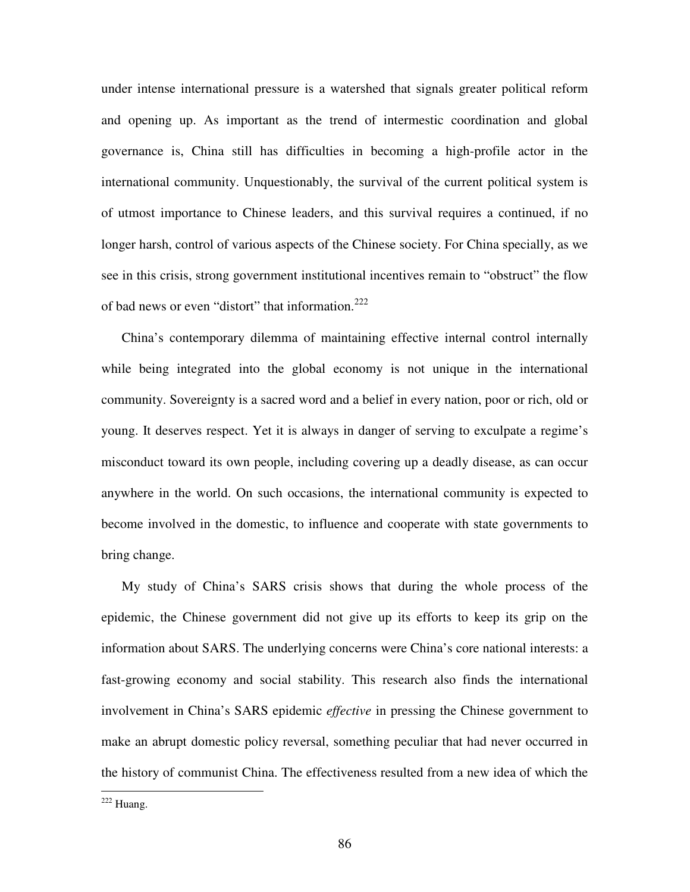under intense international pressure is a watershed that signals greater political reform and opening up. As important as the trend of intermestic coordination and global governance is, China still has difficulties in becoming a high-profile actor in the international community. Unquestionably, the survival of the current political system is of utmost importance to Chinese leaders, and this survival requires a continued, if no longer harsh, control of various aspects of the Chinese society. For China specially, as we see in this crisis, strong government institutional incentives remain to "obstruct" the flow of bad news or even "distort" that information.[222]

China's contemporary dilemma of maintaining effective internal control internally while being integrated into the global economy is not unique in the international community. Sovereignty is a sacred word and a belief in every nation, poor or rich, old or young. It deserves respect. Yet it is always in danger of serving to exculpate a regime's misconduct toward its own people, including covering up a deadly disease, as can occur anywhere in the world. On such occasions, the international community is expected to become involved in the domestic, to influence and cooperate with state governments to bring change.

My study of China's SARS crisis shows that during the whole process of the epidemic, the Chinese government did not give up its efforts to keep its grip on the information about SARS. The underlying concerns were China's core national interests: a fast-growing economy and social stability. This research also finds the international involvement in China's SARS epidemic *effective* in pressing the Chinese government to make an abrupt domestic policy reversal, something peculiar that had never occurred in the history of communist China. The effectiveness resulted from a new idea of which the

[222] Huang.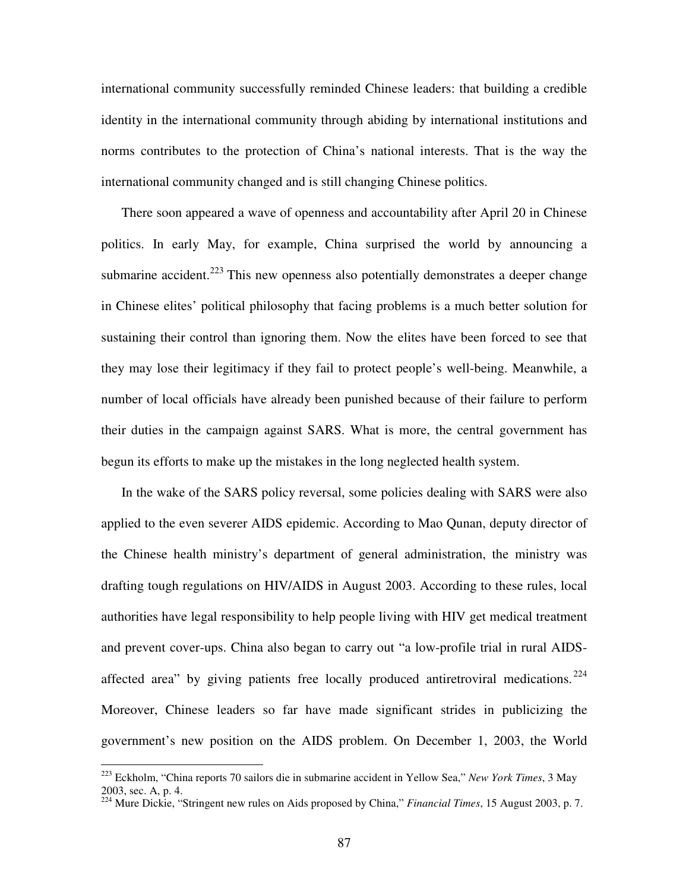international community successfully reminded Chinese leaders: that building a credible identity in the international community through abiding by international institutions and norms contributes to the protection of China's national interests. That is the way the international community changed and is still changing Chinese politics.

There soon appeared a wave of openness and accountability after April 20 in Chinese politics. In early May, for example, China surprised the world by announcing a submarine accident.[223] This new openness also potentially demonstrates a deeper change in Chinese elites' political philosophy that facing problems is a much better solution for sustaining their control than ignoring them. Now the elites have been forced to see that they may lose their legitimacy if they fail to protect people's well-being. Meanwhile, a number of local officials have already been punished because of their failure to perform their duties in the campaign against SARS. What is more, the central government has begun its efforts to make up the mistakes in the long neglected health system.

In the wake of the SARS policy reversal, some policies dealing with SARS were also applied to the even severer AIDS epidemic. According to Mao Qunan, deputy director of the Chinese health ministry's department of general administration, the ministry was drafting tough regulations on HIV/AIDS in August 2003. According to these rules, local authorities have legal responsibility to help people living with HIV get medical treatment and prevent cover-ups. China also began to carry out "a low-profile trial in rural AIDS-affected area" by giving patients free locally produced antiretroviral medications.[224] Moreover, Chinese leaders so far have made significant strides in publicizing the government's new position on the AIDS problem. On December 1, 2003, the World

---

[223] Eckholm, "China reports 70 sailors die in submarine accident in Yellow Sea," *New York Times*, 3 May 2003, sec. A, p. 4.

[224] Mure Dickie, "Stringent new rules on Aids proposed by China," *Financial Times*, 15 August 2003, p. 7.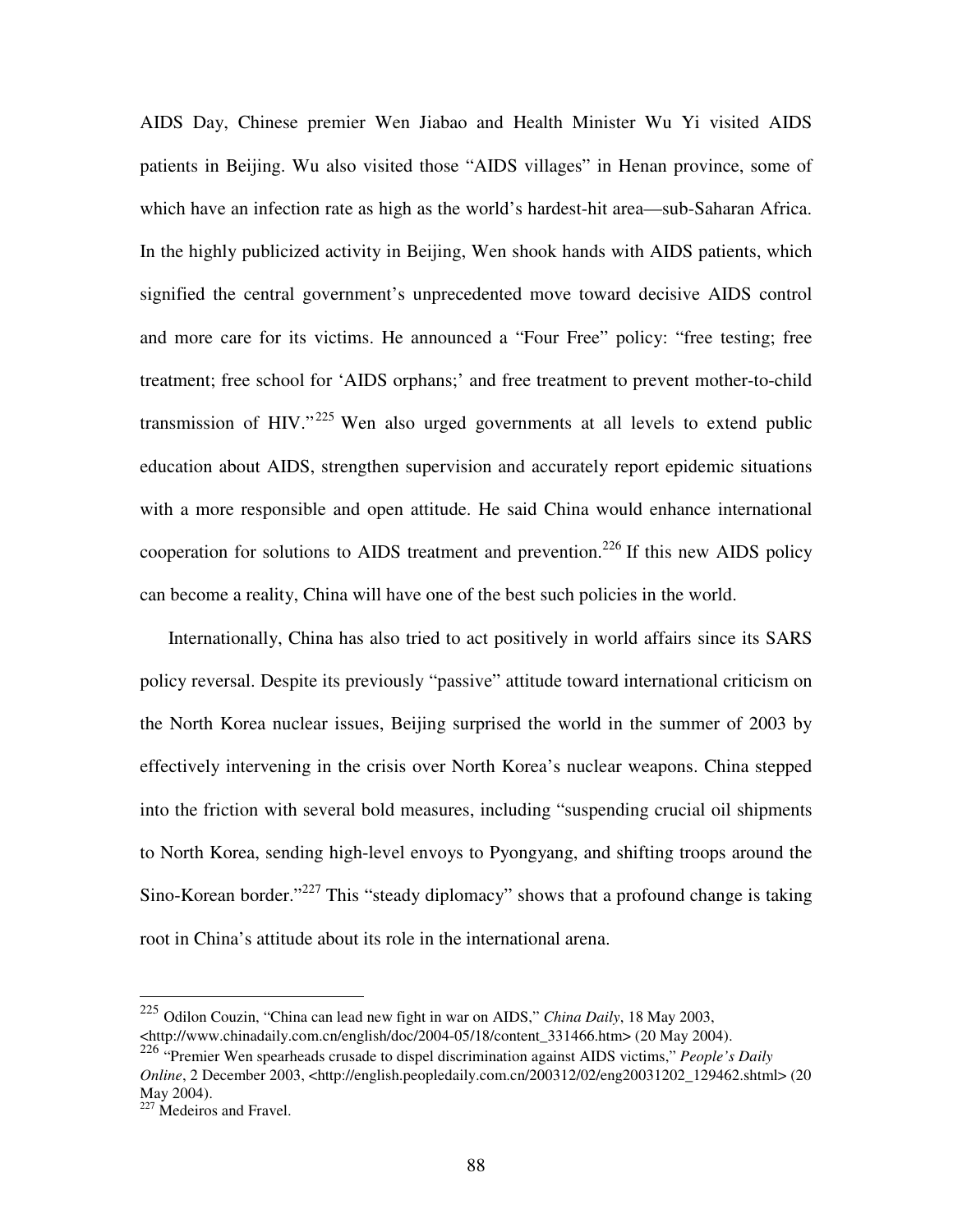AIDS Day, Chinese premier Wen Jiabao and Health Minister Wu Yi visited AIDS patients in Beijing. Wu also visited those "AIDS villages" in Henan province, some of which have an infection rate as high as the world's hardest-hit area—sub-Saharan Africa. In the highly publicized activity in Beijing, Wen shook hands with AIDS patients, which signified the central government's unprecedented move toward decisive AIDS control and more care for its victims. He announced a "Four Free" policy: "free testing; free treatment; free school for 'AIDS orphans;' and free treatment to prevent mother-to-child transmission of HIV."[225] Wen also urged governments at all levels to extend public education about AIDS, strengthen supervision and accurately report epidemic situations with a more responsible and open attitude. He said China would enhance international cooperation for solutions to AIDS treatment and prevention.[226] If this new AIDS policy can become a reality, China will have one of the best such policies in the world.

Internationally, China has also tried to act positively in world affairs since its SARS policy reversal. Despite its previously "passive" attitude toward international criticism on the North Korea nuclear issues, Beijing surprised the world in the summer of 2003 by effectively intervening in the crisis over North Korea's nuclear weapons. China stepped into the friction with several bold measures, including "suspending crucial oil shipments to North Korea, sending high-level envoys to Pyongyang, and shifting troops around the Sino-Korean border."[227] This "steady diplomacy" shows that a profound change is taking root in China's attitude about its role in the international arena.

---

[225] Odilon Couzin, "China can lead new fight in war on AIDS," *China Daily*, 18 May 2003, <http://www.chinadaily.com.cn/english/doc/2004-05/18/content_331466.htm> (20 May 2004).

[226] "Premier Wen spearheads crusade to dispel discrimination against AIDS victims," *People's Daily Online*, 2 December 2003, <http://english.peopledaily.com.cn/200312/02/eng20031202_129462.shtml> (20 May 2004).

[227] Medeiros and Fravel.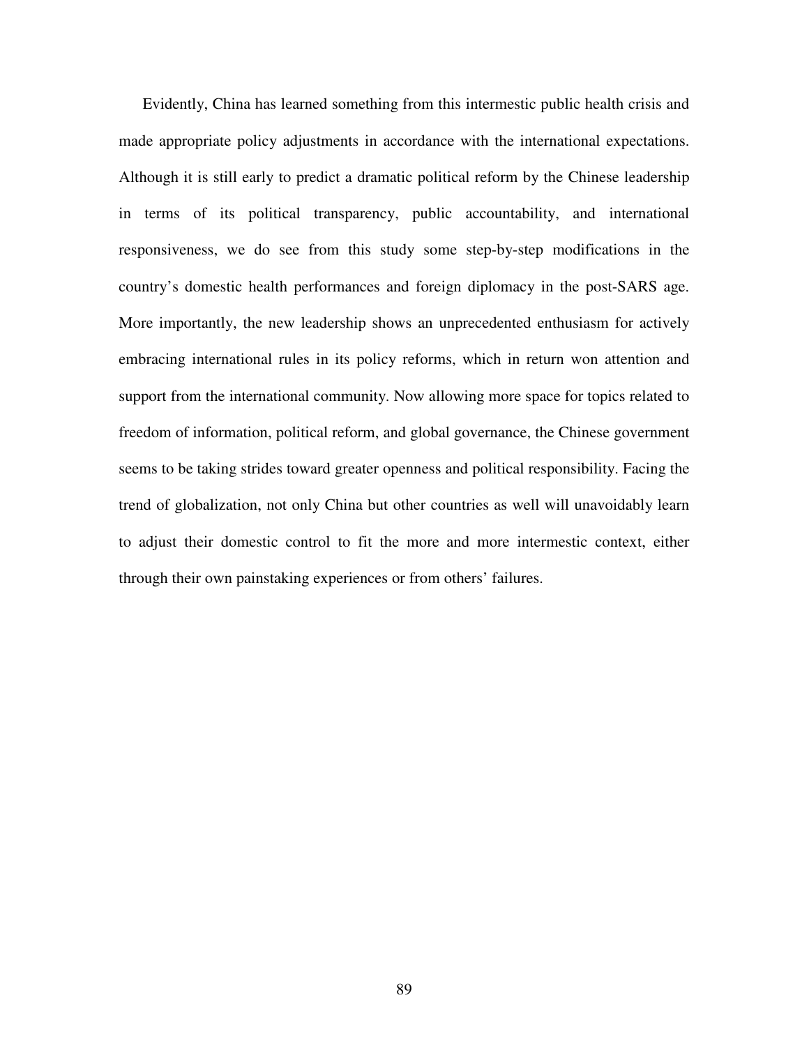Evidently, China has learned something from this intermestic public health crisis and made appropriate policy adjustments in accordance with the international expectations. Although it is still early to predict a dramatic political reform by the Chinese leadership in terms of its political transparency, public accountability, and international responsiveness, we do see from this study some step-by-step modifications in the country's domestic health performances and foreign diplomacy in the post-SARS age. More importantly, the new leadership shows an unprecedented enthusiasm for actively embracing international rules in its policy reforms, which in return won attention and support from the international community. Now allowing more space for topics related to freedom of information, political reform, and global governance, the Chinese government seems to be taking strides toward greater openness and political responsibility. Facing the trend of globalization, not only China but other countries as well will unavoidably learn to adjust their domestic control to fit the more and more intermestic context, either through their own painstaking experiences or from others' failures.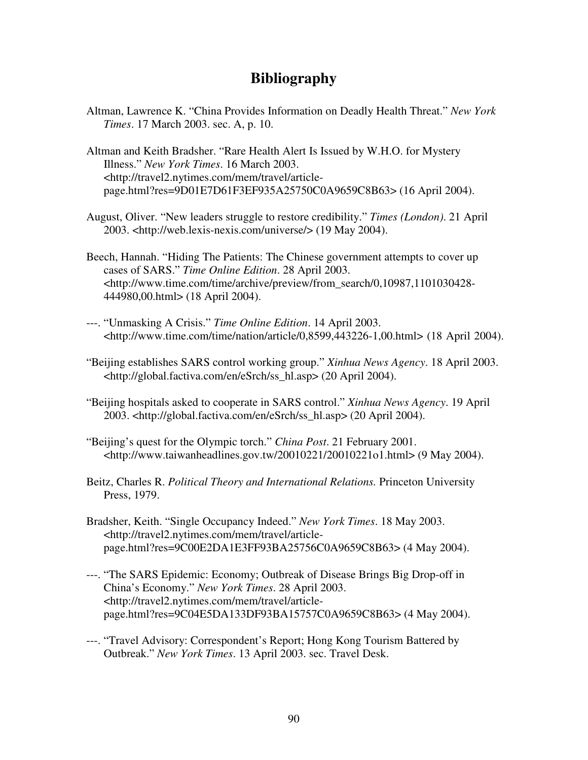# Bibliography

Altman, Lawrence K. "China Provides Information on Deadly Health Threat." *New York Times*. 17 March 2003. sec. A, p. 10.

Altman and Keith Bradsher. "Rare Health Alert Is Issued by W.H.O. for Mystery Illness." *New York Times*. 16 March 2003. <http://travel2.nytimes.com/mem/travel/article-page.html?res=9D01E7D61F3EF935A25750C0A9659C8B63> (16 April 2004).

August, Oliver. "New leaders struggle to restore credibility." *Times (London)*. 21 April 2003. <http://web.lexis-nexis.com/universe/> (19 May 2004).

Beech, Hannah. "Hiding The Patients: The Chinese government attempts to cover up cases of SARS." *Time Online Edition*. 28 April 2003. <http://www.time.com/time/archive/preview/from_search/0,10987,1101030428-444980,00.html> (18 April 2004).

---. "Unmasking A Crisis." *Time Online Edition*. 14 April 2003. <http://www.time.com/time/nation/article/0,8599,443226-1,00.html> (18 April 2004).

"Beijing establishes SARS control working group." *Xinhua News Agency*. 18 April 2003. <http://global.factiva.com/en/eSrch/ss_hl.asp> (20 April 2004).

"Beijing hospitals asked to cooperate in SARS control." *Xinhua News Agency*. 19 April 2003. <http://global.factiva.com/en/eSrch/ss_hl.asp> (20 April 2004).

"Beijing's quest for the Olympic torch." *China Post*. 21 February 2001. <http://www.taiwanheadlines.gov.tw/20010221/20010221o1.html> (9 May 2004).

Beitz, Charles R. *Political Theory and International Relations.* Princeton University Press, 1979.

Bradsher, Keith. "Single Occupancy Indeed." *New York Times*. 18 May 2003. <http://travel2.nytimes.com/mem/travel/article-page.html?res=9C00E2DA1E3FF93BA25756C0A9659C8B63> (4 May 2004).

---. "The SARS Epidemic: Economy; Outbreak of Disease Brings Big Drop-off in China's Economy." *New York Times*. 28 April 2003. <http://travel2.nytimes.com/mem/travel/article-page.html?res=9C04E5DA133DF93BA15757C0A9659C8B63> (4 May 2004).

---. "Travel Advisory: Correspondent's Report; Hong Kong Tourism Battered by Outbreak." *New York Times*. 13 April 2003. sec. Travel Desk.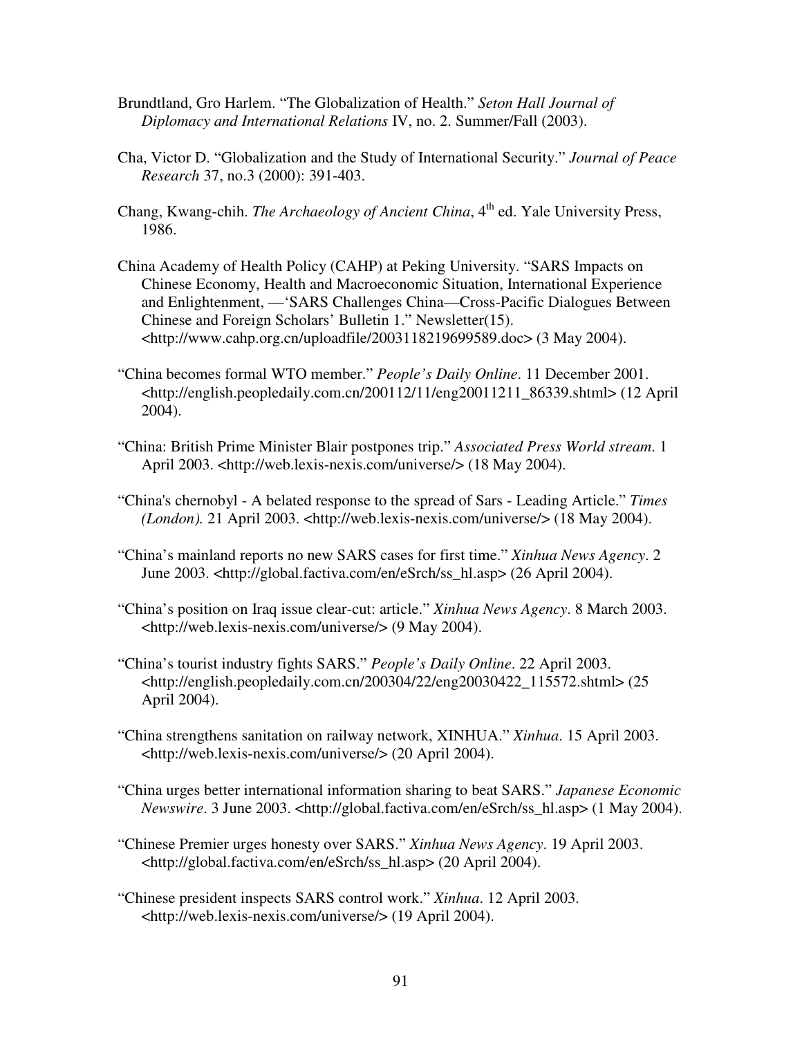Brundtland, Gro Harlem. "The Globalization of Health." *Seton Hall Journal of Diplomacy and International Relations* IV, no. 2. Summer/Fall (2003).

Cha, Victor D. "Globalization and the Study of International Security." *Journal of Peace Research* 37, no.3 (2000): 391-403.

Chang, Kwang-chih. *The Archaeology of Ancient China*, 4th ed. Yale University Press, 1986.

China Academy of Health Policy (CAHP) at Peking University. "SARS Impacts on Chinese Economy, Health and Macroeconomic Situation, International Experience and Enlightenment, —'SARS Challenges China—Cross-Pacific Dialogues Between Chinese and Foreign Scholars' Bulletin 1." Newsletter(15). <http://www.cahp.org.cn/uploadfile/2003118219699589.doc> (3 May 2004).

"China becomes formal WTO member." *People's Daily Online*. 11 December 2001. <http://english.peopledaily.com.cn/200112/11/eng20011211_86339.shtml> (12 April 2004).

"China: British Prime Minister Blair postpones trip." *Associated Press World stream*. 1 April 2003. <http://web.lexis-nexis.com/universe/> (18 May 2004).

"China's chernobyl - A belated response to the spread of Sars - Leading Article." *Times (London).* 21 April 2003. <http://web.lexis-nexis.com/universe/> (18 May 2004).

"China's mainland reports no new SARS cases for first time." *Xinhua News Agency*. 2 June 2003. <http://global.factiva.com/en/eSrch/ss_hl.asp> (26 April 2004).

"China's position on Iraq issue clear-cut: article." *Xinhua News Agency*. 8 March 2003. <http://web.lexis-nexis.com/universe/> (9 May 2004).

"China's tourist industry fights SARS." *People's Daily Online*. 22 April 2003. <http://english.peopledaily.com.cn/200304/22/eng20030422_115572.shtml> (25 April 2004).

"China strengthens sanitation on railway network, XINHUA." *Xinhua*. 15 April 2003. <http://web.lexis-nexis.com/universe/> (20 April 2004).

"China urges better international information sharing to beat SARS." *Japanese Economic Newswire*. 3 June 2003. <http://global.factiva.com/en/eSrch/ss_hl.asp> (1 May 2004).

"Chinese Premier urges honesty over SARS." *Xinhua News Agency*. 19 April 2003. <http://global.factiva.com/en/eSrch/ss_hl.asp> (20 April 2004).

"Chinese president inspects SARS control work." *Xinhua*. 12 April 2003. <http://web.lexis-nexis.com/universe/> (19 April 2004).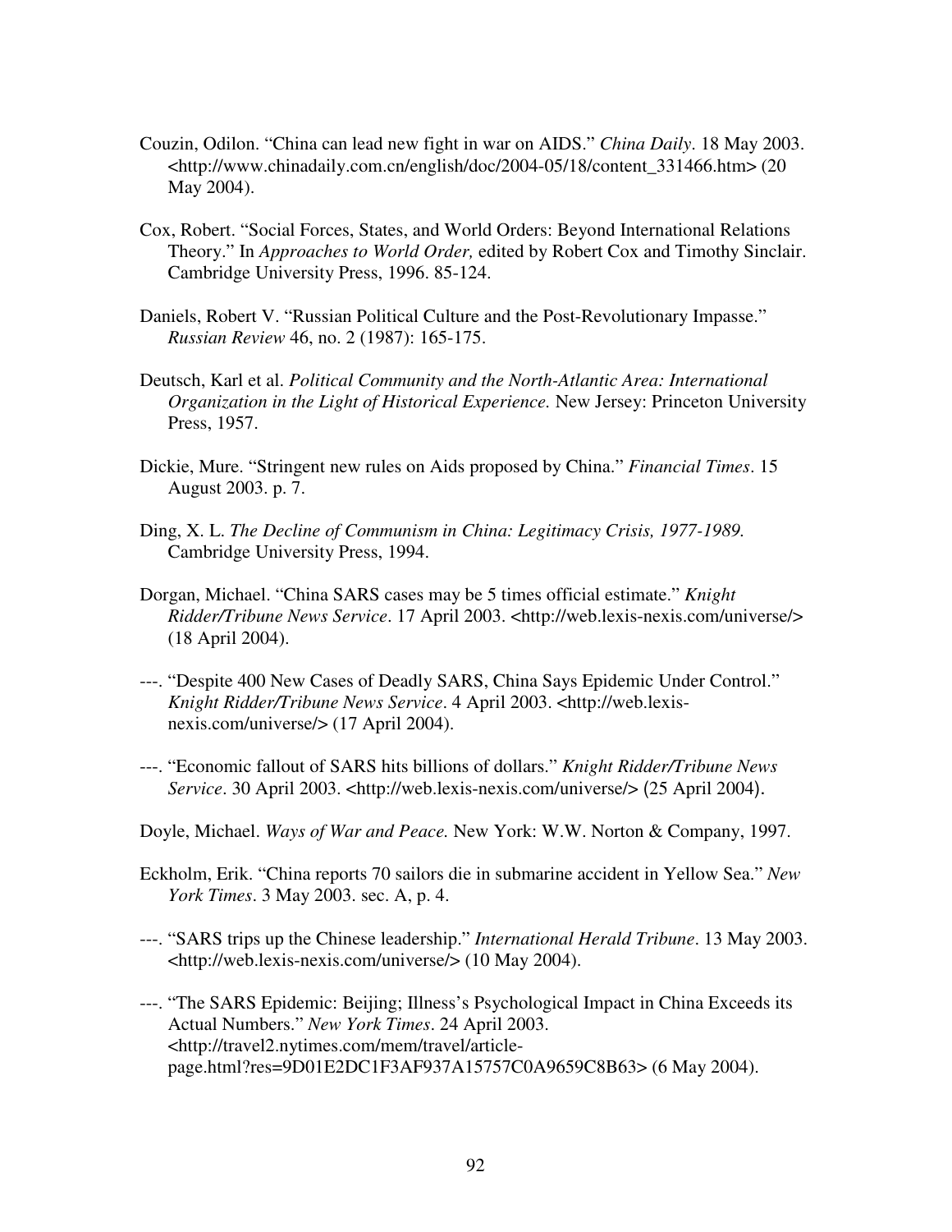Couzin, Odilon. “China can lead new fight in war on AIDS.” *China Daily*. 18 May 2003. <http://www.chinadaily.com.cn/english/doc/2004-05/18/content_331466.htm> (20 May 2004).

Cox, Robert. “Social Forces, States, and World Orders: Beyond International Relations Theory.” In *Approaches to World Order,* edited by Robert Cox and Timothy Sinclair. Cambridge University Press, 1996. 85-124.

Daniels, Robert V. “Russian Political Culture and the Post-Revolutionary Impasse.” *Russian Review* 46, no. 2 (1987): 165-175.

Deutsch, Karl et al. *Political Community and the North-Atlantic Area: International Organization in the Light of Historical Experience.* New Jersey: Princeton University Press, 1957.

Dickie, Mure. “Stringent new rules on Aids proposed by China.” *Financial Times*. 15 August 2003. p. 7.

Ding, X. L. *The Decline of Communism in China: Legitimacy Crisis, 1977-1989.* Cambridge University Press, 1994.

Dorgan, Michael. “China SARS cases may be 5 times official estimate.” *Knight Ridder/Tribune News Service*. 17 April 2003. <http://web.lexis-nexis.com/universe/> (18 April 2004).

---. “Despite 400 New Cases of Deadly SARS, China Says Epidemic Under Control.” *Knight Ridder/Tribune News Service*. 4 April 2003. <http://web.lexis-nexis.com/universe/> (17 April 2004).

---. “Economic fallout of SARS hits billions of dollars.” *Knight Ridder/Tribune News Service*. 30 April 2003. <http://web.lexis-nexis.com/universe/> (25 April 2004).

Doyle, Michael. *Ways of War and Peace.* New York: W.W. Norton & Company, 1997.

Eckholm, Erik. “China reports 70 sailors die in submarine accident in Yellow Sea.” *New York Times*. 3 May 2003. sec. A, p. 4.

---. “SARS trips up the Chinese leadership.” *International Herald Tribune*. 13 May 2003. <http://web.lexis-nexis.com/universe/> (10 May 2004).

---. “The SARS Epidemic: Beijing; Illness’s Psychological Impact in China Exceeds its Actual Numbers.” *New York Times*. 24 April 2003. <http://travel2.nytimes.com/mem/travel/article-page.html?res=9D01E2DC1F3AF937A15757C0A9659C8B63> (6 May 2004).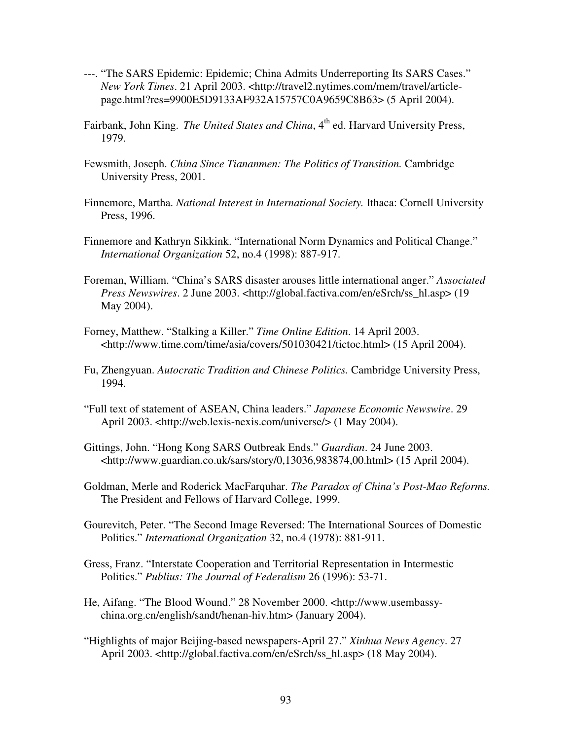---. "The SARS Epidemic: Epidemic; China Admits Underreporting Its SARS Cases." *New York Times*. 21 April 2003. <http://travel2.nytimes.com/mem/travel/article-page.html?res=9900E5D9133AF932A15757C0A9659C8B63> (5 April 2004).

Fairbank, John King. *The United States and China*, 4th ed. Harvard University Press, 1979.

Fewsmith, Joseph. *China Since Tiananmen: The Politics of Transition.* Cambridge University Press, 2001.

Finnemore, Martha. *National Interest in International Society.* Ithaca: Cornell University Press, 1996.

Finnemore and Kathryn Sikkink. "International Norm Dynamics and Political Change." *International Organization* 52, no.4 (1998): 887-917.

Foreman, William. "China's SARS disaster arouses little international anger." *Associated Press Newswires*. 2 June 2003. <http://global.factiva.com/en/eSrch/ss_hl.asp> (19 May 2004).

Forney, Matthew. "Stalking a Killer." *Time Online Edition*. 14 April 2003. <http://www.time.com/time/asia/covers/501030421/tictoc.html> (15 April 2004).

Fu, Zhengyuan. *Autocratic Tradition and Chinese Politics.* Cambridge University Press, 1994.

"Full text of statement of ASEAN, China leaders." *Japanese Economic Newswire*. 29 April 2003. <http://web.lexis-nexis.com/universe/> (1 May 2004).

Gittings, John. "Hong Kong SARS Outbreak Ends." *Guardian*. 24 June 2003. <http://www.guardian.co.uk/sars/story/0,13036,983874,00.html> (15 April 2004).

Goldman, Merle and Roderick MacFarquhar. *The Paradox of China's Post-Mao Reforms.* The President and Fellows of Harvard College, 1999.

Gourevitch, Peter. "The Second Image Reversed: The International Sources of Domestic Politics." *International Organization* 32, no.4 (1978): 881-911.

Gress, Franz. "Interstate Cooperation and Territorial Representation in Intermestic Politics." *Publius: The Journal of Federalism* 26 (1996): 53-71.

He, Aifang. "The Blood Wound." 28 November 2000. <http://www.usembassy-china.org.cn/english/sandt/henan-hiv.htm> (January 2004).

"Highlights of major Beijing-based newspapers-April 27." *Xinhua News Agency*. 27 April 2003. <http://global.factiva.com/en/eSrch/ss_hl.asp> (18 May 2004).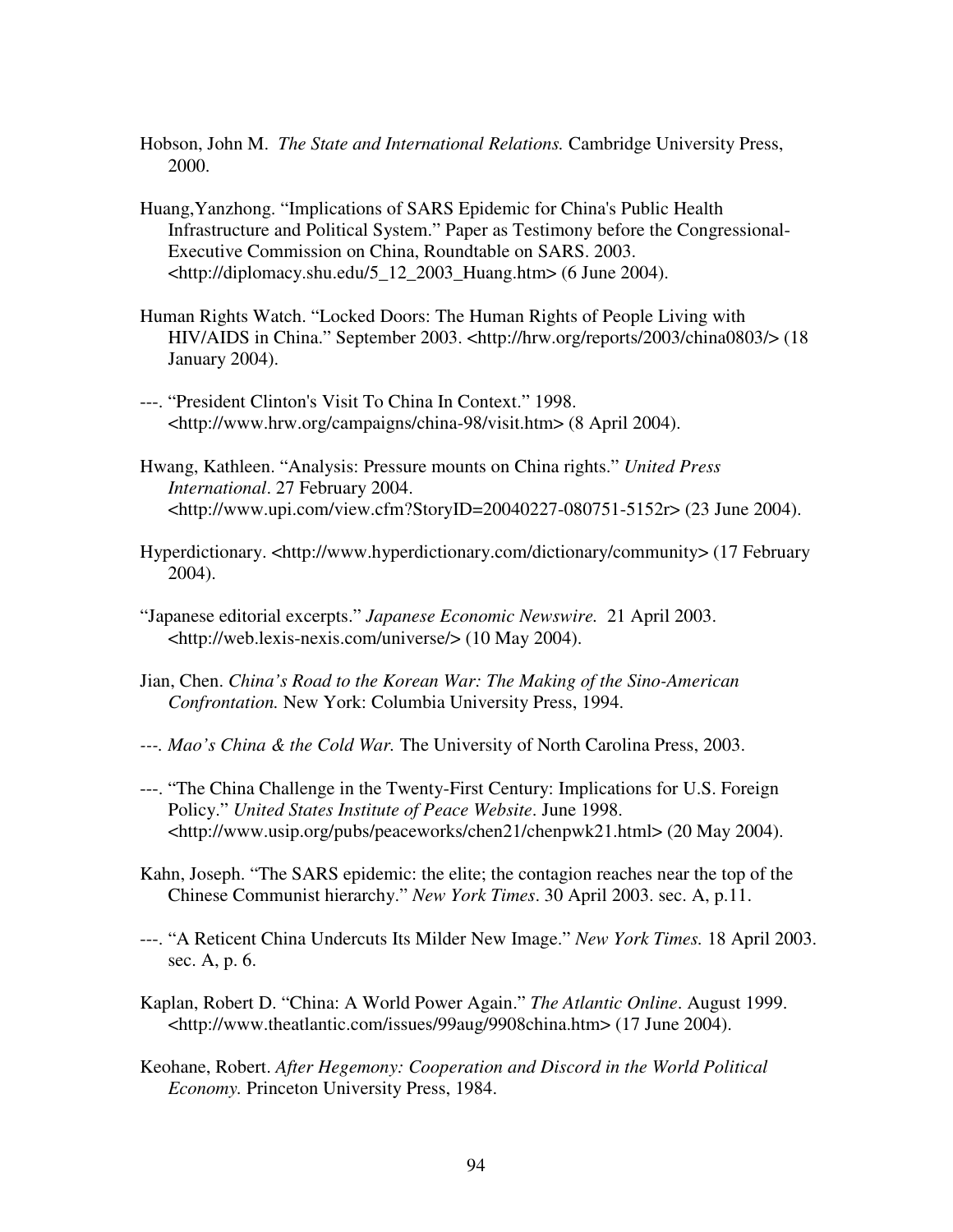Hobson, John M. *The State and International Relations.* Cambridge University Press, 2000.

Huang,Yanzhong. "Implications of SARS Epidemic for China's Public Health Infrastructure and Political System." Paper as Testimony before the Congressional-Executive Commission on China, Roundtable on SARS. 2003. <http://diplomacy.shu.edu/5_12_2003_Huang.htm> (6 June 2004).

Human Rights Watch. "Locked Doors: The Human Rights of People Living with HIV/AIDS in China." September 2003. <http://hrw.org/reports/2003/china0803/> (18 January 2004).

---. "President Clinton's Visit To China In Context." 1998. <http://www.hrw.org/campaigns/china-98/visit.htm> (8 April 2004).

Hwang, Kathleen. "Analysis: Pressure mounts on China rights." *United Press International*. 27 February 2004. <http://www.upi.com/view.cfm?StoryID=20040227-080751-5152r> (23 June 2004).

Hyperdictionary. <http://www.hyperdictionary.com/dictionary/community> (17 February 2004).

"Japanese editorial excerpts." *Japanese Economic Newswire.* 21 April 2003. <http://web.lexis-nexis.com/universe/> (10 May 2004).

Jian, Chen. *China's Road to the Korean War: The Making of the Sino-American Confrontation.* New York: Columbia University Press, 1994.

*---. Mao's China & the Cold War.* The University of North Carolina Press, 2003.

---. "The China Challenge in the Twenty-First Century: Implications for U.S. Foreign Policy." *United States Institute of Peace Website*. June 1998. <http://www.usip.org/pubs/peaceworks/chen21/chenpwk21.html> (20 May 2004).

Kahn, Joseph. "The SARS epidemic: the elite; the contagion reaches near the top of the Chinese Communist hierarchy." *New York Times*. 30 April 2003. sec. A, p.11.

---. "A Reticent China Undercuts Its Milder New Image." *New York Times.* 18 April 2003. sec. A, p. 6.

Kaplan, Robert D. "China: A World Power Again." *The Atlantic Online*. August 1999. <http://www.theatlantic.com/issues/99aug/9908china.htm> (17 June 2004).

Keohane, Robert. *After Hegemony: Cooperation and Discord in the World Political Economy.* Princeton University Press, 1984.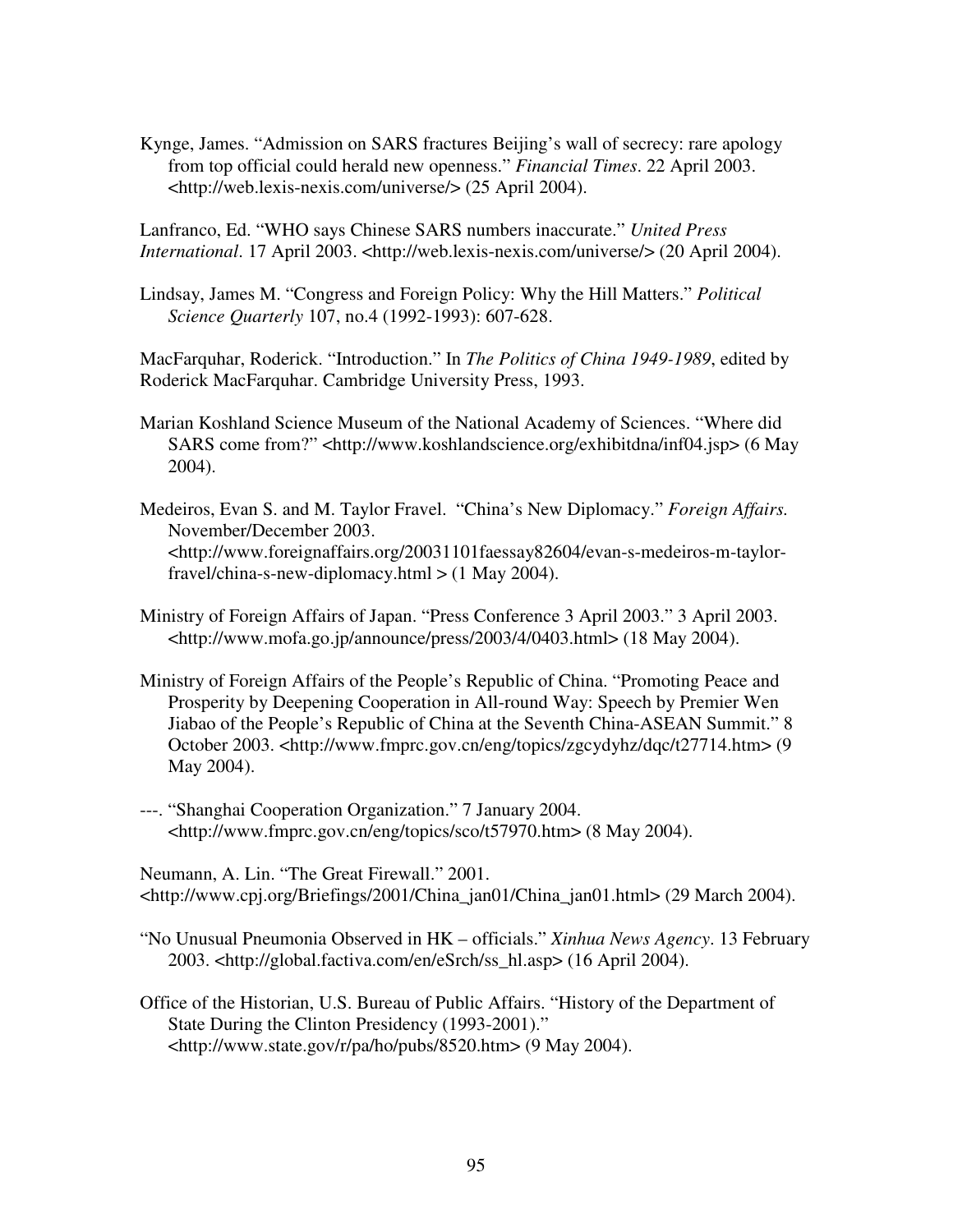Kynge, James. “Admission on SARS fractures Beijing’s wall of secrecy: rare apology from top official could herald new openness.” *Financial Times*. 22 April 2003. <http://web.lexis-nexis.com/universe/> (25 April 2004).

Lanfranco, Ed. “WHO says Chinese SARS numbers inaccurate.” *United Press International*. 17 April 2003. <http://web.lexis-nexis.com/universe/> (20 April 2004).

Lindsay, James M. “Congress and Foreign Policy: Why the Hill Matters.” *Political Science Quarterly* 107, no.4 (1992-1993): 607-628.

MacFarquhar, Roderick. “Introduction.” In *The Politics of China 1949-1989*, edited by Roderick MacFarquhar. Cambridge University Press, 1993.

Marian Koshland Science Museum of the National Academy of Sciences. “Where did SARS come from?” <http://www.koshlandscience.org/exhibitdna/inf04.jsp> (6 May 2004).

Medeiros, Evan S. and M. Taylor Fravel. “China’s New Diplomacy.” *Foreign Affairs.* November/December 2003. <http://www.foreignaffairs.org/20031101faessay82604/evan-s-medeiros-m-taylor-fravel/china-s-new-diplomacy.html > (1 May 2004).

Ministry of Foreign Affairs of Japan. “Press Conference 3 April 2003.” 3 April 2003. <http://www.mofa.go.jp/announce/press/2003/4/0403.html> (18 May 2004).

Ministry of Foreign Affairs of the People’s Republic of China. “Promoting Peace and Prosperity by Deepening Cooperation in All-round Way: Speech by Premier Wen Jiabao of the People’s Republic of China at the Seventh China-ASEAN Summit.” 8 October 2003. <http://www.fmprc.gov.cn/eng/topics/zgcydyhz/dqc/t27714.htm> (9 May 2004).

---. “Shanghai Cooperation Organization.” 7 January 2004. <http://www.fmprc.gov.cn/eng/topics/sco/t57970.htm> (8 May 2004).

Neumann, A. Lin. “The Great Firewall.” 2001. <http://www.cpj.org/Briefings/2001/China_jan01/China_jan01.html> (29 March 2004).

“No Unusual Pneumonia Observed in HK – officials.” *Xinhua News Agency*. 13 February 2003. <http://global.factiva.com/en/eSrch/ss_hl.asp> (16 April 2004).

Office of the Historian, U.S. Bureau of Public Affairs. “History of the Department of State During the Clinton Presidency (1993-2001).” <http://www.state.gov/r/pa/ho/pubs/8520.htm> (9 May 2004).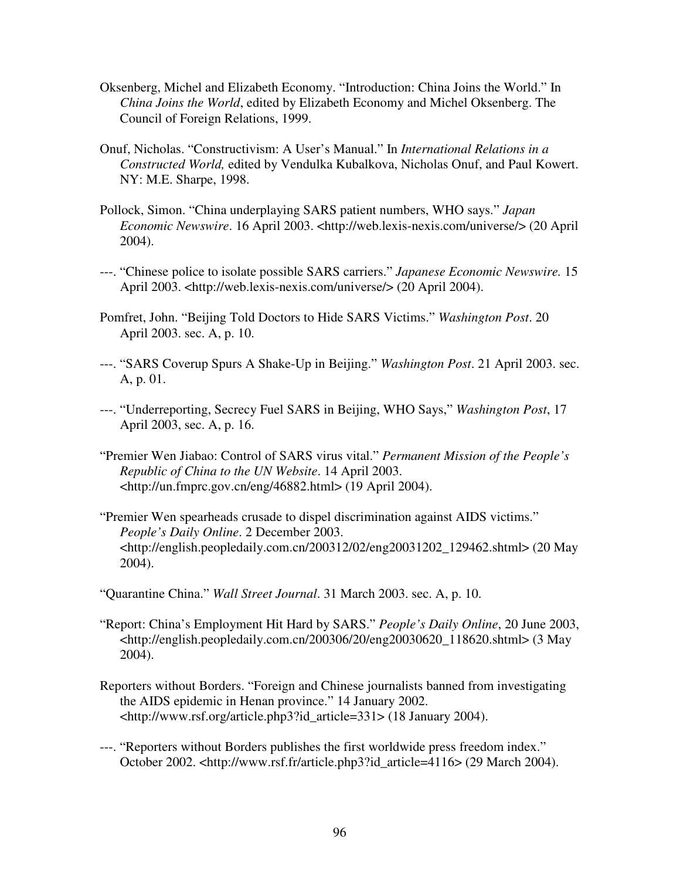Oksenberg, Michel and Elizabeth Economy. "Introduction: China Joins the World." In *China Joins the World*, edited by Elizabeth Economy and Michel Oksenberg. The Council of Foreign Relations, 1999.

Onuf, Nicholas. "Constructivism: A User's Manual." In *International Relations in a Constructed World,* edited by Vendulka Kubalkova, Nicholas Onuf, and Paul Kowert. NY: M.E. Sharpe, 1998.

Pollock, Simon. "China underplaying SARS patient numbers, WHO says." *Japan Economic Newswire*. 16 April 2003. <http://web.lexis-nexis.com/universe/> (20 April 2004).

---. "Chinese police to isolate possible SARS carriers." *Japanese Economic Newswire.* 15 April 2003. <http://web.lexis-nexis.com/universe/> (20 April 2004).

Pomfret, John. "Beijing Told Doctors to Hide SARS Victims." *Washington Post*. 20 April 2003. sec. A, p. 10.

---. "SARS Coverup Spurs A Shake-Up in Beijing." *Washington Post*. 21 April 2003. sec. A, p. 01.

---. "Underreporting, Secrecy Fuel SARS in Beijing, WHO Says," *Washington Post*, 17 April 2003, sec. A, p. 16.

"Premier Wen Jiabao: Control of SARS virus vital." *Permanent Mission of the People's Republic of China to the UN Website*. 14 April 2003. <http://un.fmprc.gov.cn/eng/46882.html> (19 April 2004).

"Premier Wen spearheads crusade to dispel discrimination against AIDS victims." *People's Daily Online*. 2 December 2003. <http://english.peopledaily.com.cn/200312/02/eng20031202_129462.shtml> (20 May 2004).

"Quarantine China." *Wall Street Journal*. 31 March 2003. sec. A, p. 10.

"Report: China's Employment Hit Hard by SARS." *People's Daily Online*, 20 June 2003, <http://english.peopledaily.com.cn/200306/20/eng20030620_118620.shtml> (3 May 2004).

Reporters without Borders. "Foreign and Chinese journalists banned from investigating the AIDS epidemic in Henan province." 14 January 2002. <http://www.rsf.org/article.php3?id_article=331> (18 January 2004).

---. "Reporters without Borders publishes the first worldwide press freedom index." October 2002. <http://www.rsf.fr/article.php3?id_article=4116> (29 March 2004).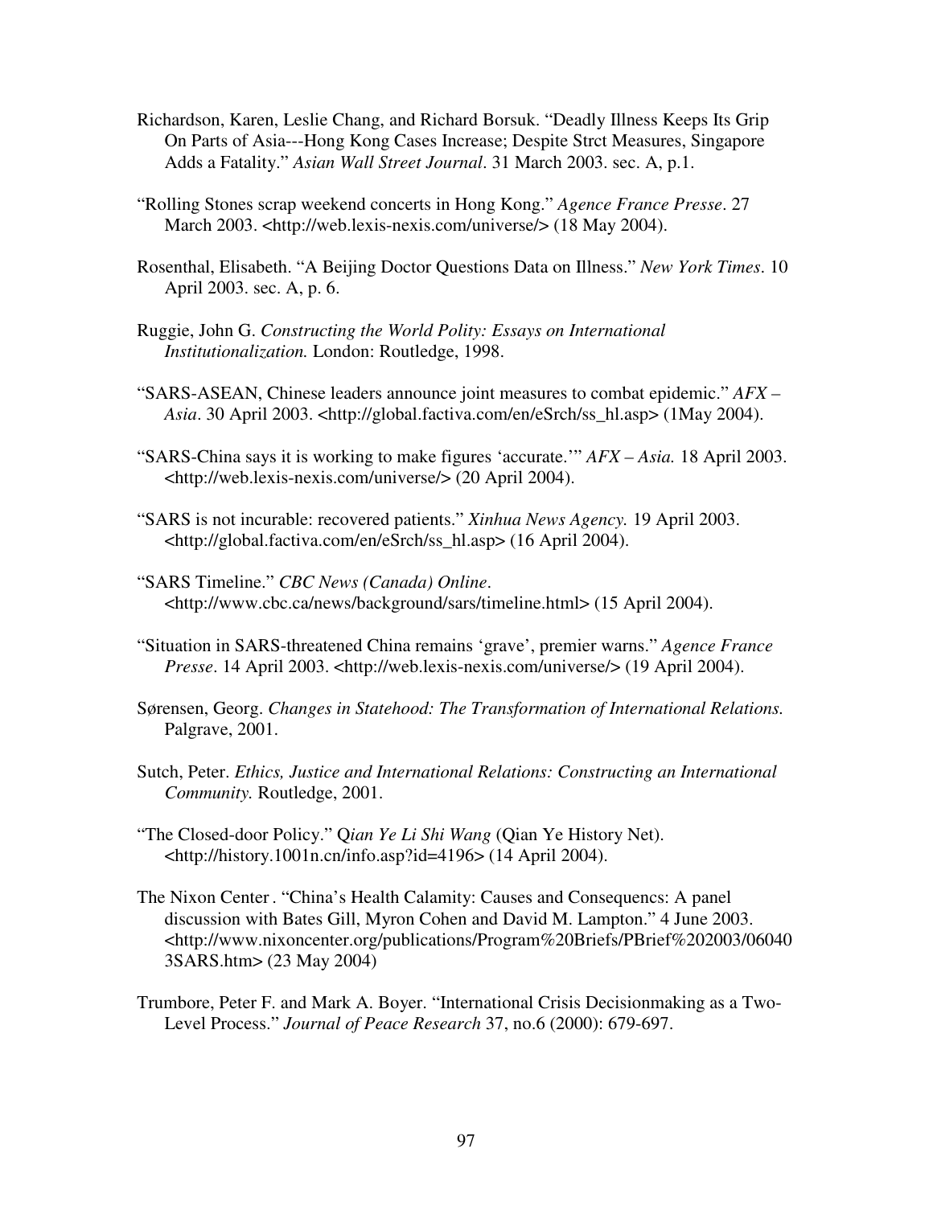Richardson, Karen, Leslie Chang, and Richard Borsuk. "Deadly Illness Keeps Its Grip On Parts of Asia---Hong Kong Cases Increase; Despite Strct Measures, Singapore Adds a Fatality." *Asian Wall Street Journal*. 31 March 2003. sec. A, p.1.

"Rolling Stones scrap weekend concerts in Hong Kong." *Agence France Presse*. 27 March 2003. <http://web.lexis-nexis.com/universe/> (18 May 2004).

Rosenthal, Elisabeth. "A Beijing Doctor Questions Data on Illness." *New York Times*. 10 April 2003. sec. A, p. 6.

Ruggie, John G. *Constructing the World Polity: Essays on International Institutionalization.* London: Routledge, 1998.

"SARS-ASEAN, Chinese leaders announce joint measures to combat epidemic." *AFX – Asia*. 30 April 2003. <http://global.factiva.com/en/eSrch/ss_hl.asp> (1May 2004).

"SARS-China says it is working to make figures 'accurate.'" *AFX – Asia.* 18 April 2003. <http://web.lexis-nexis.com/universe/> (20 April 2004).

"SARS is not incurable: recovered patients." *Xinhua News Agency.* 19 April 2003. <http://global.factiva.com/en/eSrch/ss_hl.asp> (16 April 2004).

"SARS Timeline." *CBC News (Canada) Online*. <http://www.cbc.ca/news/background/sars/timeline.html> (15 April 2004).

"Situation in SARS-threatened China remains 'grave', premier warns." *Agence France Presse*. 14 April 2003. <http://web.lexis-nexis.com/universe/> (19 April 2004).

Sørensen, Georg. *Changes in Statehood: The Transformation of International Relations.* Palgrave, 2001.

Sutch, Peter. *Ethics, Justice and International Relations: Constructing an International Community.* Routledge, 2001.

"The Closed-door Policy." Q*ian Ye Li Shi Wang* (Qian Ye History Net). <http://history.1001n.cn/info.asp?id=4196> (14 April 2004).

The Nixon Center . "China's Health Calamity: Causes and Consequencs: A panel discussion with Bates Gill, Myron Cohen and David M. Lampton." 4 June 2003. <http://www.nixoncenter.org/publications/Program%20Briefs/PBrief%202003/060403SARS.htm> (23 May 2004)

Trumbore, Peter F. and Mark A. Boyer. "International Crisis Decisionmaking as a Two-Level Process." *Journal of Peace Research* 37, no.6 (2000): 679-697.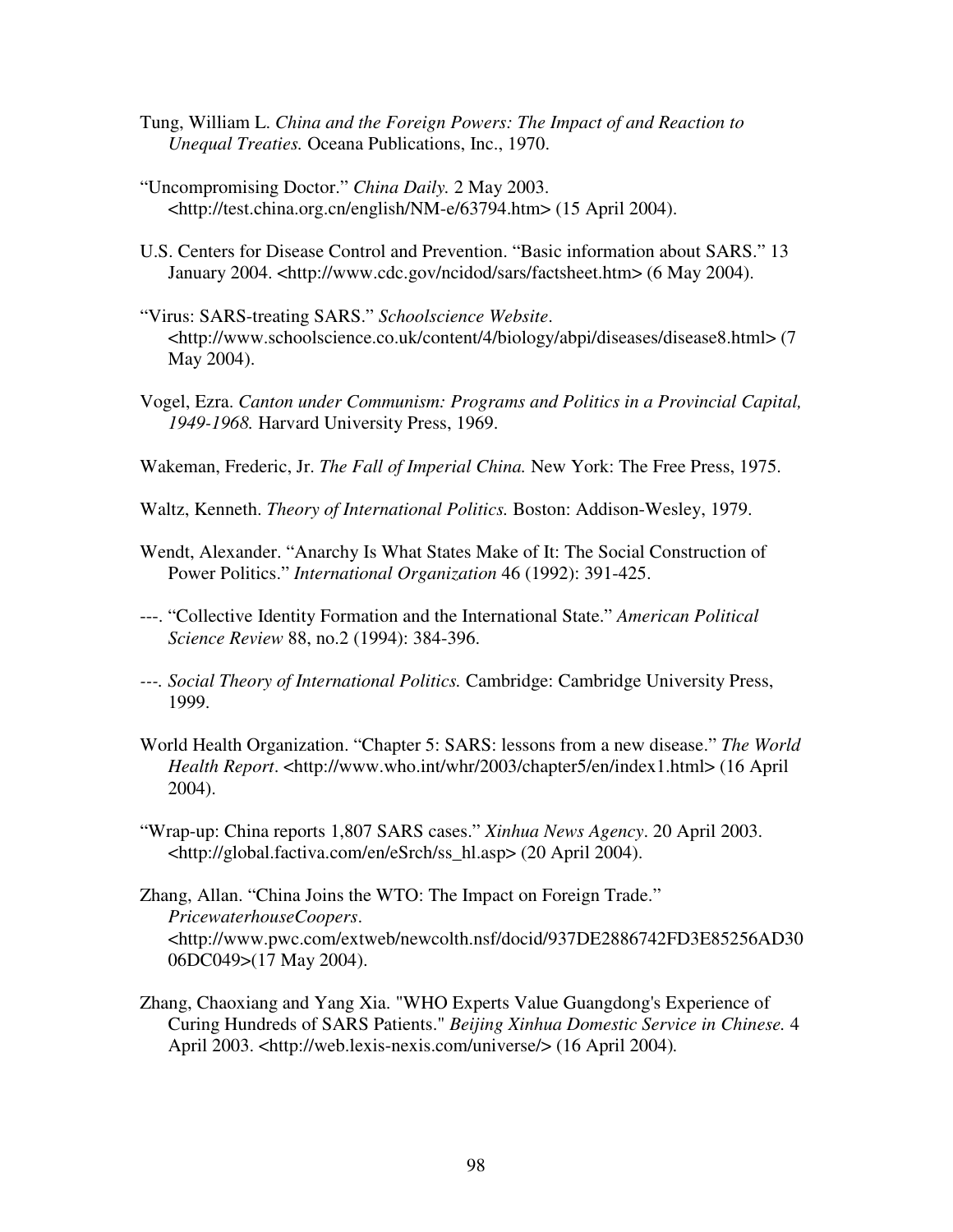Tung, William L. *China and the Foreign Powers: The Impact of and Reaction to Unequal Treaties.* Oceana Publications, Inc., 1970.

"Uncompromising Doctor." *China Daily.* 2 May 2003. <http://test.china.org.cn/english/NM-e/63794.htm> (15 April 2004).

U.S. Centers for Disease Control and Prevention. "Basic information about SARS." 13 January 2004. <http://www.cdc.gov/ncidod/sars/factsheet.htm> (6 May 2004).

"Virus: SARS-treating SARS." *Schoolscience Website*. <http://www.schoolscience.co.uk/content/4/biology/abpi/diseases/disease8.html> (7 May 2004).

Vogel, Ezra. *Canton under Communism: Programs and Politics in a Provincial Capital, 1949-1968.* Harvard University Press, 1969.

Wakeman, Frederic, Jr. *The Fall of Imperial China.* New York: The Free Press, 1975.

Waltz, Kenneth. *Theory of International Politics.* Boston: Addison-Wesley, 1979.

Wendt, Alexander. "Anarchy Is What States Make of It: The Social Construction of Power Politics." *International Organization* 46 (1992): 391-425.

---. "Collective Identity Formation and the International State." *American Political Science Review* 88, no.2 (1994): 384-396.

---. *Social Theory of International Politics.* Cambridge: Cambridge University Press, 1999.

World Health Organization. "Chapter 5: SARS: lessons from a new disease." *The World Health Report*. <http://www.who.int/whr/2003/chapter5/en/index1.html> (16 April 2004).

"Wrap-up: China reports 1,807 SARS cases." *Xinhua News Agency*. 20 April 2003. <http://global.factiva.com/en/eSrch/ss_hl.asp> (20 April 2004).

Zhang, Allan. "China Joins the WTO: The Impact on Foreign Trade." *PricewaterhouseCoopers*. <http://www.pwc.com/extweb/newcolth.nsf/docid/937DE2886742FD3E85256AD3006DC049>(17 May 2004).

Zhang, Chaoxiang and Yang Xia. "WHO Experts Value Guangdong's Experience of Curing Hundreds of SARS Patients." *Beijing Xinhua Domestic Service in Chinese.* 4 April 2003. <http://web.lexis-nexis.com/universe/> (16 April 2004).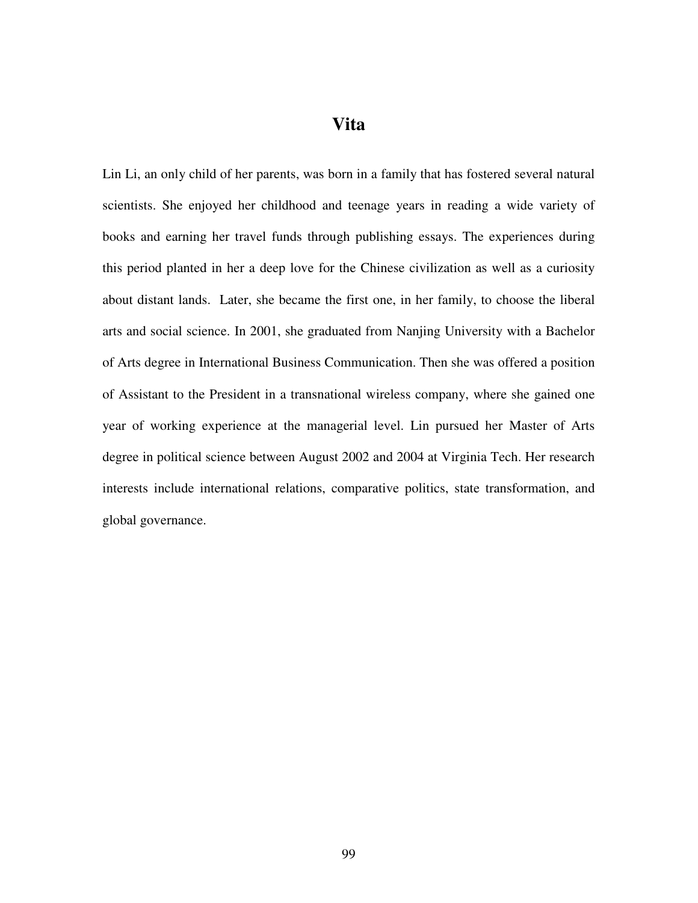# Vita

Lin Li, an only child of her parents, was born in a family that has fostered several natural scientists. She enjoyed her childhood and teenage years in reading a wide variety of books and earning her travel funds through publishing essays. The experiences during this period planted in her a deep love for the Chinese civilization as well as a curiosity about distant lands. Later, she became the first one, in her family, to choose the liberal arts and social science. In 2001, she graduated from Nanjing University with a Bachelor of Arts degree in International Business Communication. Then she was offered a position of Assistant to the President in a transnational wireless company, where she gained one year of working experience at the managerial level. Lin pursued her Master of Arts degree in political science between August 2002 and 2004 at Virginia Tech. Her research interests include international relations, comparative politics, state transformation, and global governance.